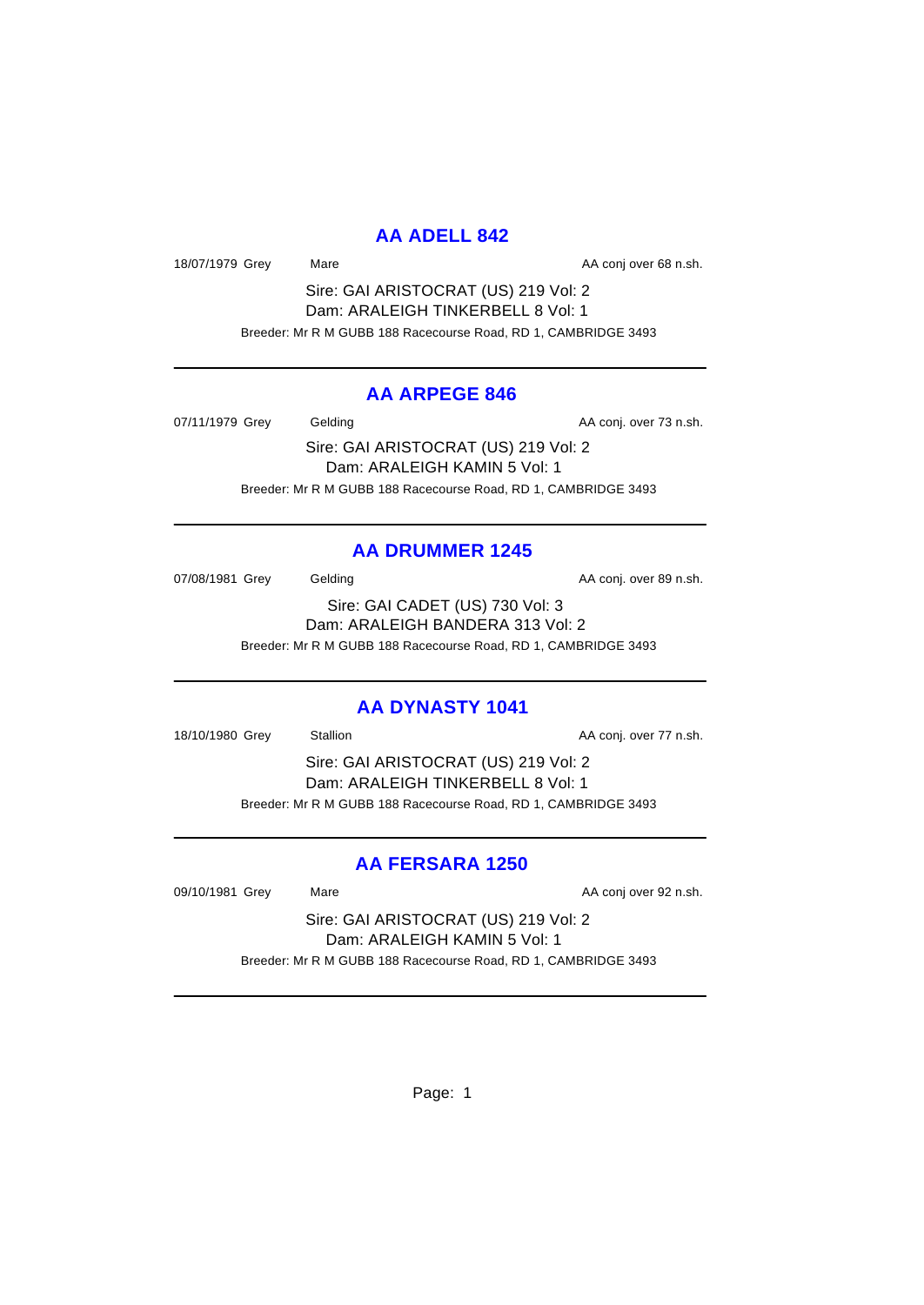## AA ADELL 842

18/07/1979 Grey Mare AA conj over 68 n.sh.

Sire: GAI ARISTOCRAT (US) 219 Vol: 2
Dam: ARALEIGH TINKERBELL 8 Vol: 1

Breeder: Mr R M GUBB 188 Racecourse Road, RD 1, CAMBRIDGE 3493

---

## AA ARPEGE 846

07/11/1979 Grey Gelding AA conj. over 73 n.sh.

Sire: GAI ARISTOCRAT (US) 219 Vol: 2
Dam: ARALEIGH KAMIN 5 Vol: 1

Breeder: Mr R M GUBB 188 Racecourse Road, RD 1, CAMBRIDGE 3493

---

## AA DRUMMER 1245

07/08/1981 Grey Gelding AA conj. over 89 n.sh.

Sire: GAI CADET (US) 730 Vol: 3
Dam: ARALEIGH BANDERA 313 Vol: 2

Breeder: Mr R M GUBB 188 Racecourse Road, RD 1, CAMBRIDGE 3493

---

## AA DYNASTY 1041

18/10/1980 Grey Stallion AA conj. over 77 n.sh.

Sire: GAI ARISTOCRAT (US) 219 Vol: 2
Dam: ARALEIGH TINKERBELL 8 Vol: 1

Breeder: Mr R M GUBB 188 Racecourse Road, RD 1, CAMBRIDGE 3493

---

## AA FERSARA 1250

09/10/1981 Grey Mare AA conj over 92 n.sh.

Sire: GAI ARISTOCRAT (US) 219 Vol: 2
Dam: ARALEIGH KAMIN 5 Vol: 1

Breeder: Mr R M GUBB 188 Racecourse Road, RD 1, CAMBRIDGE 3493

---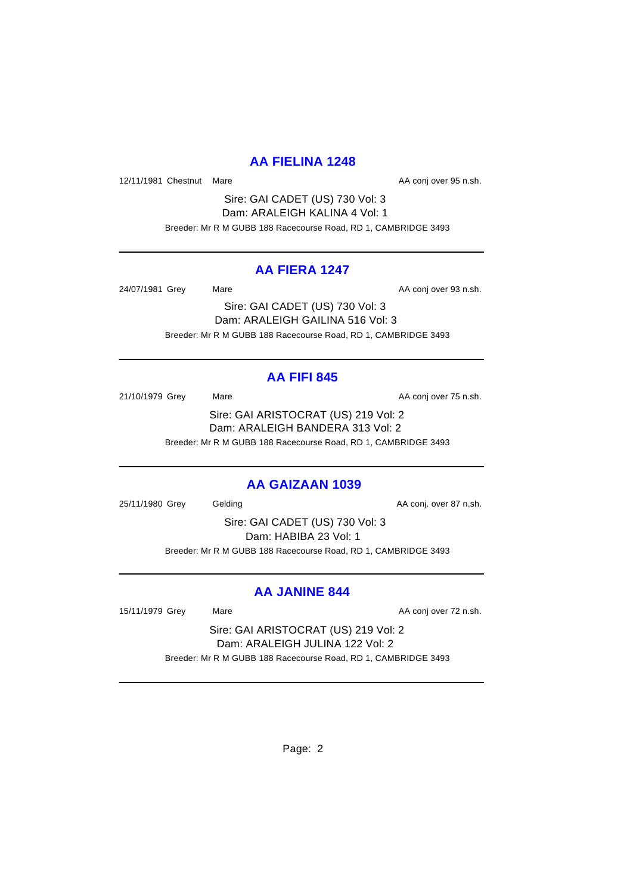## AA FIELINA 1248

12/11/1981 Chestnut Mare AA conj over 95 n.sh.

Sire: GAI CADET (US) 730 Vol: 3
Dam: ARALEIGH KALINA 4 Vol: 1

Breeder: Mr R M GUBB 188 Racecourse Road, RD 1, CAMBRIDGE 3493

---

## AA FIERA 1247

24/07/1981 Grey Mare AA conj over 93 n.sh.

Sire: GAI CADET (US) 730 Vol: 3
Dam: ARALEIGH GAILINA 516 Vol: 3

Breeder: Mr R M GUBB 188 Racecourse Road, RD 1, CAMBRIDGE 3493

---

## AA FIFI 845

21/10/1979 Grey Mare AA conj over 75 n.sh.

Sire: GAI ARISTOCRAT (US) 219 Vol: 2
Dam: ARALEIGH BANDERA 313 Vol: 2

Breeder: Mr R M GUBB 188 Racecourse Road, RD 1, CAMBRIDGE 3493

---

## AA GAIZAAN 1039

25/11/1980 Grey Gelding AA conj. over 87 n.sh.

Sire: GAI CADET (US) 730 Vol: 3
Dam: HABIBA 23 Vol: 1

Breeder: Mr R M GUBB 188 Racecourse Road, RD 1, CAMBRIDGE 3493

---

## AA JANINE 844

15/11/1979 Grey Mare AA conj over 72 n.sh.

Sire: GAI ARISTOCRAT (US) 219 Vol: 2
Dam: ARALEIGH JULINA 122 Vol: 2

Breeder: Mr R M GUBB 188 Racecourse Road, RD 1, CAMBRIDGE 3493

---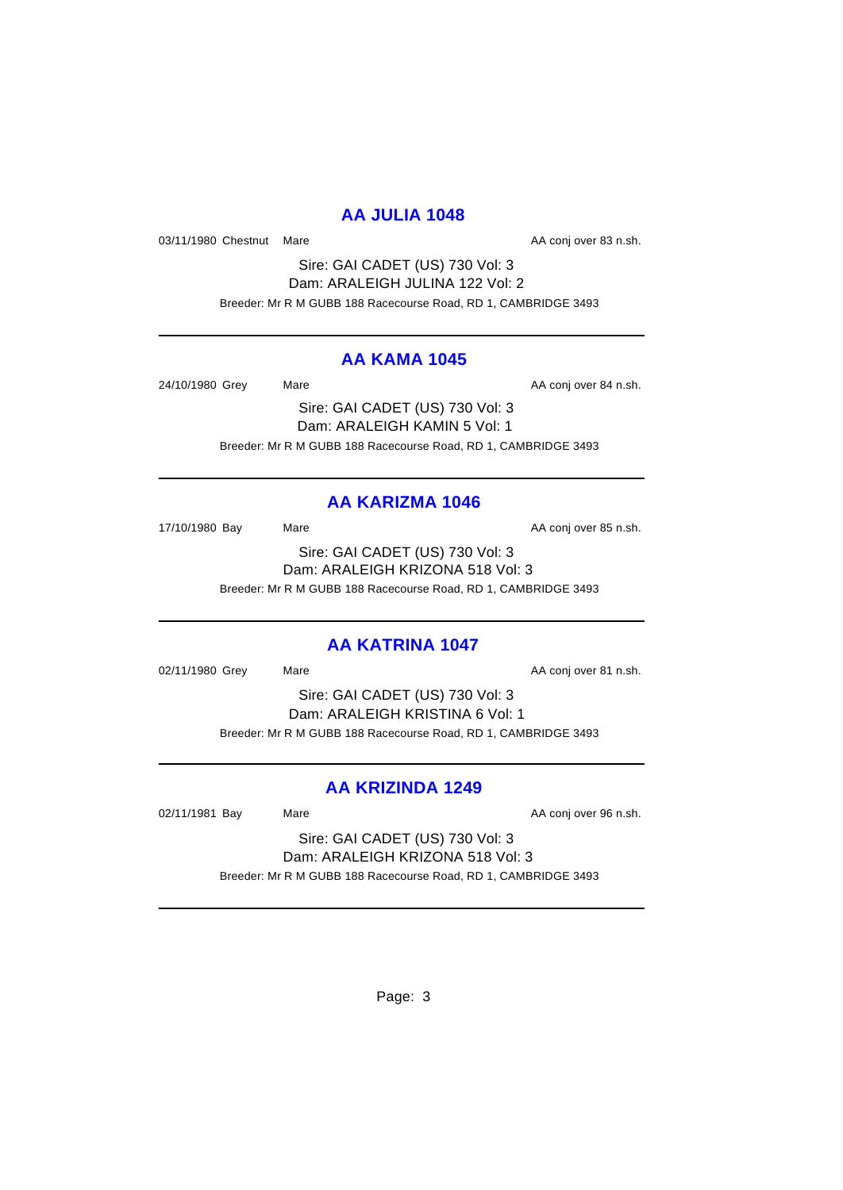## AA JULIA 1048

03/11/1980 Chestnut Mare AA conj over 83 n.sh.

Sire: GAI CADET (US) 730 Vol: 3
Dam: ARALEIGH JULINA 122 Vol: 2
Breeder: Mr R M GUBB 188 Racecourse Road, RD 1, CAMBRIDGE 3493

---

## AA KAMA 1045

24/10/1980 Grey Mare AA conj over 84 n.sh.

Sire: GAI CADET (US) 730 Vol: 3
Dam: ARALEIGH KAMIN 5 Vol: 1
Breeder: Mr R M GUBB 188 Racecourse Road, RD 1, CAMBRIDGE 3493

---

## AA KARIZMA 1046

17/10/1980 Bay Mare AA conj over 85 n.sh.

Sire: GAI CADET (US) 730 Vol: 3
Dam: ARALEIGH KRIZONA 518 Vol: 3
Breeder: Mr R M GUBB 188 Racecourse Road, RD 1, CAMBRIDGE 3493

---

## AA KATRINA 1047

02/11/1980 Grey Mare AA conj over 81 n.sh.

Sire: GAI CADET (US) 730 Vol: 3
Dam: ARALEIGH KRISTINA 6 Vol: 1
Breeder: Mr R M GUBB 188 Racecourse Road, RD 1, CAMBRIDGE 3493

---

## AA KRIZINDA 1249

02/11/1981 Bay Mare AA conj over 96 n.sh.

Sire: GAI CADET (US) 730 Vol: 3
Dam: ARALEIGH KRIZONA 518 Vol: 3
Breeder: Mr R M GUBB 188 Racecourse Road, RD 1, CAMBRIDGE 3493

---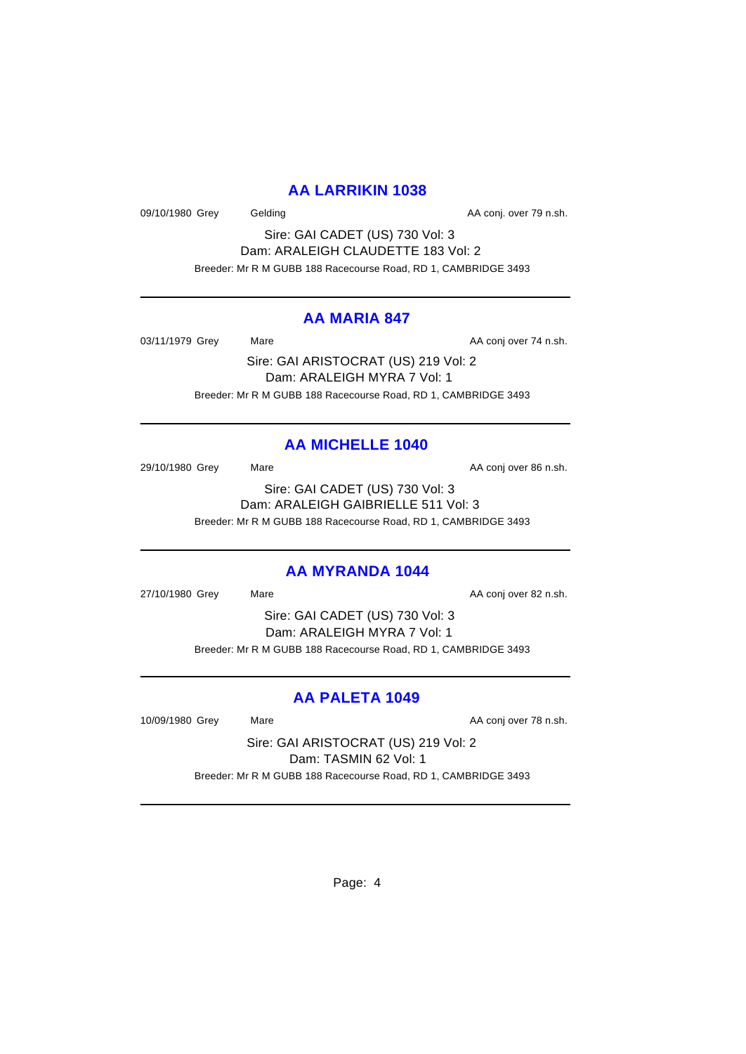## AA LARRIKIN 1038

09/10/1980 Grey Gelding AA conj. over 79 n.sh.

Sire: GAI CADET (US) 730 Vol: 3
Dam: ARALEIGH CLAUDETTE 183 Vol: 2
Breeder: Mr R M GUBB 188 Racecourse Road, RD 1, CAMBRIDGE 3493

---

## AA MARIA 847

03/11/1979 Grey Mare AA conj over 74 n.sh.

Sire: GAI ARISTOCRAT (US) 219 Vol: 2
Dam: ARALEIGH MYRA 7 Vol: 1
Breeder: Mr R M GUBB 188 Racecourse Road, RD 1, CAMBRIDGE 3493

---

## AA MICHELLE 1040

29/10/1980 Grey Mare AA conj over 86 n.sh.

Sire: GAI CADET (US) 730 Vol: 3
Dam: ARALEIGH GAIBRIELLE 511 Vol: 3
Breeder: Mr R M GUBB 188 Racecourse Road, RD 1, CAMBRIDGE 3493

---

## AA MYRANDA 1044

27/10/1980 Grey Mare AA conj over 82 n.sh.

Sire: GAI CADET (US) 730 Vol: 3
Dam: ARALEIGH MYRA 7 Vol: 1
Breeder: Mr R M GUBB 188 Racecourse Road, RD 1, CAMBRIDGE 3493

---

## AA PALETA 1049

10/09/1980 Grey Mare AA conj over 78 n.sh.

Sire: GAI ARISTOCRAT (US) 219 Vol: 2
Dam: TASMIN 62 Vol: 1
Breeder: Mr R M GUBB 188 Racecourse Road, RD 1, CAMBRIDGE 3493

---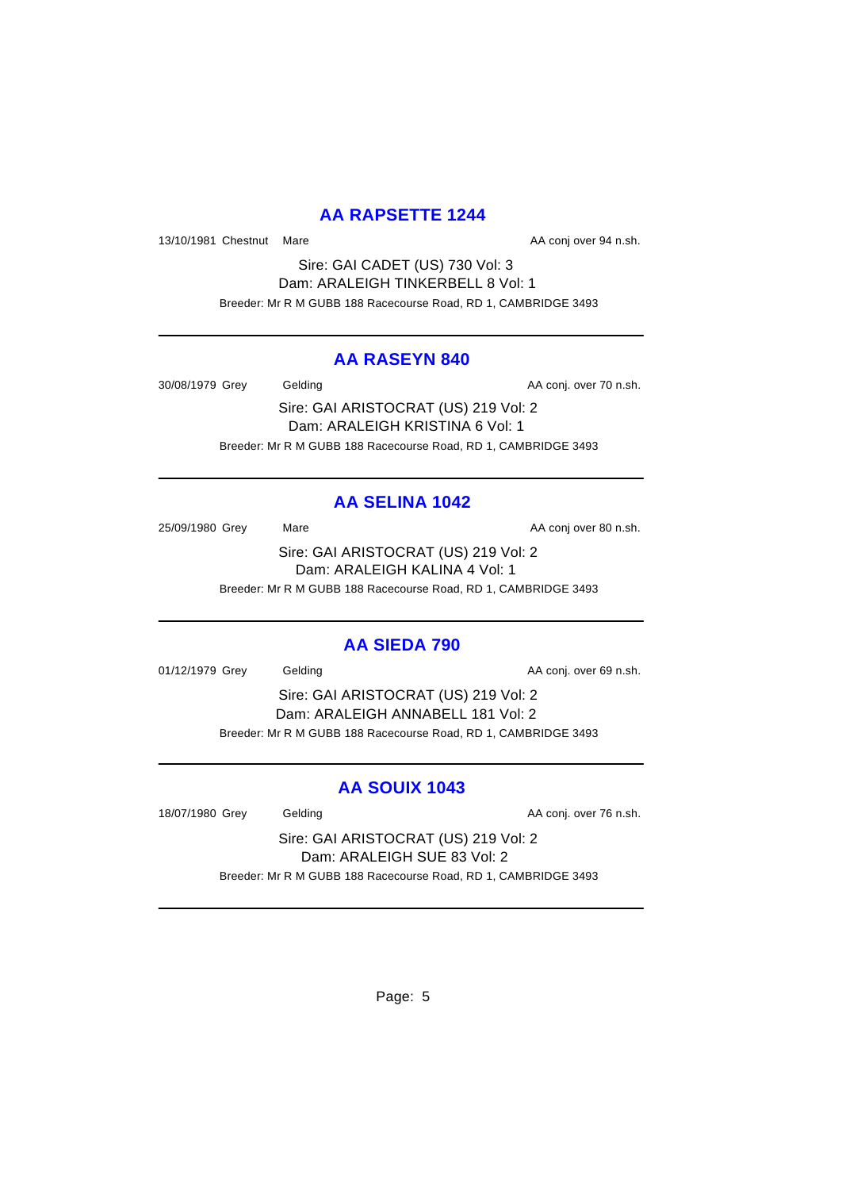## AA RAPSETTE 1244

13/10/1981 Chestnut Mare AA conj over 94 n.sh.

Sire: GAI CADET (US) 730 Vol: 3
Dam: ARALEIGH TINKERBELL 8 Vol: 1

Breeder: Mr R M GUBB 188 Racecourse Road, RD 1, CAMBRIDGE 3493

---

## AA RASEYN 840

30/08/1979 Grey Gelding AA conj. over 70 n.sh.

Sire: GAI ARISTOCRAT (US) 219 Vol: 2
Dam: ARALEIGH KRISTINA 6 Vol: 1

Breeder: Mr R M GUBB 188 Racecourse Road, RD 1, CAMBRIDGE 3493

---

## AA SELINA 1042

25/09/1980 Grey Mare AA conj over 80 n.sh.

Sire: GAI ARISTOCRAT (US) 219 Vol: 2
Dam: ARALEIGH KALINA 4 Vol: 1

Breeder: Mr R M GUBB 188 Racecourse Road, RD 1, CAMBRIDGE 3493

---

## AA SIEDA 790

01/12/1979 Grey Gelding AA conj. over 69 n.sh.

Sire: GAI ARISTOCRAT (US) 219 Vol: 2
Dam: ARALEIGH ANNABELL 181 Vol: 2

Breeder: Mr R M GUBB 188 Racecourse Road, RD 1, CAMBRIDGE 3493

---

## AA SOUIX 1043

18/07/1980 Grey Gelding AA conj. over 76 n.sh.

Sire: GAI ARISTOCRAT (US) 219 Vol: 2
Dam: ARALEIGH SUE 83 Vol: 2

Breeder: Mr R M GUBB 188 Racecourse Road, RD 1, CAMBRIDGE 3493

---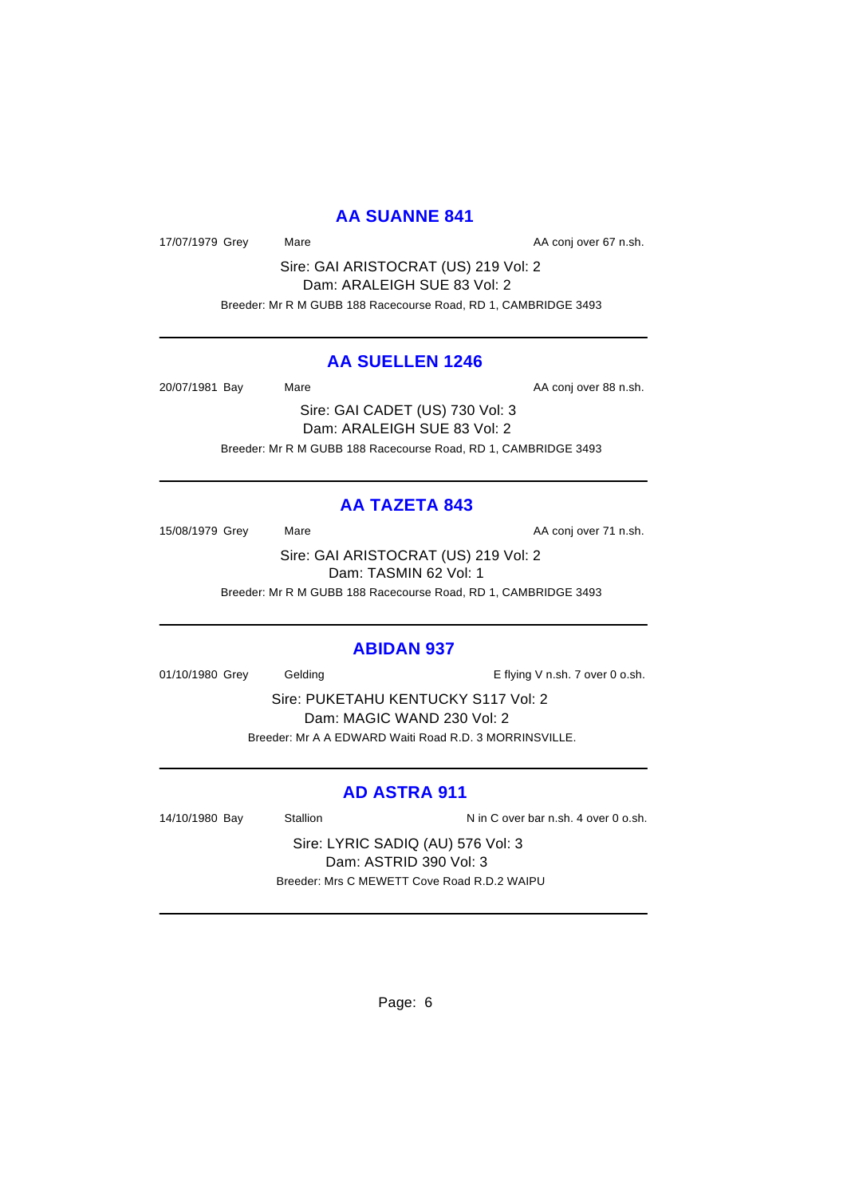## AA SUANNE 841

17/07/1979 Grey Mare AA conj over 67 n.sh.

Sire: GAI ARISTOCRAT (US) 219 Vol: 2

Dam: ARALEIGH SUE 83 Vol: 2

Breeder: Mr R M GUBB 188 Racecourse Road, RD 1, CAMBRIDGE 3493

---

## AA SUELLEN 1246

20/07/1981 Bay Mare AA conj over 88 n.sh.

Sire: GAI CADET (US) 730 Vol: 3

Dam: ARALEIGH SUE 83 Vol: 2

Breeder: Mr R M GUBB 188 Racecourse Road, RD 1, CAMBRIDGE 3493

---

## AA TAZETA 843

15/08/1979 Grey Mare AA conj over 71 n.sh.

Sire: GAI ARISTOCRAT (US) 219 Vol: 2

Dam: TASMIN 62 Vol: 1

Breeder: Mr R M GUBB 188 Racecourse Road, RD 1, CAMBRIDGE 3493

---

## ABIDAN 937

01/10/1980 Grey Gelding E flying V n.sh. 7 over 0 o.sh.

Sire: PUKETAHU KENTUCKY S117 Vol: 2

Dam: MAGIC WAND 230 Vol: 2

Breeder: Mr A A EDWARD Waiti Road R.D. 3 MORRINSVILLE.

---

## AD ASTRA 911

14/10/1980 Bay Stallion N in C over bar n.sh. 4 over 0 o.sh.

Sire: LYRIC SADIQ (AU) 576 Vol: 3

Dam: ASTRID 390 Vol: 3

Breeder: Mrs C MEWETT Cove Road R.D.2 WAIPU

---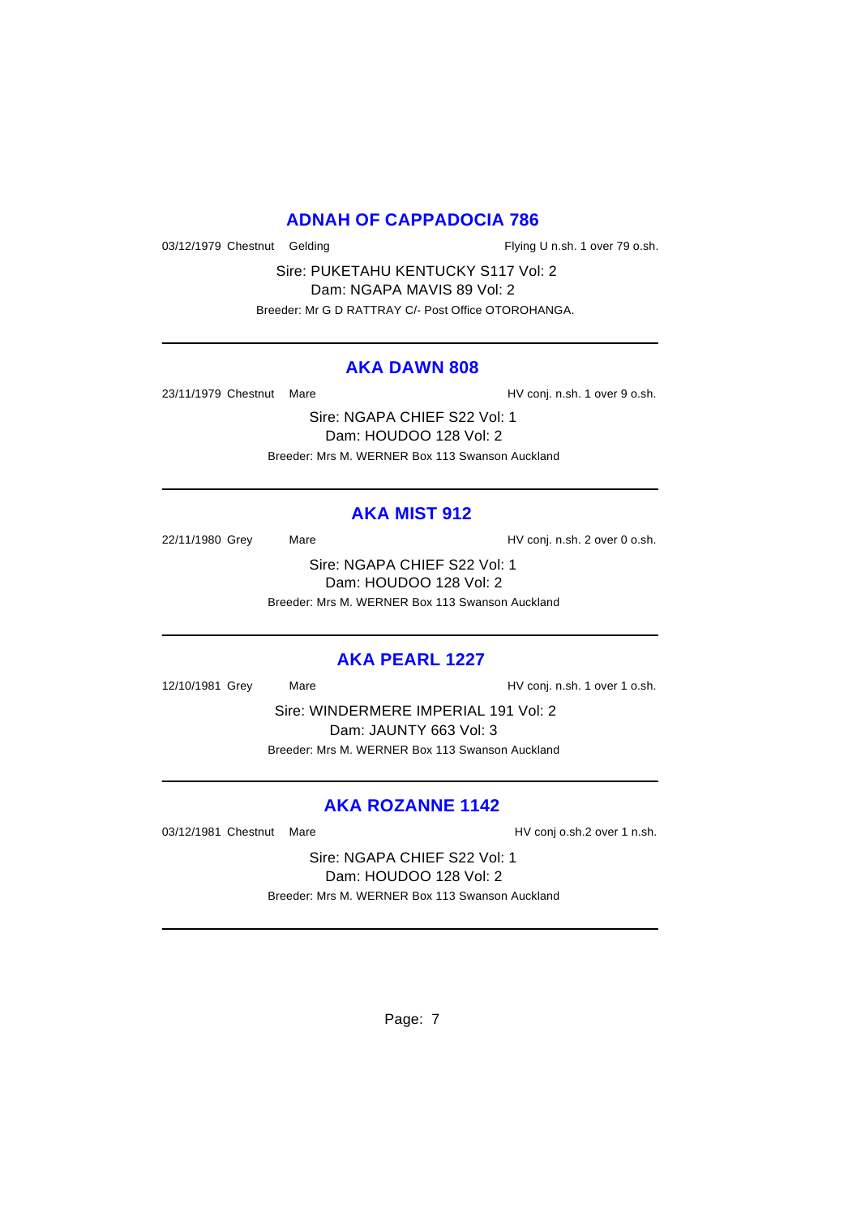## ADNAH OF CAPPADOCIA 786

03/12/1979 Chestnut Gelding — Flying U n.sh. 1 over 79 o.sh.

Sire: PUKETAHU KENTUCKY S117 Vol: 2
Dam: NGAPA MAVIS 89 Vol: 2
Breeder: Mr G D RATTRAY C/- Post Office OTOROHANGA.

---

## AKA DAWN 808

23/11/1979 Chestnut Mare — HV conj. n.sh. 1 over 9 o.sh.

Sire: NGAPA CHIEF S22 Vol: 1
Dam: HOUDOO 128 Vol: 2
Breeder: Mrs M. WERNER Box 113 Swanson Auckland

---

## AKA MIST 912

22/11/1980 Grey Mare — HV conj. n.sh. 2 over 0 o.sh.

Sire: NGAPA CHIEF S22 Vol: 1
Dam: HOUDOO 128 Vol: 2
Breeder: Mrs M. WERNER Box 113 Swanson Auckland

---

## AKA PEARL 1227

12/10/1981 Grey Mare — HV conj. n.sh. 1 over 1 o.sh.

Sire: WINDERMERE IMPERIAL 191 Vol: 2
Dam: JAUNTY 663 Vol: 3
Breeder: Mrs M. WERNER Box 113 Swanson Auckland

---

## AKA ROZANNE 1142

03/12/1981 Chestnut Mare — HV conj o.sh.2 over 1 n.sh.

Sire: NGAPA CHIEF S22 Vol: 1
Dam: HOUDOO 128 Vol: 2
Breeder: Mrs M. WERNER Box 113 Swanson Auckland

---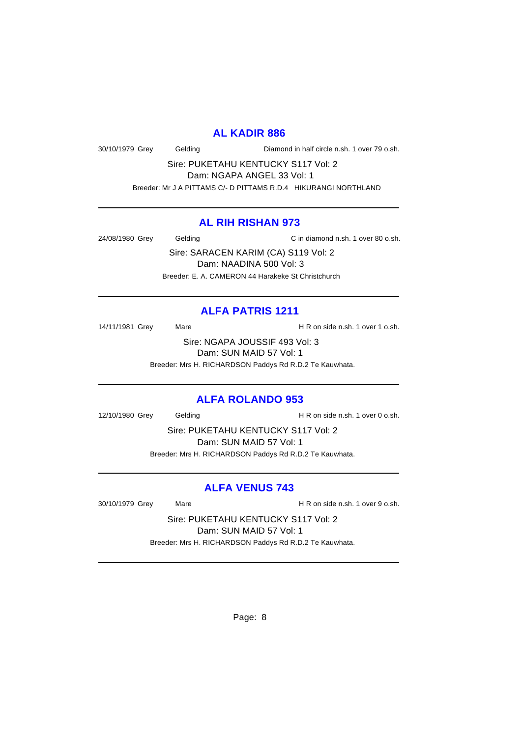## AL KADIR 886

30/10/1979 Grey Gelding Diamond in half circle n.sh. 1 over 79 o.sh.

Sire: PUKETAHU KENTUCKY S117 Vol: 2
Dam: NGAPA ANGEL 33 Vol: 1

Breeder: Mr J A PITTAMS C/- D PITTAMS R.D.4 HIKURANGI NORTHLAND

---

## AL RIH RISHAN 973

24/08/1980 Grey Gelding C in diamond n.sh. 1 over 80 o.sh.

Sire: SARACEN KARIM (CA) S119 Vol: 2
Dam: NAADINA 500 Vol: 3

Breeder: E. A. CAMERON 44 Harakeke St Christchurch

---

## ALFA PATRIS 1211

14/11/1981 Grey Mare H R on side n.sh. 1 over 1 o.sh.

Sire: NGAPA JOUSSIF 493 Vol: 3
Dam: SUN MAID 57 Vol: 1

Breeder: Mrs H. RICHARDSON Paddys Rd R.D.2 Te Kauwhata.

---

## ALFA ROLANDO 953

12/10/1980 Grey Gelding H R on side n.sh. 1 over 0 o.sh.

Sire: PUKETAHU KENTUCKY S117 Vol: 2
Dam: SUN MAID 57 Vol: 1

Breeder: Mrs H. RICHARDSON Paddys Rd R.D.2 Te Kauwhata.

---

## ALFA VENUS 743

30/10/1979 Grey Mare H R on side n.sh. 1 over 9 o.sh.

Sire: PUKETAHU KENTUCKY S117 Vol: 2
Dam: SUN MAID 57 Vol: 1

Breeder: Mrs H. RICHARDSON Paddys Rd R.D.2 Te Kauwhata.

---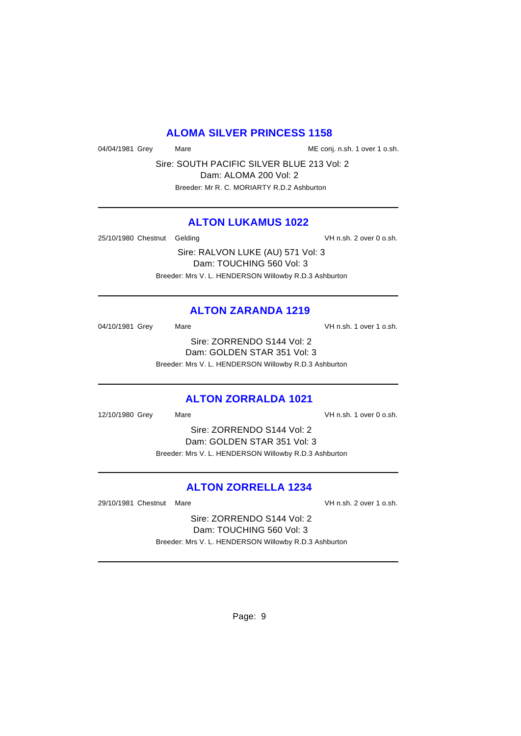## ALOMA SILVER PRINCESS 1158

04/04/1981 Grey Mare ME conj. n.sh. 1 over 1 o.sh.

Sire: SOUTH PACIFIC SILVER BLUE 213 Vol: 2
Dam: ALOMA 200 Vol: 2
Breeder: Mr R. C. MORIARTY R.D.2 Ashburton

---

## ALTON LUKAMUS 1022

25/10/1980 Chestnut Gelding VH n.sh. 2 over 0 o.sh.

Sire: RALVON LUKE (AU) 571 Vol: 3
Dam: TOUCHING 560 Vol: 3
Breeder: Mrs V. L. HENDERSON Willowby R.D.3 Ashburton

---

## ALTON ZARANDA 1219

04/10/1981 Grey Mare VH n.sh. 1 over 1 o.sh.

Sire: ZORRENDO S144 Vol: 2
Dam: GOLDEN STAR 351 Vol: 3
Breeder: Mrs V. L. HENDERSON Willowby R.D.3 Ashburton

---

## ALTON ZORRALDA 1021

12/10/1980 Grey Mare VH n.sh. 1 over 0 o.sh.

Sire: ZORRENDO S144 Vol: 2
Dam: GOLDEN STAR 351 Vol: 3
Breeder: Mrs V. L. HENDERSON Willowby R.D.3 Ashburton

---

## ALTON ZORRELLA 1234

29/10/1981 Chestnut Mare VH n.sh. 2 over 1 o.sh.

Sire: ZORRENDO S144 Vol: 2
Dam: TOUCHING 560 Vol: 3
Breeder: Mrs V. L. HENDERSON Willowby R.D.3 Ashburton

---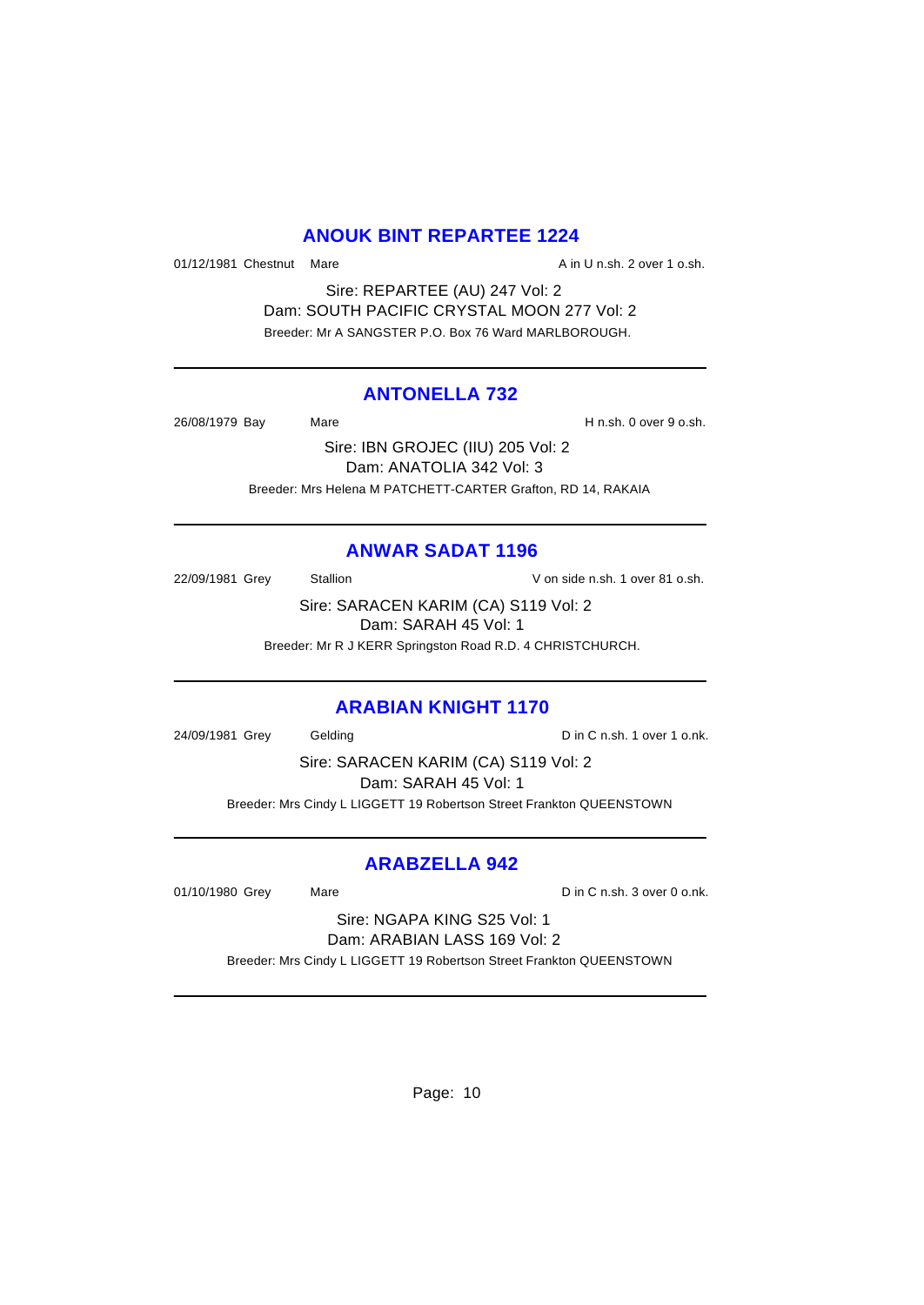## ANOUK BINT REPARTEE 1224

01/12/1981 Chestnut Mare A in U n.sh. 2 over 1 o.sh.

Sire: REPARTEE (AU) 247 Vol: 2
Dam: SOUTH PACIFIC CRYSTAL MOON 277 Vol: 2
Breeder: Mr A SANGSTER P.O. Box 76 Ward MARLBOROUGH.

---

## ANTONELLA 732

26/08/1979 Bay Mare H n.sh. 0 over 9 o.sh.

Sire: IBN GROJEC (IIU) 205 Vol: 2
Dam: ANATOLIA 342 Vol: 3
Breeder: Mrs Helena M PATCHETT-CARTER Grafton, RD 14, RAKAIA

---

## ANWAR SADAT 1196

22/09/1981 Grey Stallion V on side n.sh. 1 over 81 o.sh.

Sire: SARACEN KARIM (CA) S119 Vol: 2
Dam: SARAH 45 Vol: 1
Breeder: Mr R J KERR Springston Road R.D. 4 CHRISTCHURCH.

---

## ARABIAN KNIGHT 1170

24/09/1981 Grey Gelding D in C n.sh. 1 over 1 o.nk.

Sire: SARACEN KARIM (CA) S119 Vol: 2
Dam: SARAH 45 Vol: 1
Breeder: Mrs Cindy L LIGGETT 19 Robertson Street Frankton QUEENSTOWN

---

## ARABZELLA 942

01/10/1980 Grey Mare D in C n.sh. 3 over 0 o.nk.

Sire: NGAPA KING S25 Vol: 1
Dam: ARABIAN LASS 169 Vol: 2
Breeder: Mrs Cindy L LIGGETT 19 Robertson Street Frankton QUEENSTOWN

---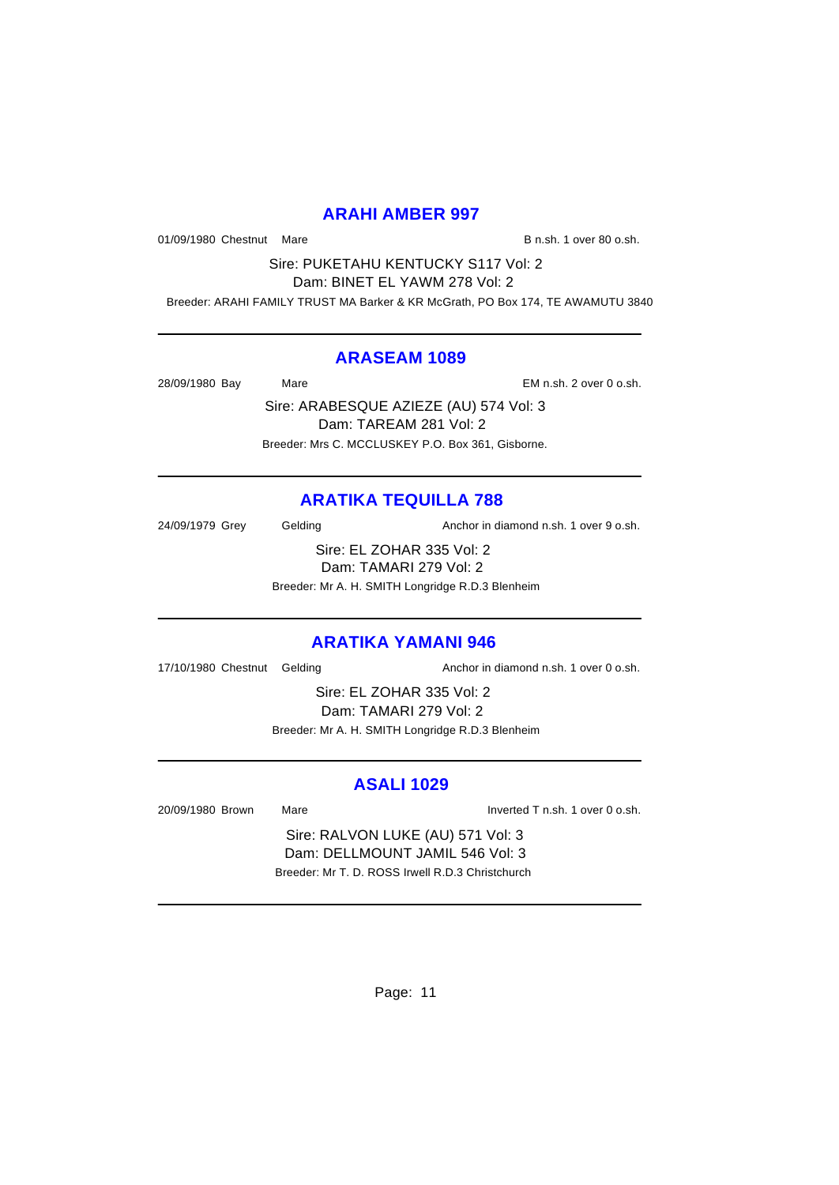## ARAHI AMBER 997

01/09/1980 Chestnut Mare B n.sh. 1 over 80 o.sh.

Sire: PUKETAHU KENTUCKY S117 Vol: 2
Dam: BINET EL YAWM 278 Vol: 2
Breeder: ARAHI FAMILY TRUST MA Barker & KR McGrath, PO Box 174, TE AWAMUTU 3840

---

## ARASEAM 1089

28/09/1980 Bay Mare EM n.sh. 2 over 0 o.sh.

Sire: ARABESQUE AZIEZE (AU) 574 Vol: 3
Dam: TAREAM 281 Vol: 2
Breeder: Mrs C. MCCLUSKEY P.O. Box 361, Gisborne.

---

## ARATIKA TEQUILLA 788

24/09/1979 Grey Gelding Anchor in diamond n.sh. 1 over 9 o.sh.

Sire: EL ZOHAR 335 Vol: 2
Dam: TAMARI 279 Vol: 2
Breeder: Mr A. H. SMITH Longridge R.D.3 Blenheim

---

## ARATIKA YAMANI 946

17/10/1980 Chestnut Gelding Anchor in diamond n.sh. 1 over 0 o.sh.

Sire: EL ZOHAR 335 Vol: 2
Dam: TAMARI 279 Vol: 2
Breeder: Mr A. H. SMITH Longridge R.D.3 Blenheim

---

## ASALI 1029

20/09/1980 Brown Mare Inverted T n.sh. 1 over 0 o.sh.

Sire: RALVON LUKE (AU) 571 Vol: 3
Dam: DELLMOUNT JAMIL 546 Vol: 3
Breeder: Mr T. D. ROSS Irwell R.D.3 Christchurch

---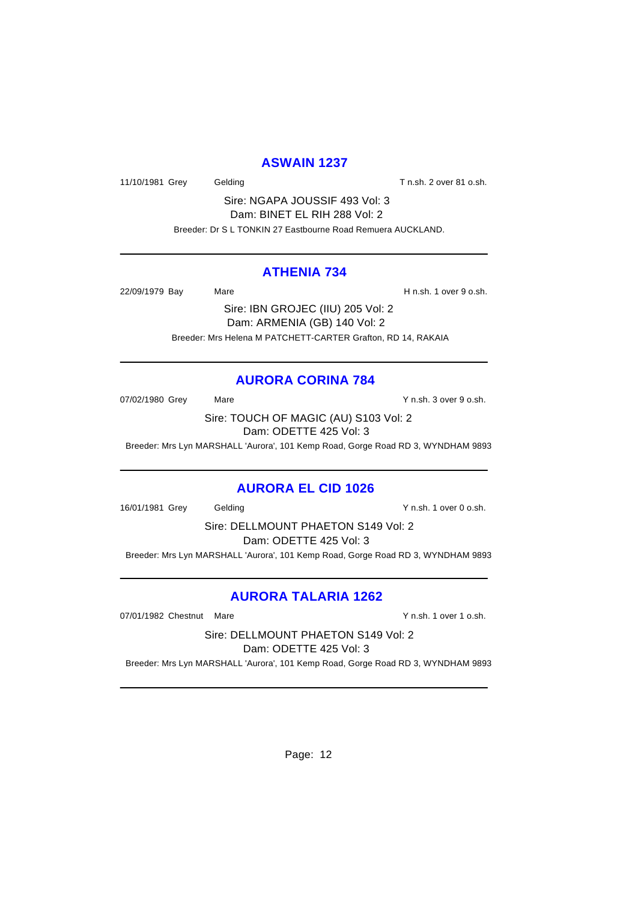## ASWAIN 1237

11/10/1981 Grey Gelding T n.sh. 2 over 81 o.sh.

Sire: NGAPA JOUSSIF 493 Vol: 3
Dam: BINET EL RIH 288 Vol: 2

Breeder: Dr S L TONKIN 27 Eastbourne Road Remuera AUCKLAND.

---

## ATHENIA 734

22/09/1979 Bay Mare H n.sh. 1 over 9 o.sh.

Sire: IBN GROJEC (IIU) 205 Vol: 2
Dam: ARMENIA (GB) 140 Vol: 2

Breeder: Mrs Helena M PATCHETT-CARTER Grafton, RD 14, RAKAIA

---

## AURORA CORINA 784

07/02/1980 Grey Mare Y n.sh. 3 over 9 o.sh.

Sire: TOUCH OF MAGIC (AU) S103 Vol: 2
Dam: ODETTE 425 Vol: 3

Breeder: Mrs Lyn MARSHALL 'Aurora', 101 Kemp Road, Gorge Road RD 3, WYNDHAM 9893

---

## AURORA EL CID 1026

16/01/1981 Grey Gelding Y n.sh. 1 over 0 o.sh.

Sire: DELLMOUNT PHAETON S149 Vol: 2
Dam: ODETTE 425 Vol: 3

Breeder: Mrs Lyn MARSHALL 'Aurora', 101 Kemp Road, Gorge Road RD 3, WYNDHAM 9893

---

## AURORA TALARIA 1262

07/01/1982 Chestnut Mare Y n.sh. 1 over 1 o.sh.

Sire: DELLMOUNT PHAETON S149 Vol: 2
Dam: ODETTE 425 Vol: 3

Breeder: Mrs Lyn MARSHALL 'Aurora', 101 Kemp Road, Gorge Road RD 3, WYNDHAM 9893

---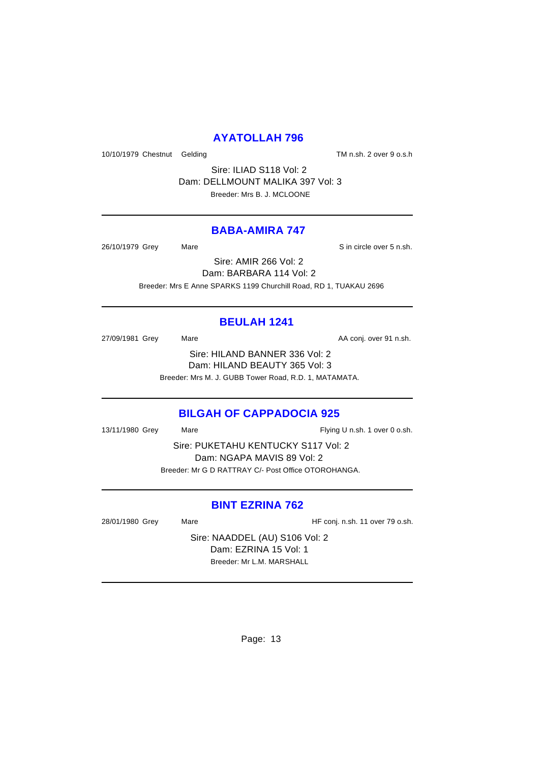## AYATOLLAH 796

10/10/1979 Chestnut Gelding TM n.sh. 2 over 9 o.s.h

Sire: ILIAD S118 Vol: 2
Dam: DELLMOUNT MALIKA 397 Vol: 3
Breeder: Mrs B. J. MCLOONE

---

## BABA-AMIRA 747

26/10/1979 Grey Mare S in circle over 5 n.sh.

Sire: AMIR 266 Vol: 2
Dam: BARBARA 114 Vol: 2
Breeder: Mrs E Anne SPARKS 1199 Churchill Road, RD 1, TUAKAU 2696

---

## BEULAH 1241

27/09/1981 Grey Mare AA conj. over 91 n.sh.

Sire: HILAND BANNER 336 Vol: 2
Dam: HILAND BEAUTY 365 Vol: 3
Breeder: Mrs M. J. GUBB Tower Road, R.D. 1, MATAMATA.

---

## BILGAH OF CAPPADOCIA 925

13/11/1980 Grey Mare Flying U n.sh. 1 over 0 o.sh.

Sire: PUKETAHU KENTUCKY S117 Vol: 2
Dam: NGAPA MAVIS 89 Vol: 2
Breeder: Mr G D RATTRAY C/- Post Office OTOROHANGA.

---

## BINT EZRINA 762

28/01/1980 Grey Mare HF conj. n.sh. 11 over 79 o.sh.

Sire: NAADDEL (AU) S106 Vol: 2
Dam: EZRINA 15 Vol: 1
Breeder: Mr L.M. MARSHALL

---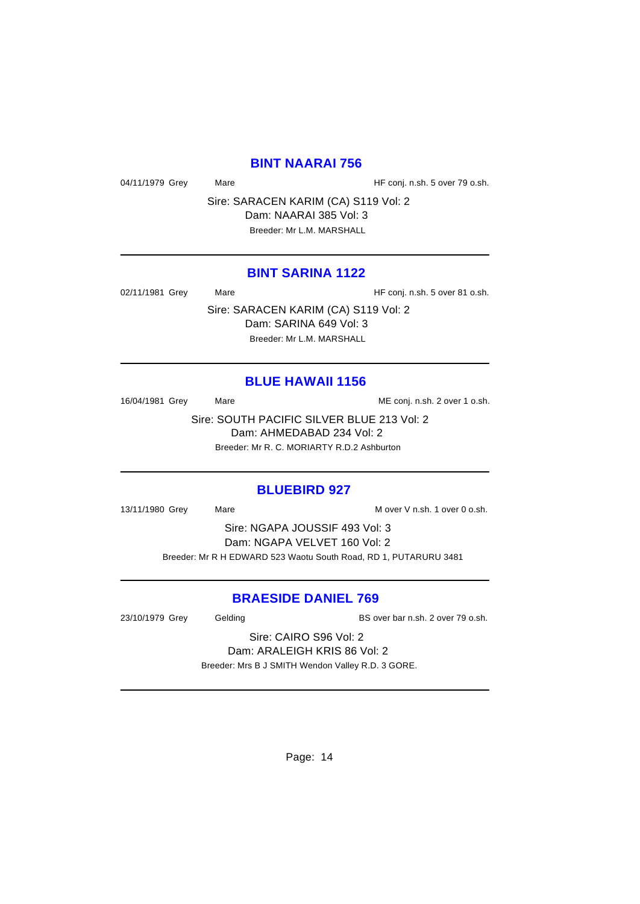## BINT NAARAI 756

04/11/1979 Grey Mare HF conj. n.sh. 5 over 79 o.sh.

Sire: SARACEN KARIM (CA) S119 Vol: 2
Dam: NAARAI 385 Vol: 3
Breeder: Mr L.M. MARSHALL

---

## BINT SARINA 1122

02/11/1981 Grey Mare HF conj. n.sh. 5 over 81 o.sh.

Sire: SARACEN KARIM (CA) S119 Vol: 2
Dam: SARINA 649 Vol: 3
Breeder: Mr L.M. MARSHALL

---

## BLUE HAWAII 1156

16/04/1981 Grey Mare ME conj. n.sh. 2 over 1 o.sh.

Sire: SOUTH PACIFIC SILVER BLUE 213 Vol: 2
Dam: AHMEDABAD 234 Vol: 2
Breeder: Mr R. C. MORIARTY R.D.2 Ashburton

---

## BLUEBIRD 927

13/11/1980 Grey Mare M over V n.sh. 1 over 0 o.sh.

Sire: NGAPA JOUSSIF 493 Vol: 3
Dam: NGAPA VELVET 160 Vol: 2
Breeder: Mr R H EDWARD 523 Waotu South Road, RD 1, PUTARURU 3481

---

## BRAESIDE DANIEL 769

23/10/1979 Grey Gelding BS over bar n.sh. 2 over 79 o.sh.

Sire: CAIRO S96 Vol: 2
Dam: ARALEIGH KRIS 86 Vol: 2
Breeder: Mrs B J SMITH Wendon Valley R.D. 3 GORE.

---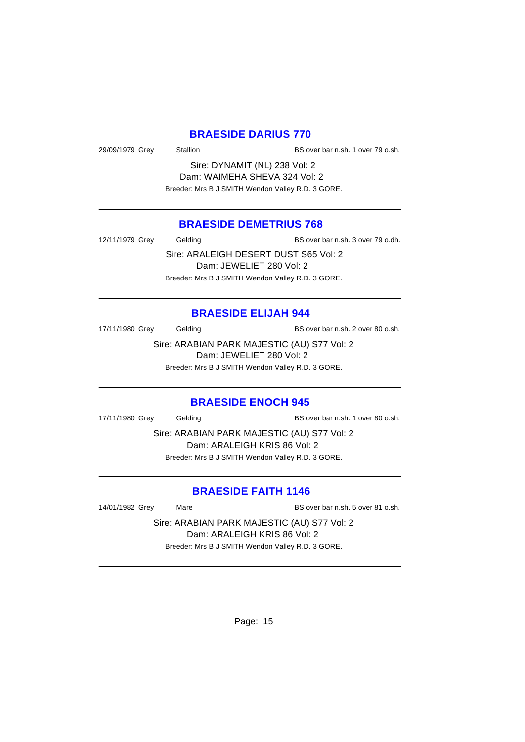## BRAESIDE DARIUS 770

29/09/1979 Grey Stallion BS over bar n.sh. 1 over 79 o.sh.

Sire: DYNAMIT (NL) 238 Vol: 2
Dam: WAIMEHA SHEVA 324 Vol: 2
Breeder: Mrs B J SMITH Wendon Valley R.D. 3 GORE.

---

## BRAESIDE DEMETRIUS 768

12/11/1979 Grey Gelding BS over bar n.sh. 3 over 79 o.dh.

Sire: ARALEIGH DESERT DUST S65 Vol: 2
Dam: JEWELIET 280 Vol: 2
Breeder: Mrs B J SMITH Wendon Valley R.D. 3 GORE.

---

## BRAESIDE ELIJAH 944

17/11/1980 Grey Gelding BS over bar n.sh. 2 over 80 o.sh.

Sire: ARABIAN PARK MAJESTIC (AU) S77 Vol: 2
Dam: JEWELIET 280 Vol: 2
Breeder: Mrs B J SMITH Wendon Valley R.D. 3 GORE.

---

## BRAESIDE ENOCH 945

17/11/1980 Grey Gelding BS over bar n.sh. 1 over 80 o.sh.

Sire: ARABIAN PARK MAJESTIC (AU) S77 Vol: 2
Dam: ARALEIGH KRIS 86 Vol: 2
Breeder: Mrs B J SMITH Wendon Valley R.D. 3 GORE.

---

## BRAESIDE FAITH 1146

14/01/1982 Grey Mare BS over bar n.sh. 5 over 81 o.sh.

Sire: ARABIAN PARK MAJESTIC (AU) S77 Vol: 2
Dam: ARALEIGH KRIS 86 Vol: 2
Breeder: Mrs B J SMITH Wendon Valley R.D. 3 GORE.

---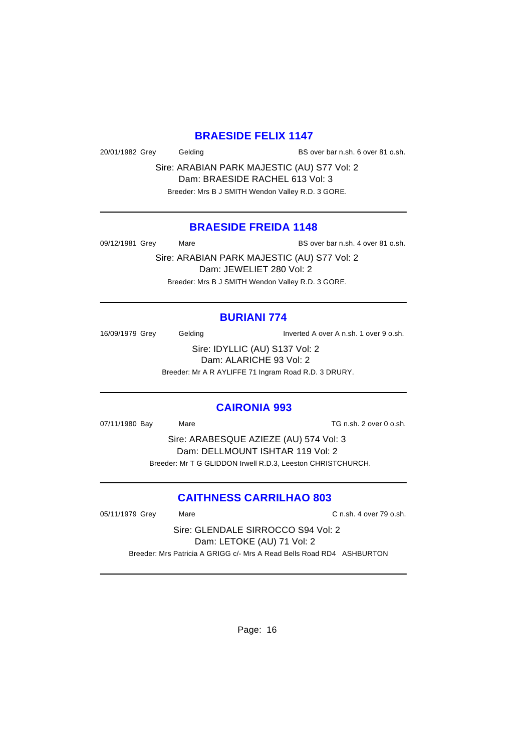## BRAESIDE FELIX 1147

20/01/1982 Grey Gelding BS over bar n.sh. 6 over 81 o.sh.

Sire: ARABIAN PARK MAJESTIC (AU) S77 Vol: 2
Dam: BRAESIDE RACHEL 613 Vol: 3
Breeder: Mrs B J SMITH Wendon Valley R.D. 3 GORE.

---

## BRAESIDE FREIDA 1148

09/12/1981 Grey Mare BS over bar n.sh. 4 over 81 o.sh.

Sire: ARABIAN PARK MAJESTIC (AU) S77 Vol: 2
Dam: JEWELIET 280 Vol: 2
Breeder: Mrs B J SMITH Wendon Valley R.D. 3 GORE.

---

## BURIANI 774

16/09/1979 Grey Gelding Inverted A over A n.sh. 1 over 9 o.sh.

Sire: IDYLLIC (AU) S137 Vol: 2
Dam: ALARICHE 93 Vol: 2
Breeder: Mr A R AYLIFFE 71 Ingram Road R.D. 3 DRURY.

---

## CAIRONIA 993

07/11/1980 Bay Mare TG n.sh. 2 over 0 o.sh.

Sire: ARABESQUE AZIEZE (AU) 574 Vol: 3
Dam: DELLMOUNT ISHTAR 119 Vol: 2
Breeder: Mr T G GLIDDON Irwell R.D.3, Leeston CHRISTCHURCH.

---

## CAITHNESS CARRILHAO 803

05/11/1979 Grey Mare C n.sh. 4 over 79 o.sh.

Sire: GLENDALE SIRROCCO S94 Vol: 2
Dam: LETOKE (AU) 71 Vol: 2
Breeder: Mrs Patricia A GRIGG c/- Mrs A Read Bells Road RD4 ASHBURTON

---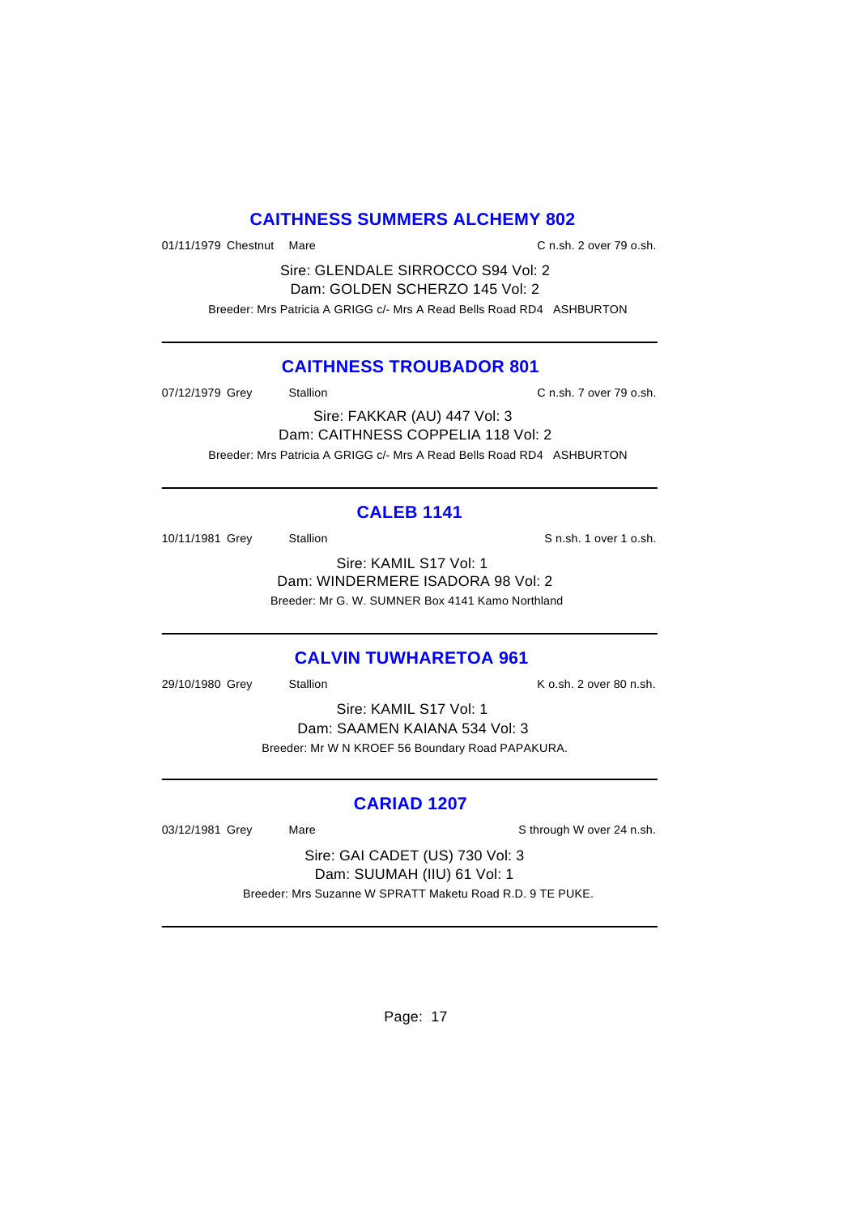## CAITHNESS SUMMERS ALCHEMY 802

01/11/1979 Chestnut Mare C n.sh. 2 over 79 o.sh.

Sire: GLENDALE SIRROCCO S94 Vol: 2
Dam: GOLDEN SCHERZO 145 Vol: 2
Breeder: Mrs Patricia A GRIGG c/- Mrs A Read Bells Road RD4 ASHBURTON

---

## CAITHNESS TROUBADOR 801

07/12/1979 Grey Stallion C n.sh. 7 over 79 o.sh.

Sire: FAKKAR (AU) 447 Vol: 3
Dam: CAITHNESS COPPELIA 118 Vol: 2
Breeder: Mrs Patricia A GRIGG c/- Mrs A Read Bells Road RD4 ASHBURTON

---

## CALEB 1141

10/11/1981 Grey Stallion S n.sh. 1 over 1 o.sh.

Sire: KAMIL S17 Vol: 1
Dam: WINDERMERE ISADORA 98 Vol: 2
Breeder: Mr G. W. SUMNER Box 4141 Kamo Northland

---

## CALVIN TUWHARETOA 961

29/10/1980 Grey Stallion K o.sh. 2 over 80 n.sh.

Sire: KAMIL S17 Vol: 1
Dam: SAAMEN KAIANA 534 Vol: 3
Breeder: Mr W N KROEF 56 Boundary Road PAPAKURA.

---

## CARIAD 1207

03/12/1981 Grey Mare S through W over 24 n.sh.

Sire: GAI CADET (US) 730 Vol: 3
Dam: SUUMAH (IIU) 61 Vol: 1
Breeder: Mrs Suzanne W SPRATT Maketu Road R.D. 9 TE PUKE.

---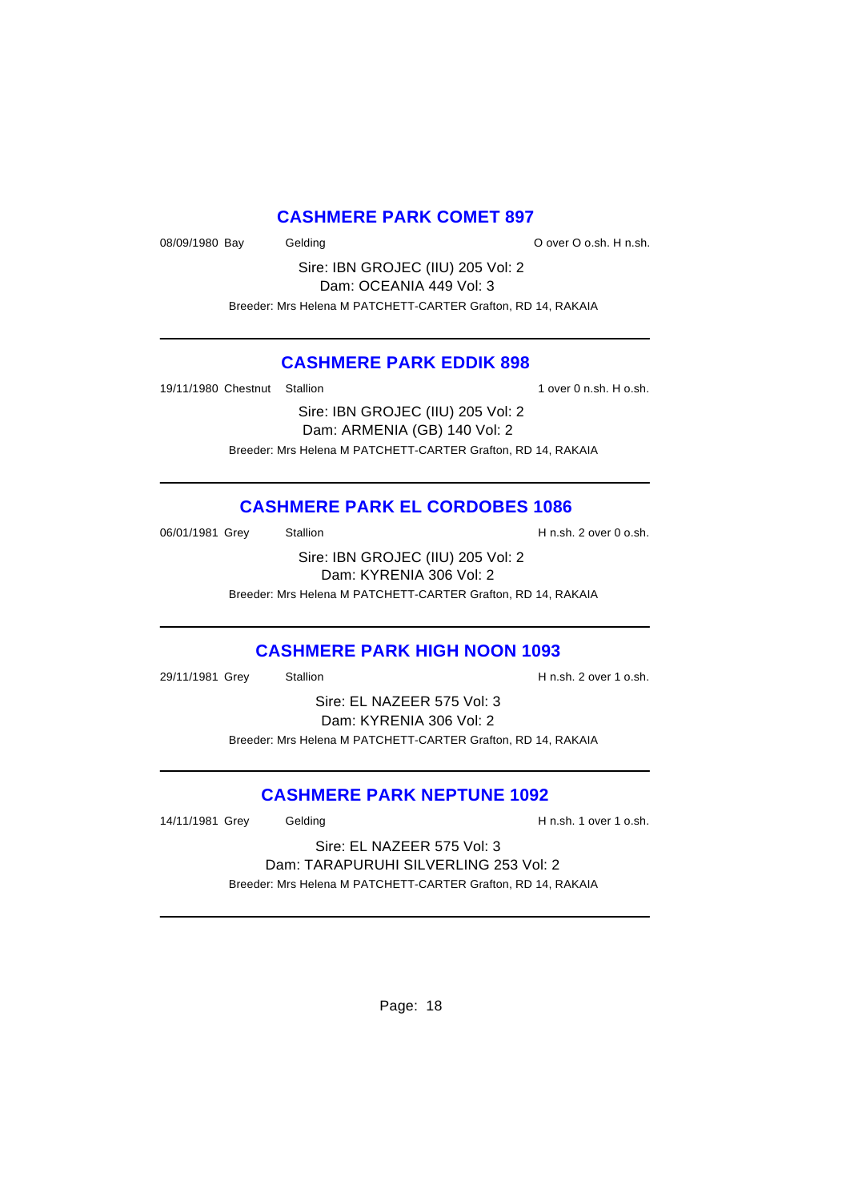## CASHMERE PARK COMET 897

08/09/1980 Bay Gelding O over O o.sh. H n.sh.

Sire: IBN GROJEC (IIU) 205 Vol: 2
Dam: OCEANIA 449 Vol: 3

Breeder: Mrs Helena M PATCHETT-CARTER Grafton, RD 14, RAKAIA

---

## CASHMERE PARK EDDIK 898

19/11/1980 Chestnut Stallion 1 over 0 n.sh. H o.sh.

Sire: IBN GROJEC (IIU) 205 Vol: 2
Dam: ARMENIA (GB) 140 Vol: 2

Breeder: Mrs Helena M PATCHETT-CARTER Grafton, RD 14, RAKAIA

---

## CASHMERE PARK EL CORDOBES 1086

06/01/1981 Grey Stallion H n.sh. 2 over 0 o.sh.

Sire: IBN GROJEC (IIU) 205 Vol: 2
Dam: KYRENIA 306 Vol: 2

Breeder: Mrs Helena M PATCHETT-CARTER Grafton, RD 14, RAKAIA

---

## CASHMERE PARK HIGH NOON 1093

29/11/1981 Grey Stallion H n.sh. 2 over 1 o.sh.

Sire: EL NAZEER 575 Vol: 3
Dam: KYRENIA 306 Vol: 2

Breeder: Mrs Helena M PATCHETT-CARTER Grafton, RD 14, RAKAIA

---

## CASHMERE PARK NEPTUNE 1092

14/11/1981 Grey Gelding H n.sh. 1 over 1 o.sh.

Sire: EL NAZEER 575 Vol: 3
Dam: TARAPURUHI SILVERLING 253 Vol: 2

Breeder: Mrs Helena M PATCHETT-CARTER Grafton, RD 14, RAKAIA

---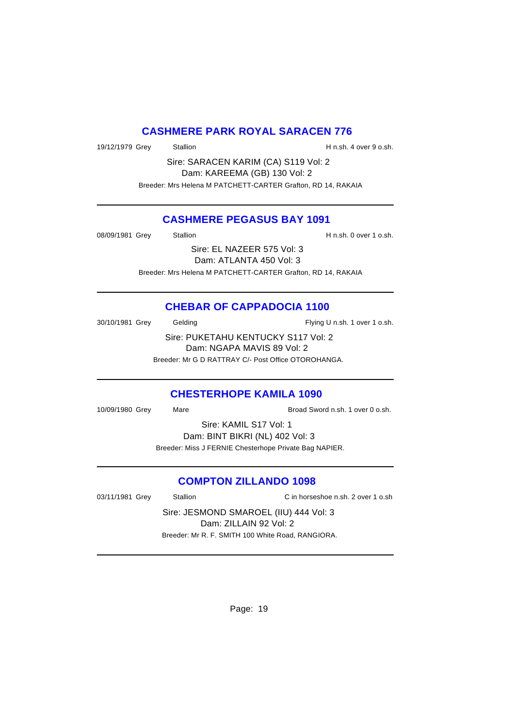## CASHMERE PARK ROYAL SARACEN 776

19/12/1979 Grey Stallion H n.sh. 4 over 9 o.sh.

Sire: SARACEN KARIM (CA) S119 Vol: 2
Dam: KAREEMA (GB) 130 Vol: 2

Breeder: Mrs Helena M PATCHETT-CARTER Grafton, RD 14, RAKAIA

---

## CASHMERE PEGASUS BAY 1091

08/09/1981 Grey Stallion H n.sh. 0 over 1 o.sh.

Sire: EL NAZEER 575 Vol: 3
Dam: ATLANTA 450 Vol: 3

Breeder: Mrs Helena M PATCHETT-CARTER Grafton, RD 14, RAKAIA

---

## CHEBAR OF CAPPADOCIA 1100

30/10/1981 Grey Gelding Flying U n.sh. 1 over 1 o.sh.

Sire: PUKETAHU KENTUCKY S117 Vol: 2
Dam: NGAPA MAVIS 89 Vol: 2

Breeder: Mr G D RATTRAY C/- Post Office OTOROHANGA.

---

## CHESTERHOPE KAMILA 1090

10/09/1980 Grey Mare Broad Sword n.sh. 1 over 0 o.sh.

Sire: KAMIL S17 Vol: 1
Dam: BINT BIKRI (NL) 402 Vol: 3

Breeder: Miss J FERNIE Chesterhope Private Bag NAPIER.

---

## COMPTON ZILLANDO 1098

03/11/1981 Grey Stallion C in horseshoe n.sh. 2 over 1 o.sh

Sire: JESMOND SMAROEL (IIU) 444 Vol: 3
Dam: ZILLAIN 92 Vol: 2

Breeder: Mr R. F. SMITH 100 White Road, RANGIORA.

---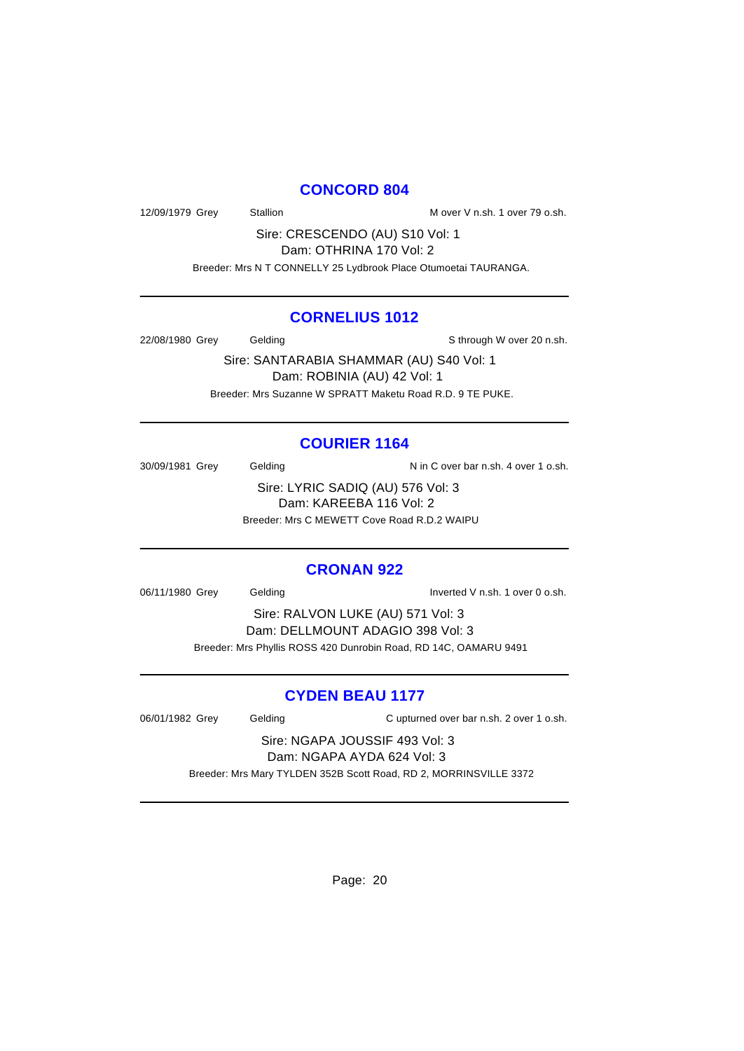## CONCORD 804

12/09/1979 Grey Stallion M over V n.sh. 1 over 79 o.sh.

Sire: CRESCENDO (AU) S10 Vol: 1
Dam: OTHRINA 170 Vol: 2

Breeder: Mrs N T CONNELLY 25 Lydbrook Place Otumoetai TAURANGA.

---

## CORNELIUS 1012

22/08/1980 Grey Gelding S through W over 20 n.sh.

Sire: SANTARABIA SHAMMAR (AU) S40 Vol: 1
Dam: ROBINIA (AU) 42 Vol: 1

Breeder: Mrs Suzanne W SPRATT Maketu Road R.D. 9 TE PUKE.

---

## COURIER 1164

30/09/1981 Grey Gelding N in C over bar n.sh. 4 over 1 o.sh.

Sire: LYRIC SADIQ (AU) 576 Vol: 3
Dam: KAREEBA 116 Vol: 2

Breeder: Mrs C MEWETT Cove Road R.D.2 WAIPU

---

## CRONAN 922

06/11/1980 Grey Gelding Inverted V n.sh. 1 over 0 o.sh.

Sire: RALVON LUKE (AU) 571 Vol: 3
Dam: DELLMOUNT ADAGIO 398 Vol: 3

Breeder: Mrs Phyllis ROSS 420 Dunrobin Road, RD 14C, OAMARU 9491

---

## CYDEN BEAU 1177

06/01/1982 Grey Gelding C upturned over bar n.sh. 2 over 1 o.sh.

Sire: NGAPA JOUSSIF 493 Vol: 3
Dam: NGAPA AYDA 624 Vol: 3

Breeder: Mrs Mary TYLDEN 352B Scott Road, RD 2, MORRINSVILLE 3372

---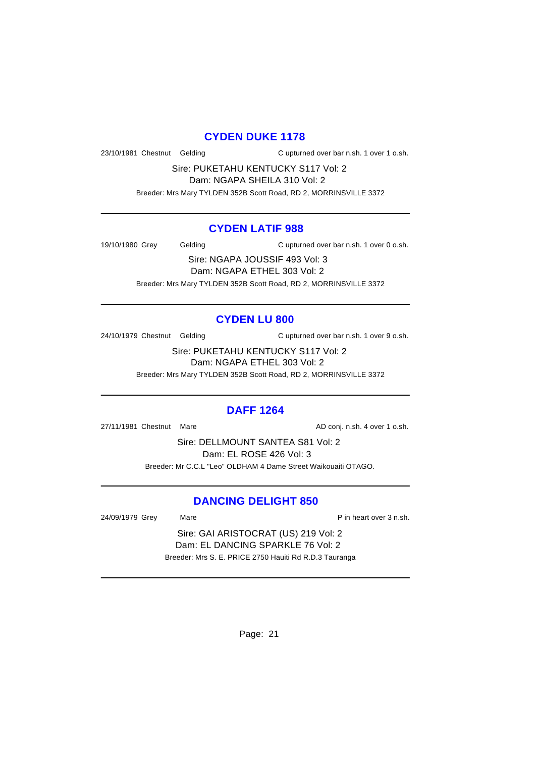## CYDEN DUKE 1178

23/10/1981 Chestnut Gelding C upturned over bar n.sh. 1 over 1 o.sh.

Sire: PUKETAHU KENTUCKY S117 Vol: 2
Dam: NGAPA SHEILA 310 Vol: 2

Breeder: Mrs Mary TYLDEN 352B Scott Road, RD 2, MORRINSVILLE 3372

---

## CYDEN LATIF 988

19/10/1980 Grey Gelding C upturned over bar n.sh. 1 over 0 o.sh.

Sire: NGAPA JOUSSIF 493 Vol: 3
Dam: NGAPA ETHEL 303 Vol: 2

Breeder: Mrs Mary TYLDEN 352B Scott Road, RD 2, MORRINSVILLE 3372

---

## CYDEN LU 800

24/10/1979 Chestnut Gelding C upturned over bar n.sh. 1 over 9 o.sh.

Sire: PUKETAHU KENTUCKY S117 Vol: 2
Dam: NGAPA ETHEL 303 Vol: 2

Breeder: Mrs Mary TYLDEN 352B Scott Road, RD 2, MORRINSVILLE 3372

---

## DAFF 1264

27/11/1981 Chestnut Mare AD conj. n.sh. 4 over 1 o.sh.

Sire: DELLMOUNT SANTEA S81 Vol: 2
Dam: EL ROSE 426 Vol: 3

Breeder: Mr C.C.L "Leo" OLDHAM 4 Dame Street Waikouaiti OTAGO.

---

## DANCING DELIGHT 850

24/09/1979 Grey Mare P in heart over 3 n.sh.

Sire: GAI ARISTOCRAT (US) 219 Vol: 2
Dam: EL DANCING SPARKLE 76 Vol: 2

Breeder: Mrs S. E. PRICE 2750 Hauiti Rd R.D.3 Tauranga

---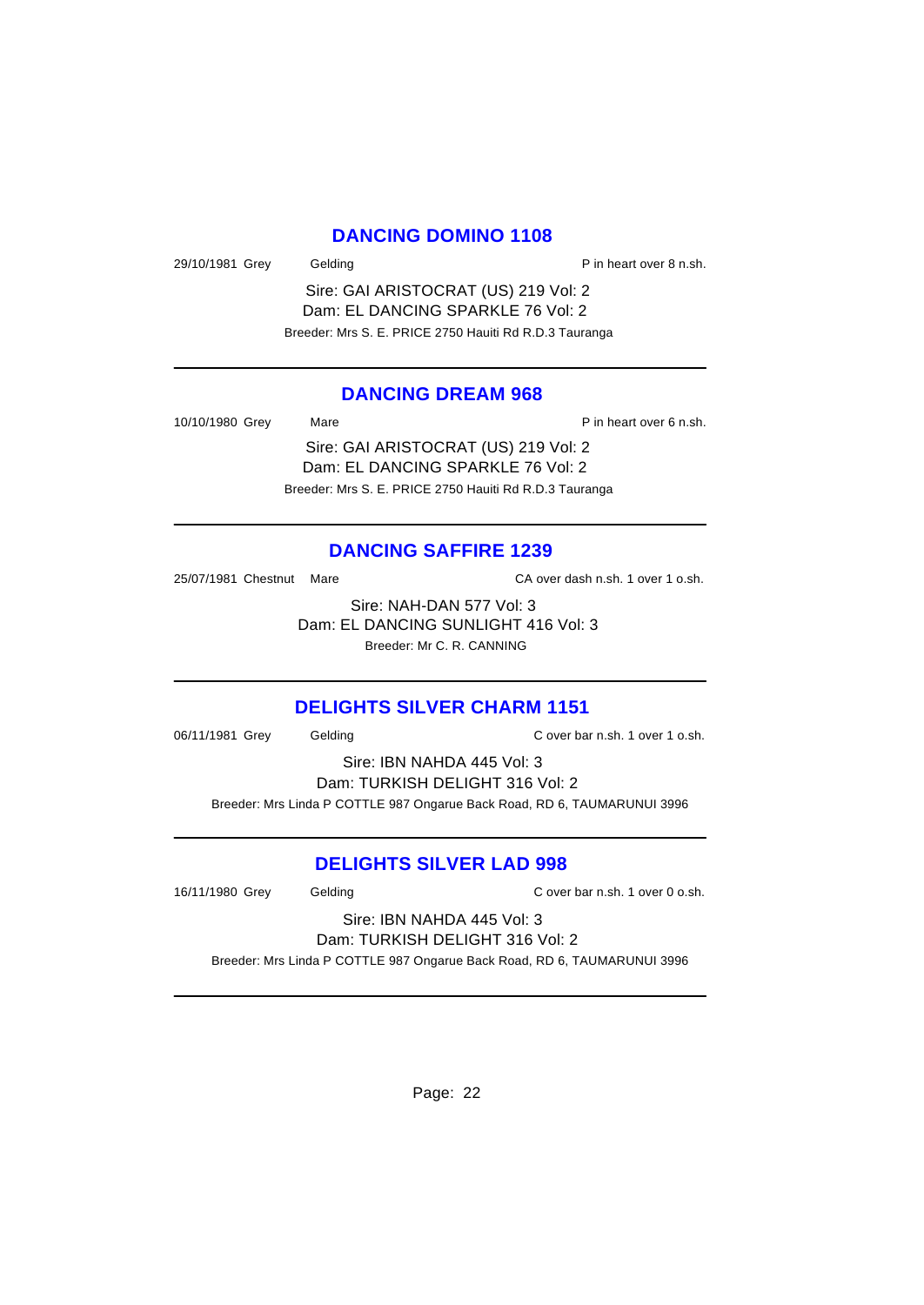## DANCING DOMINO 1108

29/10/1981 Grey Gelding P in heart over 8 n.sh.

Sire: GAI ARISTOCRAT (US) 219 Vol: 2
Dam: EL DANCING SPARKLE 76 Vol: 2
Breeder: Mrs S. E. PRICE 2750 Hauiti Rd R.D.3 Tauranga

---

## DANCING DREAM 968

10/10/1980 Grey Mare P in heart over 6 n.sh.

Sire: GAI ARISTOCRAT (US) 219 Vol: 2
Dam: EL DANCING SPARKLE 76 Vol: 2
Breeder: Mrs S. E. PRICE 2750 Hauiti Rd R.D.3 Tauranga

---

## DANCING SAFFIRE 1239

25/07/1981 Chestnut Mare CA over dash n.sh. 1 over 1 o.sh.

Sire: NAH-DAN 577 Vol: 3
Dam: EL DANCING SUNLIGHT 416 Vol: 3
Breeder: Mr C. R. CANNING

---

## DELIGHTS SILVER CHARM 1151

06/11/1981 Grey Gelding C over bar n.sh. 1 over 1 o.sh.

Sire: IBN NAHDA 445 Vol: 3
Dam: TURKISH DELIGHT 316 Vol: 2
Breeder: Mrs Linda P COTTLE 987 Ongarue Back Road, RD 6, TAUMARUNUI 3996

---

## DELIGHTS SILVER LAD 998

16/11/1980 Grey Gelding C over bar n.sh. 1 over 0 o.sh.

Sire: IBN NAHDA 445 Vol: 3
Dam: TURKISH DELIGHT 316 Vol: 2
Breeder: Mrs Linda P COTTLE 987 Ongarue Back Road, RD 6, TAUMARUNUI 3996

---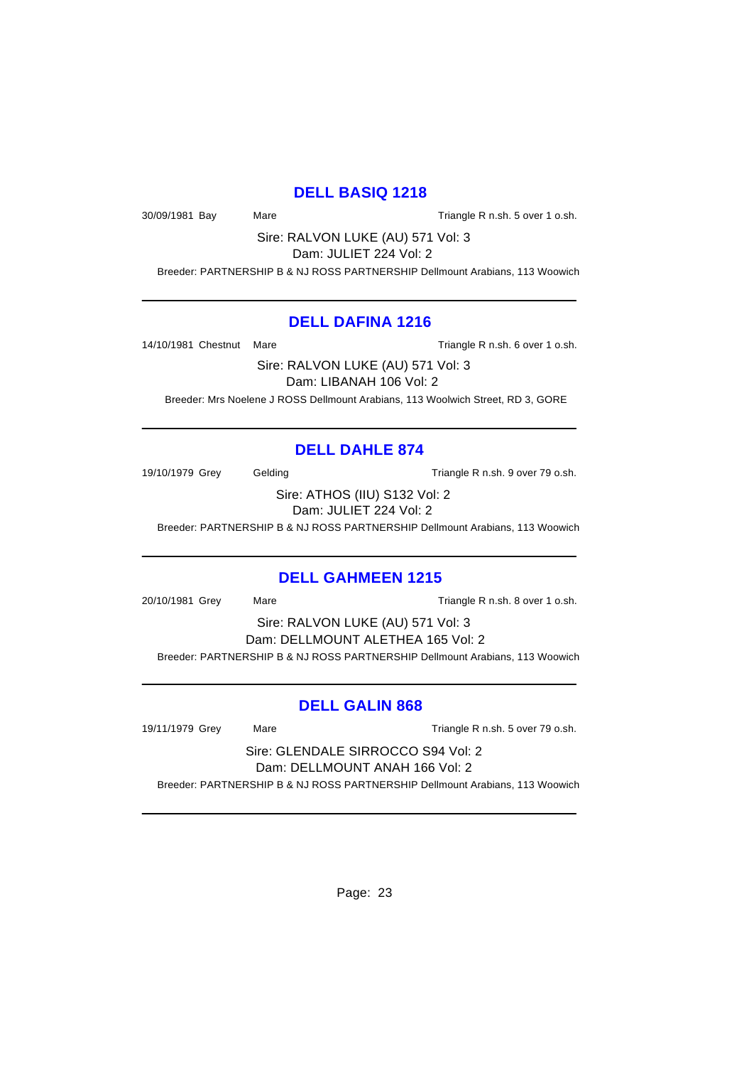## DELL BASIQ 1218

30/09/1981 Bay Mare Triangle R n.sh. 5 over 1 o.sh.

Sire: RALVON LUKE (AU) 571 Vol: 3

Dam: JULIET 224 Vol: 2

Breeder: PARTNERSHIP B & NJ ROSS PARTNERSHIP Dellmount Arabians, 113 Woowich

---

## DELL DAFINA 1216

14/10/1981 Chestnut Mare Triangle R n.sh. 6 over 1 o.sh.

Sire: RALVON LUKE (AU) 571 Vol: 3

Dam: LIBANAH 106 Vol: 2

Breeder: Mrs Noelene J ROSS Dellmount Arabians, 113 Woolwich Street, RD 3, GORE

---

## DELL DAHLE 874

19/10/1979 Grey Gelding Triangle R n.sh. 9 over 79 o.sh.

Sire: ATHOS (IIU) S132 Vol: 2

Dam: JULIET 224 Vol: 2

Breeder: PARTNERSHIP B & NJ ROSS PARTNERSHIP Dellmount Arabians, 113 Woowich

---

## DELL GAHMEEN 1215

20/10/1981 Grey Mare Triangle R n.sh. 8 over 1 o.sh.

Sire: RALVON LUKE (AU) 571 Vol: 3

Dam: DELLMOUNT ALETHEA 165 Vol: 2

Breeder: PARTNERSHIP B & NJ ROSS PARTNERSHIP Dellmount Arabians, 113 Woowich

---

## DELL GALIN 868

19/11/1979 Grey Mare Triangle R n.sh. 5 over 79 o.sh.

Sire: GLENDALE SIRROCCO S94 Vol: 2

Dam: DELLMOUNT ANAH 166 Vol: 2

Breeder: PARTNERSHIP B & NJ ROSS PARTNERSHIP Dellmount Arabians, 113 Woowich

---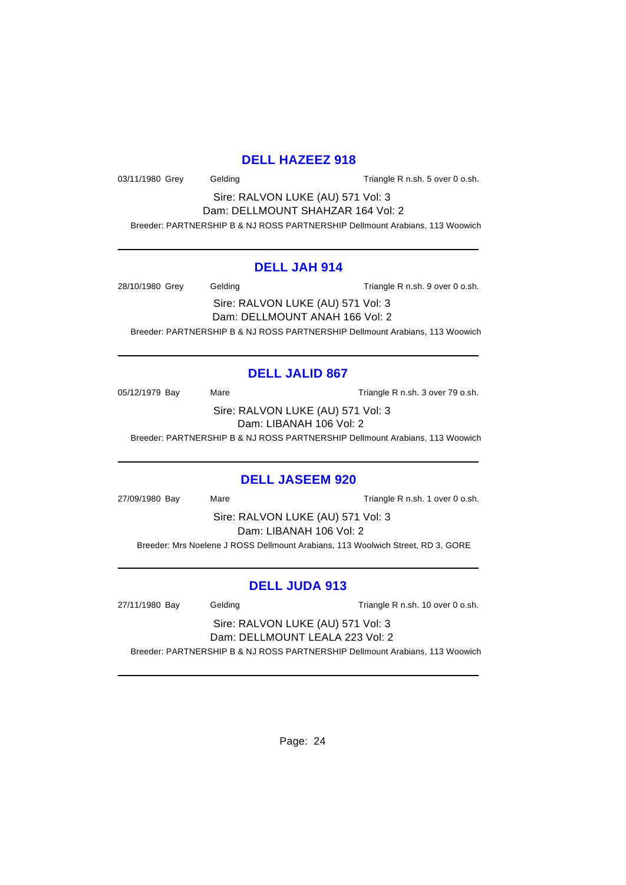## DELL HAZEEZ 918

03/11/1980 Grey Gelding Triangle R n.sh. 5 over 0 o.sh.

Sire: RALVON LUKE (AU) 571 Vol: 3

Dam: DELLMOUNT SHAHZAR 164 Vol: 2

Breeder: PARTNERSHIP B & NJ ROSS PARTNERSHIP Dellmount Arabians, 113 Woowich

---

## DELL JAH 914

28/10/1980 Grey Gelding Triangle R n.sh. 9 over 0 o.sh.

Sire: RALVON LUKE (AU) 571 Vol: 3

Dam: DELLMOUNT ANAH 166 Vol: 2

Breeder: PARTNERSHIP B & NJ ROSS PARTNERSHIP Dellmount Arabians, 113 Woowich

---

## DELL JALID 867

05/12/1979 Bay Mare Triangle R n.sh. 3 over 79 o.sh.

Sire: RALVON LUKE (AU) 571 Vol: 3

Dam: LIBANAH 106 Vol: 2

Breeder: PARTNERSHIP B & NJ ROSS PARTNERSHIP Dellmount Arabians, 113 Woowich

---

## DELL JASEEM 920

27/09/1980 Bay Mare Triangle R n.sh. 1 over 0 o.sh.

Sire: RALVON LUKE (AU) 571 Vol: 3

Dam: LIBANAH 106 Vol: 2

Breeder: Mrs Noelene J ROSS Dellmount Arabians, 113 Woolwich Street, RD 3, GORE

---

## DELL JUDA 913

27/11/1980 Bay Gelding Triangle R n.sh. 10 over 0 o.sh.

Sire: RALVON LUKE (AU) 571 Vol: 3

Dam: DELLMOUNT LEALA 223 Vol: 2

Breeder: PARTNERSHIP B & NJ ROSS PARTNERSHIP Dellmount Arabians, 113 Woowich

---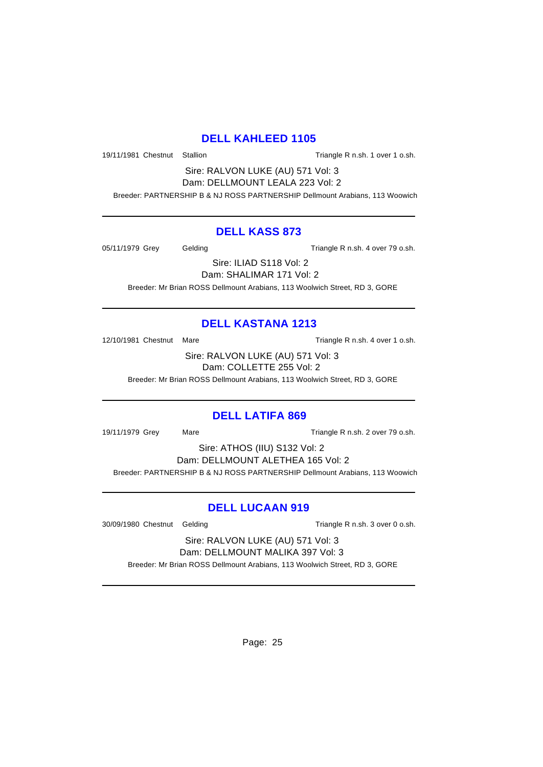## DELL KAHLEED 1105

19/11/1981 Chestnut Stallion Triangle R n.sh. 1 over 1 o.sh.

Sire: RALVON LUKE (AU) 571 Vol: 3
Dam: DELLMOUNT LEALA 223 Vol: 2

Breeder: PARTNERSHIP B & NJ ROSS PARTNERSHIP Dellmount Arabians, 113 Woowich

---

## DELL KASS 873

05/11/1979 Grey Gelding Triangle R n.sh. 4 over 79 o.sh.

Sire: ILIAD S118 Vol: 2
Dam: SHALIMAR 171 Vol: 2

Breeder: Mr Brian ROSS Dellmount Arabians, 113 Woolwich Street, RD 3, GORE

---

## DELL KASTANA 1213

12/10/1981 Chestnut Mare Triangle R n.sh. 4 over 1 o.sh.

Sire: RALVON LUKE (AU) 571 Vol: 3
Dam: COLLETTE 255 Vol: 2

Breeder: Mr Brian ROSS Dellmount Arabians, 113 Woolwich Street, RD 3, GORE

---

## DELL LATIFA 869

19/11/1979 Grey Mare Triangle R n.sh. 2 over 79 o.sh.

Sire: ATHOS (IIU) S132 Vol: 2
Dam: DELLMOUNT ALETHEA 165 Vol: 2

Breeder: PARTNERSHIP B & NJ ROSS PARTNERSHIP Dellmount Arabians, 113 Woowich

---

## DELL LUCAAN 919

30/09/1980 Chestnut Gelding Triangle R n.sh. 3 over 0 o.sh.

Sire: RALVON LUKE (AU) 571 Vol: 3
Dam: DELLMOUNT MALIKA 397 Vol: 3

Breeder: Mr Brian ROSS Dellmount Arabians, 113 Woolwich Street, RD 3, GORE

---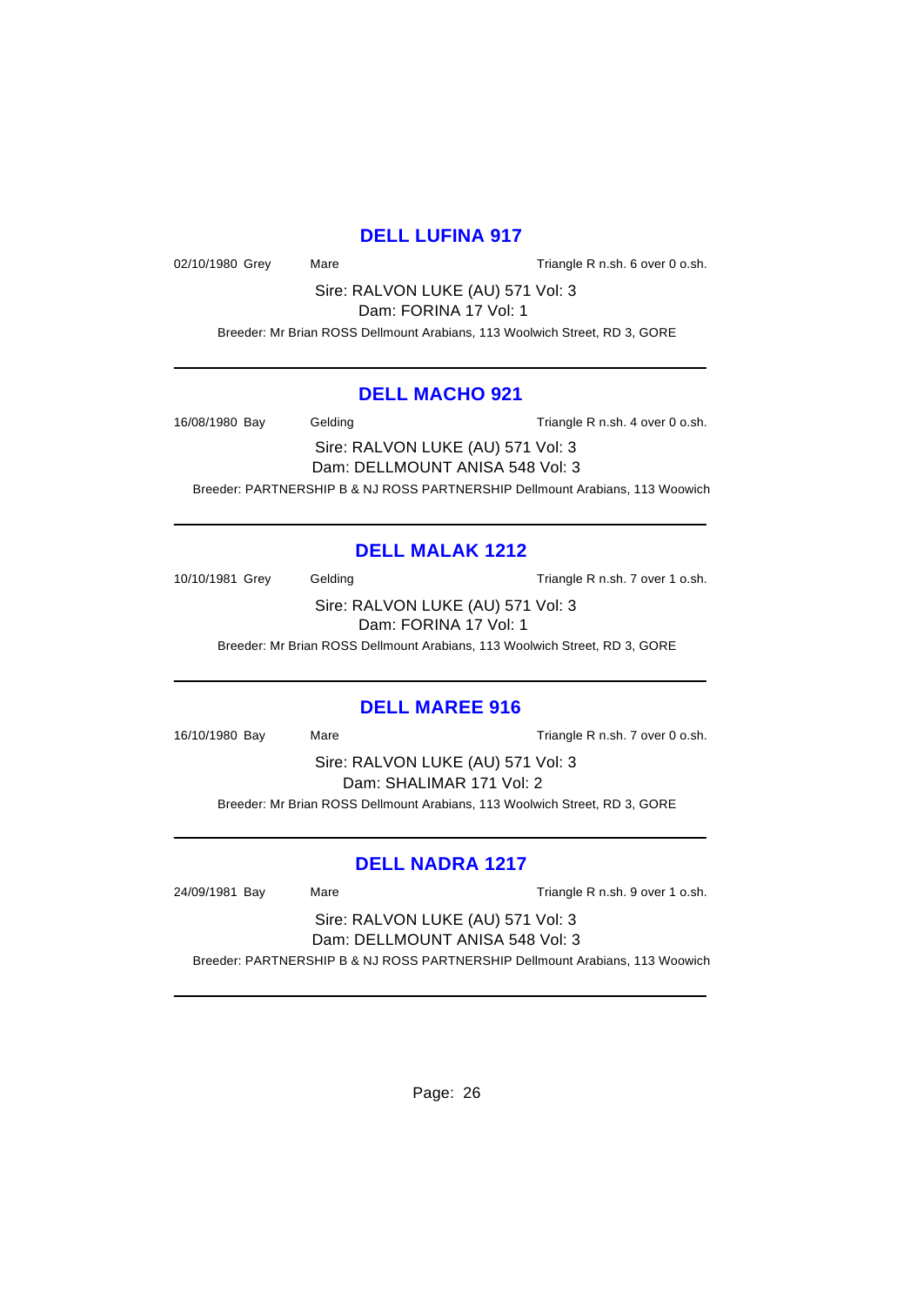## DELL LUFINA 917

02/10/1980 Grey Mare Triangle R n.sh. 6 over 0 o.sh.

Sire: RALVON LUKE (AU) 571 Vol: 3

Dam: FORINA 17 Vol: 1

Breeder: Mr Brian ROSS Dellmount Arabians, 113 Woolwich Street, RD 3, GORE

---

## DELL MACHO 921

16/08/1980 Bay Gelding Triangle R n.sh. 4 over 0 o.sh.

Sire: RALVON LUKE (AU) 571 Vol: 3

Dam: DELLMOUNT ANISA 548 Vol: 3

Breeder: PARTNERSHIP B & NJ ROSS PARTNERSHIP Dellmount Arabians, 113 Woowich

---

## DELL MALAK 1212

10/10/1981 Grey Gelding Triangle R n.sh. 7 over 1 o.sh.

Sire: RALVON LUKE (AU) 571 Vol: 3

Dam: FORINA 17 Vol: 1

Breeder: Mr Brian ROSS Dellmount Arabians, 113 Woolwich Street, RD 3, GORE

---

## DELL MAREE 916

16/10/1980 Bay Mare Triangle R n.sh. 7 over 0 o.sh.

Sire: RALVON LUKE (AU) 571 Vol: 3

Dam: SHALIMAR 171 Vol: 2

Breeder: Mr Brian ROSS Dellmount Arabians, 113 Woolwich Street, RD 3, GORE

---

## DELL NADRA 1217

24/09/1981 Bay Mare Triangle R n.sh. 9 over 1 o.sh.

Sire: RALVON LUKE (AU) 571 Vol: 3

Dam: DELLMOUNT ANISA 548 Vol: 3

Breeder: PARTNERSHIP B & NJ ROSS PARTNERSHIP Dellmount Arabians, 113 Woowich

---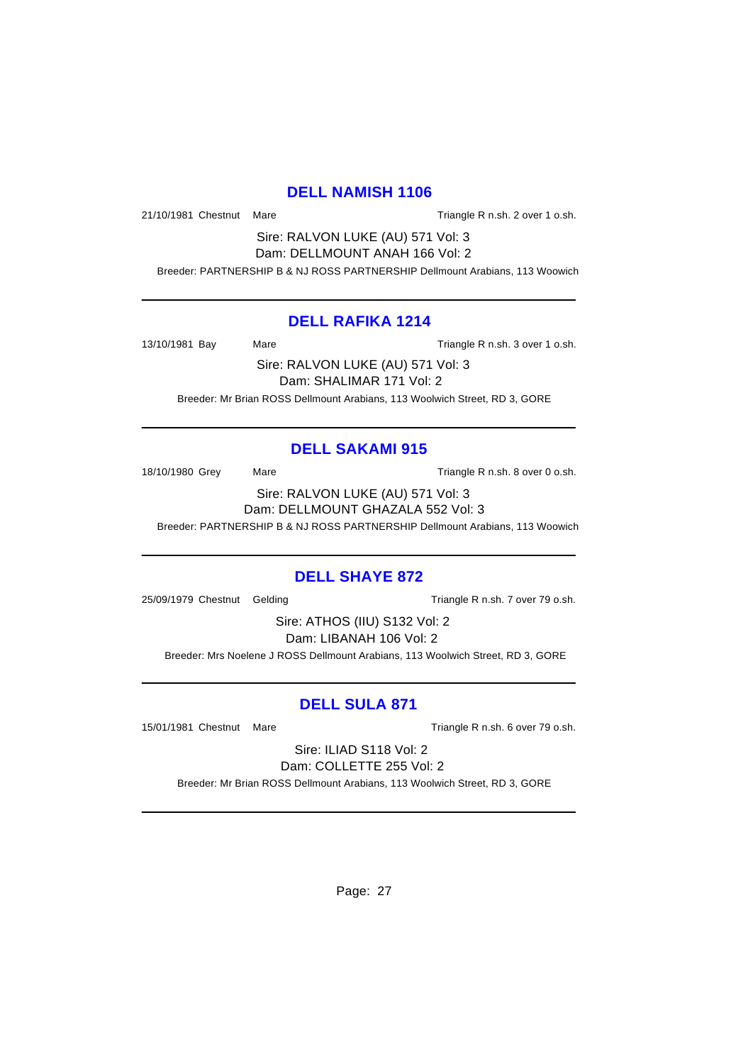## DELL NAMISH 1106

21/10/1981 Chestnut Mare Triangle R n.sh. 2 over 1 o.sh.

Sire: RALVON LUKE (AU) 571 Vol: 3
Dam: DELLMOUNT ANAH 166 Vol: 2

Breeder: PARTNERSHIP B & NJ ROSS PARTNERSHIP Dellmount Arabians, 113 Woowich

---

## DELL RAFIKA 1214

13/10/1981 Bay Mare Triangle R n.sh. 3 over 1 o.sh.

Sire: RALVON LUKE (AU) 571 Vol: 3
Dam: SHALIMAR 171 Vol: 2

Breeder: Mr Brian ROSS Dellmount Arabians, 113 Woolwich Street, RD 3, GORE

---

## DELL SAKAMI 915

18/10/1980 Grey Mare Triangle R n.sh. 8 over 0 o.sh.

Sire: RALVON LUKE (AU) 571 Vol: 3
Dam: DELLMOUNT GHAZALA 552 Vol: 3

Breeder: PARTNERSHIP B & NJ ROSS PARTNERSHIP Dellmount Arabians, 113 Woowich

---

## DELL SHAYE 872

25/09/1979 Chestnut Gelding Triangle R n.sh. 7 over 79 o.sh.

Sire: ATHOS (IIU) S132 Vol: 2
Dam: LIBANAH 106 Vol: 2

Breeder: Mrs Noelene J ROSS Dellmount Arabians, 113 Woolwich Street, RD 3, GORE

---

## DELL SULA 871

15/01/1981 Chestnut Mare Triangle R n.sh. 6 over 79 o.sh.

Sire: ILIAD S118 Vol: 2
Dam: COLLETTE 255 Vol: 2

Breeder: Mr Brian ROSS Dellmount Arabians, 113 Woolwich Street, RD 3, GORE

---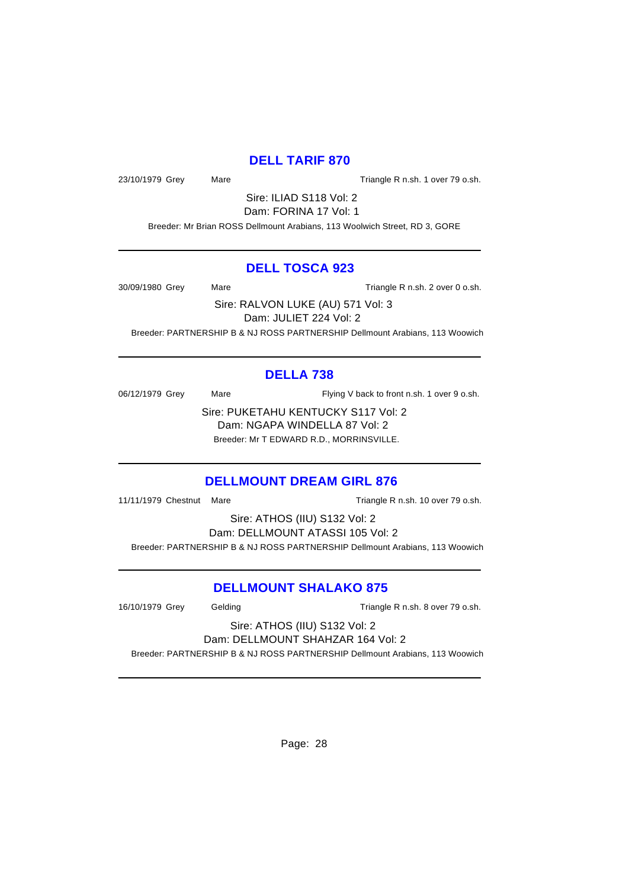## DELL TARIF 870

23/10/1979 Grey Mare Triangle R n.sh. 1 over 79 o.sh.

Sire: ILIAD S118 Vol: 2
Dam: FORINA 17 Vol: 1

Breeder: Mr Brian ROSS Dellmount Arabians, 113 Woolwich Street, RD 3, GORE

---

## DELL TOSCA 923

30/09/1980 Grey Mare Triangle R n.sh. 2 over 0 o.sh.

Sire: RALVON LUKE (AU) 571 Vol: 3
Dam: JULIET 224 Vol: 2

Breeder: PARTNERSHIP B & NJ ROSS PARTNERSHIP Dellmount Arabians, 113 Woowich

---

## DELLA 738

06/12/1979 Grey Mare Flying V back to front n.sh. 1 over 9 o.sh.

Sire: PUKETAHU KENTUCKY S117 Vol: 2
Dam: NGAPA WINDELLA 87 Vol: 2

Breeder: Mr T EDWARD R.D., MORRINSVILLE.

---

## DELLMOUNT DREAM GIRL 876

11/11/1979 Chestnut Mare Triangle R n.sh. 10 over 79 o.sh.

Sire: ATHOS (IIU) S132 Vol: 2
Dam: DELLMOUNT ATASSI 105 Vol: 2

Breeder: PARTNERSHIP B & NJ ROSS PARTNERSHIP Dellmount Arabians, 113 Woowich

---

## DELLMOUNT SHALAKO 875

16/10/1979 Grey Gelding Triangle R n.sh. 8 over 79 o.sh.

Sire: ATHOS (IIU) S132 Vol: 2
Dam: DELLMOUNT SHAHZAR 164 Vol: 2

Breeder: PARTNERSHIP B & NJ ROSS PARTNERSHIP Dellmount Arabians, 113 Woowich

---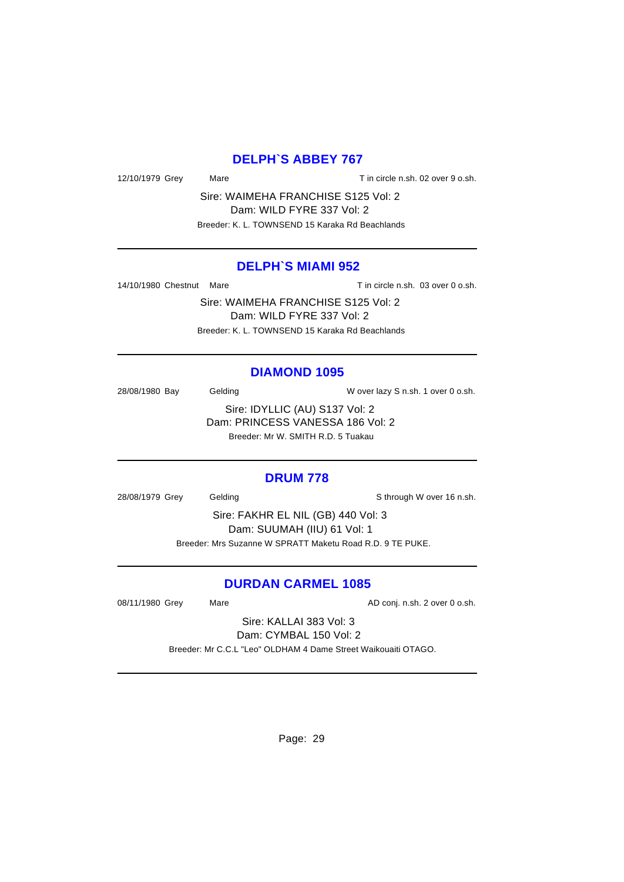## DELPH`S ABBEY 767

12/10/1979 Grey Mare T in circle n.sh. 02 over 9 o.sh.

Sire: WAIMEHA FRANCHISE S125 Vol: 2
Dam: WILD FYRE 337 Vol: 2
Breeder: K. L. TOWNSEND 15 Karaka Rd Beachlands

---

## DELPH`S MIAMI 952

14/10/1980 Chestnut Mare T in circle n.sh. 03 over 0 o.sh.

Sire: WAIMEHA FRANCHISE S125 Vol: 2
Dam: WILD FYRE 337 Vol: 2
Breeder: K. L. TOWNSEND 15 Karaka Rd Beachlands

---

## DIAMOND 1095

28/08/1980 Bay Gelding W over lazy S n.sh. 1 over 0 o.sh.

Sire: IDYLLIC (AU) S137 Vol: 2
Dam: PRINCESS VANESSA 186 Vol: 2
Breeder: Mr W. SMITH R.D. 5 Tuakau

---

## DRUM 778

28/08/1979 Grey Gelding S through W over 16 n.sh.

Sire: FAKHR EL NIL (GB) 440 Vol: 3
Dam: SUUMAH (IIU) 61 Vol: 1
Breeder: Mrs Suzanne W SPRATT Maketu Road R.D. 9 TE PUKE.

---

## DURDAN CARMEL 1085

08/11/1980 Grey Mare AD conj. n.sh. 2 over 0 o.sh.

Sire: KALLAI 383 Vol: 3
Dam: CYMBAL 150 Vol: 2
Breeder: Mr C.C.L "Leo" OLDHAM 4 Dame Street Waikouaiti OTAGO.

---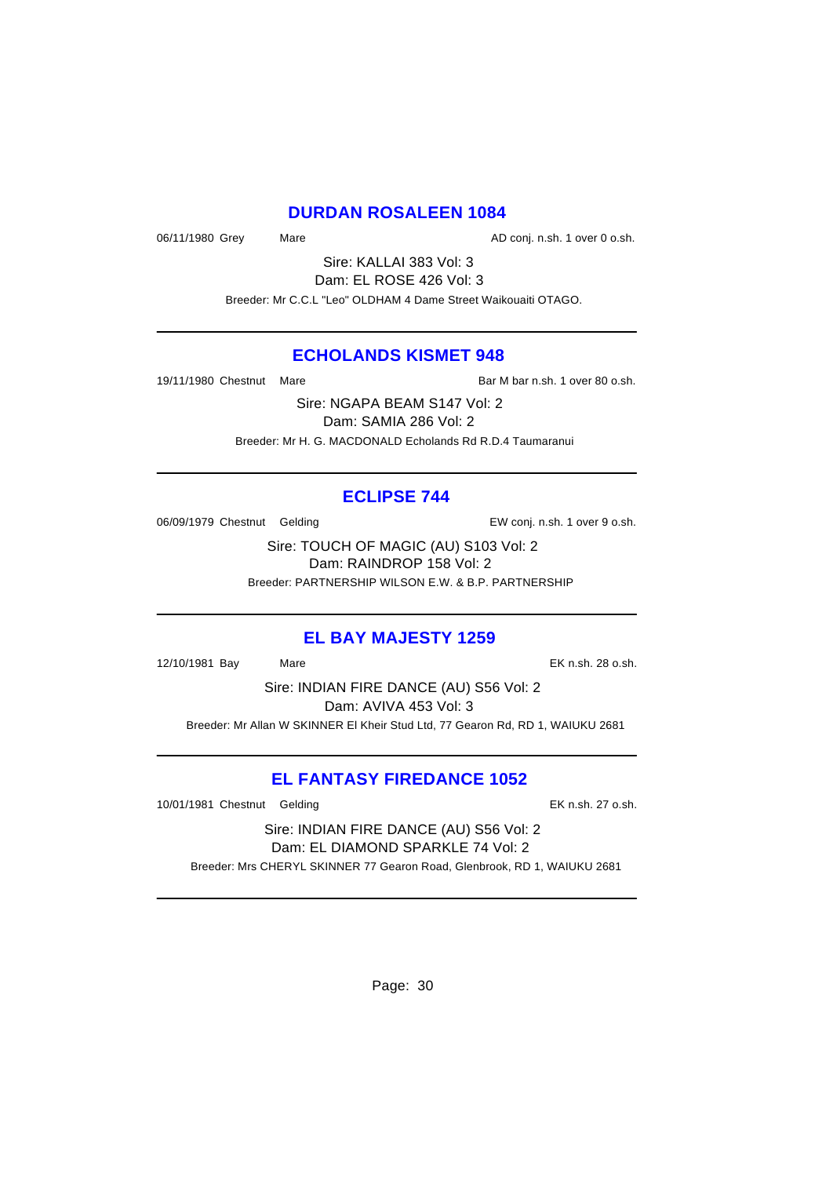## DURDAN ROSALEEN 1084

06/11/1980 Grey Mare AD conj. n.sh. 1 over 0 o.sh.

Sire: KALLAI 383 Vol: 3

Dam: EL ROSE 426 Vol: 3

Breeder: Mr C.C.L "Leo" OLDHAM 4 Dame Street Waikouaiti OTAGO.

---

## ECHOLANDS KISMET 948

19/11/1980 Chestnut Mare Bar M bar n.sh. 1 over 80 o.sh.

Sire: NGAPA BEAM S147 Vol: 2

Dam: SAMIA 286 Vol: 2

Breeder: Mr H. G. MACDONALD Echolands Rd R.D.4 Taumaranui

---

## ECLIPSE 744

06/09/1979 Chestnut Gelding EW conj. n.sh. 1 over 9 o.sh.

Sire: TOUCH OF MAGIC (AU) S103 Vol: 2

Dam: RAINDROP 158 Vol: 2

Breeder: PARTNERSHIP WILSON E.W. & B.P. PARTNERSHIP

---

## EL BAY MAJESTY 1259

12/10/1981 Bay Mare EK n.sh. 28 o.sh.

Sire: INDIAN FIRE DANCE (AU) S56 Vol: 2

Dam: AVIVA 453 Vol: 3

Breeder: Mr Allan W SKINNER El Kheir Stud Ltd, 77 Gearon Rd, RD 1, WAIUKU 2681

---

## EL FANTASY FIREDANCE 1052

10/01/1981 Chestnut Gelding EK n.sh. 27 o.sh.

Sire: INDIAN FIRE DANCE (AU) S56 Vol: 2

Dam: EL DIAMOND SPARKLE 74 Vol: 2

Breeder: Mrs CHERYL SKINNER 77 Gearon Road, Glenbrook, RD 1, WAIUKU 2681

---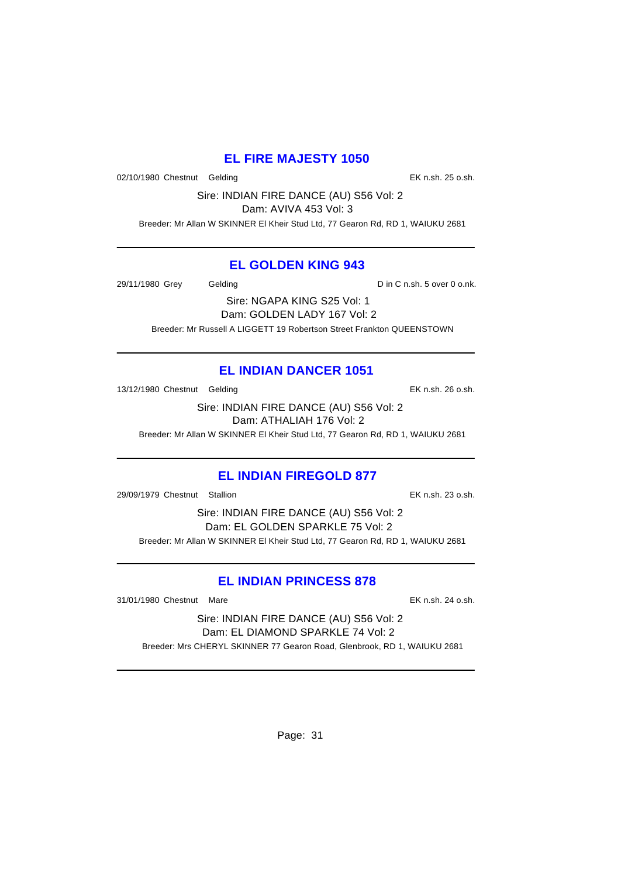## EL FIRE MAJESTY 1050

02/10/1980 Chestnut Gelding EK n.sh. 25 o.sh.

Sire: INDIAN FIRE DANCE (AU) S56 Vol: 2
Dam: AVIVA 453 Vol: 3

Breeder: Mr Allan W SKINNER El Kheir Stud Ltd, 77 Gearon Rd, RD 1, WAIUKU 2681

---

## EL GOLDEN KING 943

29/11/1980 Grey Gelding D in C n.sh. 5 over 0 o.nk.

Sire: NGAPA KING S25 Vol: 1
Dam: GOLDEN LADY 167 Vol: 2

Breeder: Mr Russell A LIGGETT 19 Robertson Street Frankton QUEENSTOWN

---

## EL INDIAN DANCER 1051

13/12/1980 Chestnut Gelding EK n.sh. 26 o.sh.

Sire: INDIAN FIRE DANCE (AU) S56 Vol: 2
Dam: ATHALIAH 176 Vol: 2

Breeder: Mr Allan W SKINNER El Kheir Stud Ltd, 77 Gearon Rd, RD 1, WAIUKU 2681

---

## EL INDIAN FIREGOLD 877

29/09/1979 Chestnut Stallion EK n.sh. 23 o.sh.

Sire: INDIAN FIRE DANCE (AU) S56 Vol: 2
Dam: EL GOLDEN SPARKLE 75 Vol: 2

Breeder: Mr Allan W SKINNER El Kheir Stud Ltd, 77 Gearon Rd, RD 1, WAIUKU 2681

---

## EL INDIAN PRINCESS 878

31/01/1980 Chestnut Mare EK n.sh. 24 o.sh.

Sire: INDIAN FIRE DANCE (AU) S56 Vol: 2
Dam: EL DIAMOND SPARKLE 74 Vol: 2

Breeder: Mrs CHERYL SKINNER 77 Gearon Road, Glenbrook, RD 1, WAIUKU 2681

---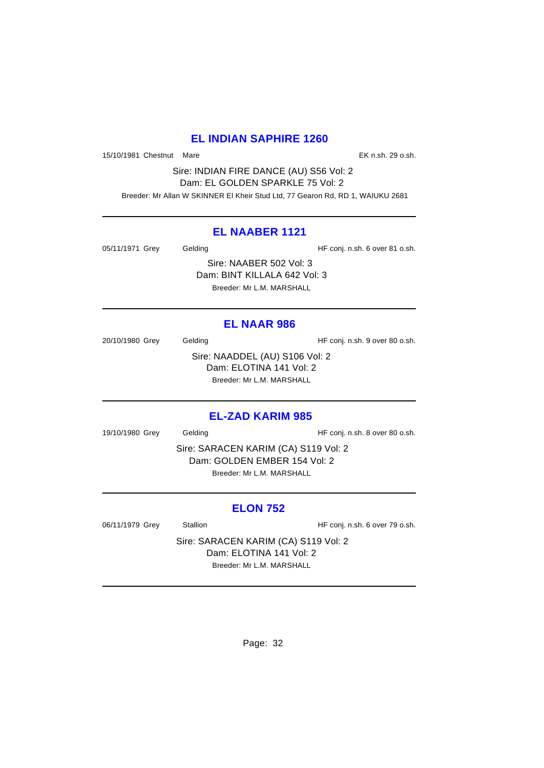## EL INDIAN SAPHIRE 1260

15/10/1981 Chestnut Mare EK n.sh. 29 o.sh.

Sire: INDIAN FIRE DANCE (AU) S56 Vol: 2
Dam: EL GOLDEN SPARKLE 75 Vol: 2
Breeder: Mr Allan W SKINNER El Kheir Stud Ltd, 77 Gearon Rd, RD 1, WAIUKU 2681

---

## EL NAABER 1121

05/11/1971 Grey Gelding HF conj. n.sh. 6 over 81 o.sh.

Sire: NAABER 502 Vol: 3
Dam: BINT KILLALA 642 Vol: 3
Breeder: Mr L.M. MARSHALL

---

## EL NAAR 986

20/10/1980 Grey Gelding HF conj. n.sh. 9 over 80 o.sh.

Sire: NAADDEL (AU) S106 Vol: 2
Dam: ELOTINA 141 Vol: 2
Breeder: Mr L.M. MARSHALL

---

## EL-ZAD KARIM 985

19/10/1980 Grey Gelding HF conj. n.sh. 8 over 80 o.sh.

Sire: SARACEN KARIM (CA) S119 Vol: 2
Dam: GOLDEN EMBER 154 Vol: 2
Breeder: Mr L.M. MARSHALL

---

## ELON 752

06/11/1979 Grey Stallion HF conj. n.sh. 6 over 79 o.sh.

Sire: SARACEN KARIM (CA) S119 Vol: 2
Dam: ELOTINA 141 Vol: 2
Breeder: Mr L.M. MARSHALL

---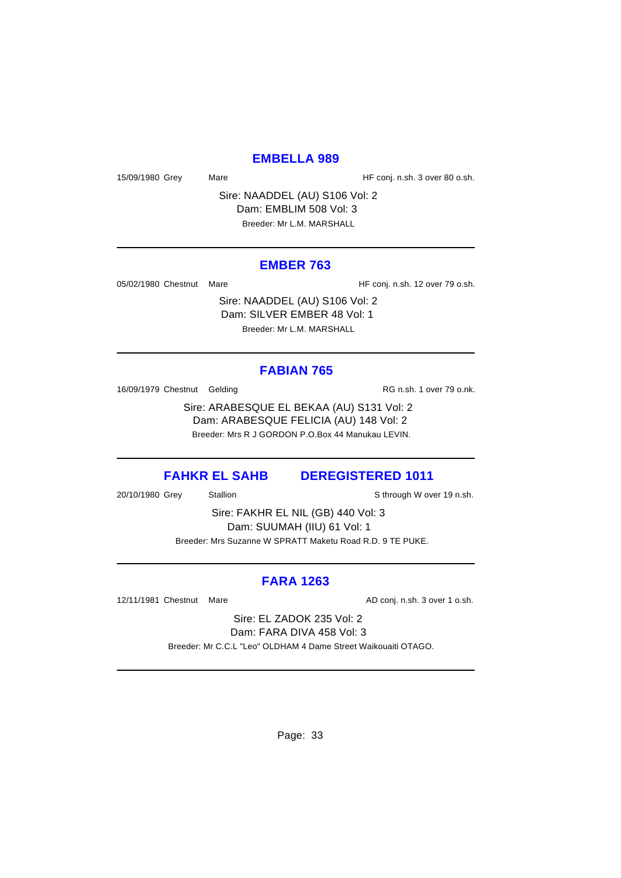## EMBELLA 989

15/09/1980 Grey Mare HF conj. n.sh. 3 over 80 o.sh.

Sire: NAADDEL (AU) S106 Vol: 2
Dam: EMBLIM 508 Vol: 3
Breeder: Mr L.M. MARSHALL

---

## EMBER 763

05/02/1980 Chestnut Mare HF conj. n.sh. 12 over 79 o.sh.

Sire: NAADDEL (AU) S106 Vol: 2
Dam: SILVER EMBER 48 Vol: 1
Breeder: Mr L.M. MARSHALL

---

## FABIAN 765

16/09/1979 Chestnut Gelding RG n.sh. 1 over 79 o.nk.

Sire: ARABESQUE EL BEKAA (AU) S131 Vol: 2
Dam: ARABESQUE FELICIA (AU) 148 Vol: 2
Breeder: Mrs R J GORDON P.O.Box 44 Manukau LEVIN.

---

## FAHKR EL SAHB DEREGISTERED 1011

20/10/1980 Grey Stallion S through W over 19 n.sh.

Sire: FAKHR EL NIL (GB) 440 Vol: 3
Dam: SUUMAH (IIU) 61 Vol: 1
Breeder: Mrs Suzanne W SPRATT Maketu Road R.D. 9 TE PUKE.

---

## FARA 1263

12/11/1981 Chestnut Mare AD conj. n.sh. 3 over 1 o.sh.

Sire: EL ZADOK 235 Vol: 2
Dam: FARA DIVA 458 Vol: 3
Breeder: Mr C.C.L "Leo" OLDHAM 4 Dame Street Waikouaiti OTAGO.

---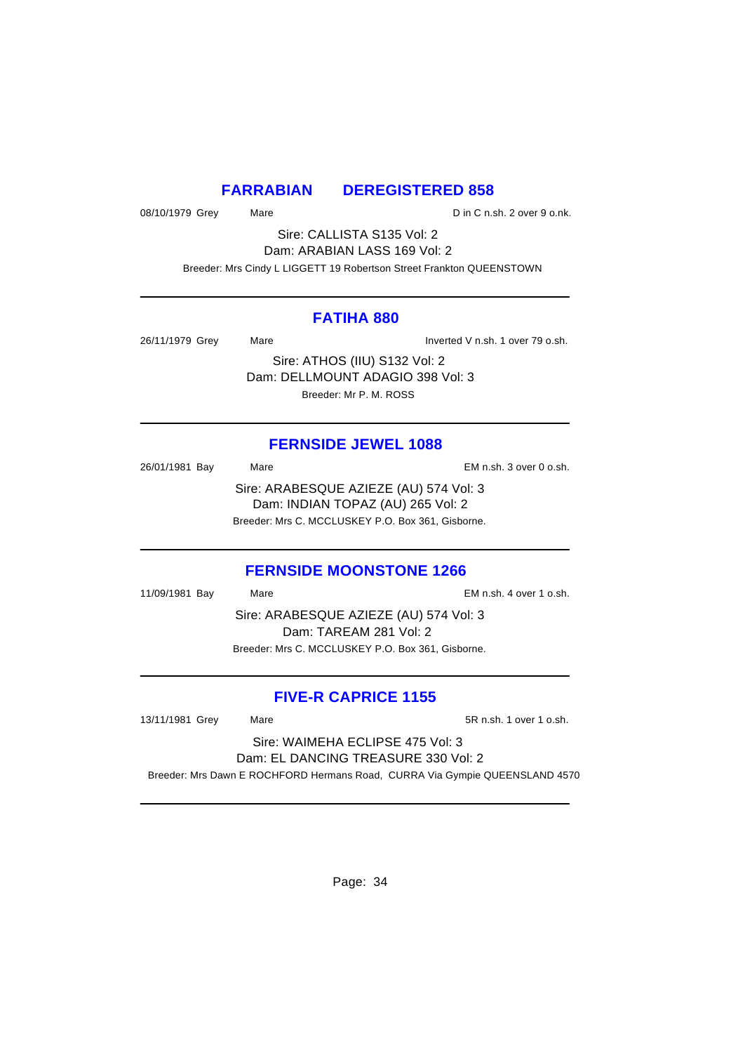## FARRABIAN DEREGISTERED 858

08/10/1979 Grey Mare D in C n.sh. 2 over 9 o.nk.

Sire: CALLISTA S135 Vol: 2
Dam: ARABIAN LASS 169 Vol: 2
Breeder: Mrs Cindy L LIGGETT 19 Robertson Street Frankton QUEENSTOWN

---

## FATIHA 880

26/11/1979 Grey Mare Inverted V n.sh. 1 over 79 o.sh.

Sire: ATHOS (IIU) S132 Vol: 2
Dam: DELLMOUNT ADAGIO 398 Vol: 3
Breeder: Mr P. M. ROSS

---

## FERNSIDE JEWEL 1088

26/01/1981 Bay Mare EM n.sh. 3 over 0 o.sh.

Sire: ARABESQUE AZIEZE (AU) 574 Vol: 3
Dam: INDIAN TOPAZ (AU) 265 Vol: 2
Breeder: Mrs C. MCCLUSKEY P.O. Box 361, Gisborne.

---

## FERNSIDE MOONSTONE 1266

11/09/1981 Bay Mare EM n.sh. 4 over 1 o.sh.

Sire: ARABESQUE AZIEZE (AU) 574 Vol: 3
Dam: TAREAM 281 Vol: 2
Breeder: Mrs C. MCCLUSKEY P.O. Box 361, Gisborne.

---

## FIVE-R CAPRICE 1155

13/11/1981 Grey Mare 5R n.sh. 1 over 1 o.sh.

Sire: WAIMEHA ECLIPSE 475 Vol: 3
Dam: EL DANCING TREASURE 330 Vol: 2
Breeder: Mrs Dawn E ROCHFORD Hermans Road, CURRA Via Gympie QUEENSLAND 4570

---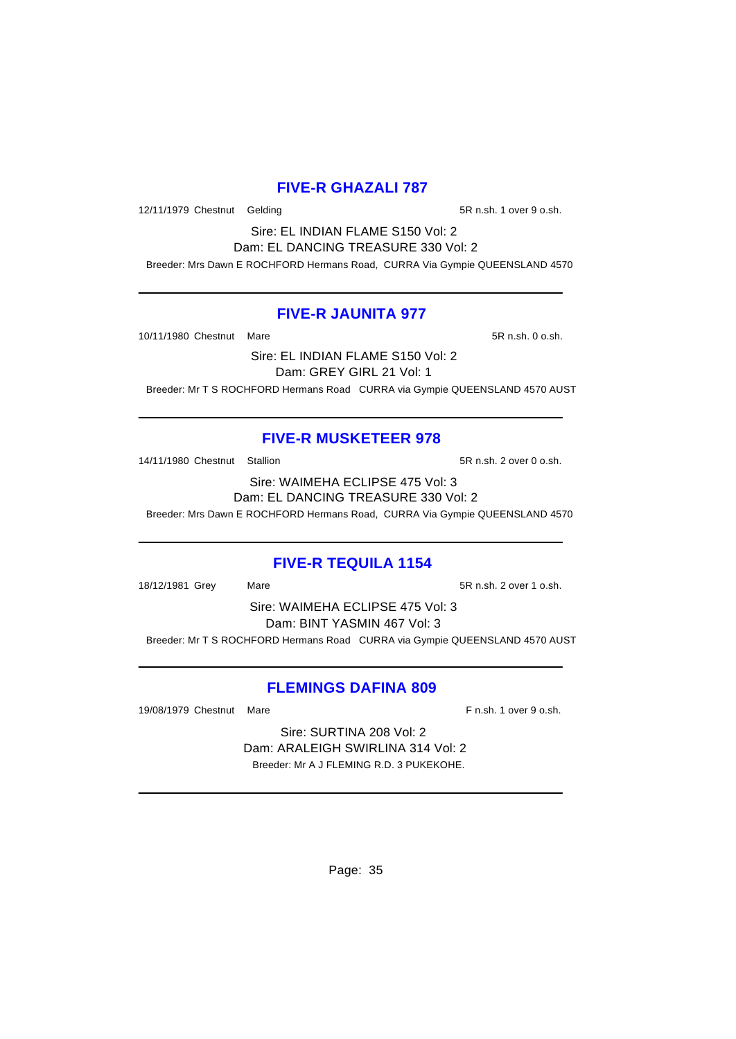## FIVE-R GHAZALI 787

12/11/1979 Chestnut Gelding 5R n.sh. 1 over 9 o.sh.

Sire: EL INDIAN FLAME S150 Vol: 2
Dam: EL DANCING TREASURE 330 Vol: 2

Breeder: Mrs Dawn E ROCHFORD Hermans Road, CURRA Via Gympie QUEENSLAND 4570

---

## FIVE-R JAUNITA 977

10/11/1980 Chestnut Mare 5R n.sh. 0 o.sh.

Sire: EL INDIAN FLAME S150 Vol: 2
Dam: GREY GIRL 21 Vol: 1

Breeder: Mr T S ROCHFORD Hermans Road CURRA via Gympie QUEENSLAND 4570 AUST

---

## FIVE-R MUSKETEER 978

14/11/1980 Chestnut Stallion 5R n.sh. 2 over 0 o.sh.

Sire: WAIMEHA ECLIPSE 475 Vol: 3
Dam: EL DANCING TREASURE 330 Vol: 2

Breeder: Mrs Dawn E ROCHFORD Hermans Road, CURRA Via Gympie QUEENSLAND 4570

---

## FIVE-R TEQUILA 1154

18/12/1981 Grey Mare 5R n.sh. 2 over 1 o.sh.

Sire: WAIMEHA ECLIPSE 475 Vol: 3
Dam: BINT YASMIN 467 Vol: 3

Breeder: Mr T S ROCHFORD Hermans Road CURRA via Gympie QUEENSLAND 4570 AUST

---

## FLEMINGS DAFINA 809

19/08/1979 Chestnut Mare F n.sh. 1 over 9 o.sh.

Sire: SURTINA 208 Vol: 2
Dam: ARALEIGH SWIRLINA 314 Vol: 2

Breeder: Mr A J FLEMING R.D. 3 PUKEKOHE.

---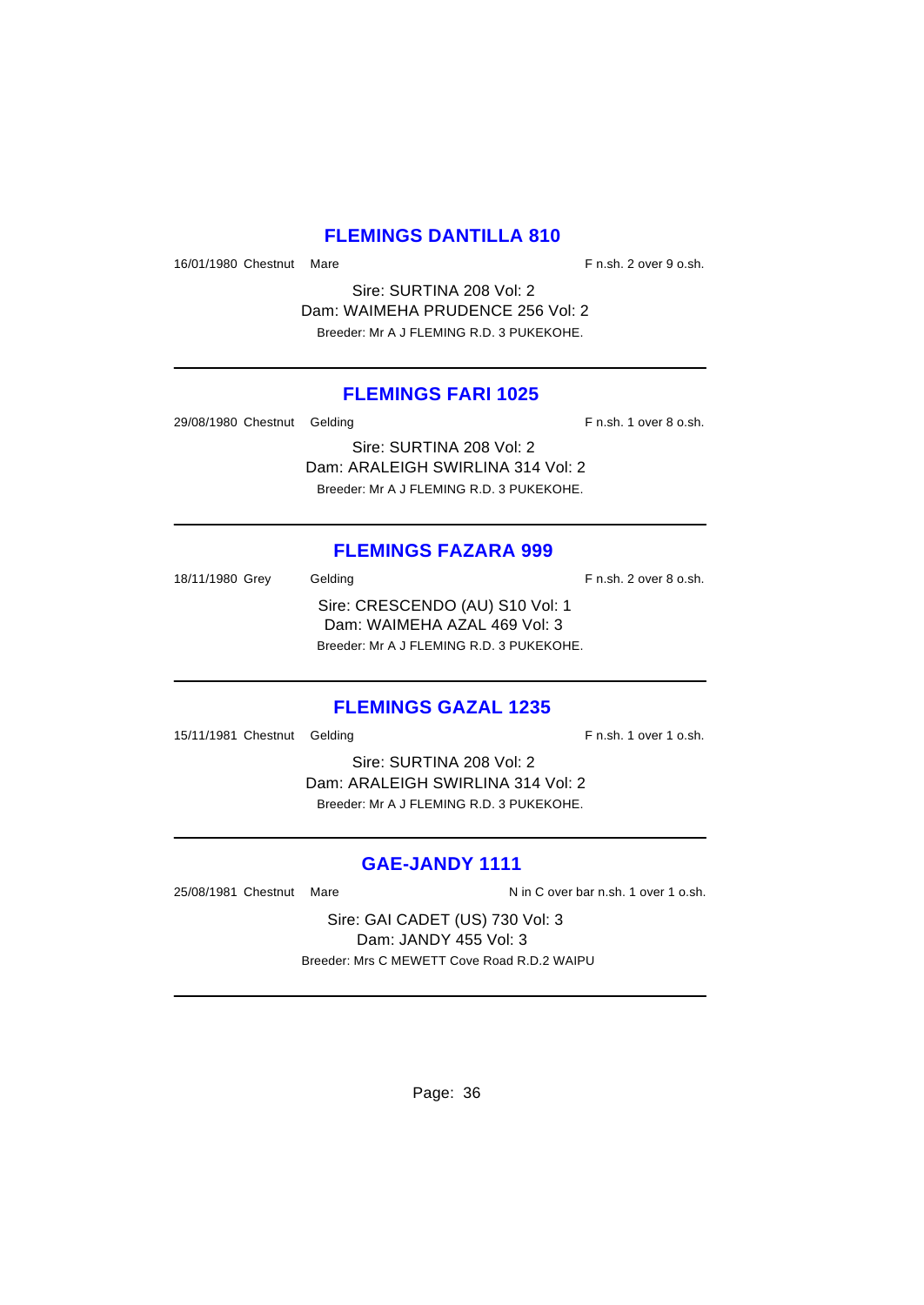## FLEMINGS DANTILLA 810

16/01/1980 Chestnut Mare F n.sh. 2 over 9 o.sh.

Sire: SURTINA 208 Vol: 2
Dam: WAIMEHA PRUDENCE 256 Vol: 2
Breeder: Mr A J FLEMING R.D. 3 PUKEKOHE.

---

## FLEMINGS FARI 1025

29/08/1980 Chestnut Gelding F n.sh. 1 over 8 o.sh.

Sire: SURTINA 208 Vol: 2
Dam: ARALEIGH SWIRLINA 314 Vol: 2
Breeder: Mr A J FLEMING R.D. 3 PUKEKOHE.

---

## FLEMINGS FAZARA 999

18/11/1980 Grey Gelding F n.sh. 2 over 8 o.sh.

Sire: CRESCENDO (AU) S10 Vol: 1
Dam: WAIMEHA AZAL 469 Vol: 3
Breeder: Mr A J FLEMING R.D. 3 PUKEKOHE.

---

## FLEMINGS GAZAL 1235

15/11/1981 Chestnut Gelding F n.sh. 1 over 1 o.sh.

Sire: SURTINA 208 Vol: 2
Dam: ARALEIGH SWIRLINA 314 Vol: 2
Breeder: Mr A J FLEMING R.D. 3 PUKEKOHE.

---

## GAE-JANDY 1111

25/08/1981 Chestnut Mare N in C over bar n.sh. 1 over 1 o.sh.

Sire: GAI CADET (US) 730 Vol: 3
Dam: JANDY 455 Vol: 3
Breeder: Mrs C MEWETT Cove Road R.D.2 WAIPU

---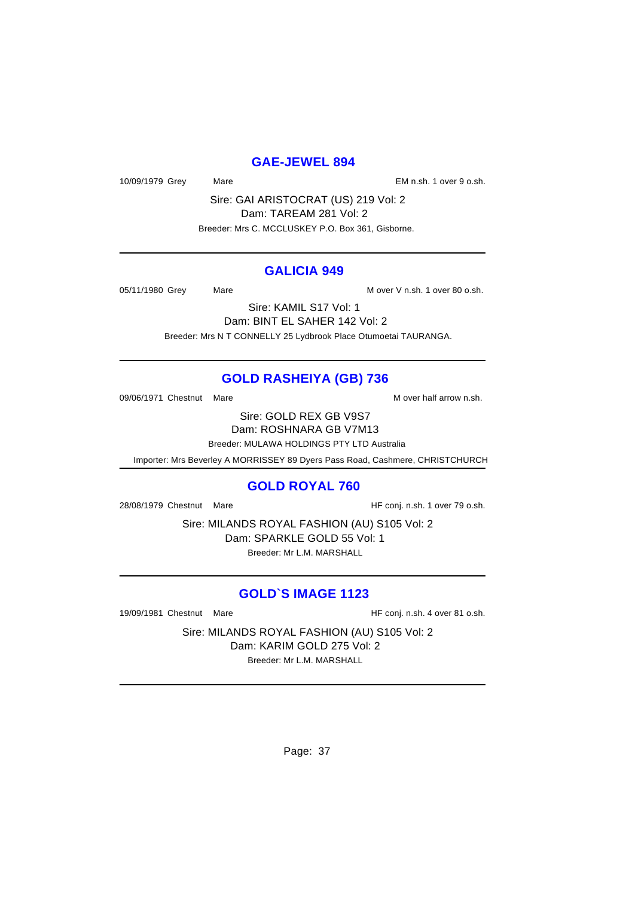## GAE-JEWEL 894

10/09/1979 Grey Mare EM n.sh. 1 over 9 o.sh.

Sire: GAI ARISTOCRAT (US) 219 Vol: 2
Dam: TAREAM 281 Vol: 2
Breeder: Mrs C. MCCLUSKEY P.O. Box 361, Gisborne.

---

## GALICIA 949

05/11/1980 Grey Mare M over V n.sh. 1 over 80 o.sh.

Sire: KAMIL S17 Vol: 1
Dam: BINT EL SAHER 142 Vol: 2
Breeder: Mrs N T CONNELLY 25 Lydbrook Place Otumoetai TAURANGA.

---

## GOLD RASHEIYA (GB) 736

09/06/1971 Chestnut Mare M over half arrow n.sh.

Sire: GOLD REX GB V9S7
Dam: ROSHNARA GB V7M13
Breeder: MULAWA HOLDINGS PTY LTD Australia
Importer: Mrs Beverley A MORRISSEY 89 Dyers Pass Road, Cashmere, CHRISTCHURCH

---

## GOLD ROYAL 760

28/08/1979 Chestnut Mare HF conj. n.sh. 1 over 79 o.sh.

Sire: MILANDS ROYAL FASHION (AU) S105 Vol: 2
Dam: SPARKLE GOLD 55 Vol: 1
Breeder: Mr L.M. MARSHALL

---

## GOLD`S IMAGE 1123

19/09/1981 Chestnut Mare HF conj. n.sh. 4 over 81 o.sh.

Sire: MILANDS ROYAL FASHION (AU) S105 Vol: 2
Dam: KARIM GOLD 275 Vol: 2
Breeder: Mr L.M. MARSHALL

---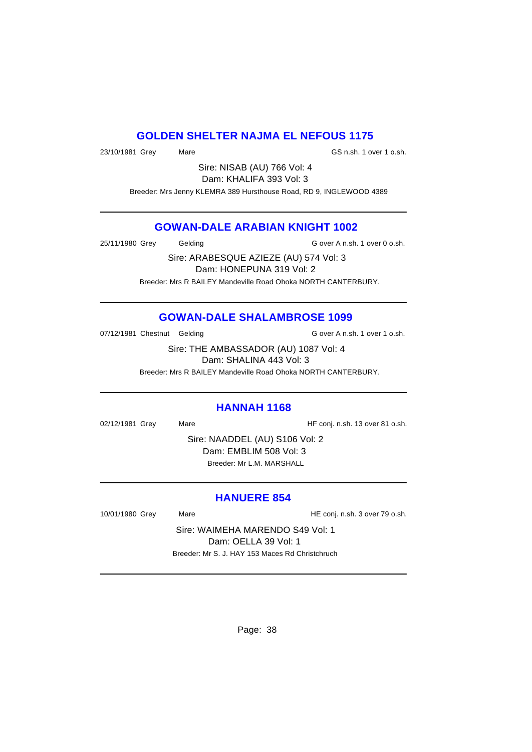## GOLDEN SHELTER NAJMA EL NEFOUS 1175

23/10/1981 Grey Mare GS n.sh. 1 over 1 o.sh.

Sire: NISAB (AU) 766 Vol: 4
Dam: KHALIFA 393 Vol: 3
Breeder: Mrs Jenny KLEMRA 389 Hursthouse Road, RD 9, INGLEWOOD 4389

---

## GOWAN-DALE ARABIAN KNIGHT 1002

25/11/1980 Grey Gelding G over A n.sh. 1 over 0 o.sh.

Sire: ARABESQUE AZIEZE (AU) 574 Vol: 3
Dam: HONEPUNA 319 Vol: 2
Breeder: Mrs R BAILEY Mandeville Road Ohoka NORTH CANTERBURY.

---

## GOWAN-DALE SHALAMBROSE 1099

07/12/1981 Chestnut Gelding G over A n.sh. 1 over 1 o.sh.

Sire: THE AMBASSADOR (AU) 1087 Vol: 4
Dam: SHALINA 443 Vol: 3
Breeder: Mrs R BAILEY Mandeville Road Ohoka NORTH CANTERBURY.

---

## HANNAH 1168

02/12/1981 Grey Mare HF conj. n.sh. 13 over 81 o.sh.

Sire: NAADDEL (AU) S106 Vol: 2
Dam: EMBLIM 508 Vol: 3
Breeder: Mr L.M. MARSHALL

---

## HANUERE 854

10/01/1980 Grey Mare HE conj. n.sh. 3 over 79 o.sh.

Sire: WAIMEHA MARENDO S49 Vol: 1
Dam: OELLA 39 Vol: 1
Breeder: Mr S. J. HAY 153 Maces Rd Christchruch

---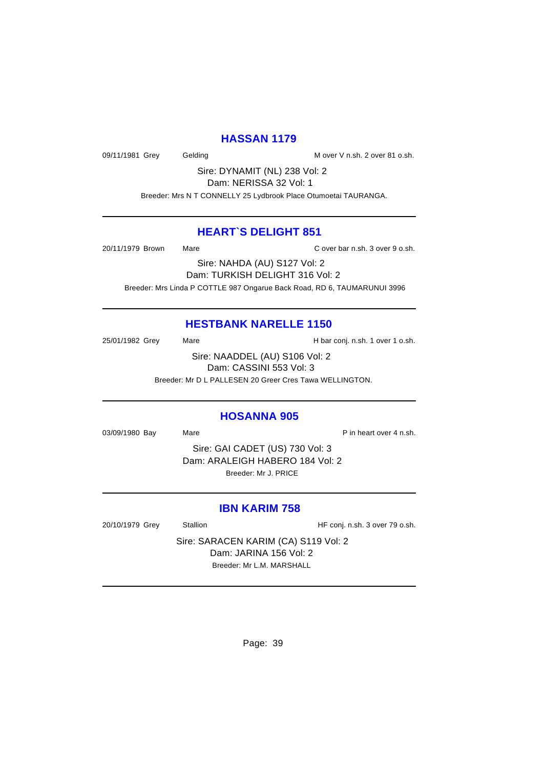## HASSAN 1179

09/11/1981 Grey Gelding M over V n.sh. 2 over 81 o.sh.

Sire: DYNAMIT (NL) 238 Vol: 2
Dam: NERISSA 32 Vol: 1
Breeder: Mrs N T CONNELLY 25 Lydbrook Place Otumoetai TAURANGA.

---

## HEART`S DELIGHT 851

20/11/1979 Brown Mare C over bar n.sh. 3 over 9 o.sh.

Sire: NAHDA (AU) S127 Vol: 2
Dam: TURKISH DELIGHT 316 Vol: 2
Breeder: Mrs Linda P COTTLE 987 Ongarue Back Road, RD 6, TAUMARUNUI 3996

---

## HESTBANK NARELLE 1150

25/01/1982 Grey Mare H bar conj. n.sh. 1 over 1 o.sh.

Sire: NAADDEL (AU) S106 Vol: 2
Dam: CASSINI 553 Vol: 3
Breeder: Mr D L PALLESEN 20 Greer Cres Tawa WELLINGTON.

---

## HOSANNA 905

03/09/1980 Bay Mare P in heart over 4 n.sh.

Sire: GAI CADET (US) 730 Vol: 3
Dam: ARALEIGH HABERO 184 Vol: 2
Breeder: Mr J. PRICE

---

## IBN KARIM 758

20/10/1979 Grey Stallion HF conj. n.sh. 3 over 79 o.sh.

Sire: SARACEN KARIM (CA) S119 Vol: 2
Dam: JARINA 156 Vol: 2
Breeder: Mr L.M. MARSHALL

---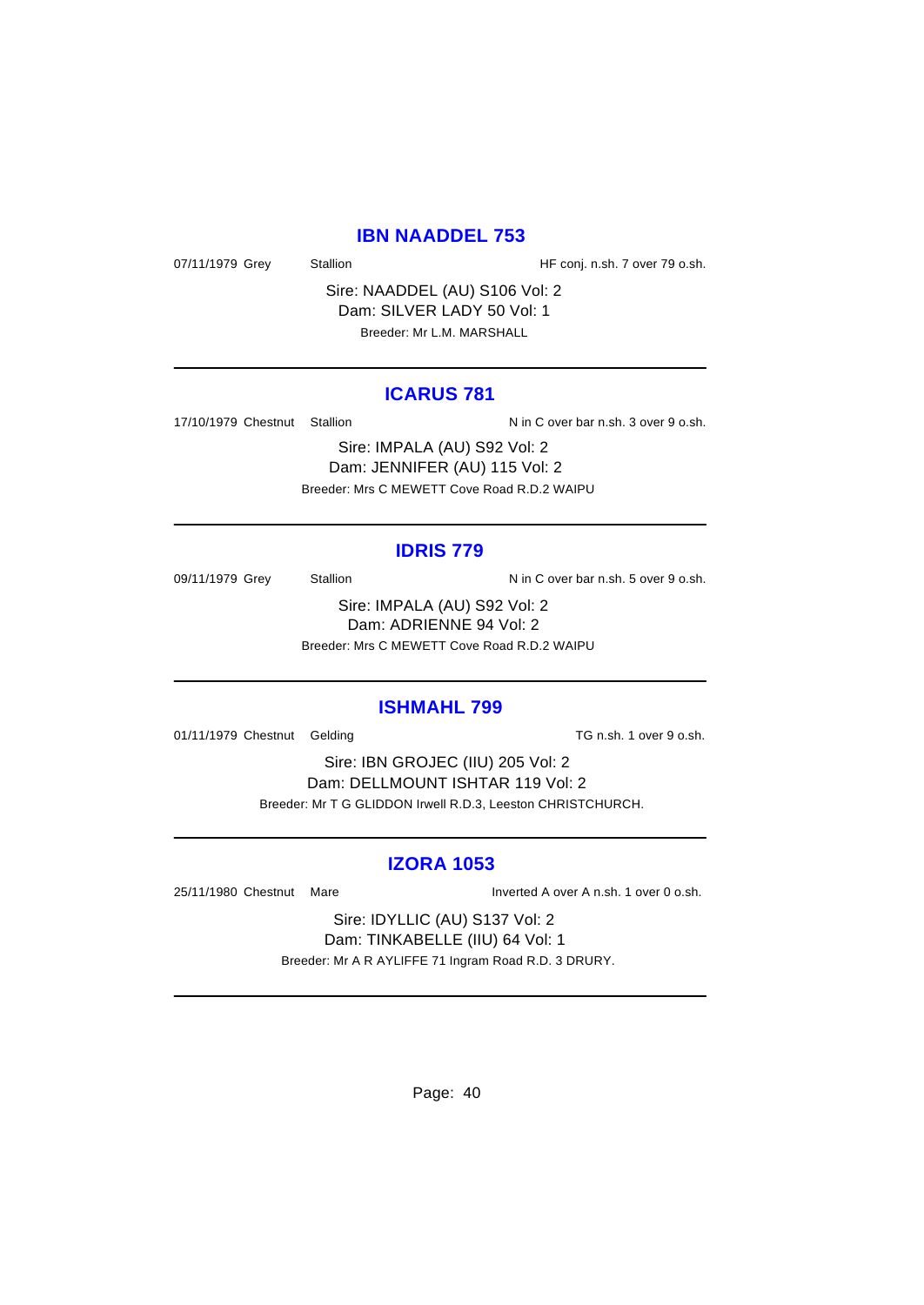## IBN NAADDEL 753

07/11/1979 Grey Stallion HF conj. n.sh. 7 over 79 o.sh.

Sire: NAADDEL (AU) S106 Vol: 2
Dam: SILVER LADY 50 Vol: 1
Breeder: Mr L.M. MARSHALL

---

## ICARUS 781

17/10/1979 Chestnut Stallion N in C over bar n.sh. 3 over 9 o.sh.

Sire: IMPALA (AU) S92 Vol: 2
Dam: JENNIFER (AU) 115 Vol: 2
Breeder: Mrs C MEWETT Cove Road R.D.2 WAIPU

---

## IDRIS 779

09/11/1979 Grey Stallion N in C over bar n.sh. 5 over 9 o.sh.

Sire: IMPALA (AU) S92 Vol: 2
Dam: ADRIENNE 94 Vol: 2
Breeder: Mrs C MEWETT Cove Road R.D.2 WAIPU

---

## ISHMAHL 799

01/11/1979 Chestnut Gelding TG n.sh. 1 over 9 o.sh.

Sire: IBN GROJEC (IIU) 205 Vol: 2
Dam: DELLMOUNT ISHTAR 119 Vol: 2
Breeder: Mr T G GLIDDON Irwell R.D.3, Leeston CHRISTCHURCH.

---

## IZORA 1053

25/11/1980 Chestnut Mare Inverted A over A n.sh. 1 over 0 o.sh.

Sire: IDYLLIC (AU) S137 Vol: 2
Dam: TINKABELLE (IIU) 64 Vol: 1
Breeder: Mr A R AYLIFFE 71 Ingram Road R.D. 3 DRURY.

---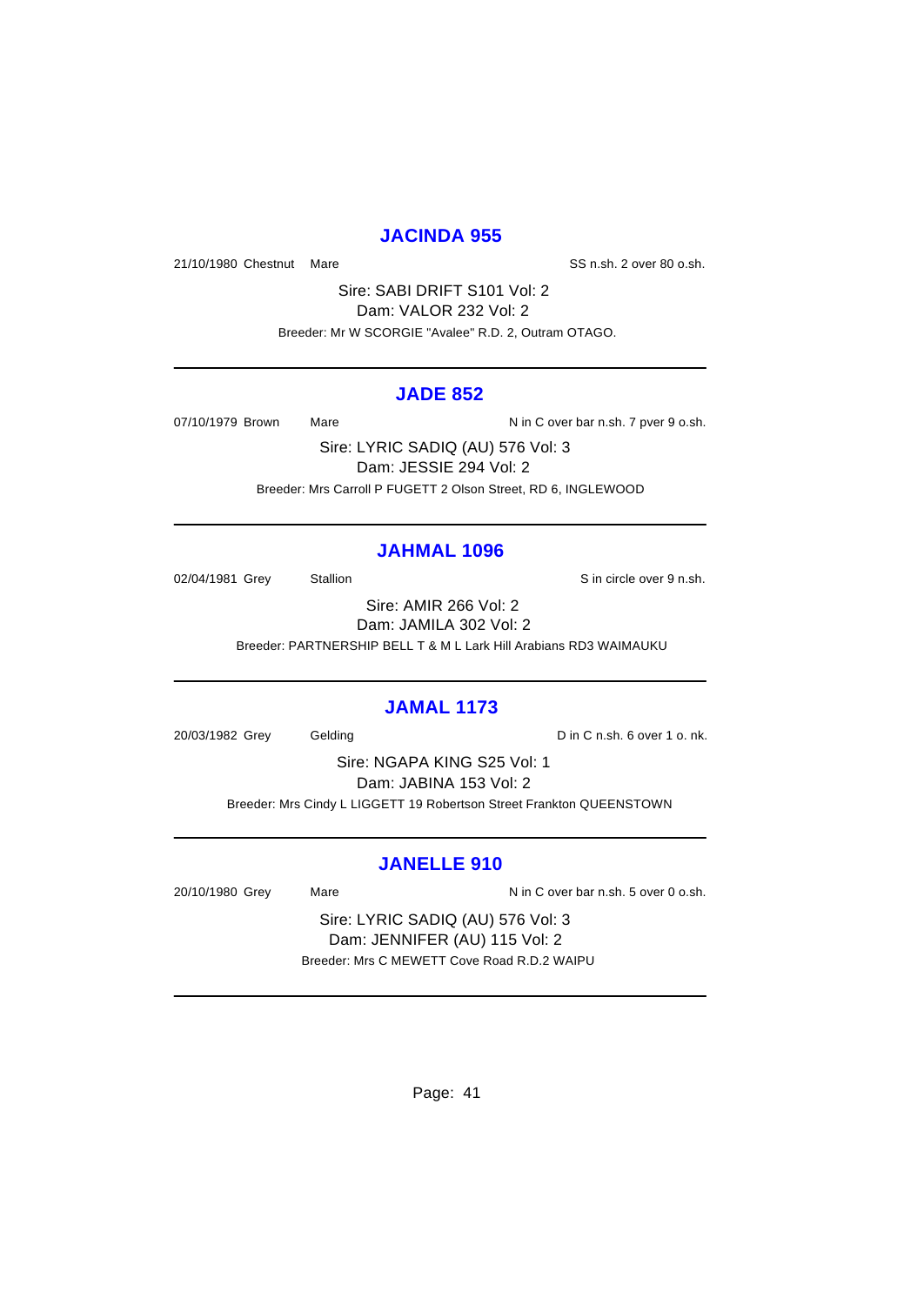## JACINDA 955

21/10/1980 Chestnut Mare SS n.sh. 2 over 80 o.sh.

Sire: SABI DRIFT S101 Vol: 2
Dam: VALOR 232 Vol: 2
Breeder: Mr W SCORGIE "Avalee" R.D. 2, Outram OTAGO.

---

## JADE 852

07/10/1979 Brown Mare N in C over bar n.sh. 7 pver 9 o.sh.

Sire: LYRIC SADIQ (AU) 576 Vol: 3
Dam: JESSIE 294 Vol: 2
Breeder: Mrs Carroll P FUGETT 2 Olson Street, RD 6, INGLEWOOD

---

## JAHMAL 1096

02/04/1981 Grey Stallion S in circle over 9 n.sh.

Sire: AMIR 266 Vol: 2
Dam: JAMILA 302 Vol: 2
Breeder: PARTNERSHIP BELL T & M L Lark Hill Arabians RD3 WAIMAUKU

---

## JAMAL 1173

20/03/1982 Grey Gelding D in C n.sh. 6 over 1 o. nk.

Sire: NGAPA KING S25 Vol: 1
Dam: JABINA 153 Vol: 2
Breeder: Mrs Cindy L LIGGETT 19 Robertson Street Frankton QUEENSTOWN

---

## JANELLE 910

20/10/1980 Grey Mare N in C over bar n.sh. 5 over 0 o.sh.

Sire: LYRIC SADIQ (AU) 576 Vol: 3
Dam: JENNIFER (AU) 115 Vol: 2
Breeder: Mrs C MEWETT Cove Road R.D.2 WAIPU

---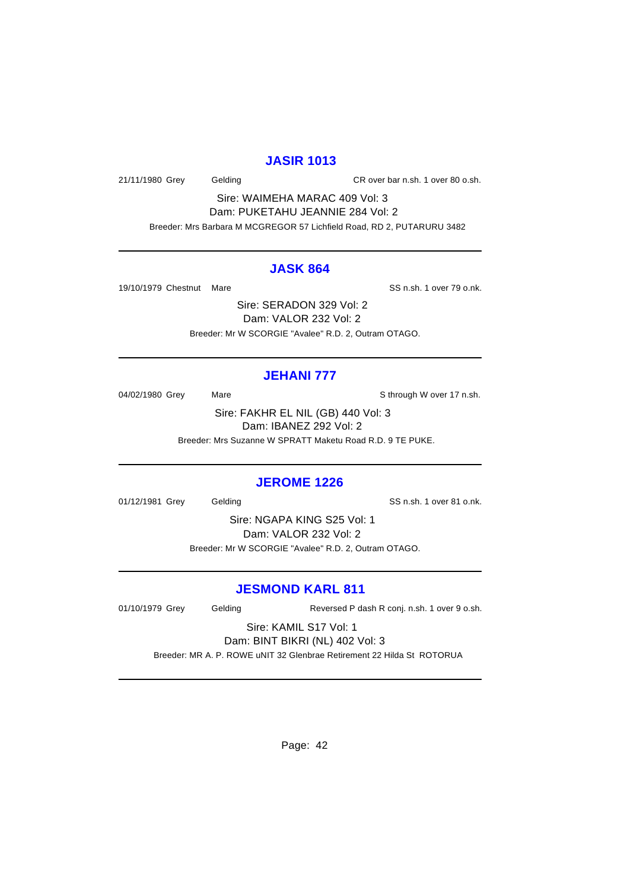## JASIR 1013

21/11/1980 Grey Gelding CR over bar n.sh. 1 over 80 o.sh.

Sire: WAIMEHA MARAC 409 Vol: 3
Dam: PUKETAHU JEANNIE 284 Vol: 2
Breeder: Mrs Barbara M MCGREGOR 57 Lichfield Road, RD 2, PUTARURU 3482

---

## JASK 864

19/10/1979 Chestnut Mare SS n.sh. 1 over 79 o.nk.

Sire: SERADON 329 Vol: 2
Dam: VALOR 232 Vol: 2
Breeder: Mr W SCORGIE "Avalee" R.D. 2, Outram OTAGO.

---

## JEHANI 777

04/02/1980 Grey Mare S through W over 17 n.sh.

Sire: FAKHR EL NIL (GB) 440 Vol: 3
Dam: IBANEZ 292 Vol: 2
Breeder: Mrs Suzanne W SPRATT Maketu Road R.D. 9 TE PUKE.

---

## JEROME 1226

01/12/1981 Grey Gelding SS n.sh. 1 over 81 o.nk.

Sire: NGAPA KING S25 Vol: 1
Dam: VALOR 232 Vol: 2
Breeder: Mr W SCORGIE "Avalee" R.D. 2, Outram OTAGO.

---

## JESMOND KARL 811

01/10/1979 Grey Gelding Reversed P dash R conj. n.sh. 1 over 9 o.sh.

Sire: KAMIL S17 Vol: 1
Dam: BINT BIKRI (NL) 402 Vol: 3
Breeder: MR A. P. ROWE uNIT 32 Glenbrae Retirement 22 Hilda St ROTORUA

---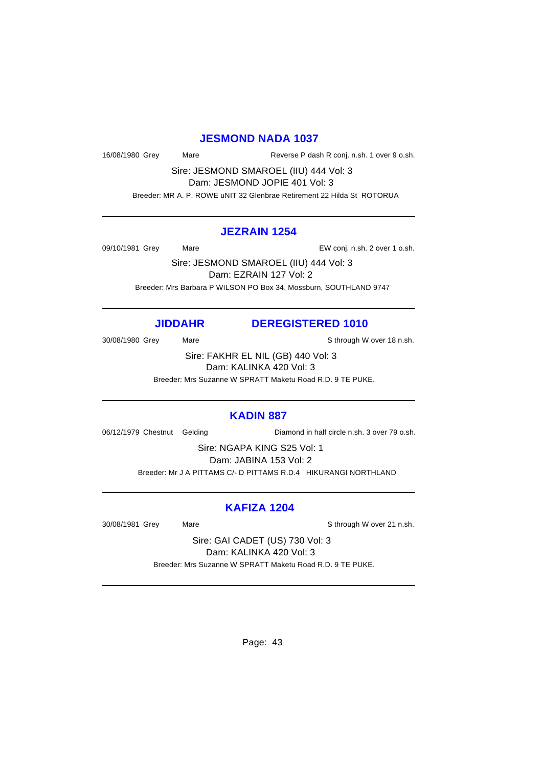## JESMOND NADA 1037

16/08/1980 Grey Mare Reverse P dash R conj. n.sh. 1 over 9 o.sh.

Sire: JESMOND SMAROEL (IIU) 444 Vol: 3
Dam: JESMOND JOPIE 401 Vol: 3

Breeder: MR A. P. ROWE uNIT 32 Glenbrae Retirement 22 Hilda St ROTORUA

---

## JEZRAIN 1254

09/10/1981 Grey Mare EW conj. n.sh. 2 over 1 o.sh.

Sire: JESMOND SMAROEL (IIU) 444 Vol: 3
Dam: EZRAIN 127 Vol: 2

Breeder: Mrs Barbara P WILSON PO Box 34, Mossburn, SOUTHLAND 9747

---

## JIDDAHR DEREGISTERED 1010

30/08/1980 Grey Mare S through W over 18 n.sh.

Sire: FAKHR EL NIL (GB) 440 Vol: 3
Dam: KALINKA 420 Vol: 3

Breeder: Mrs Suzanne W SPRATT Maketu Road R.D. 9 TE PUKE.

---

## KADIN 887

06/12/1979 Chestnut Gelding Diamond in half circle n.sh. 3 over 79 o.sh.

Sire: NGAPA KING S25 Vol: 1
Dam: JABINA 153 Vol: 2

Breeder: Mr J A PITTAMS C/- D PITTAMS R.D.4 HIKURANGI NORTHLAND

---

## KAFIZA 1204

30/08/1981 Grey Mare S through W over 21 n.sh.

Sire: GAI CADET (US) 730 Vol: 3
Dam: KALINKA 420 Vol: 3

Breeder: Mrs Suzanne W SPRATT Maketu Road R.D. 9 TE PUKE.

---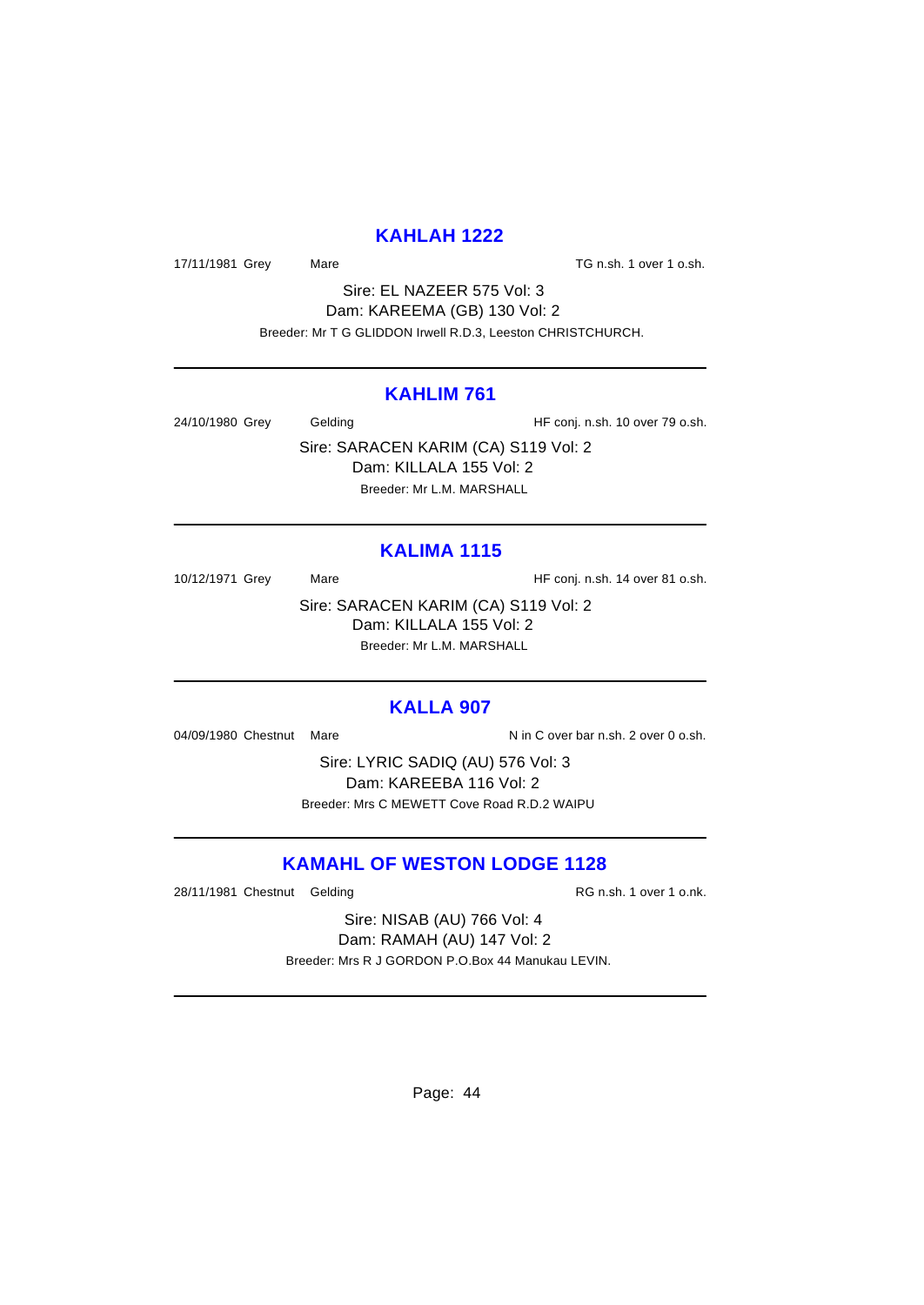## KAHLAH 1222

17/11/1981 Grey Mare TG n.sh. 1 over 1 o.sh.

Sire: EL NAZEER 575 Vol: 3
Dam: KAREEMA (GB) 130 Vol: 2
Breeder: Mr T G GLIDDON Irwell R.D.3, Leeston CHRISTCHURCH.

---

## KAHLIM 761

24/10/1980 Grey Gelding HF conj. n.sh. 10 over 79 o.sh.

Sire: SARACEN KARIM (CA) S119 Vol: 2
Dam: KILLALA 155 Vol: 2
Breeder: Mr L.M. MARSHALL

---

## KALIMA 1115

10/12/1971 Grey Mare HF conj. n.sh. 14 over 81 o.sh.

Sire: SARACEN KARIM (CA) S119 Vol: 2
Dam: KILLALA 155 Vol: 2
Breeder: Mr L.M. MARSHALL

---

## KALLA 907

04/09/1980 Chestnut Mare N in C over bar n.sh. 2 over 0 o.sh.

Sire: LYRIC SADIQ (AU) 576 Vol: 3
Dam: KAREEBA 116 Vol: 2
Breeder: Mrs C MEWETT Cove Road R.D.2 WAIPU

---

## KAMAHL OF WESTON LODGE 1128

28/11/1981 Chestnut Gelding RG n.sh. 1 over 1 o.nk.

Sire: NISAB (AU) 766 Vol: 4
Dam: RAMAH (AU) 147 Vol: 2
Breeder: Mrs R J GORDON P.O.Box 44 Manukau LEVIN.

---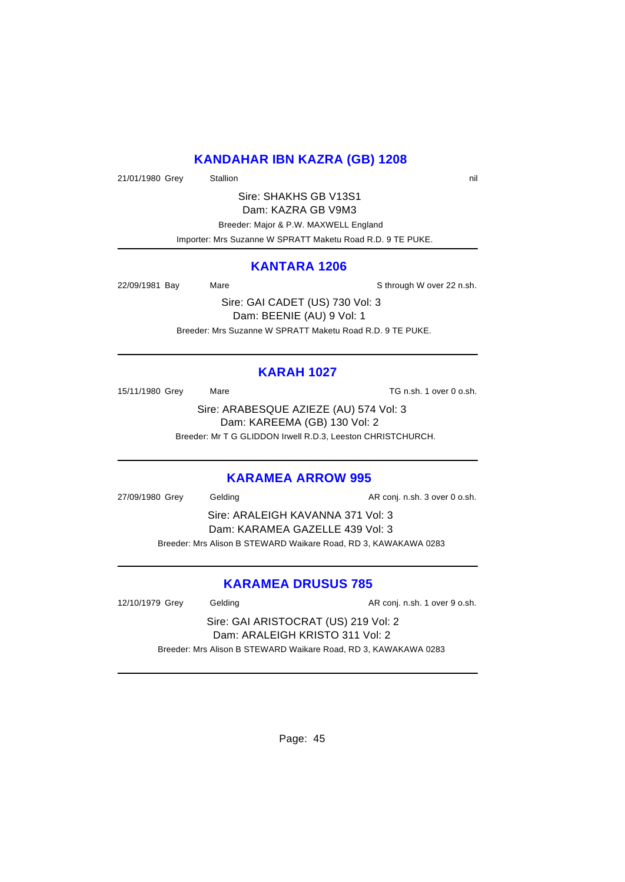## KANDAHAR IBN KAZRA (GB) 1208

21/01/1980 Grey Stallion nil

Sire: SHAKHS GB V13S1
Dam: KAZRA GB V9M3
Breeder: Major & P.W. MAXWELL England
Importer: Mrs Suzanne W SPRATT Maketu Road R.D. 9 TE PUKE.

---

## KANTARA 1206

22/09/1981 Bay Mare S through W over 22 n.sh.

Sire: GAI CADET (US) 730 Vol: 3
Dam: BEENIE (AU) 9 Vol: 1
Breeder: Mrs Suzanne W SPRATT Maketu Road R.D. 9 TE PUKE.

---

## KARAH 1027

15/11/1980 Grey Mare TG n.sh. 1 over 0 o.sh.

Sire: ARABESQUE AZIEZE (AU) 574 Vol: 3
Dam: KAREEMA (GB) 130 Vol: 2
Breeder: Mr T G GLIDDON Irwell R.D.3, Leeston CHRISTCHURCH.

---

## KARAMEA ARROW 995

27/09/1980 Grey Gelding AR conj. n.sh. 3 over 0 o.sh.

Sire: ARALEIGH KAVANNA 371 Vol: 3
Dam: KARAMEA GAZELLE 439 Vol: 3
Breeder: Mrs Alison B STEWARD Waikare Road, RD 3, KAWAKAWA 0283

---

## KARAMEA DRUSUS 785

12/10/1979 Grey Gelding AR conj. n.sh. 1 over 9 o.sh.

Sire: GAI ARISTOCRAT (US) 219 Vol: 2
Dam: ARALEIGH KRISTO 311 Vol: 2
Breeder: Mrs Alison B STEWARD Waikare Road, RD 3, KAWAKAWA 0283

---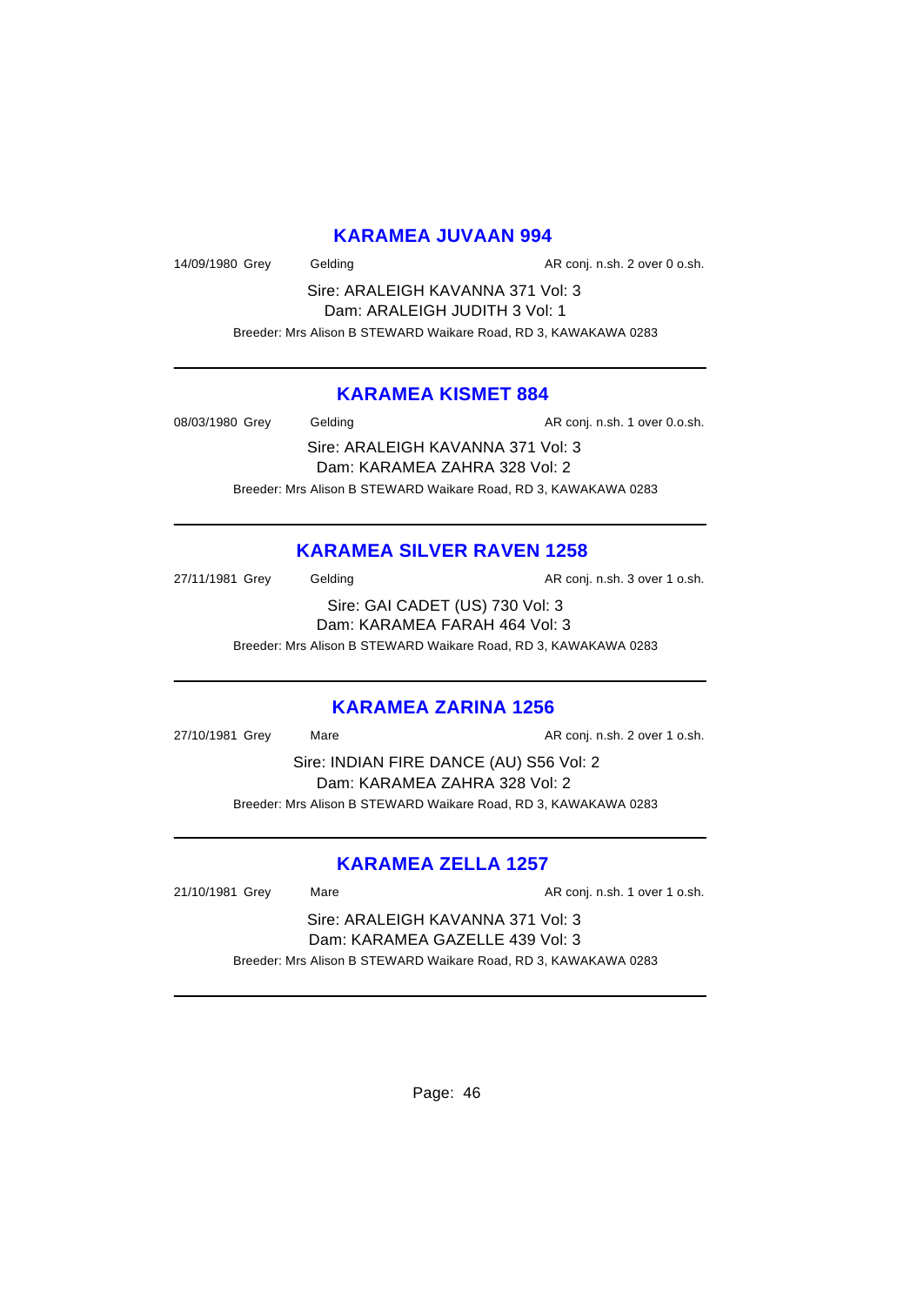## KARAMEA JUVAAN 994

14/09/1980 Grey Gelding AR conj. n.sh. 2 over 0 o.sh.

Sire: ARALEIGH KAVANNA 371 Vol: 3
Dam: ARALEIGH JUDITH 3 Vol: 1

Breeder: Mrs Alison B STEWARD Waikare Road, RD 3, KAWAKAWA 0283

---

## KARAMEA KISMET 884

08/03/1980 Grey Gelding AR conj. n.sh. 1 over 0.o.sh.

Sire: ARALEIGH KAVANNA 371 Vol: 3
Dam: KARAMEA ZAHRA 328 Vol: 2

Breeder: Mrs Alison B STEWARD Waikare Road, RD 3, KAWAKAWA 0283

---

## KARAMEA SILVER RAVEN 1258

27/11/1981 Grey Gelding AR conj. n.sh. 3 over 1 o.sh.

Sire: GAI CADET (US) 730 Vol: 3
Dam: KARAMEA FARAH 464 Vol: 3

Breeder: Mrs Alison B STEWARD Waikare Road, RD 3, KAWAKAWA 0283

---

## KARAMEA ZARINA 1256

27/10/1981 Grey Mare AR conj. n.sh. 2 over 1 o.sh.

Sire: INDIAN FIRE DANCE (AU) S56 Vol: 2
Dam: KARAMEA ZAHRA 328 Vol: 2

Breeder: Mrs Alison B STEWARD Waikare Road, RD 3, KAWAKAWA 0283

---

## KARAMEA ZELLA 1257

21/10/1981 Grey Mare AR conj. n.sh. 1 over 1 o.sh.

Sire: ARALEIGH KAVANNA 371 Vol: 3
Dam: KARAMEA GAZELLE 439 Vol: 3

Breeder: Mrs Alison B STEWARD Waikare Road, RD 3, KAWAKAWA 0283

---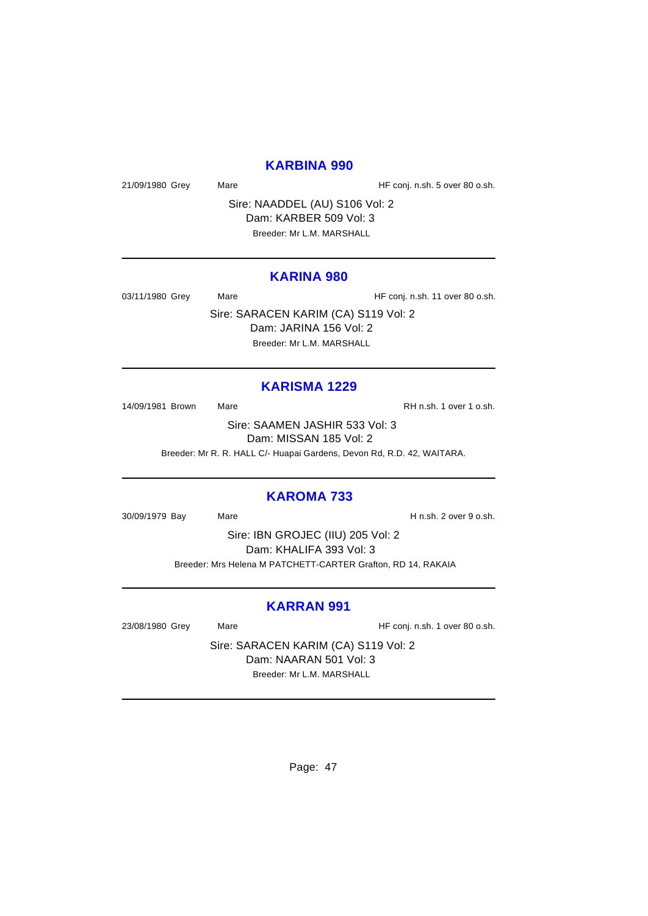## KARBINA 990

21/09/1980 Grey Mare HF conj. n.sh. 5 over 80 o.sh.

Sire: NAADDEL (AU) S106 Vol: 2
Dam: KARBER 509 Vol: 3
Breeder: Mr L.M. MARSHALL

---

## KARINA 980

03/11/1980 Grey Mare HF conj. n.sh. 11 over 80 o.sh.

Sire: SARACEN KARIM (CA) S119 Vol: 2
Dam: JARINA 156 Vol: 2
Breeder: Mr L.M. MARSHALL

---

## KARISMA 1229

14/09/1981 Brown Mare RH n.sh. 1 over 1 o.sh.

Sire: SAAMEN JASHIR 533 Vol: 3
Dam: MISSAN 185 Vol: 2
Breeder: Mr R. R. HALL C/- Huapai Gardens, Devon Rd, R.D. 42, WAITARA.

---

## KAROMA 733

30/09/1979 Bay Mare H n.sh. 2 over 9 o.sh.

Sire: IBN GROJEC (IIU) 205 Vol: 2
Dam: KHALIFA 393 Vol: 3
Breeder: Mrs Helena M PATCHETT-CARTER Grafton, RD 14, RAKAIA

---

## KARRAN 991

23/08/1980 Grey Mare HF conj. n.sh. 1 over 80 o.sh.

Sire: SARACEN KARIM (CA) S119 Vol: 2
Dam: NAARAN 501 Vol: 3
Breeder: Mr L.M. MARSHALL

---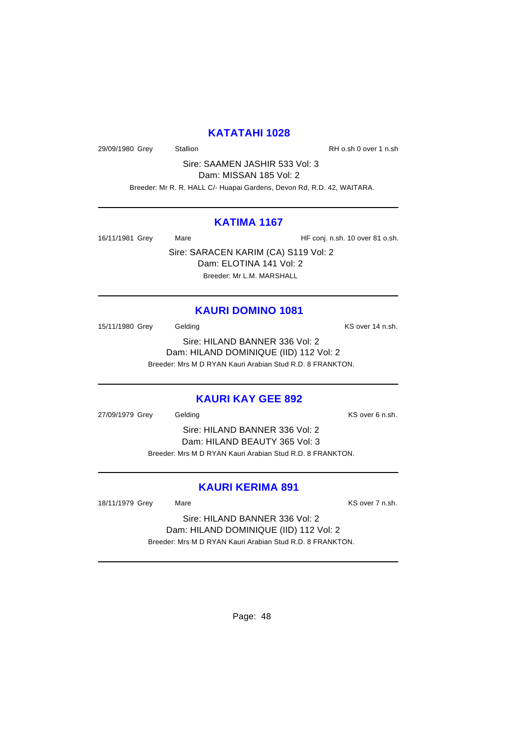## KATATAHI 1028

29/09/1980 Grey Stallion RH o.sh 0 over 1 n.sh

Sire: SAAMEN JASHIR 533 Vol: 3
Dam: MISSAN 185 Vol: 2

Breeder: Mr R. R. HALL C/- Huapai Gardens, Devon Rd, R.D. 42, WAITARA.

---

## KATIMA 1167

16/11/1981 Grey Mare HF conj. n.sh. 10 over 81 o.sh.

Sire: SARACEN KARIM (CA) S119 Vol: 2
Dam: ELOTINA 141 Vol: 2

Breeder: Mr L.M. MARSHALL

---

## KAURI DOMINO 1081

15/11/1980 Grey Gelding KS over 14 n.sh.

Sire: HILAND BANNER 336 Vol: 2
Dam: HILAND DOMINIQUE (IID) 112 Vol: 2

Breeder: Mrs M D RYAN Kauri Arabian Stud R.D. 8 FRANKTON.

---

## KAURI KAY GEE 892

27/09/1979 Grey Gelding KS over 6 n.sh.

Sire: HILAND BANNER 336 Vol: 2
Dam: HILAND BEAUTY 365 Vol: 3

Breeder: Mrs M D RYAN Kauri Arabian Stud R.D. 8 FRANKTON.

---

## KAURI KERIMA 891

18/11/1979 Grey Mare KS over 7 n.sh.

Sire: HILAND BANNER 336 Vol: 2
Dam: HILAND DOMINIQUE (IID) 112 Vol: 2

Breeder: Mrs M D RYAN Kauri Arabian Stud R.D. 8 FRANKTON.

---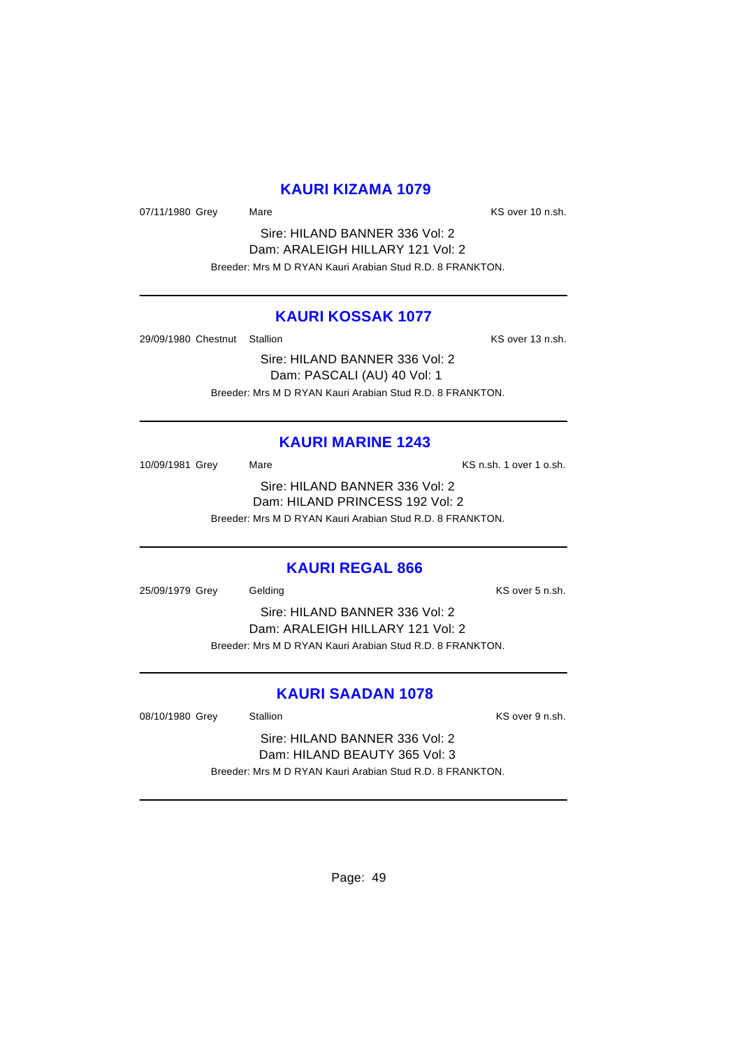## KAURI KIZAMA 1079

07/11/1980 Grey Mare KS over 10 n.sh.

Sire: HILAND BANNER 336 Vol: 2
Dam: ARALEIGH HILLARY 121 Vol: 2
Breeder: Mrs M D RYAN Kauri Arabian Stud R.D. 8 FRANKTON.

---

## KAURI KOSSAK 1077

29/09/1980 Chestnut Stallion KS over 13 n.sh.

Sire: HILAND BANNER 336 Vol: 2
Dam: PASCALI (AU) 40 Vol: 1
Breeder: Mrs M D RYAN Kauri Arabian Stud R.D. 8 FRANKTON.

---

## KAURI MARINE 1243

10/09/1981 Grey Mare KS n.sh. 1 over 1 o.sh.

Sire: HILAND BANNER 336 Vol: 2
Dam: HILAND PRINCESS 192 Vol: 2
Breeder: Mrs M D RYAN Kauri Arabian Stud R.D. 8 FRANKTON.

---

## KAURI REGAL 866

25/09/1979 Grey Gelding KS over 5 n.sh.

Sire: HILAND BANNER 336 Vol: 2
Dam: ARALEIGH HILLARY 121 Vol: 2
Breeder: Mrs M D RYAN Kauri Arabian Stud R.D. 8 FRANKTON.

---

## KAURI SAADAN 1078

08/10/1980 Grey Stallion KS over 9 n.sh.

Sire: HILAND BANNER 336 Vol: 2
Dam: HILAND BEAUTY 365 Vol: 3
Breeder: Mrs M D RYAN Kauri Arabian Stud R.D. 8 FRANKTON.

---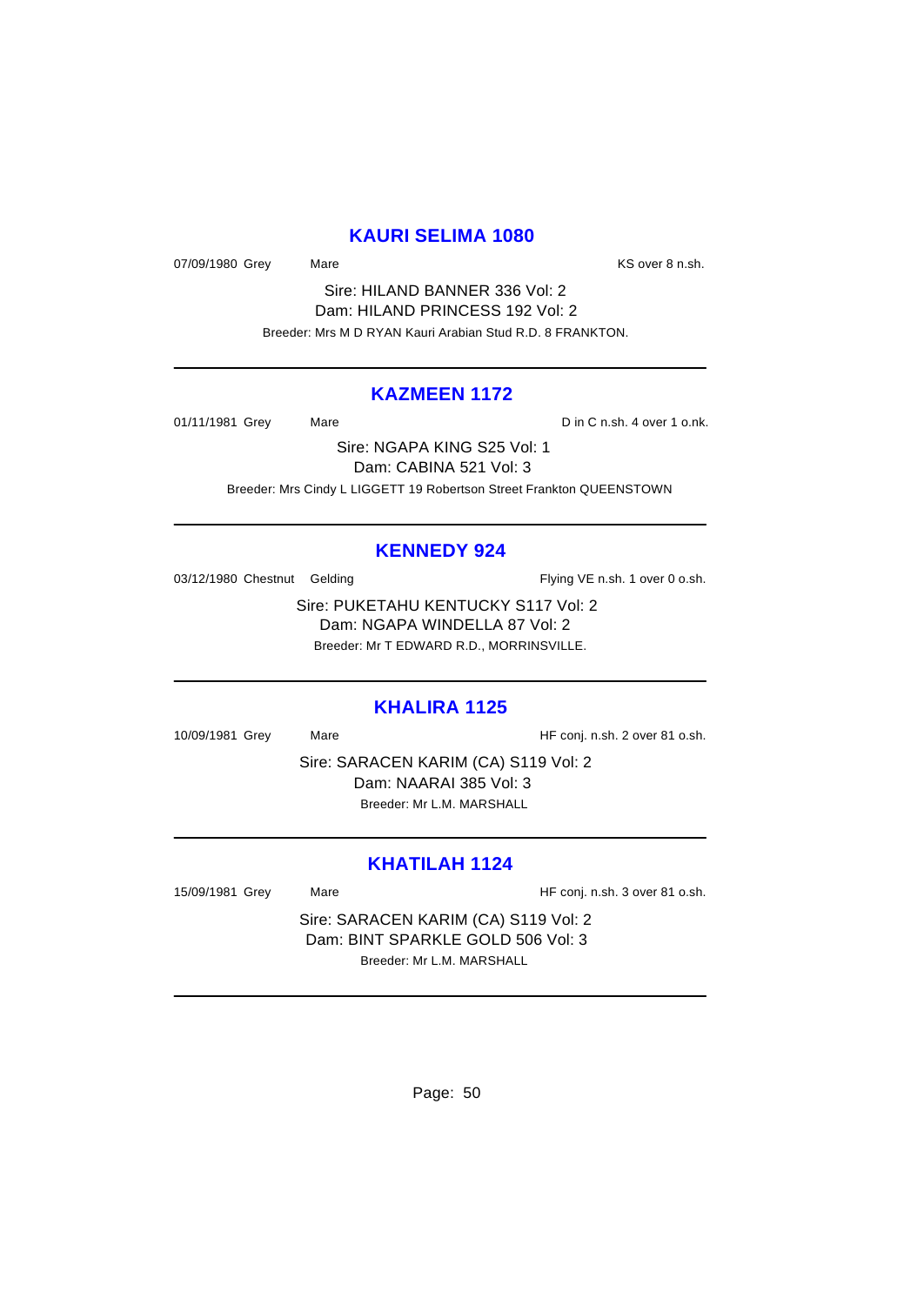## KAURI SELIMA 1080

07/09/1980 Grey Mare KS over 8 n.sh.

Sire: HILAND BANNER 336 Vol: 2
Dam: HILAND PRINCESS 192 Vol: 2
Breeder: Mrs M D RYAN Kauri Arabian Stud R.D. 8 FRANKTON.

---

## KAZMEEN 1172

01/11/1981 Grey Mare D in C n.sh. 4 over 1 o.nk.

Sire: NGAPA KING S25 Vol: 1
Dam: CABINA 521 Vol: 3
Breeder: Mrs Cindy L LIGGETT 19 Robertson Street Frankton QUEENSTOWN

---

## KENNEDY 924

03/12/1980 Chestnut Gelding Flying VE n.sh. 1 over 0 o.sh.

Sire: PUKETAHU KENTUCKY S117 Vol: 2
Dam: NGAPA WINDELLA 87 Vol: 2
Breeder: Mr T EDWARD R.D., MORRINSVILLE.

---

## KHALIRA 1125

10/09/1981 Grey Mare HF conj. n.sh. 2 over 81 o.sh.

Sire: SARACEN KARIM (CA) S119 Vol: 2
Dam: NAARAI 385 Vol: 3
Breeder: Mr L.M. MARSHALL

---

## KHATILAH 1124

15/09/1981 Grey Mare HF conj. n.sh. 3 over 81 o.sh.

Sire: SARACEN KARIM (CA) S119 Vol: 2
Dam: BINT SPARKLE GOLD 506 Vol: 3
Breeder: Mr L.M. MARSHALL

---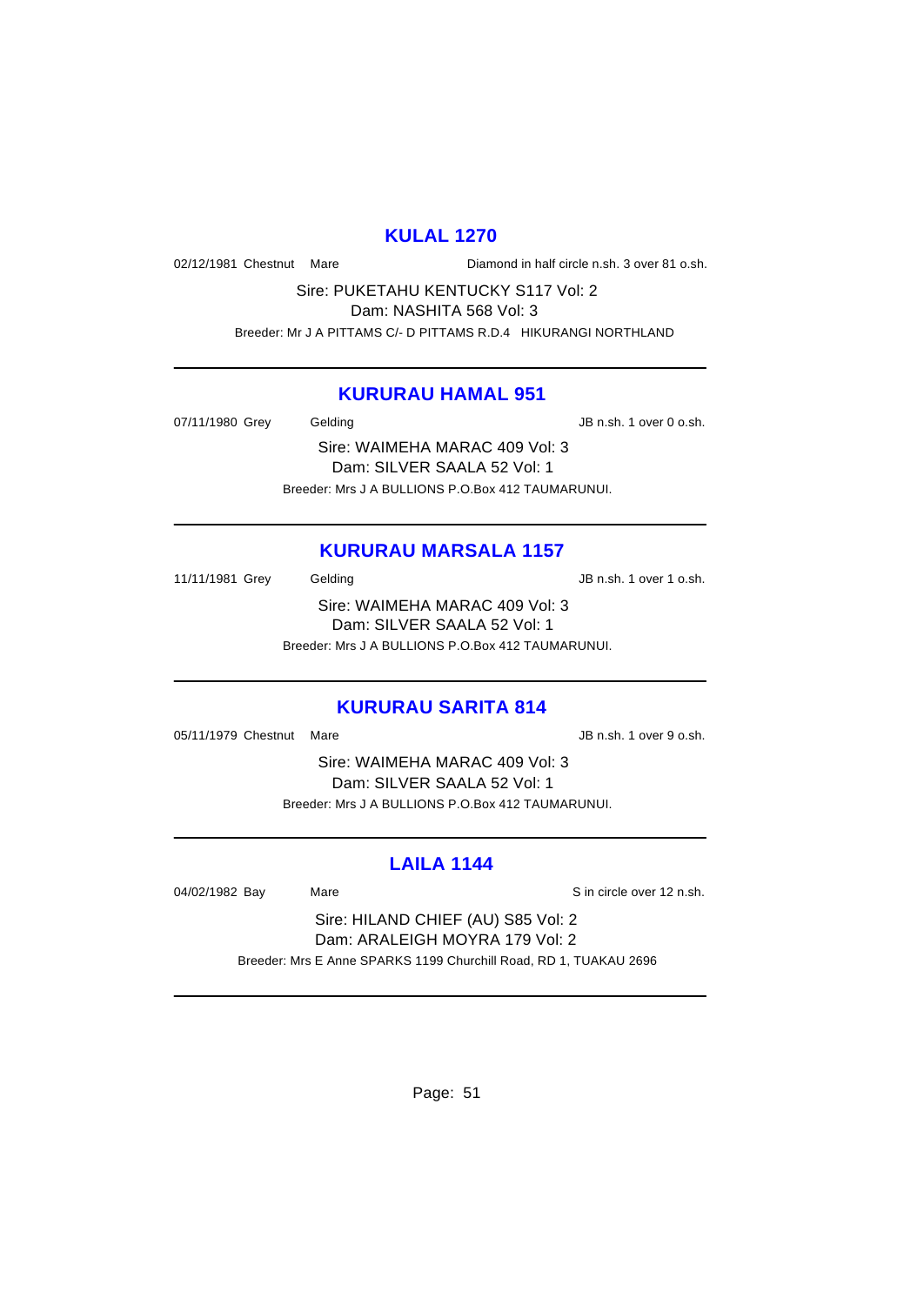## KULAL 1270

02/12/1981 Chestnut Mare — Diamond in half circle n.sh. 3 over 81 o.sh.

Sire: PUKETAHU KENTUCKY S117 Vol: 2

Dam: NASHITA 568 Vol: 3

Breeder: Mr J A PITTAMS C/- D PITTAMS R.D.4 HIKURANGI NORTHLAND

---

## KURURAU HAMAL 951

07/11/1980 Grey Gelding — JB n.sh. 1 over 0 o.sh.

Sire: WAIMEHA MARAC 409 Vol: 3

Dam: SILVER SAALA 52 Vol: 1

Breeder: Mrs J A BULLIONS P.O.Box 412 TAUMARUNUI.

---

## KURURAU MARSALA 1157

11/11/1981 Grey Gelding — JB n.sh. 1 over 1 o.sh.

Sire: WAIMEHA MARAC 409 Vol: 3

Dam: SILVER SAALA 52 Vol: 1

Breeder: Mrs J A BULLIONS P.O.Box 412 TAUMARUNUI.

---

## KURURAU SARITA 814

05/11/1979 Chestnut Mare — JB n.sh. 1 over 9 o.sh.

Sire: WAIMEHA MARAC 409 Vol: 3

Dam: SILVER SAALA 52 Vol: 1

Breeder: Mrs J A BULLIONS P.O.Box 412 TAUMARUNUI.

---

## LAILA 1144

04/02/1982 Bay Mare — S in circle over 12 n.sh.

Sire: HILAND CHIEF (AU) S85 Vol: 2

Dam: ARALEIGH MOYRA 179 Vol: 2

Breeder: Mrs E Anne SPARKS 1199 Churchill Road, RD 1, TUAKAU 2696

---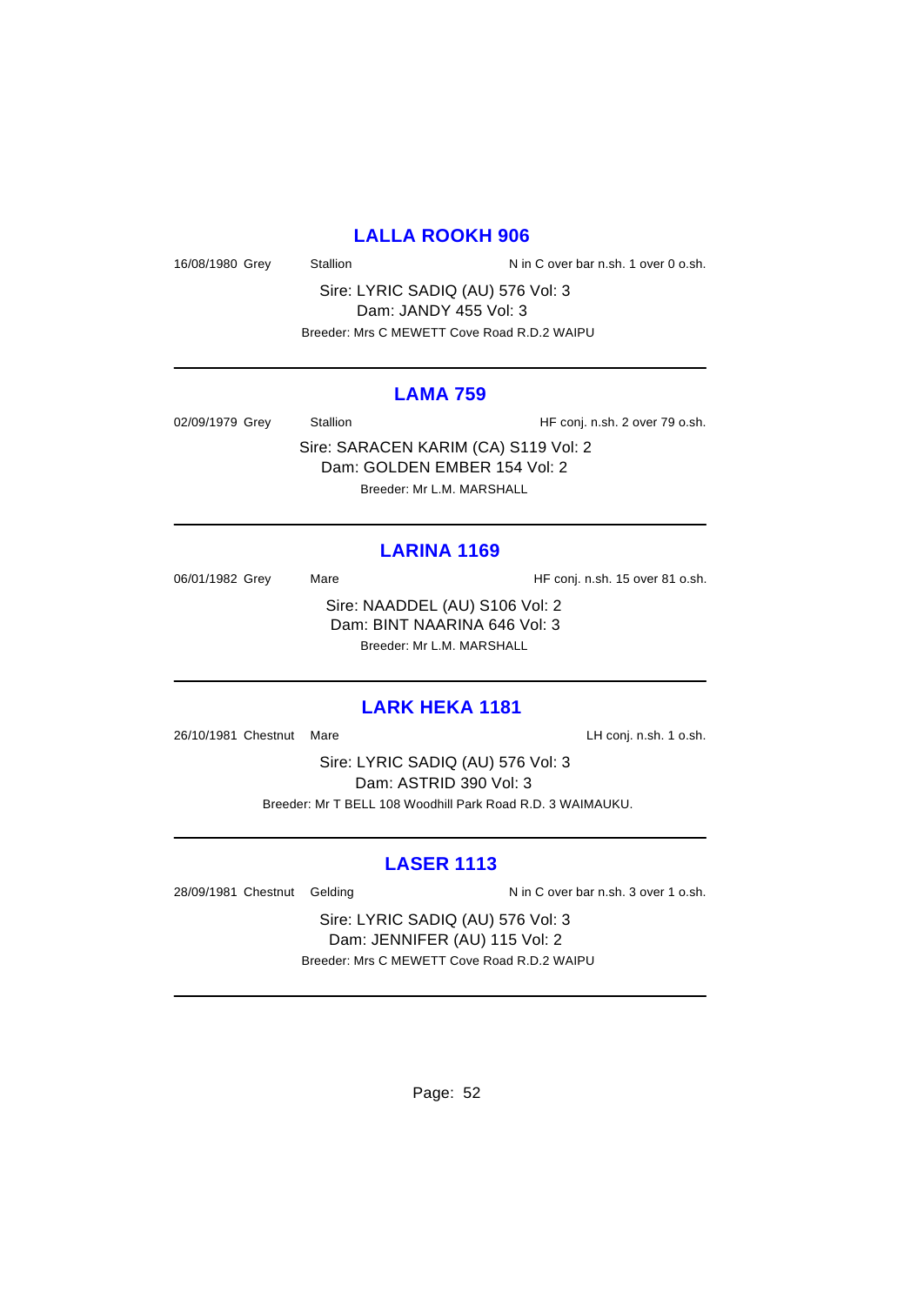## LALLA ROOKH 906

16/08/1980 Grey Stallion N in C over bar n.sh. 1 over 0 o.sh.

Sire: LYRIC SADIQ (AU) 576 Vol: 3
Dam: JANDY 455 Vol: 3
Breeder: Mrs C MEWETT Cove Road R.D.2 WAIPU

---

## LAMA 759

02/09/1979 Grey Stallion HF conj. n.sh. 2 over 79 o.sh.

Sire: SARACEN KARIM (CA) S119 Vol: 2
Dam: GOLDEN EMBER 154 Vol: 2
Breeder: Mr L.M. MARSHALL

---

## LARINA 1169

06/01/1982 Grey Mare HF conj. n.sh. 15 over 81 o.sh.

Sire: NAADDEL (AU) S106 Vol: 2
Dam: BINT NAARINA 646 Vol: 3
Breeder: Mr L.M. MARSHALL

---

## LARK HEKA 1181

26/10/1981 Chestnut Mare LH conj. n.sh. 1 o.sh.

Sire: LYRIC SADIQ (AU) 576 Vol: 3
Dam: ASTRID 390 Vol: 3
Breeder: Mr T BELL 108 Woodhill Park Road R.D. 3 WAIMAUKU.

---

## LASER 1113

28/09/1981 Chestnut Gelding N in C over bar n.sh. 3 over 1 o.sh.

Sire: LYRIC SADIQ (AU) 576 Vol: 3
Dam: JENNIFER (AU) 115 Vol: 2
Breeder: Mrs C MEWETT Cove Road R.D.2 WAIPU

---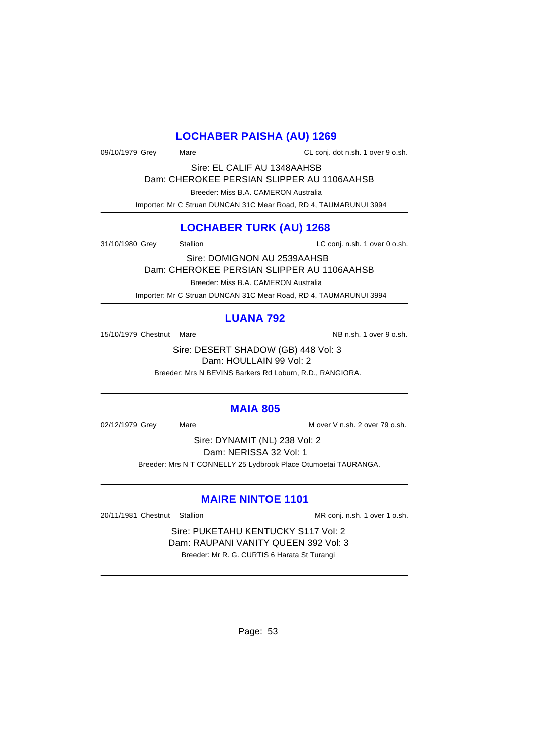## LOCHABER PAISHA (AU) 1269

09/10/1979 Grey Mare CL conj. dot n.sh. 1 over 9 o.sh.

Sire: EL CALIF AU 1348AAHSB
Dam: CHEROKEE PERSIAN SLIPPER AU 1106AAHSB
Breeder: Miss B.A. CAMERON Australia
Importer: Mr C Struan DUNCAN 31C Mear Road, RD 4, TAUMARUNUI 3994

---

## LOCHABER TURK (AU) 1268

31/10/1980 Grey Stallion LC conj. n.sh. 1 over 0 o.sh.

Sire: DOMIGNON AU 2539AAHSB
Dam: CHEROKEE PERSIAN SLIPPER AU 1106AAHSB
Breeder: Miss B.A. CAMERON Australia
Importer: Mr C Struan DUNCAN 31C Mear Road, RD 4, TAUMARUNUI 3994

---

## LUANA 792

15/10/1979 Chestnut Mare NB n.sh. 1 over 9 o.sh.

Sire: DESERT SHADOW (GB) 448 Vol: 3
Dam: HOULLAIN 99 Vol: 2
Breeder: Mrs N BEVINS Barkers Rd Loburn, R.D., RANGIORA.

---

## MAIA 805

02/12/1979 Grey Mare M over V n.sh. 2 over 79 o.sh.

Sire: DYNAMIT (NL) 238 Vol: 2
Dam: NERISSA 32 Vol: 1
Breeder: Mrs N T CONNELLY 25 Lydbrook Place Otumoetai TAURANGA.

---

## MAIRE NINTOE 1101

20/11/1981 Chestnut Stallion MR conj. n.sh. 1 over 1 o.sh.

Sire: PUKETAHU KENTUCKY S117 Vol: 2
Dam: RAUPANI VANITY QUEEN 392 Vol: 3
Breeder: Mr R. G. CURTIS 6 Harata St Turangi

---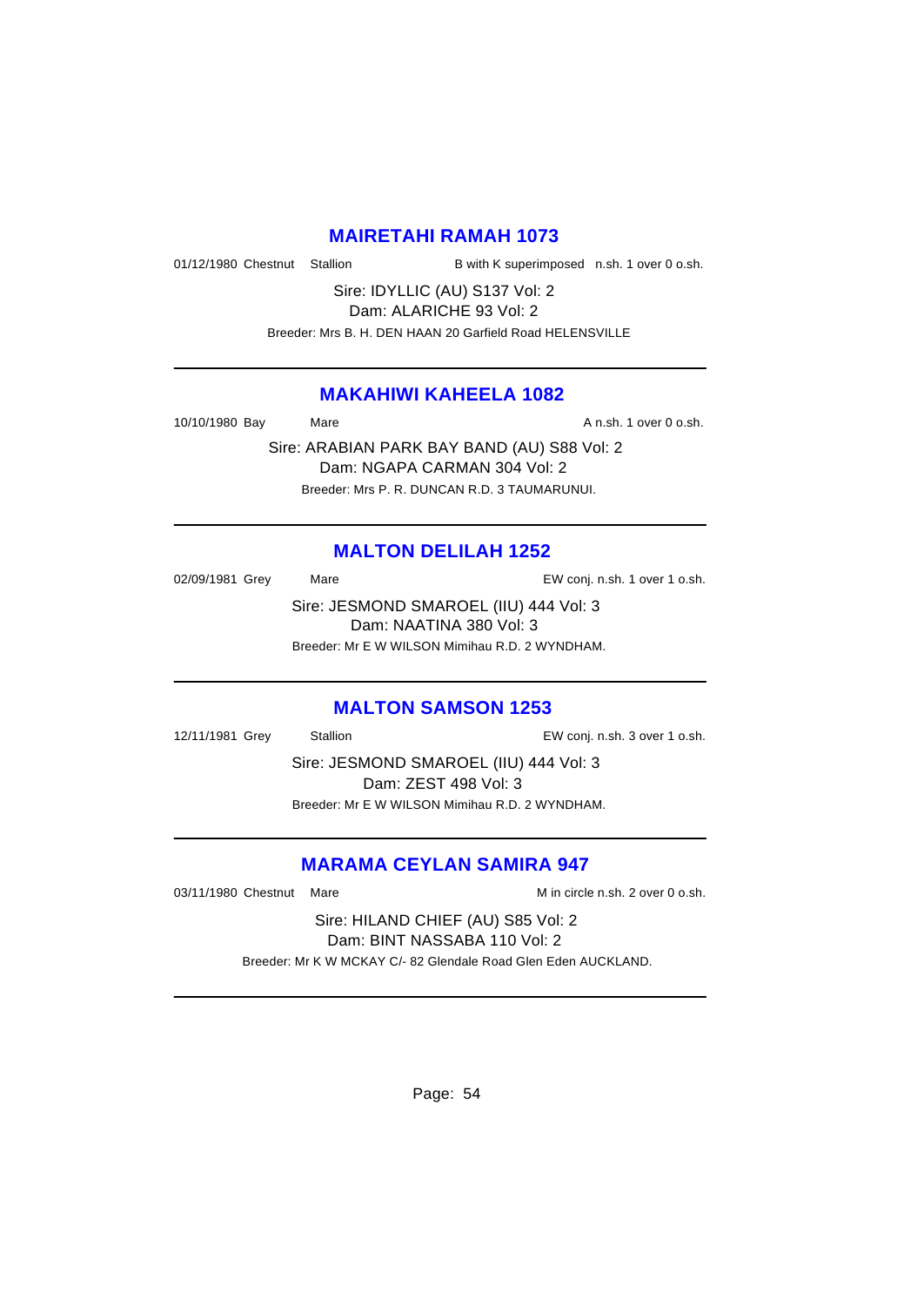## MAIRETAHI RAMAH 1073

01/12/1980 Chestnut Stallion B with K superimposed n.sh. 1 over 0 o.sh.

Sire: IDYLLIC (AU) S137 Vol: 2
Dam: ALARICHE 93 Vol: 2
Breeder: Mrs B. H. DEN HAAN 20 Garfield Road HELENSVILLE

---

## MAKAHIWI KAHEELA 1082

10/10/1980 Bay Mare A n.sh. 1 over 0 o.sh.

Sire: ARABIAN PARK BAY BAND (AU) S88 Vol: 2
Dam: NGAPA CARMAN 304 Vol: 2
Breeder: Mrs P. R. DUNCAN R.D. 3 TAUMARUNUI.

---

## MALTON DELILAH 1252

02/09/1981 Grey Mare EW conj. n.sh. 1 over 1 o.sh.

Sire: JESMOND SMAROEL (IIU) 444 Vol: 3
Dam: NAATINA 380 Vol: 3
Breeder: Mr E W WILSON Mimihau R.D. 2 WYNDHAM.

---

## MALTON SAMSON 1253

12/11/1981 Grey Stallion EW conj. n.sh. 3 over 1 o.sh.

Sire: JESMOND SMAROEL (IIU) 444 Vol: 3
Dam: ZEST 498 Vol: 3
Breeder: Mr E W WILSON Mimihau R.D. 2 WYNDHAM.

---

## MARAMA CEYLAN SAMIRA 947

03/11/1980 Chestnut Mare M in circle n.sh. 2 over 0 o.sh.

Sire: HILAND CHIEF (AU) S85 Vol: 2
Dam: BINT NASSABA 110 Vol: 2
Breeder: Mr K W MCKAY C/- 82 Glendale Road Glen Eden AUCKLAND.

---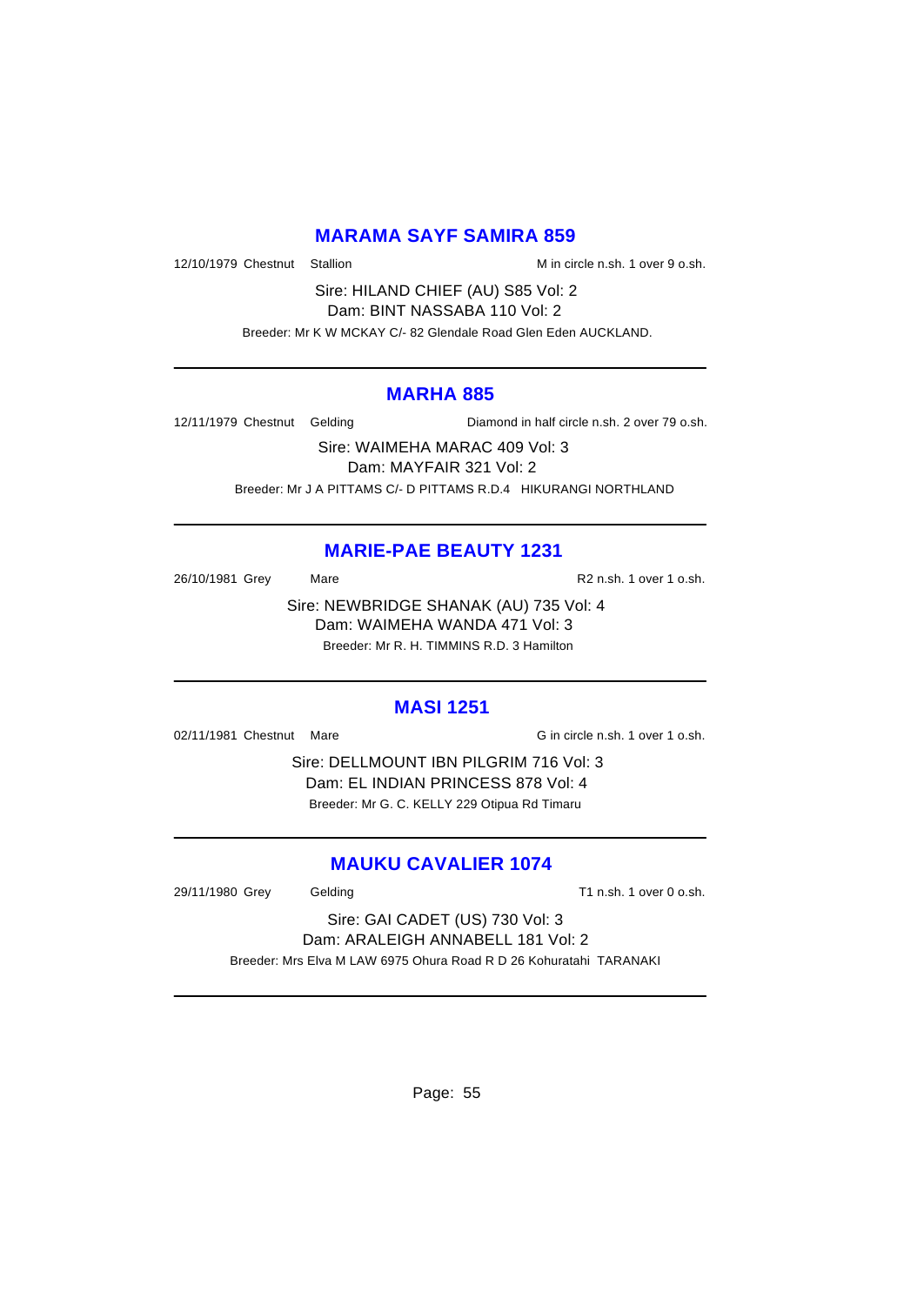## MARAMA SAYF SAMIRA 859

12/10/1979 Chestnut Stallion M in circle n.sh. 1 over 9 o.sh.

Sire: HILAND CHIEF (AU) S85 Vol: 2
Dam: BINT NASSABA 110 Vol: 2
Breeder: Mr K W MCKAY C/- 82 Glendale Road Glen Eden AUCKLAND.

---

## MARHA 885

12/11/1979 Chestnut Gelding Diamond in half circle n.sh. 2 over 79 o.sh.

Sire: WAIMEHA MARAC 409 Vol: 3
Dam: MAYFAIR 321 Vol: 2
Breeder: Mr J A PITTAMS C/- D PITTAMS R.D.4 HIKURANGI NORTHLAND

---

## MARIE-PAE BEAUTY 1231

26/10/1981 Grey Mare R2 n.sh. 1 over 1 o.sh.

Sire: NEWBRIDGE SHANAK (AU) 735 Vol: 4
Dam: WAIMEHA WANDA 471 Vol: 3
Breeder: Mr R. H. TIMMINS R.D. 3 Hamilton

---

## MASI 1251

02/11/1981 Chestnut Mare G in circle n.sh. 1 over 1 o.sh.

Sire: DELLMOUNT IBN PILGRIM 716 Vol: 3
Dam: EL INDIAN PRINCESS 878 Vol: 4
Breeder: Mr G. C. KELLY 229 Otipua Rd Timaru

---

## MAUKU CAVALIER 1074

29/11/1980 Grey Gelding T1 n.sh. 1 over 0 o.sh.

Sire: GAI CADET (US) 730 Vol: 3
Dam: ARALEIGH ANNABELL 181 Vol: 2
Breeder: Mrs Elva M LAW 6975 Ohura Road R D 26 Kohuratahi TARANAKI

---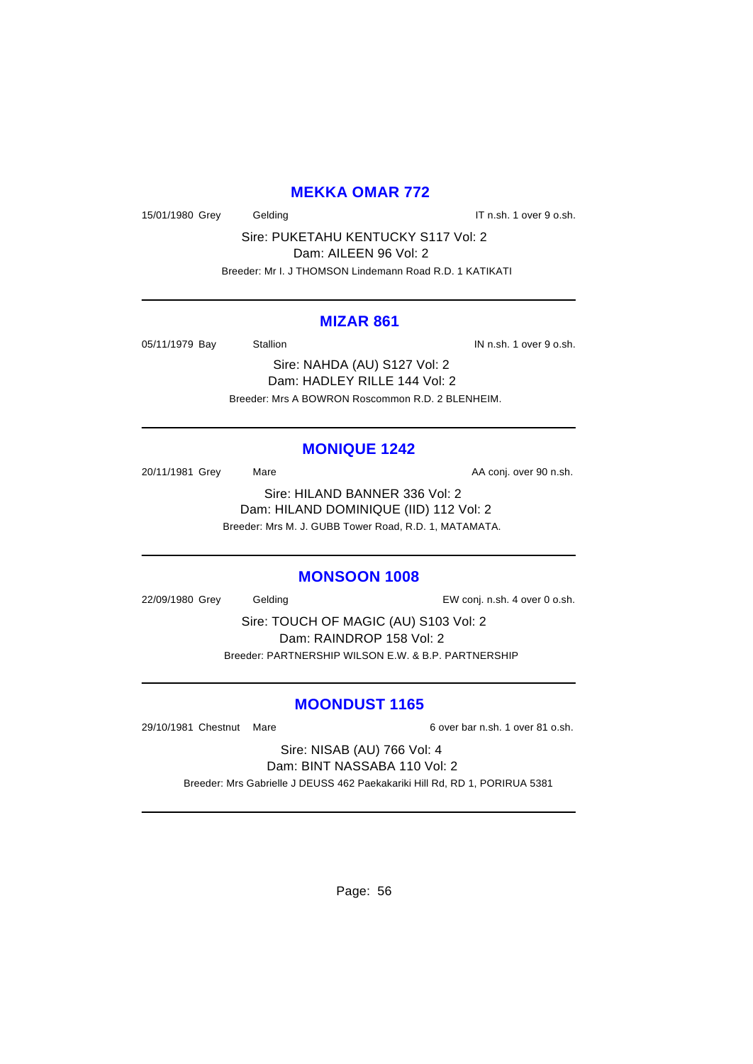## MEKKA OMAR 772

15/01/1980 Grey Gelding IT n.sh. 1 over 9 o.sh.

Sire: PUKETAHU KENTUCKY S117 Vol: 2
Dam: AILEEN 96 Vol: 2
Breeder: Mr I. J THOMSON Lindemann Road R.D. 1 KATIKATI

---

## MIZAR 861

05/11/1979 Bay Stallion IN n.sh. 1 over 9 o.sh.

Sire: NAHDA (AU) S127 Vol: 2
Dam: HADLEY RILLE 144 Vol: 2
Breeder: Mrs A BOWRON Roscommon R.D. 2 BLENHEIM.

---

## MONIQUE 1242

20/11/1981 Grey Mare AA conj. over 90 n.sh.

Sire: HILAND BANNER 336 Vol: 2
Dam: HILAND DOMINIQUE (IID) 112 Vol: 2
Breeder: Mrs M. J. GUBB Tower Road, R.D. 1, MATAMATA.

---

## MONSOON 1008

22/09/1980 Grey Gelding EW conj. n.sh. 4 over 0 o.sh.

Sire: TOUCH OF MAGIC (AU) S103 Vol: 2
Dam: RAINDROP 158 Vol: 2
Breeder: PARTNERSHIP WILSON E.W. & B.P. PARTNERSHIP

---

## MOONDUST 1165

29/10/1981 Chestnut Mare 6 over bar n.sh. 1 over 81 o.sh.

Sire: NISAB (AU) 766 Vol: 4
Dam: BINT NASSABA 110 Vol: 2
Breeder: Mrs Gabrielle J DEUSS 462 Paekakariki Hill Rd, RD 1, PORIRUA 5381

---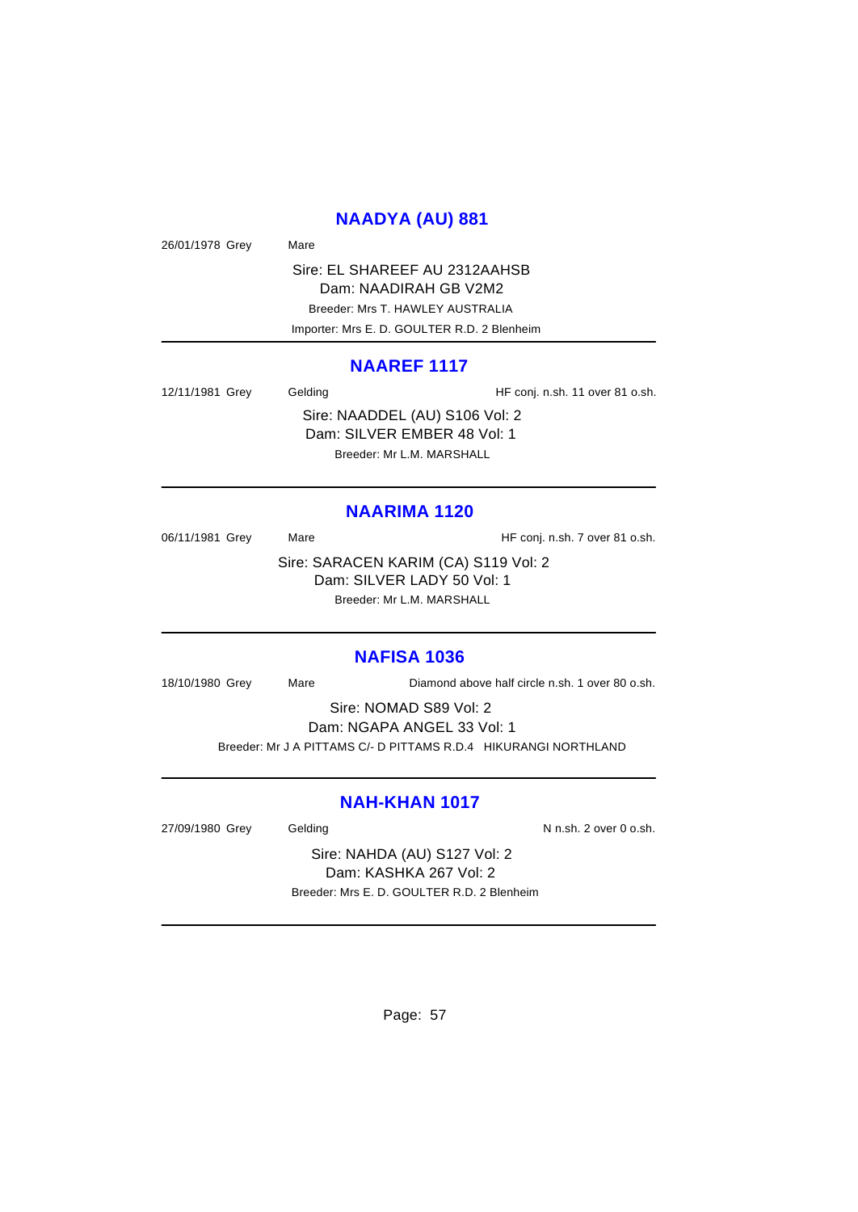## NAADYA (AU) 881

26/01/1978 Grey Mare

Sire: EL SHAREEF AU 2312AAHSB
Dam: NAADIRAH GB V2M2
Breeder: Mrs T. HAWLEY AUSTRALIA
Importer: Mrs E. D. GOULTER R.D. 2 Blenheim

---

## NAAREF 1117

12/11/1981 Grey Gelding HF conj. n.sh. 11 over 81 o.sh.

Sire: NAADDEL (AU) S106 Vol: 2
Dam: SILVER EMBER 48 Vol: 1
Breeder: Mr L.M. MARSHALL

---

## NAARIMA 1120

06/11/1981 Grey Mare HF conj. n.sh. 7 over 81 o.sh.

Sire: SARACEN KARIM (CA) S119 Vol: 2
Dam: SILVER LADY 50 Vol: 1
Breeder: Mr L.M. MARSHALL

---

## NAFISA 1036

18/10/1980 Grey Mare Diamond above half circle n.sh. 1 over 80 o.sh.

Sire: NOMAD S89 Vol: 2
Dam: NGAPA ANGEL 33 Vol: 1
Breeder: Mr J A PITTAMS C/- D PITTAMS R.D.4 HIKURANGI NORTHLAND

---

## NAH-KHAN 1017

27/09/1980 Grey Gelding N n.sh. 2 over 0 o.sh.

Sire: NAHDA (AU) S127 Vol: 2
Dam: KASHKA 267 Vol: 2
Breeder: Mrs E. D. GOULTER R.D. 2 Blenheim

---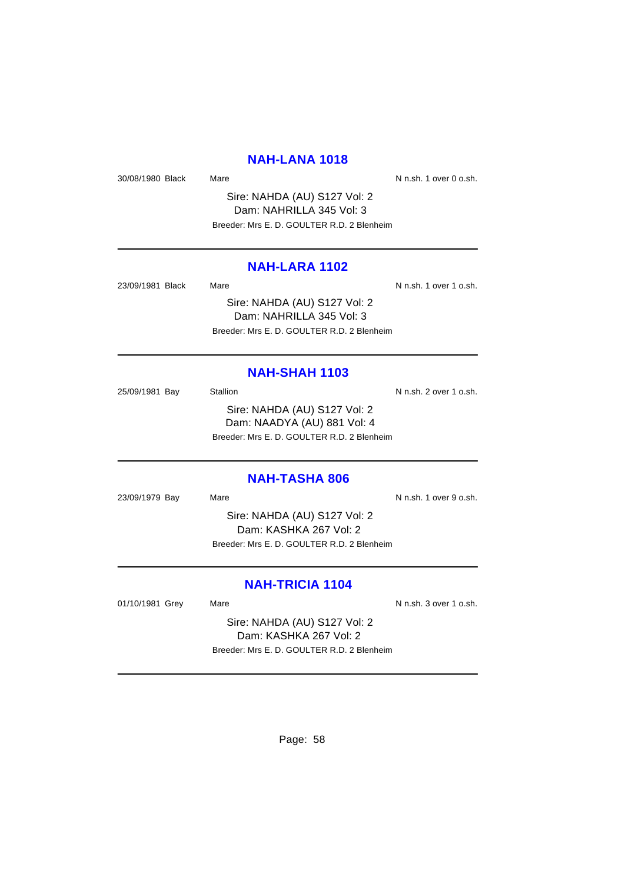## NAH-LANA 1018

30/08/1980 Black Mare N n.sh. 1 over 0 o.sh.

Sire: NAHDA (AU) S127 Vol: 2
Dam: NAHRILLA 345 Vol: 3
Breeder: Mrs E. D. GOULTER R.D. 2 Blenheim

---

## NAH-LARA 1102

23/09/1981 Black Mare N n.sh. 1 over 1 o.sh.

Sire: NAHDA (AU) S127 Vol: 2
Dam: NAHRILLA 345 Vol: 3
Breeder: Mrs E. D. GOULTER R.D. 2 Blenheim

---

## NAH-SHAH 1103

25/09/1981 Bay Stallion N n.sh. 2 over 1 o.sh.

Sire: NAHDA (AU) S127 Vol: 2
Dam: NAADYA (AU) 881 Vol: 4
Breeder: Mrs E. D. GOULTER R.D. 2 Blenheim

---

## NAH-TASHA 806

23/09/1979 Bay Mare N n.sh. 1 over 9 o.sh.

Sire: NAHDA (AU) S127 Vol: 2
Dam: KASHKA 267 Vol: 2
Breeder: Mrs E. D. GOULTER R.D. 2 Blenheim

---

## NAH-TRICIA 1104

01/10/1981 Grey Mare N n.sh. 3 over 1 o.sh.

Sire: NAHDA (AU) S127 Vol: 2
Dam: KASHKA 267 Vol: 2
Breeder: Mrs E. D. GOULTER R.D. 2 Blenheim

---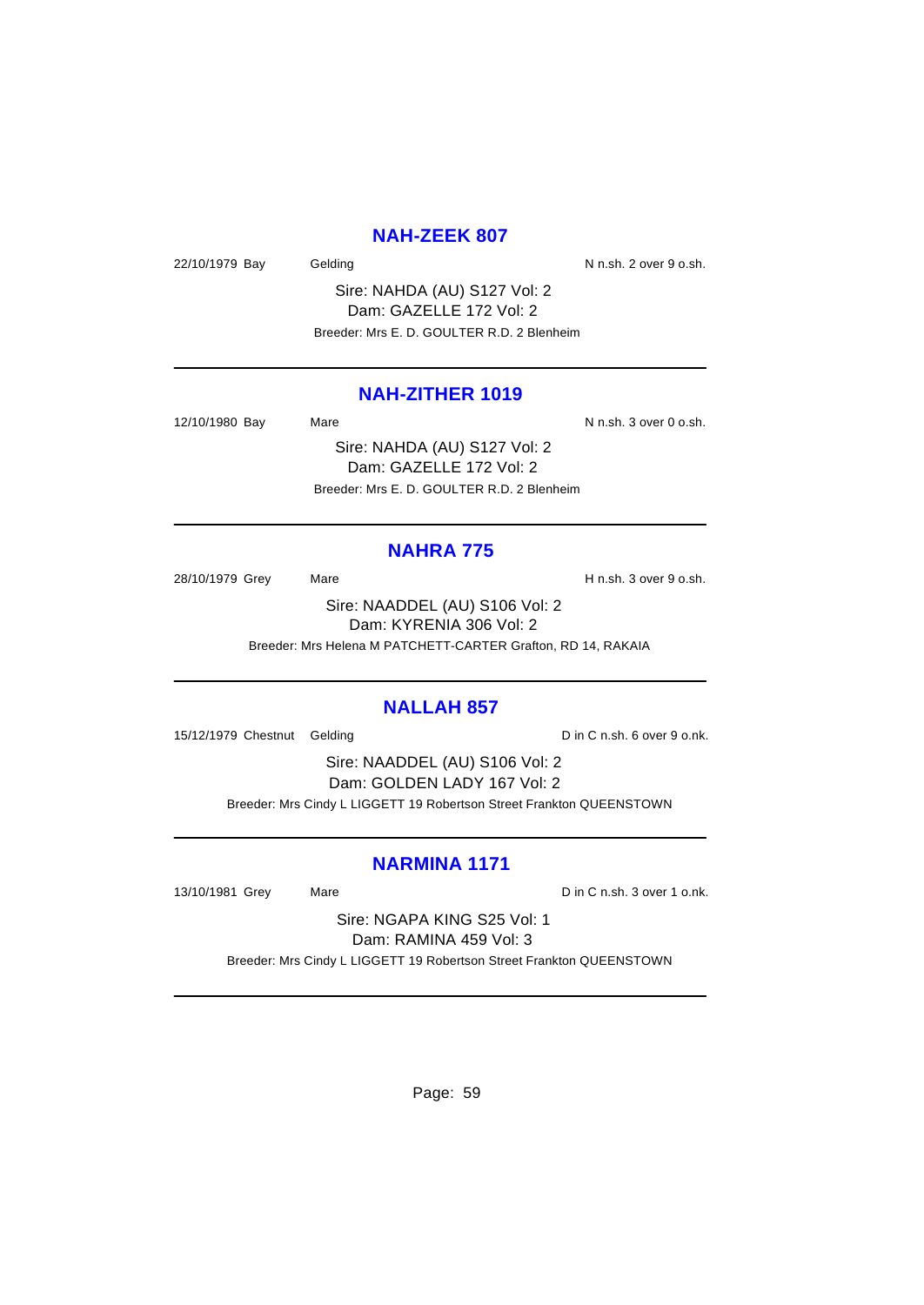## NAH-ZEEK 807

22/10/1979 Bay Gelding N n.sh. 2 over 9 o.sh.

Sire: NAHDA (AU) S127 Vol: 2
Dam: GAZELLE 172 Vol: 2
Breeder: Mrs E. D. GOULTER R.D. 2 Blenheim

---

## NAH-ZITHER 1019

12/10/1980 Bay Mare N n.sh. 3 over 0 o.sh.

Sire: NAHDA (AU) S127 Vol: 2
Dam: GAZELLE 172 Vol: 2
Breeder: Mrs E. D. GOULTER R.D. 2 Blenheim

---

## NAHRA 775

28/10/1979 Grey Mare H n.sh. 3 over 9 o.sh.

Sire: NAADDEL (AU) S106 Vol: 2
Dam: KYRENIA 306 Vol: 2
Breeder: Mrs Helena M PATCHETT-CARTER Grafton, RD 14, RAKAIA

---

## NALLAH 857

15/12/1979 Chestnut Gelding D in C n.sh. 6 over 9 o.nk.

Sire: NAADDEL (AU) S106 Vol: 2
Dam: GOLDEN LADY 167 Vol: 2
Breeder: Mrs Cindy L LIGGETT 19 Robertson Street Frankton QUEENSTOWN

---

## NARMINA 1171

13/10/1981 Grey Mare D in C n.sh. 3 over 1 o.nk.

Sire: NGAPA KING S25 Vol: 1
Dam: RAMINA 459 Vol: 3
Breeder: Mrs Cindy L LIGGETT 19 Robertson Street Frankton QUEENSTOWN

---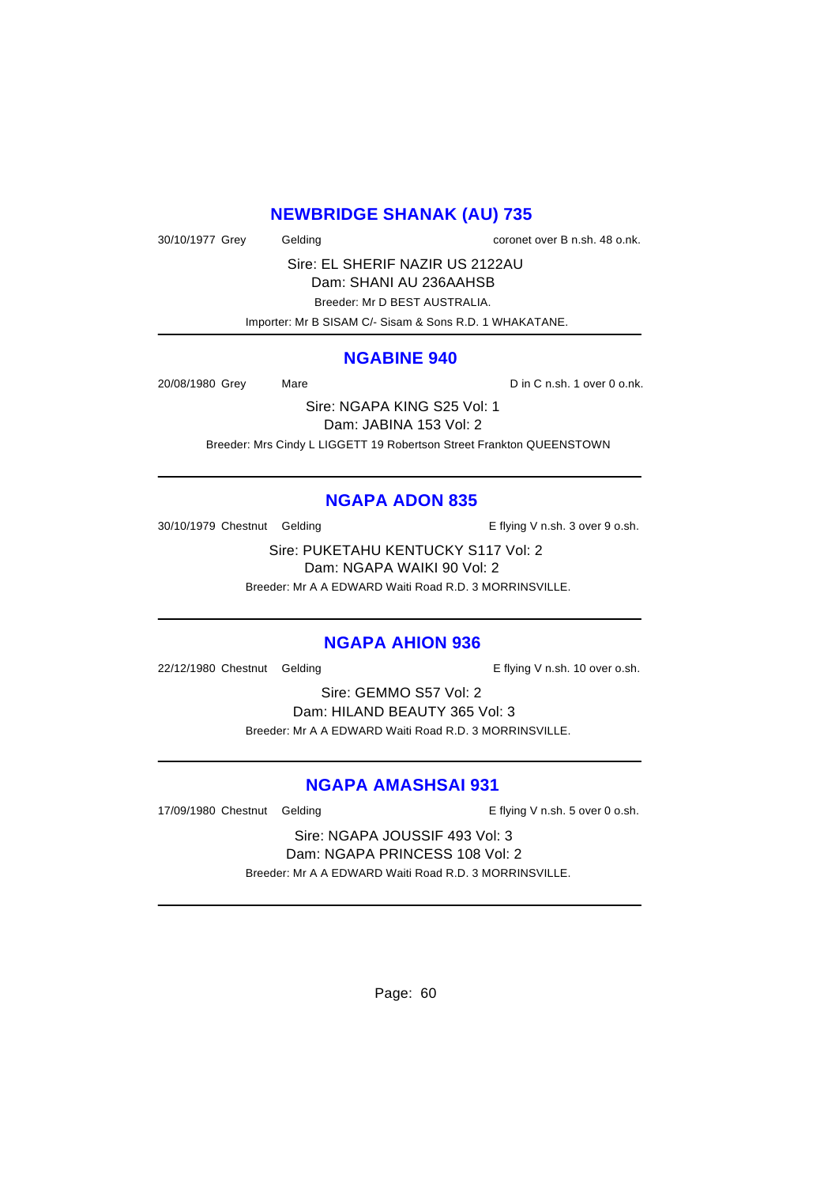## NEWBRIDGE SHANAK (AU) 735

30/10/1977 Grey Gelding coronet over B n.sh. 48 o.nk.

Sire: EL SHERIF NAZIR US 2122AU
Dam: SHANI AU 236AAHSB
Breeder: Mr D BEST AUSTRALIA.
Importer: Mr B SISAM C/- Sisam & Sons R.D. 1 WHAKATANE.

---

## NGABINE 940

20/08/1980 Grey Mare D in C n.sh. 1 over 0 o.nk.

Sire: NGAPA KING S25 Vol: 1
Dam: JABINA 153 Vol: 2
Breeder: Mrs Cindy L LIGGETT 19 Robertson Street Frankton QUEENSTOWN

---

## NGAPA ADON 835

30/10/1979 Chestnut Gelding E flying V n.sh. 3 over 9 o.sh.

Sire: PUKETAHU KENTUCKY S117 Vol: 2
Dam: NGAPA WAIKI 90 Vol: 2
Breeder: Mr A A EDWARD Waiti Road R.D. 3 MORRINSVILLE.

---

## NGAPA AHION 936

22/12/1980 Chestnut Gelding E flying V n.sh. 10 over o.sh.

Sire: GEMMO S57 Vol: 2
Dam: HILAND BEAUTY 365 Vol: 3
Breeder: Mr A A EDWARD Waiti Road R.D. 3 MORRINSVILLE.

---

## NGAPA AMASHSAI 931

17/09/1980 Chestnut Gelding E flying V n.sh. 5 over 0 o.sh.

Sire: NGAPA JOUSSIF 493 Vol: 3
Dam: NGAPA PRINCESS 108 Vol: 2
Breeder: Mr A A EDWARD Waiti Road R.D. 3 MORRINSVILLE.

---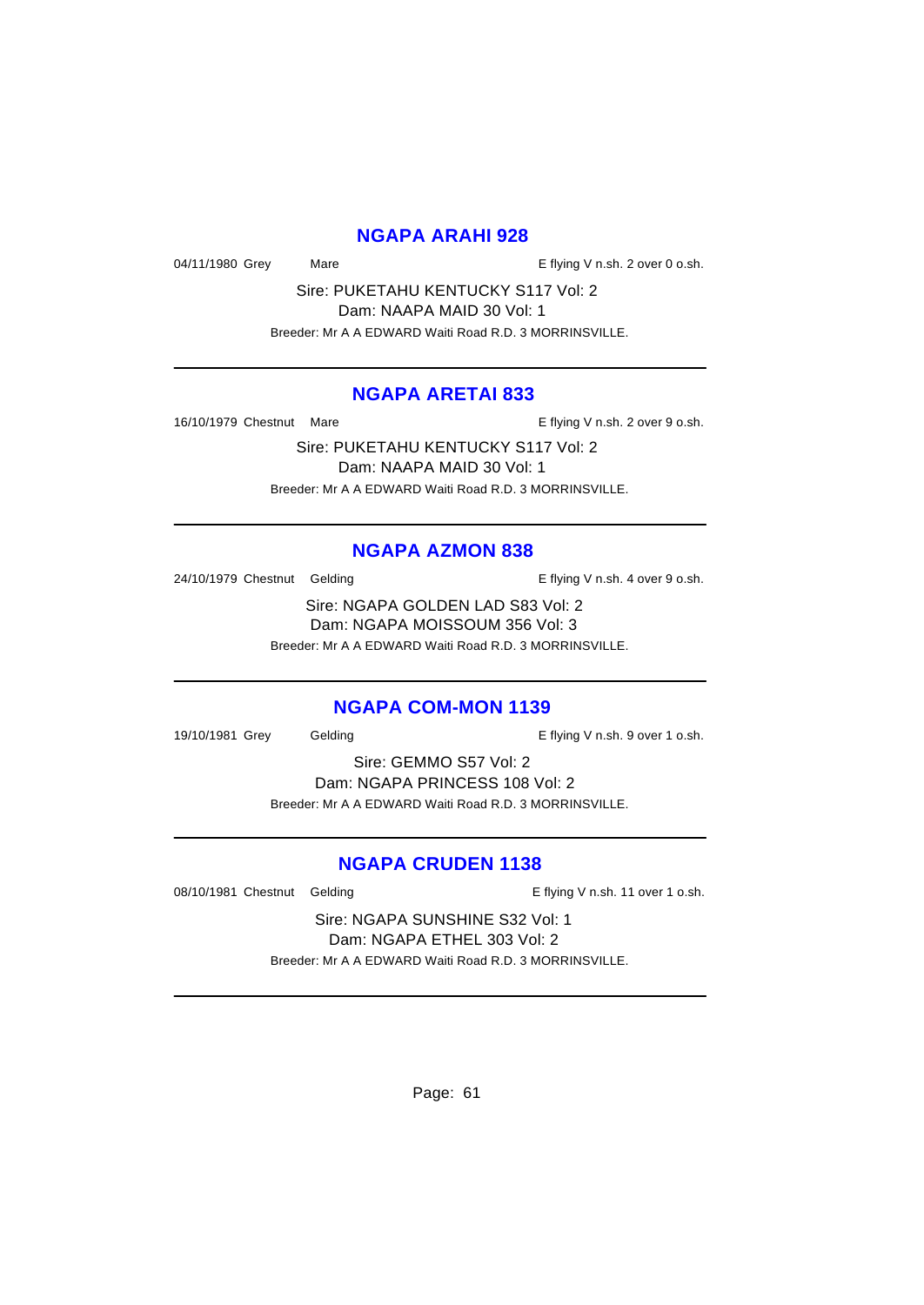## NGAPA ARAHI 928

04/11/1980 Grey Mare E flying V n.sh. 2 over 0 o.sh.

Sire: PUKETAHU KENTUCKY S117 Vol: 2
Dam: NAAPA MAID 30 Vol: 1
Breeder: Mr A A EDWARD Waiti Road R.D. 3 MORRINSVILLE.

---

## NGAPA ARETAI 833

16/10/1979 Chestnut Mare E flying V n.sh. 2 over 9 o.sh.

Sire: PUKETAHU KENTUCKY S117 Vol: 2
Dam: NAAPA MAID 30 Vol: 1
Breeder: Mr A A EDWARD Waiti Road R.D. 3 MORRINSVILLE.

---

## NGAPA AZMON 838

24/10/1979 Chestnut Gelding E flying V n.sh. 4 over 9 o.sh.

Sire: NGAPA GOLDEN LAD S83 Vol: 2
Dam: NGAPA MOISSOUM 356 Vol: 3
Breeder: Mr A A EDWARD Waiti Road R.D. 3 MORRINSVILLE.

---

## NGAPA COM-MON 1139

19/10/1981 Grey Gelding E flying V n.sh. 9 over 1 o.sh.

Sire: GEMMO S57 Vol: 2
Dam: NGAPA PRINCESS 108 Vol: 2
Breeder: Mr A A EDWARD Waiti Road R.D. 3 MORRINSVILLE.

---

## NGAPA CRUDEN 1138

08/10/1981 Chestnut Gelding E flying V n.sh. 11 over 1 o.sh.

Sire: NGAPA SUNSHINE S32 Vol: 1
Dam: NGAPA ETHEL 303 Vol: 2
Breeder: Mr A A EDWARD Waiti Road R.D. 3 MORRINSVILLE.

---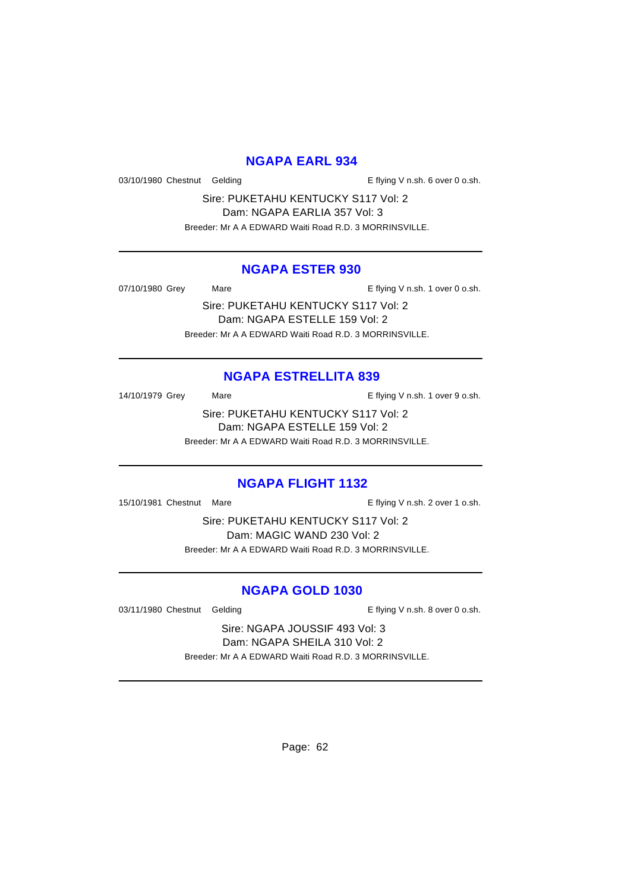## NGAPA EARL 934

03/10/1980 Chestnut Gelding E flying V n.sh. 6 over 0 o.sh.

Sire: PUKETAHU KENTUCKY S117 Vol: 2
Dam: NGAPA EARLIA 357 Vol: 3
Breeder: Mr A A EDWARD Waiti Road R.D. 3 MORRINSVILLE.

---

## NGAPA ESTER 930

07/10/1980 Grey Mare E flying V n.sh. 1 over 0 o.sh.

Sire: PUKETAHU KENTUCKY S117 Vol: 2
Dam: NGAPA ESTELLE 159 Vol: 2
Breeder: Mr A A EDWARD Waiti Road R.D. 3 MORRINSVILLE.

---

## NGAPA ESTRELLITA 839

14/10/1979 Grey Mare E flying V n.sh. 1 over 9 o.sh.

Sire: PUKETAHU KENTUCKY S117 Vol: 2
Dam: NGAPA ESTELLE 159 Vol: 2
Breeder: Mr A A EDWARD Waiti Road R.D. 3 MORRINSVILLE.

---

## NGAPA FLIGHT 1132

15/10/1981 Chestnut Mare E flying V n.sh. 2 over 1 o.sh.

Sire: PUKETAHU KENTUCKY S117 Vol: 2
Dam: MAGIC WAND 230 Vol: 2
Breeder: Mr A A EDWARD Waiti Road R.D. 3 MORRINSVILLE.

---

## NGAPA GOLD 1030

03/11/1980 Chestnut Gelding E flying V n.sh. 8 over 0 o.sh.

Sire: NGAPA JOUSSIF 493 Vol: 3
Dam: NGAPA SHEILA 310 Vol: 2
Breeder: Mr A A EDWARD Waiti Road R.D. 3 MORRINSVILLE.

---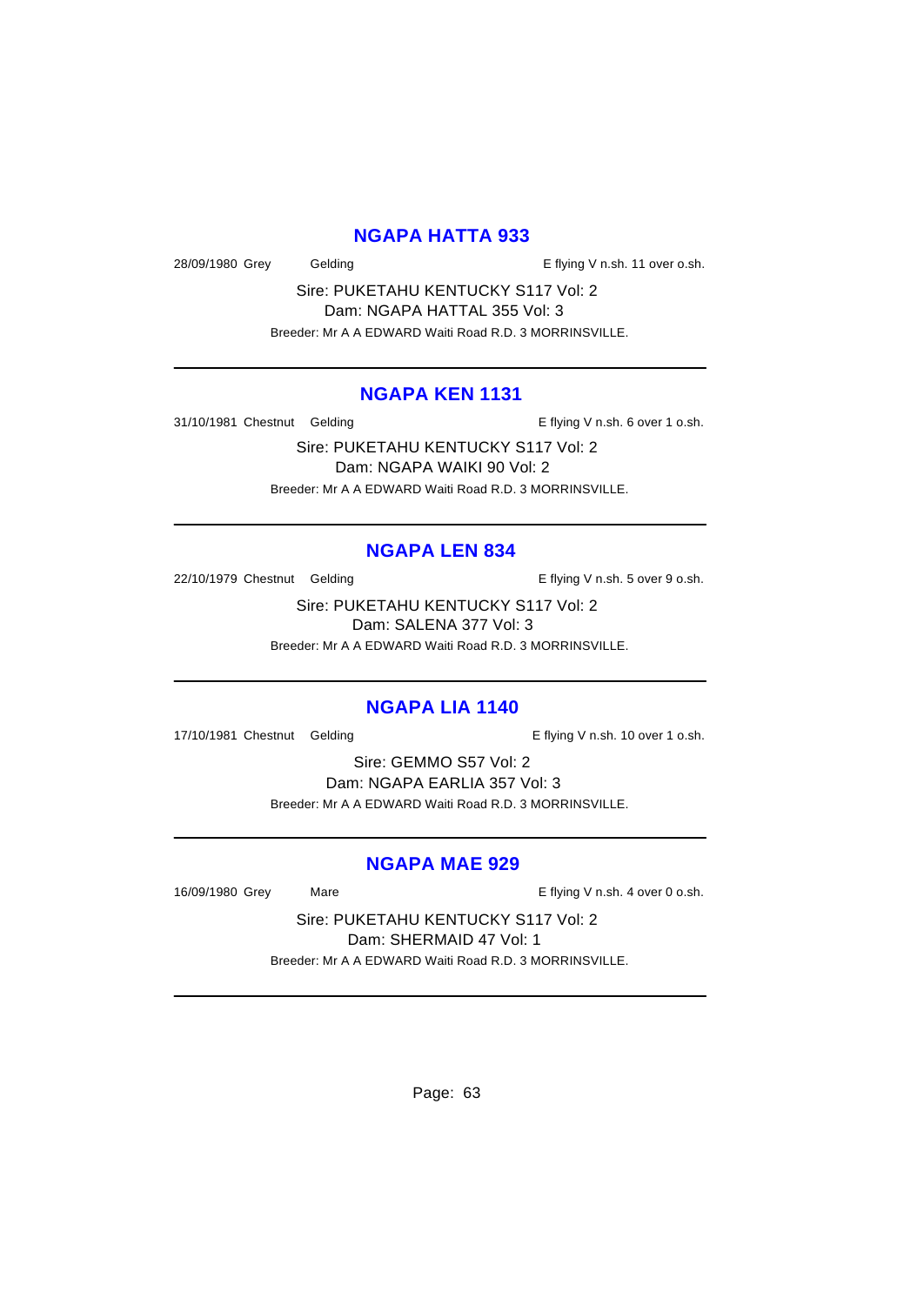## NGAPA HATTA 933

28/09/1980 Grey Gelding E flying V n.sh. 11 over o.sh.

Sire: PUKETAHU KENTUCKY S117 Vol: 2
Dam: NGAPA HATTAL 355 Vol: 3
Breeder: Mr A A EDWARD Waiti Road R.D. 3 MORRINSVILLE.

---

## NGAPA KEN 1131

31/10/1981 Chestnut Gelding E flying V n.sh. 6 over 1 o.sh.

Sire: PUKETAHU KENTUCKY S117 Vol: 2
Dam: NGAPA WAIKI 90 Vol: 2
Breeder: Mr A A EDWARD Waiti Road R.D. 3 MORRINSVILLE.

---

## NGAPA LEN 834

22/10/1979 Chestnut Gelding E flying V n.sh. 5 over 9 o.sh.

Sire: PUKETAHU KENTUCKY S117 Vol: 2
Dam: SALENA 377 Vol: 3
Breeder: Mr A A EDWARD Waiti Road R.D. 3 MORRINSVILLE.

---

## NGAPA LIA 1140

17/10/1981 Chestnut Gelding E flying V n.sh. 10 over 1 o.sh.

Sire: GEMMO S57 Vol: 2
Dam: NGAPA EARLIA 357 Vol: 3
Breeder: Mr A A EDWARD Waiti Road R.D. 3 MORRINSVILLE.

---

## NGAPA MAE 929

16/09/1980 Grey Mare E flying V n.sh. 4 over 0 o.sh.

Sire: PUKETAHU KENTUCKY S117 Vol: 2
Dam: SHERMAID 47 Vol: 1
Breeder: Mr A A EDWARD Waiti Road R.D. 3 MORRINSVILLE.

---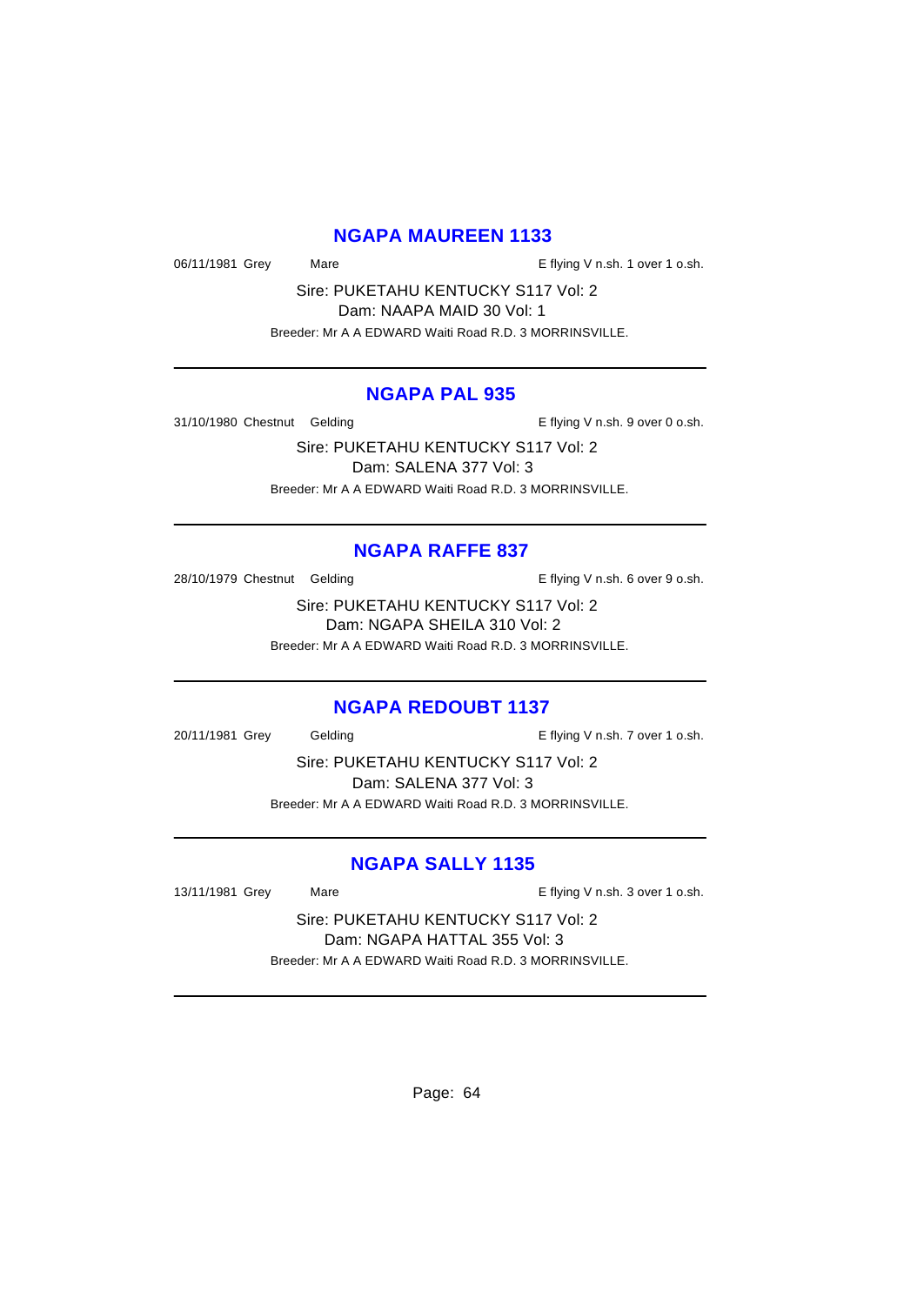## NGAPA MAUREEN 1133

06/11/1981 Grey Mare E flying V n.sh. 1 over 1 o.sh.

Sire: PUKETAHU KENTUCKY S117 Vol: 2
Dam: NAAPA MAID 30 Vol: 1

Breeder: Mr A A EDWARD Waiti Road R.D. 3 MORRINSVILLE.

---

## NGAPA PAL 935

31/10/1980 Chestnut Gelding E flying V n.sh. 9 over 0 o.sh.

Sire: PUKETAHU KENTUCKY S117 Vol: 2
Dam: SALENA 377 Vol: 3

Breeder: Mr A A EDWARD Waiti Road R.D. 3 MORRINSVILLE.

---

## NGAPA RAFFE 837

28/10/1979 Chestnut Gelding E flying V n.sh. 6 over 9 o.sh.

Sire: PUKETAHU KENTUCKY S117 Vol: 2
Dam: NGAPA SHEILA 310 Vol: 2

Breeder: Mr A A EDWARD Waiti Road R.D. 3 MORRINSVILLE.

---

## NGAPA REDOUBT 1137

20/11/1981 Grey Gelding E flying V n.sh. 7 over 1 o.sh.

Sire: PUKETAHU KENTUCKY S117 Vol: 2
Dam: SALENA 377 Vol: 3

Breeder: Mr A A EDWARD Waiti Road R.D. 3 MORRINSVILLE.

---

## NGAPA SALLY 1135

13/11/1981 Grey Mare E flying V n.sh. 3 over 1 o.sh.

Sire: PUKETAHU KENTUCKY S117 Vol: 2
Dam: NGAPA HATTAL 355 Vol: 3

Breeder: Mr A A EDWARD Waiti Road R.D. 3 MORRINSVILLE.

---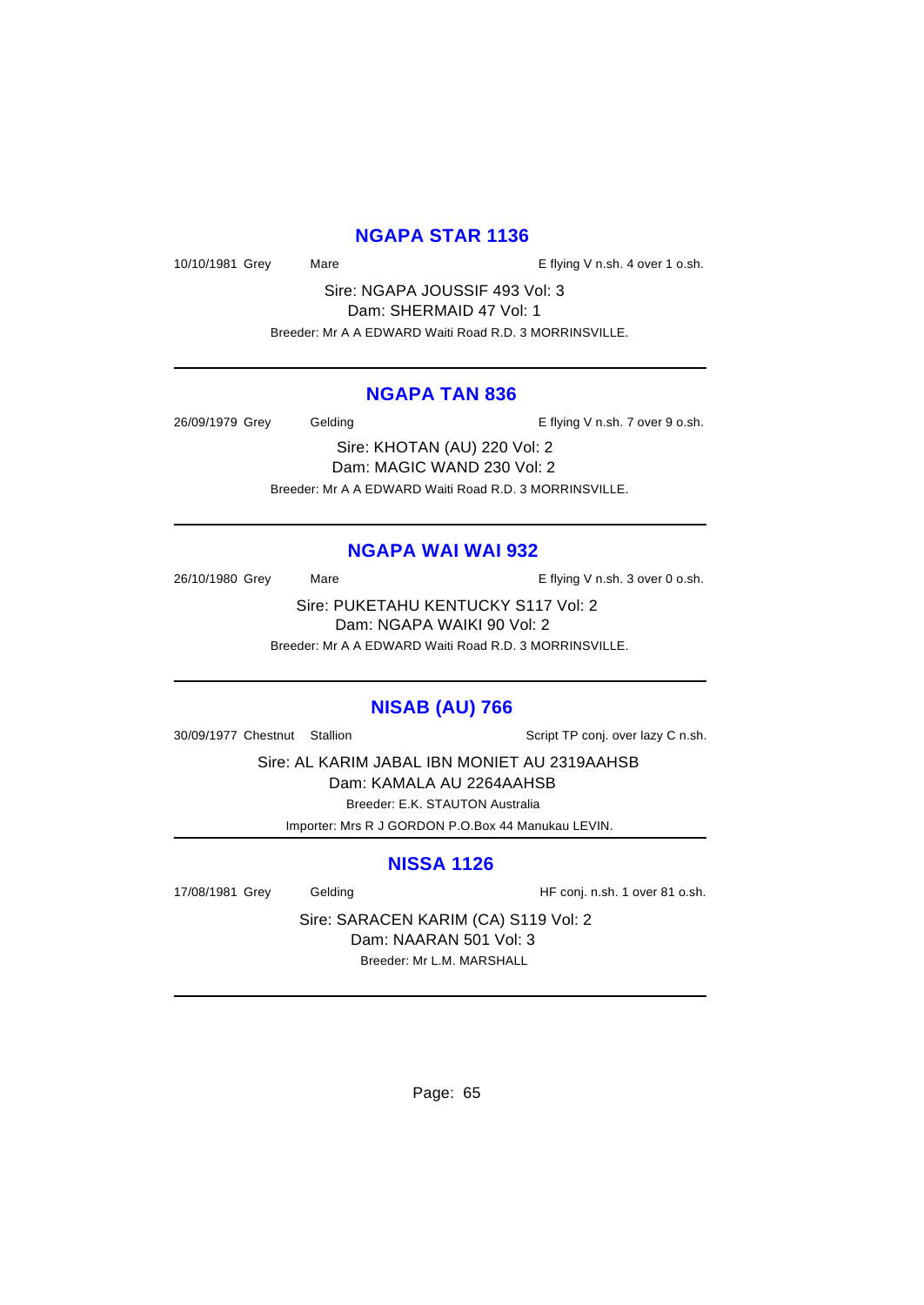## NGAPA STAR 1136

10/10/1981 Grey Mare E flying V n.sh. 4 over 1 o.sh.

Sire: NGAPA JOUSSIF 493 Vol: 3
Dam: SHERMAID 47 Vol: 1
Breeder: Mr A A EDWARD Waiti Road R.D. 3 MORRINSVILLE.

---

## NGAPA TAN 836

26/09/1979 Grey Gelding E flying V n.sh. 7 over 9 o.sh.

Sire: KHOTAN (AU) 220 Vol: 2
Dam: MAGIC WAND 230 Vol: 2
Breeder: Mr A A EDWARD Waiti Road R.D. 3 MORRINSVILLE.

---

## NGAPA WAI WAI 932

26/10/1980 Grey Mare E flying V n.sh. 3 over 0 o.sh.

Sire: PUKETAHU KENTUCKY S117 Vol: 2
Dam: NGAPA WAIKI 90 Vol: 2
Breeder: Mr A A EDWARD Waiti Road R.D. 3 MORRINSVILLE.

---

## NISAB (AU) 766

30/09/1977 Chestnut Stallion Script TP conj. over lazy C n.sh.

Sire: AL KARIM JABAL IBN MONIET AU 2319AAHSB
Dam: KAMALA AU 2264AAHSB
Breeder: E.K. STAUTON Australia
Importer: Mrs R J GORDON P.O.Box 44 Manukau LEVIN.

---

## NISSA 1126

17/08/1981 Grey Gelding HF conj. n.sh. 1 over 81 o.sh.

Sire: SARACEN KARIM (CA) S119 Vol: 2
Dam: NAARAN 501 Vol: 3
Breeder: Mr L.M. MARSHALL

---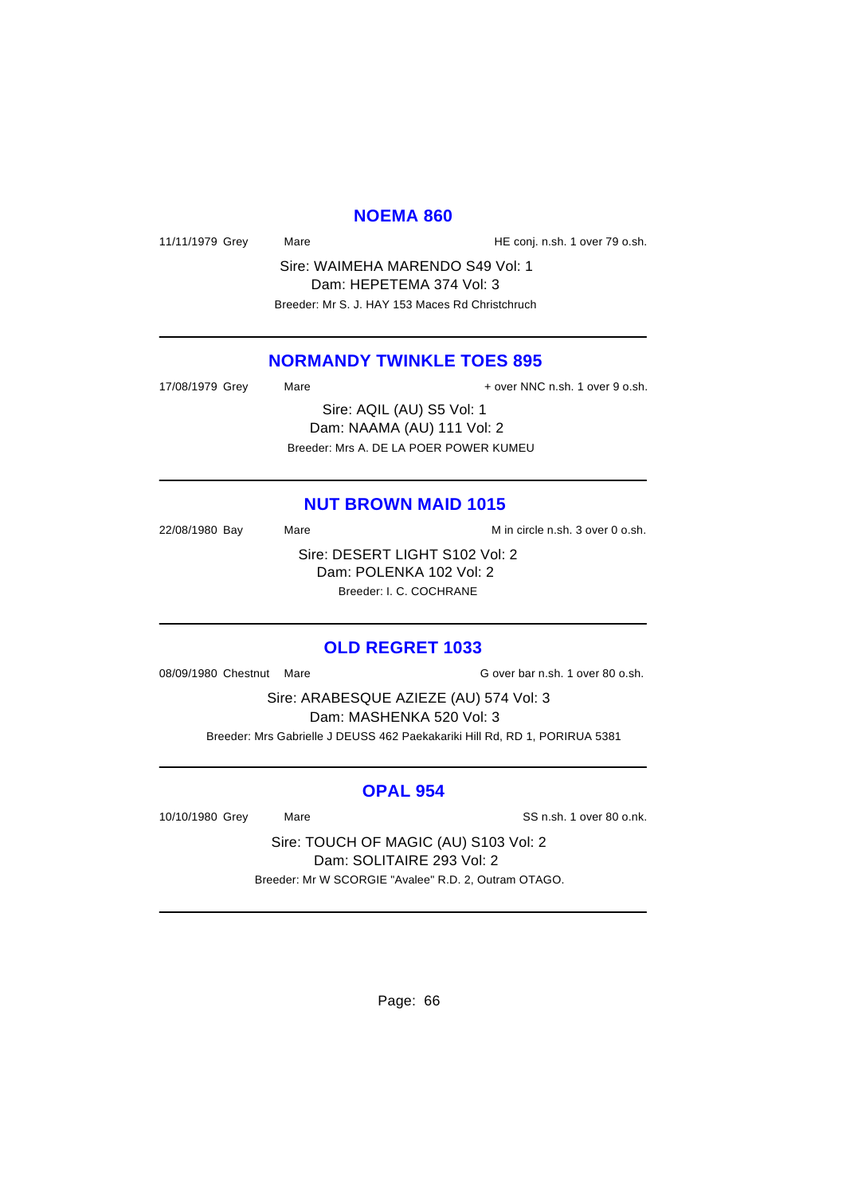## NOEMA 860

11/11/1979 Grey Mare HE conj. n.sh. 1 over 79 o.sh.

Sire: WAIMEHA MARENDO S49 Vol: 1
Dam: HEPETEMA 374 Vol: 3
Breeder: Mr S. J. HAY 153 Maces Rd Christchruch

---

## NORMANDY TWINKLE TOES 895

17/08/1979 Grey Mare + over NNC n.sh. 1 over 9 o.sh.

Sire: AQIL (AU) S5 Vol: 1
Dam: NAAMA (AU) 111 Vol: 2
Breeder: Mrs A. DE LA POER POWER KUMEU

---

## NUT BROWN MAID 1015

22/08/1980 Bay Mare M in circle n.sh. 3 over 0 o.sh.

Sire: DESERT LIGHT S102 Vol: 2
Dam: POLENKA 102 Vol: 2
Breeder: I. C. COCHRANE

---

## OLD REGRET 1033

08/09/1980 Chestnut Mare G over bar n.sh. 1 over 80 o.sh.

Sire: ARABESQUE AZIEZE (AU) 574 Vol: 3
Dam: MASHENKA 520 Vol: 3
Breeder: Mrs Gabrielle J DEUSS 462 Paekakariki Hill Rd, RD 1, PORIRUA 5381

---

## OPAL 954

10/10/1980 Grey Mare SS n.sh. 1 over 80 o.nk.

Sire: TOUCH OF MAGIC (AU) S103 Vol: 2
Dam: SOLITAIRE 293 Vol: 2
Breeder: Mr W SCORGIE "Avalee" R.D. 2, Outram OTAGO.

---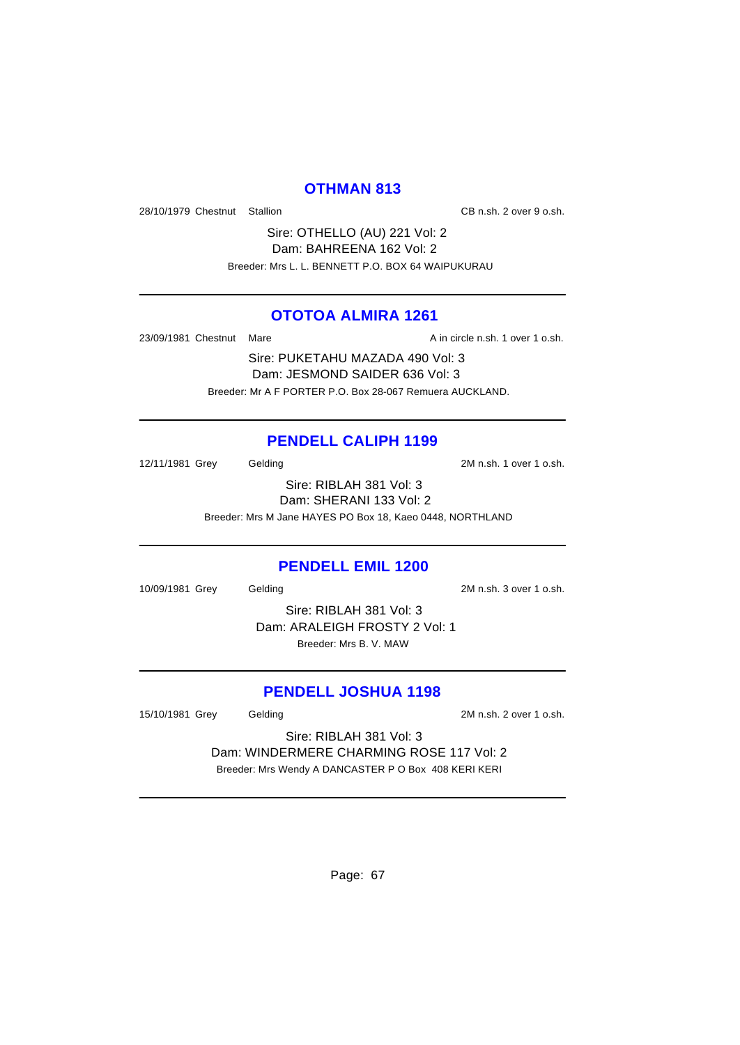## OTHMAN 813

28/10/1979 Chestnut Stallion CB n.sh. 2 over 9 o.sh.

Sire: OTHELLO (AU) 221 Vol: 2
Dam: BAHREENA 162 Vol: 2
Breeder: Mrs L. L. BENNETT P.O. BOX 64 WAIPUKURAU

---

## OTOTOA ALMIRA 1261

23/09/1981 Chestnut Mare A in circle n.sh. 1 over 1 o.sh.

Sire: PUKETAHU MAZADA 490 Vol: 3
Dam: JESMOND SAIDER 636 Vol: 3
Breeder: Mr A F PORTER P.O. Box 28-067 Remuera AUCKLAND.

---

## PENDELL CALIPH 1199

12/11/1981 Grey Gelding 2M n.sh. 1 over 1 o.sh.

Sire: RIBLAH 381 Vol: 3
Dam: SHERANI 133 Vol: 2
Breeder: Mrs M Jane HAYES PO Box 18, Kaeo 0448, NORTHLAND

---

## PENDELL EMIL 1200

10/09/1981 Grey Gelding 2M n.sh. 3 over 1 o.sh.

Sire: RIBLAH 381 Vol: 3
Dam: ARALEIGH FROSTY 2 Vol: 1
Breeder: Mrs B. V. MAW

---

## PENDELL JOSHUA 1198

15/10/1981 Grey Gelding 2M n.sh. 2 over 1 o.sh.

Sire: RIBLAH 381 Vol: 3
Dam: WINDERMERE CHARMING ROSE 117 Vol: 2
Breeder: Mrs Wendy A DANCASTER P O Box 408 KERI KERI

---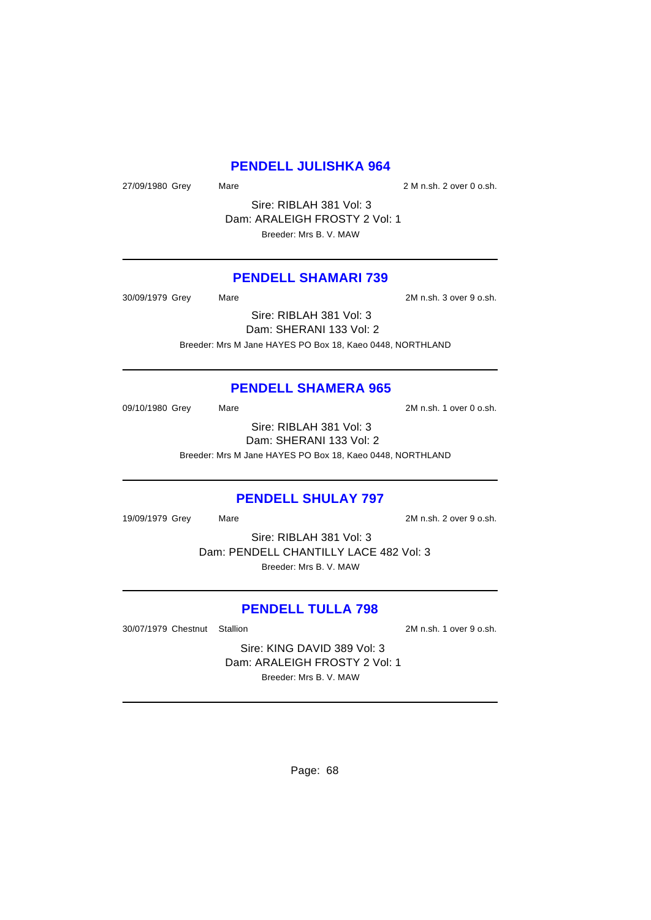## PENDELL JULISHKA 964

27/09/1980 Grey Mare 2 M n.sh. 2 over 0 o.sh.

Sire: RIBLAH 381 Vol: 3
Dam: ARALEIGH FROSTY 2 Vol: 1
Breeder: Mrs B. V. MAW

---

## PENDELL SHAMARI 739

30/09/1979 Grey Mare 2M n.sh. 3 over 9 o.sh.

Sire: RIBLAH 381 Vol: 3
Dam: SHERANI 133 Vol: 2
Breeder: Mrs M Jane HAYES PO Box 18, Kaeo 0448, NORTHLAND

---

## PENDELL SHAMERA 965

09/10/1980 Grey Mare 2M n.sh. 1 over 0 o.sh.

Sire: RIBLAH 381 Vol: 3
Dam: SHERANI 133 Vol: 2
Breeder: Mrs M Jane HAYES PO Box 18, Kaeo 0448, NORTHLAND

---

## PENDELL SHULAY 797

19/09/1979 Grey Mare 2M n.sh. 2 over 9 o.sh.

Sire: RIBLAH 381 Vol: 3
Dam: PENDELL CHANTILLY LACE 482 Vol: 3
Breeder: Mrs B. V. MAW

---

## PENDELL TULLA 798

30/07/1979 Chestnut Stallion 2M n.sh. 1 over 9 o.sh.

Sire: KING DAVID 389 Vol: 3
Dam: ARALEIGH FROSTY 2 Vol: 1
Breeder: Mrs B. V. MAW

---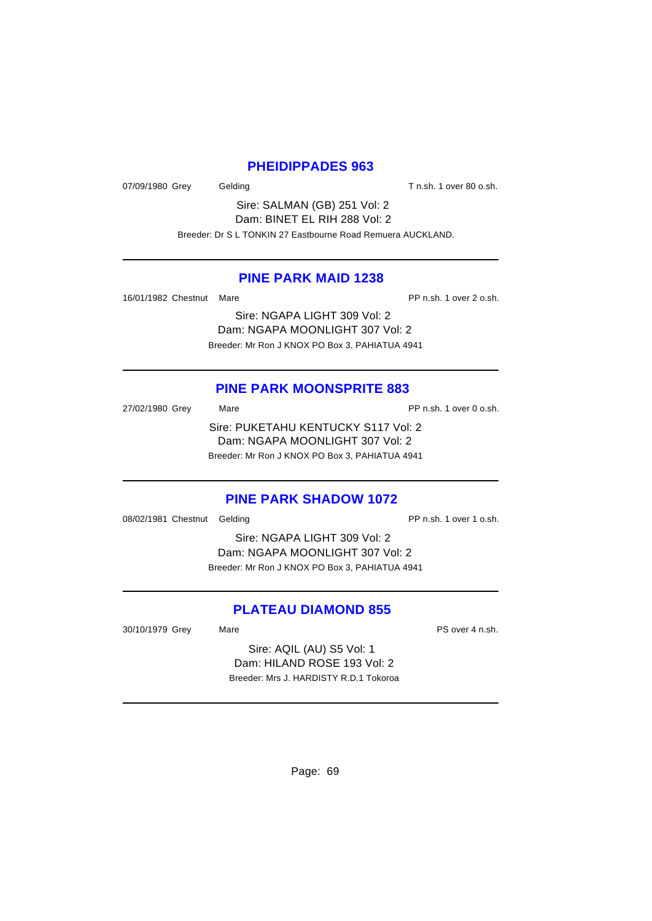## PHEIDIPPADES 963

07/09/1980 Grey Gelding T n.sh. 1 over 80 o.sh.

Sire: SALMAN (GB) 251 Vol: 2
Dam: BINET EL RIH 288 Vol: 2
Breeder: Dr S L TONKIN 27 Eastbourne Road Remuera AUCKLAND.

---

## PINE PARK MAID 1238

16/01/1982 Chestnut Mare PP n.sh. 1 over 2 o.sh.

Sire: NGAPA LIGHT 309 Vol: 2
Dam: NGAPA MOONLIGHT 307 Vol: 2
Breeder: Mr Ron J KNOX PO Box 3, PAHIATUA 4941

---

## PINE PARK MOONSPRITE 883

27/02/1980 Grey Mare PP n.sh. 1 over 0 o.sh.

Sire: PUKETAHU KENTUCKY S117 Vol: 2
Dam: NGAPA MOONLIGHT 307 Vol: 2
Breeder: Mr Ron J KNOX PO Box 3, PAHIATUA 4941

---

## PINE PARK SHADOW 1072

08/02/1981 Chestnut Gelding PP n.sh. 1 over 1 o.sh.

Sire: NGAPA LIGHT 309 Vol: 2
Dam: NGAPA MOONLIGHT 307 Vol: 2
Breeder: Mr Ron J KNOX PO Box 3, PAHIATUA 4941

---

## PLATEAU DIAMOND 855

30/10/1979 Grey Mare PS over 4 n.sh.

Sire: AQIL (AU) S5 Vol: 1
Dam: HILAND ROSE 193 Vol: 2
Breeder: Mrs J. HARDISTY R.D.1 Tokoroa

---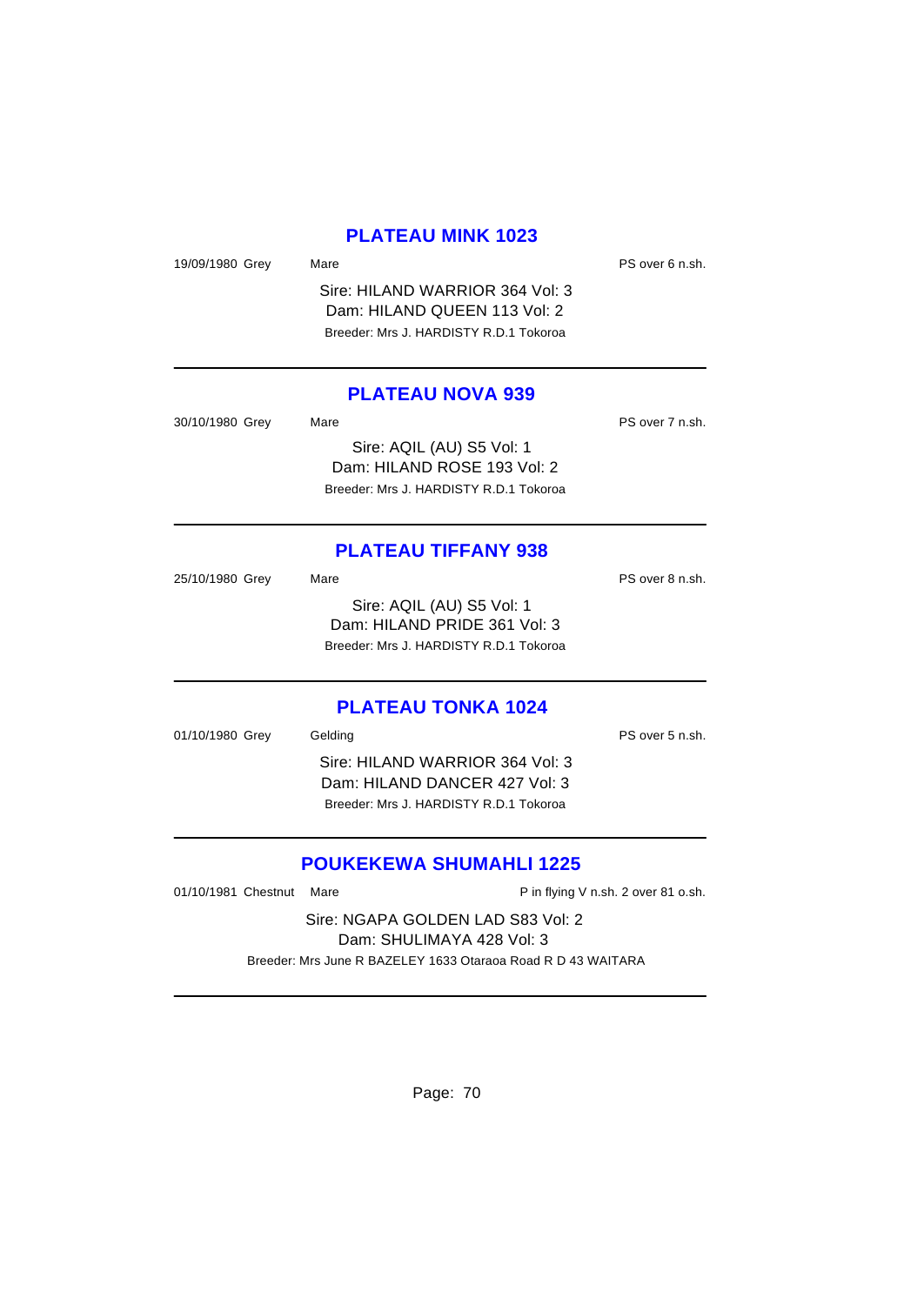## PLATEAU MINK 1023

19/09/1980 Grey Mare PS over 6 n.sh.

Sire: HILAND WARRIOR 364 Vol: 3
Dam: HILAND QUEEN 113 Vol: 2
Breeder: Mrs J. HARDISTY R.D.1 Tokoroa

---

## PLATEAU NOVA 939

30/10/1980 Grey Mare PS over 7 n.sh.

Sire: AQIL (AU) S5 Vol: 1
Dam: HILAND ROSE 193 Vol: 2
Breeder: Mrs J. HARDISTY R.D.1 Tokoroa

---

## PLATEAU TIFFANY 938

25/10/1980 Grey Mare PS over 8 n.sh.

Sire: AQIL (AU) S5 Vol: 1
Dam: HILAND PRIDE 361 Vol: 3
Breeder: Mrs J. HARDISTY R.D.1 Tokoroa

---

## PLATEAU TONKA 1024

01/10/1980 Grey Gelding PS over 5 n.sh.

Sire: HILAND WARRIOR 364 Vol: 3
Dam: HILAND DANCER 427 Vol: 3
Breeder: Mrs J. HARDISTY R.D.1 Tokoroa

---

## POUKEKEWA SHUMAHLI 1225

01/10/1981 Chestnut Mare P in flying V n.sh. 2 over 81 o.sh.

Sire: NGAPA GOLDEN LAD S83 Vol: 2
Dam: SHULIMAYA 428 Vol: 3
Breeder: Mrs June R BAZELEY 1633 Otaraoa Road R D 43 WAITARA

---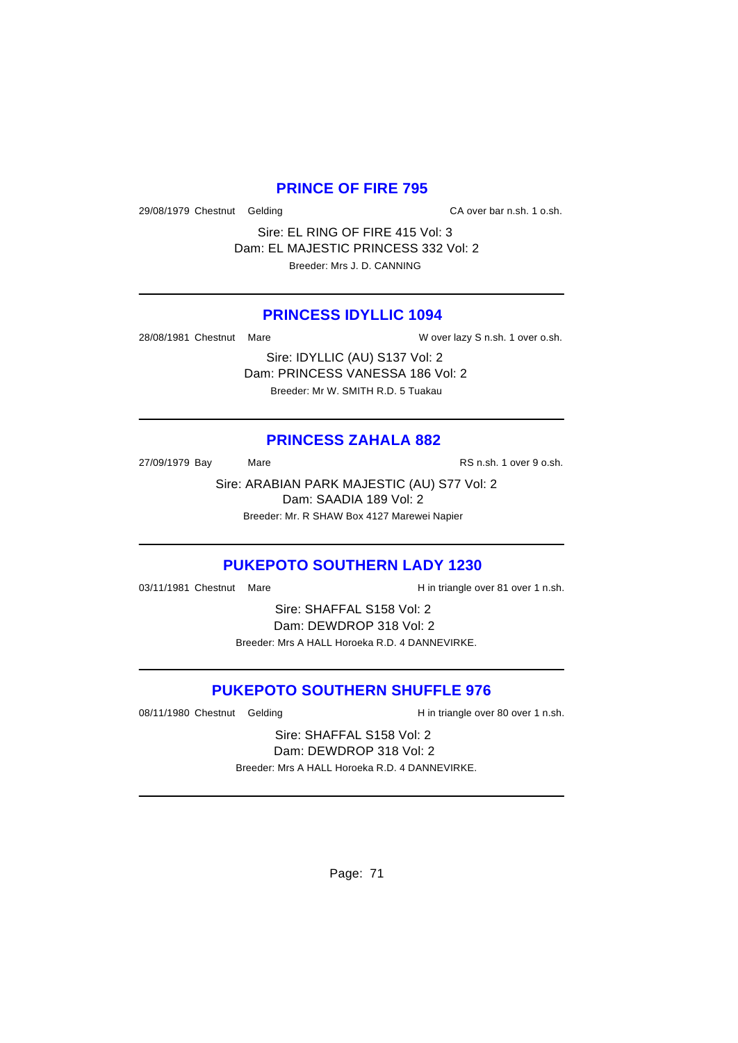## PRINCE OF FIRE 795

29/08/1979 Chestnut Gelding CA over bar n.sh. 1 o.sh.

Sire: EL RING OF FIRE 415 Vol: 3
Dam: EL MAJESTIC PRINCESS 332 Vol: 2
Breeder: Mrs J. D. CANNING

---

## PRINCESS IDYLLIC 1094

28/08/1981 Chestnut Mare W over lazy S n.sh. 1 over o.sh.

Sire: IDYLLIC (AU) S137 Vol: 2
Dam: PRINCESS VANESSA 186 Vol: 2
Breeder: Mr W. SMITH R.D. 5 Tuakau

---

## PRINCESS ZAHALA 882

27/09/1979 Bay Mare RS n.sh. 1 over 9 o.sh.

Sire: ARABIAN PARK MAJESTIC (AU) S77 Vol: 2
Dam: SAADIA 189 Vol: 2
Breeder: Mr. R SHAW Box 4127 Marewei Napier

---

## PUKEPOTO SOUTHERN LADY 1230

03/11/1981 Chestnut Mare H in triangle over 81 over 1 n.sh.

Sire: SHAFFAL S158 Vol: 2
Dam: DEWDROP 318 Vol: 2
Breeder: Mrs A HALL Horoeka R.D. 4 DANNEVIRKE.

---

## PUKEPOTO SOUTHERN SHUFFLE 976

08/11/1980 Chestnut Gelding H in triangle over 80 over 1 n.sh.

Sire: SHAFFAL S158 Vol: 2
Dam: DEWDROP 318 Vol: 2
Breeder: Mrs A HALL Horoeka R.D. 4 DANNEVIRKE.

---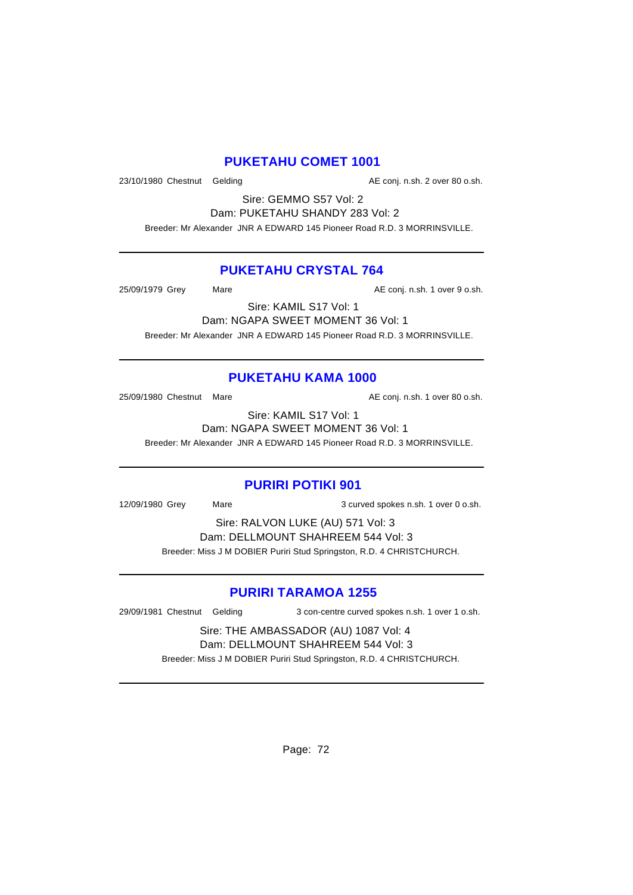## PUKETAHU COMET 1001

23/10/1980 Chestnut Gelding AE conj. n.sh. 2 over 80 o.sh.

Sire: GEMMO S57 Vol: 2

Dam: PUKETAHU SHANDY 283 Vol: 2

Breeder: Mr Alexander JNR A EDWARD 145 Pioneer Road R.D. 3 MORRINSVILLE.

---

## PUKETAHU CRYSTAL 764

25/09/1979 Grey Mare AE conj. n.sh. 1 over 9 o.sh.

Sire: KAMIL S17 Vol: 1

Dam: NGAPA SWEET MOMENT 36 Vol: 1

Breeder: Mr Alexander JNR A EDWARD 145 Pioneer Road R.D. 3 MORRINSVILLE.

---

## PUKETAHU KAMA 1000

25/09/1980 Chestnut Mare AE conj. n.sh. 1 over 80 o.sh.

Sire: KAMIL S17 Vol: 1

Dam: NGAPA SWEET MOMENT 36 Vol: 1

Breeder: Mr Alexander JNR A EDWARD 145 Pioneer Road R.D. 3 MORRINSVILLE.

---

## PURIRI POTIKI 901

12/09/1980 Grey Mare 3 curved spokes n.sh. 1 over 0 o.sh.

Sire: RALVON LUKE (AU) 571 Vol: 3

Dam: DELLMOUNT SHAHREEM 544 Vol: 3

Breeder: Miss J M DOBIER Puriri Stud Springston, R.D. 4 CHRISTCHURCH.

---

## PURIRI TARAMOA 1255

29/09/1981 Chestnut Gelding 3 con-centre curved spokes n.sh. 1 over 1 o.sh.

Sire: THE AMBASSADOR (AU) 1087 Vol: 4

Dam: DELLMOUNT SHAHREEM 544 Vol: 3

Breeder: Miss J M DOBIER Puriri Stud Springston, R.D. 4 CHRISTCHURCH.

---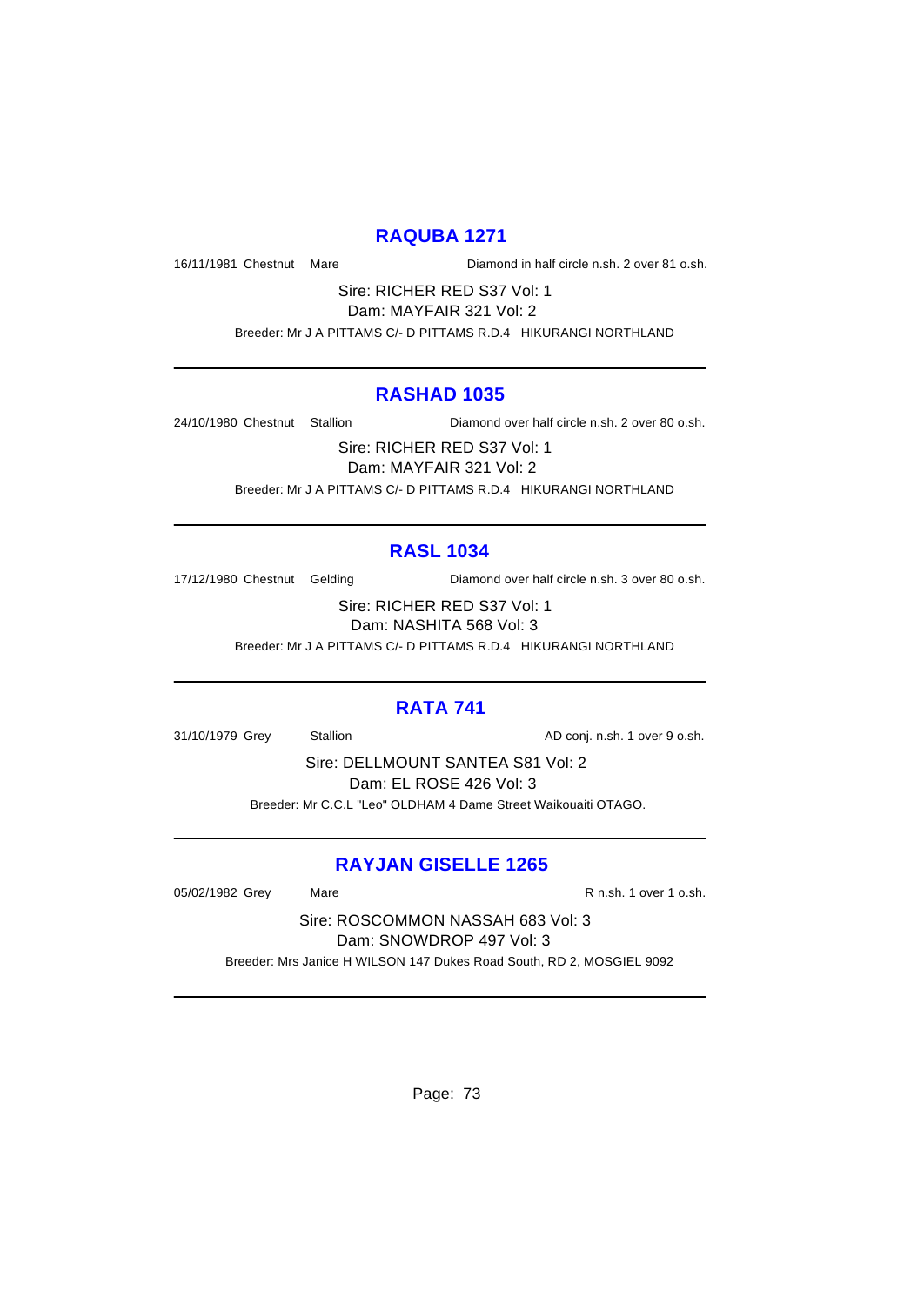## RAQUBA 1271

16/11/1981 Chestnut Mare Diamond in half circle n.sh. 2 over 81 o.sh.

Sire: RICHER RED S37 Vol: 1
Dam: MAYFAIR 321 Vol: 2

Breeder: Mr J A PITTAMS C/- D PITTAMS R.D.4 HIKURANGI NORTHLAND

---

## RASHAD 1035

24/10/1980 Chestnut Stallion Diamond over half circle n.sh. 2 over 80 o.sh.

Sire: RICHER RED S37 Vol: 1
Dam: MAYFAIR 321 Vol: 2

Breeder: Mr J A PITTAMS C/- D PITTAMS R.D.4 HIKURANGI NORTHLAND

---

## RASL 1034

17/12/1980 Chestnut Gelding Diamond over half circle n.sh. 3 over 80 o.sh.

Sire: RICHER RED S37 Vol: 1
Dam: NASHITA 568 Vol: 3

Breeder: Mr J A PITTAMS C/- D PITTAMS R.D.4 HIKURANGI NORTHLAND

---

## RATA 741

31/10/1979 Grey Stallion AD conj. n.sh. 1 over 9 o.sh.

Sire: DELLMOUNT SANTEA S81 Vol: 2
Dam: EL ROSE 426 Vol: 3

Breeder: Mr C.C.L "Leo" OLDHAM 4 Dame Street Waikouaiti OTAGO.

---

## RAYJAN GISELLE 1265

05/02/1982 Grey Mare R n.sh. 1 over 1 o.sh.

Sire: ROSCOMMON NASSAH 683 Vol: 3
Dam: SNOWDROP 497 Vol: 3

Breeder: Mrs Janice H WILSON 147 Dukes Road South, RD 2, MOSGIEL 9092

---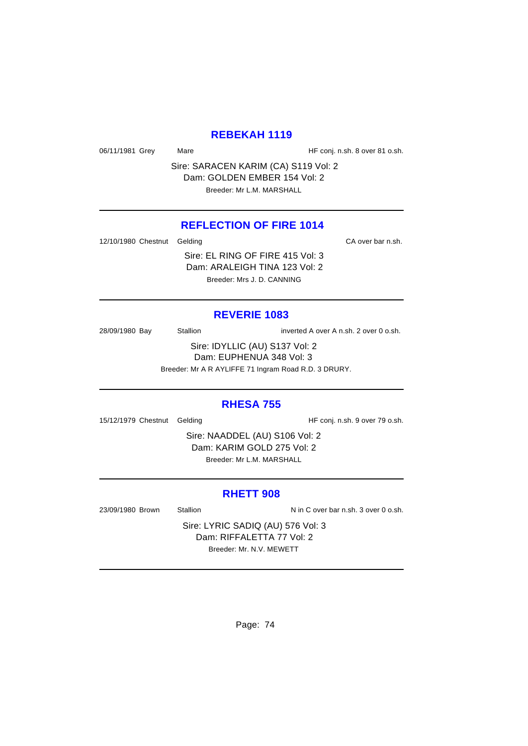## REBEKAH 1119

06/11/1981 Grey Mare HF conj. n.sh. 8 over 81 o.sh.

Sire: SARACEN KARIM (CA) S119 Vol: 2
Dam: GOLDEN EMBER 154 Vol: 2
Breeder: Mr L.M. MARSHALL

---

## REFLECTION OF FIRE 1014

12/10/1980 Chestnut Gelding CA over bar n.sh.

Sire: EL RING OF FIRE 415 Vol: 3
Dam: ARALEIGH TINA 123 Vol: 2
Breeder: Mrs J. D. CANNING

---

## REVERIE 1083

28/09/1980 Bay Stallion inverted A over A n.sh. 2 over 0 o.sh.

Sire: IDYLLIC (AU) S137 Vol: 2
Dam: EUPHENUA 348 Vol: 3
Breeder: Mr A R AYLIFFE 71 Ingram Road R.D. 3 DRURY.

---

## RHESA 755

15/12/1979 Chestnut Gelding HF conj. n.sh. 9 over 79 o.sh.

Sire: NAADDEL (AU) S106 Vol: 2
Dam: KARIM GOLD 275 Vol: 2
Breeder: Mr L.M. MARSHALL

---

## RHETT 908

23/09/1980 Brown Stallion N in C over bar n.sh. 3 over 0 o.sh.

Sire: LYRIC SADIQ (AU) 576 Vol: 3
Dam: RIFFALETTA 77 Vol: 2
Breeder: Mr. N.V. MEWETT

---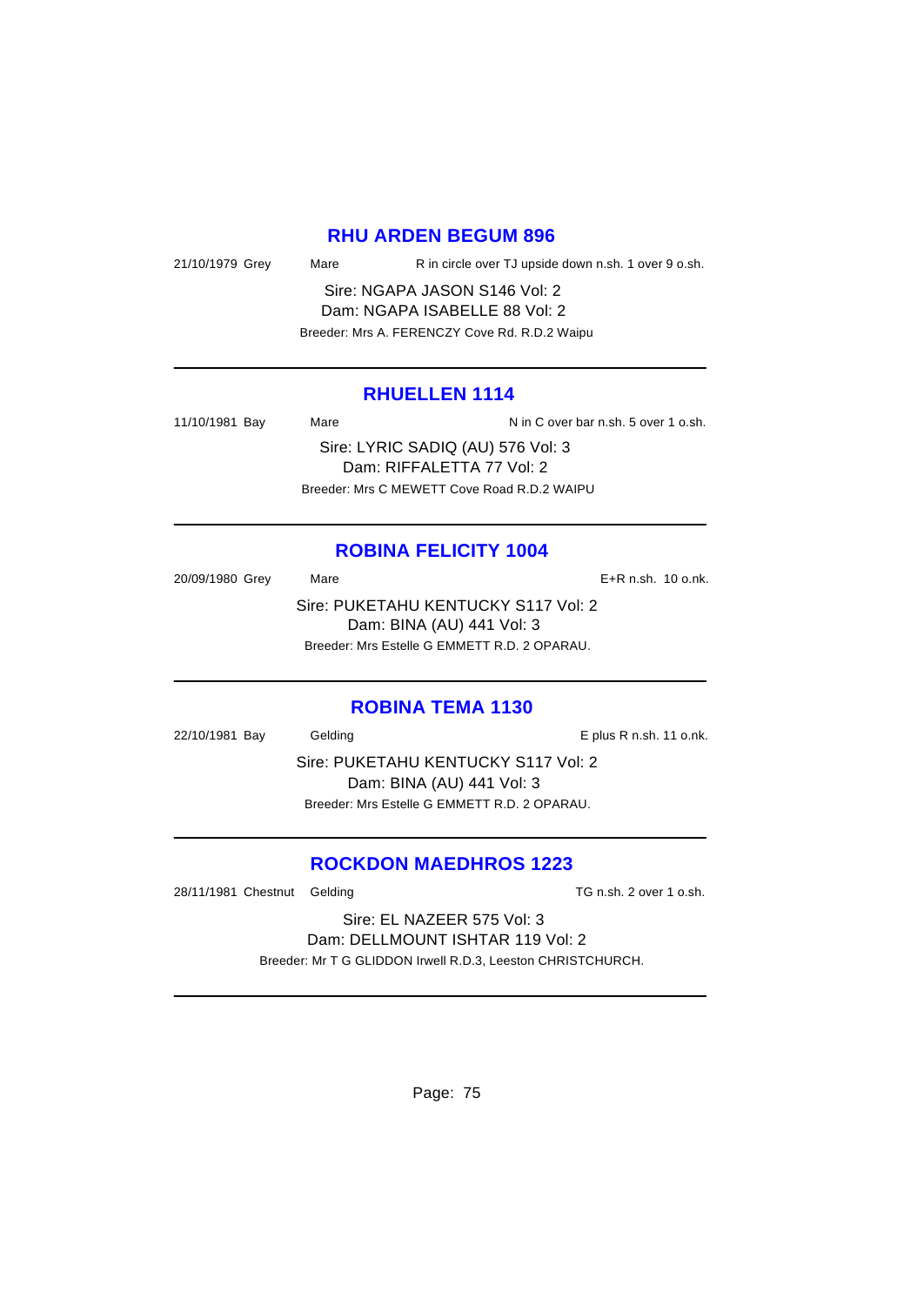## RHU ARDEN BEGUM 896

21/10/1979 Grey Mare R in circle over TJ upside down n.sh. 1 over 9 o.sh.

Sire: NGAPA JASON S146 Vol: 2
Dam: NGAPA ISABELLE 88 Vol: 2
Breeder: Mrs A. FERENCZY Cove Rd. R.D.2 Waipu

---

## RHUELLEN 1114

11/10/1981 Bay Mare N in C over bar n.sh. 5 over 1 o.sh.

Sire: LYRIC SADIQ (AU) 576 Vol: 3
Dam: RIFFALETTA 77 Vol: 2
Breeder: Mrs C MEWETT Cove Road R.D.2 WAIPU

---

## ROBINA FELICITY 1004

20/09/1980 Grey Mare E+R n.sh. 10 o.nk.

Sire: PUKETAHU KENTUCKY S117 Vol: 2
Dam: BINA (AU) 441 Vol: 3
Breeder: Mrs Estelle G EMMETT R.D. 2 OPARAU.

---

## ROBINA TEMA 1130

22/10/1981 Bay Gelding E plus R n.sh. 11 o.nk.

Sire: PUKETAHU KENTUCKY S117 Vol: 2
Dam: BINA (AU) 441 Vol: 3
Breeder: Mrs Estelle G EMMETT R.D. 2 OPARAU.

---

## ROCKDON MAEDHROS 1223

28/11/1981 Chestnut Gelding TG n.sh. 2 over 1 o.sh.

Sire: EL NAZEER 575 Vol: 3
Dam: DELLMOUNT ISHTAR 119 Vol: 2
Breeder: Mr T G GLIDDON Irwell R.D.3, Leeston CHRISTCHURCH.

---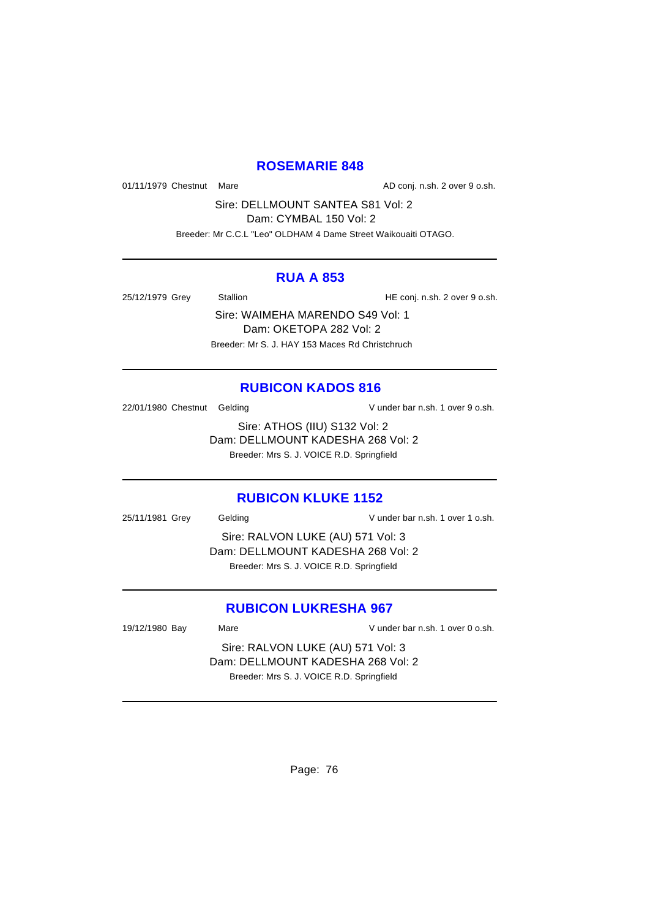## ROSEMARIE 848

01/11/1979 Chestnut Mare AD conj. n.sh. 2 over 9 o.sh.

Sire: DELLMOUNT SANTEA S81 Vol: 2
Dam: CYMBAL 150 Vol: 2

Breeder: Mr C.C.L "Leo" OLDHAM 4 Dame Street Waikouaiti OTAGO.

---

## RUA A 853

25/12/1979 Grey Stallion HE conj. n.sh. 2 over 9 o.sh.

Sire: WAIMEHA MARENDO S49 Vol: 1
Dam: OKETOPA 282 Vol: 2

Breeder: Mr S. J. HAY 153 Maces Rd Christchruch

---

## RUBICON KADOS 816

22/01/1980 Chestnut Gelding V under bar n.sh. 1 over 9 o.sh.

Sire: ATHOS (IIU) S132 Vol: 2
Dam: DELLMOUNT KADESHA 268 Vol: 2

Breeder: Mrs S. J. VOICE R.D. Springfield

---

## RUBICON KLUKE 1152

25/11/1981 Grey Gelding V under bar n.sh. 1 over 1 o.sh.

Sire: RALVON LUKE (AU) 571 Vol: 3
Dam: DELLMOUNT KADESHA 268 Vol: 2

Breeder: Mrs S. J. VOICE R.D. Springfield

---

## RUBICON LUKRESHA 967

19/12/1980 Bay Mare V under bar n.sh. 1 over 0 o.sh.

Sire: RALVON LUKE (AU) 571 Vol: 3
Dam: DELLMOUNT KADESHA 268 Vol: 2

Breeder: Mrs S. J. VOICE R.D. Springfield

---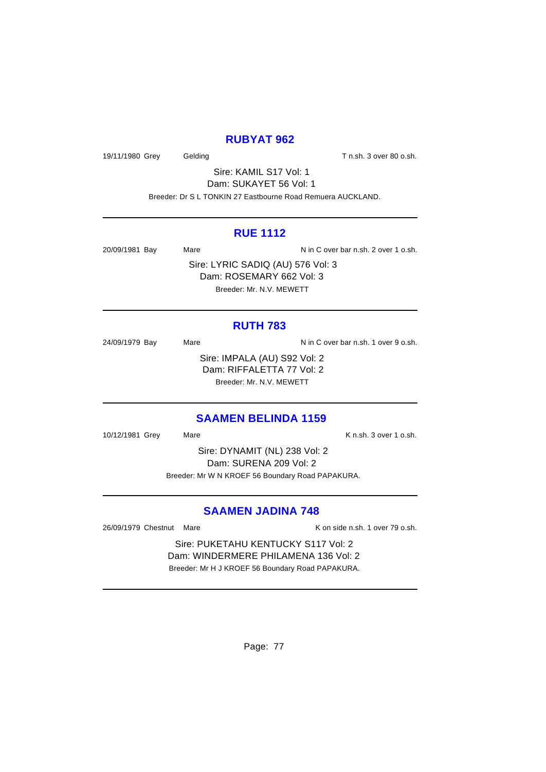## RUBYAT 962

19/11/1980 Grey Gelding T n.sh. 3 over 80 o.sh.

Sire: KAMIL S17 Vol: 1
Dam: SUKAYET 56 Vol: 1
Breeder: Dr S L TONKIN 27 Eastbourne Road Remuera AUCKLAND.

---

## RUE 1112

20/09/1981 Bay Mare N in C over bar n.sh. 2 over 1 o.sh.

Sire: LYRIC SADIQ (AU) 576 Vol: 3
Dam: ROSEMARY 662 Vol: 3
Breeder: Mr. N.V. MEWETT

---

## RUTH 783

24/09/1979 Bay Mare N in C over bar n.sh. 1 over 9 o.sh.

Sire: IMPALA (AU) S92 Vol: 2
Dam: RIFFALETTA 77 Vol: 2
Breeder: Mr. N.V. MEWETT

---

## SAAMEN BELINDA 1159

10/12/1981 Grey Mare K n.sh. 3 over 1 o.sh.

Sire: DYNAMIT (NL) 238 Vol: 2
Dam: SURENA 209 Vol: 2
Breeder: Mr W N KROEF 56 Boundary Road PAPAKURA.

---

## SAAMEN JADINA 748

26/09/1979 Chestnut Mare K on side n.sh. 1 over 79 o.sh.

Sire: PUKETAHU KENTUCKY S117 Vol: 2
Dam: WINDERMERE PHILAMENA 136 Vol: 2
Breeder: Mr H J KROEF 56 Boundary Road PAPAKURA.

---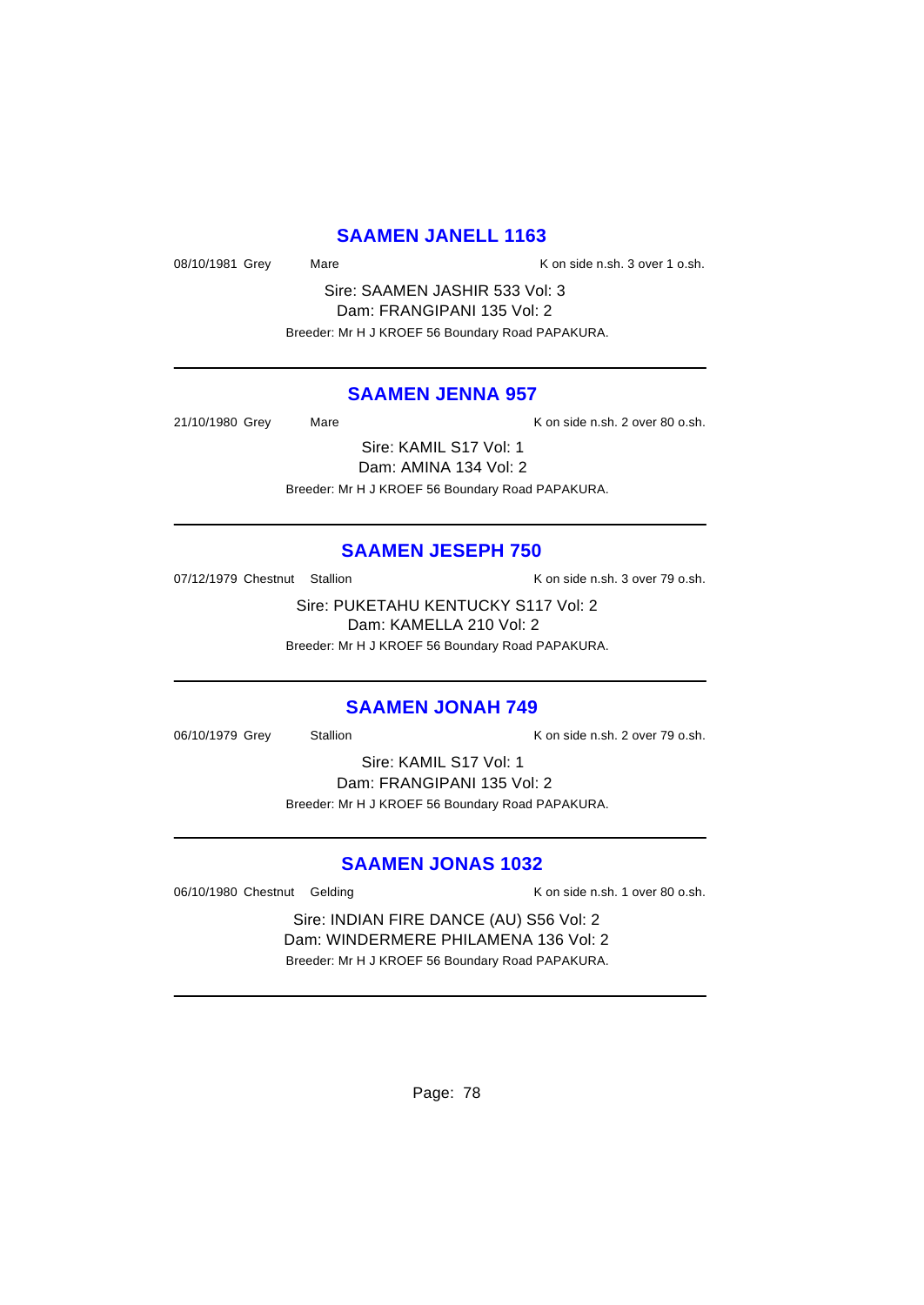## SAAMEN JANELL 1163

08/10/1981 Grey Mare K on side n.sh. 3 over 1 o.sh.

Sire: SAAMEN JASHIR 533 Vol: 3
Dam: FRANGIPANI 135 Vol: 2
Breeder: Mr H J KROEF 56 Boundary Road PAPAKURA.

---

## SAAMEN JENNA 957

21/10/1980 Grey Mare K on side n.sh. 2 over 80 o.sh.

Sire: KAMIL S17 Vol: 1
Dam: AMINA 134 Vol: 2
Breeder: Mr H J KROEF 56 Boundary Road PAPAKURA.

---

## SAAMEN JESEPH 750

07/12/1979 Chestnut Stallion K on side n.sh. 3 over 79 o.sh.

Sire: PUKETAHU KENTUCKY S117 Vol: 2
Dam: KAMELLA 210 Vol: 2
Breeder: Mr H J KROEF 56 Boundary Road PAPAKURA.

---

## SAAMEN JONAH 749

06/10/1979 Grey Stallion K on side n.sh. 2 over 79 o.sh.

Sire: KAMIL S17 Vol: 1
Dam: FRANGIPANI 135 Vol: 2
Breeder: Mr H J KROEF 56 Boundary Road PAPAKURA.

---

## SAAMEN JONAS 1032

06/10/1980 Chestnut Gelding K on side n.sh. 1 over 80 o.sh.

Sire: INDIAN FIRE DANCE (AU) S56 Vol: 2
Dam: WINDERMERE PHILAMENA 136 Vol: 2
Breeder: Mr H J KROEF 56 Boundary Road PAPAKURA.

---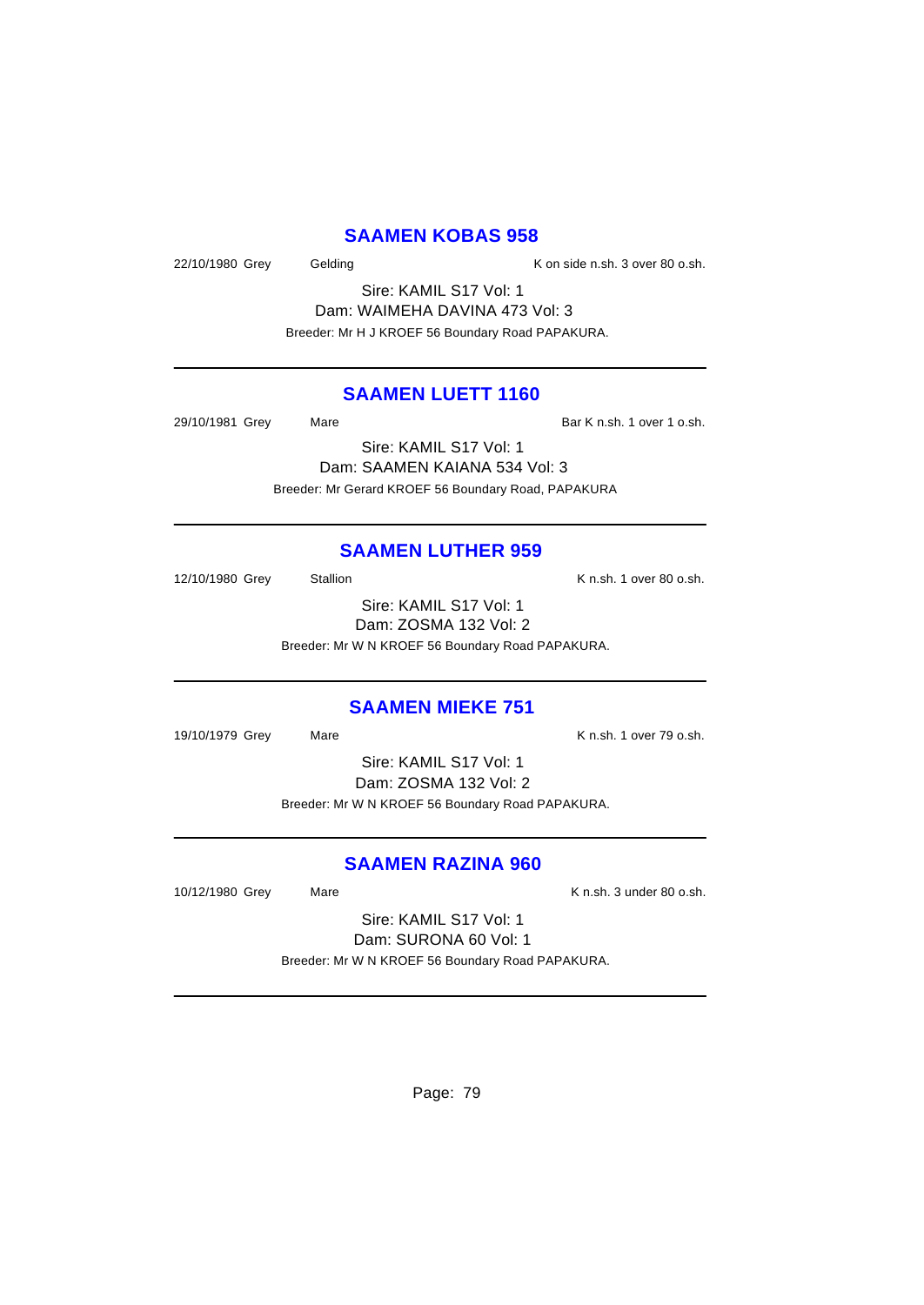## SAAMEN KOBAS 958

22/10/1980 Grey Gelding K on side n.sh. 3 over 80 o.sh.

Sire: KAMIL S17 Vol: 1
Dam: WAIMEHA DAVINA 473 Vol: 3
Breeder: Mr H J KROEF 56 Boundary Road PAPAKURA.

---

## SAAMEN LUETT 1160

29/10/1981 Grey Mare Bar K n.sh. 1 over 1 o.sh.

Sire: KAMIL S17 Vol: 1
Dam: SAAMEN KAIANA 534 Vol: 3
Breeder: Mr Gerard KROEF 56 Boundary Road, PAPAKURA

---

## SAAMEN LUTHER 959

12/10/1980 Grey Stallion K n.sh. 1 over 80 o.sh.

Sire: KAMIL S17 Vol: 1
Dam: ZOSMA 132 Vol: 2
Breeder: Mr W N KROEF 56 Boundary Road PAPAKURA.

---

## SAAMEN MIEKE 751

19/10/1979 Grey Mare K n.sh. 1 over 79 o.sh.

Sire: KAMIL S17 Vol: 1
Dam: ZOSMA 132 Vol: 2
Breeder: Mr W N KROEF 56 Boundary Road PAPAKURA.

---

## SAAMEN RAZINA 960

10/12/1980 Grey Mare K n.sh. 3 under 80 o.sh.

Sire: KAMIL S17 Vol: 1
Dam: SURONA 60 Vol: 1
Breeder: Mr W N KROEF 56 Boundary Road PAPAKURA.

---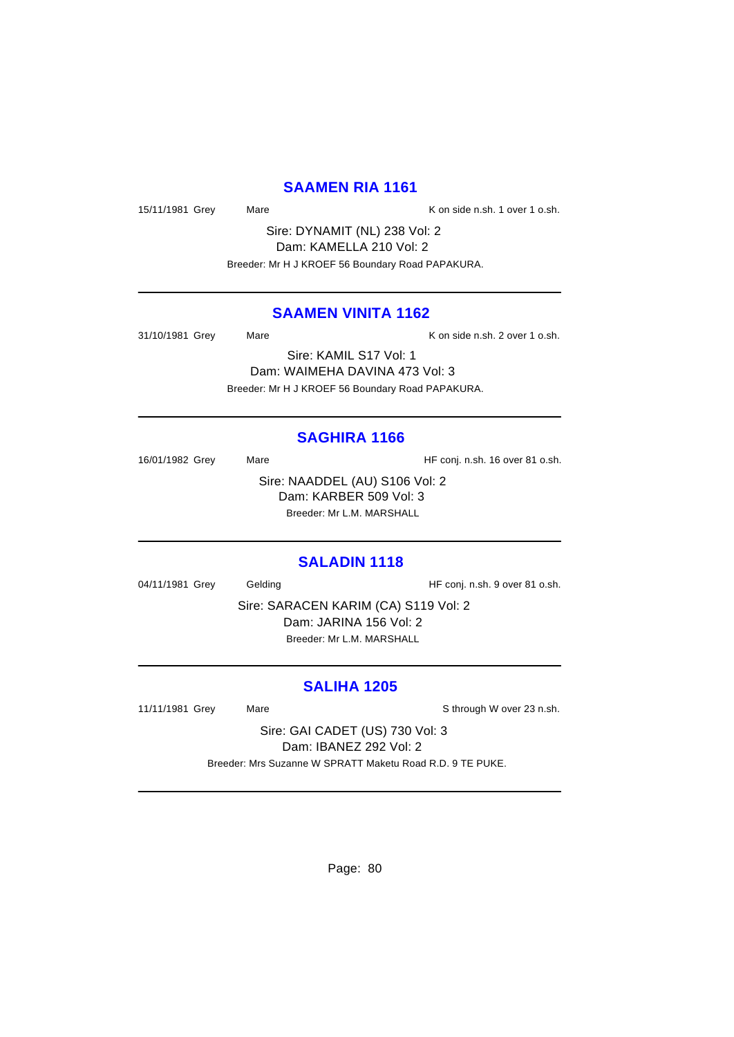## SAAMEN RIA 1161

15/11/1981 Grey Mare K on side n.sh. 1 over 1 o.sh.

Sire: DYNAMIT (NL) 238 Vol: 2
Dam: KAMELLA 210 Vol: 2
Breeder: Mr H J KROEF 56 Boundary Road PAPAKURA.

---

## SAAMEN VINITA 1162

31/10/1981 Grey Mare K on side n.sh. 2 over 1 o.sh.

Sire: KAMIL S17 Vol: 1
Dam: WAIMEHA DAVINA 473 Vol: 3
Breeder: Mr H J KROEF 56 Boundary Road PAPAKURA.

---

## SAGHIRA 1166

16/01/1982 Grey Mare HF conj. n.sh. 16 over 81 o.sh.

Sire: NAADDEL (AU) S106 Vol: 2
Dam: KARBER 509 Vol: 3
Breeder: Mr L.M. MARSHALL

---

## SALADIN 1118

04/11/1981 Grey Gelding HF conj. n.sh. 9 over 81 o.sh.

Sire: SARACEN KARIM (CA) S119 Vol: 2
Dam: JARINA 156 Vol: 2
Breeder: Mr L.M. MARSHALL

---

## SALIHA 1205

11/11/1981 Grey Mare S through W over 23 n.sh.

Sire: GAI CADET (US) 730 Vol: 3
Dam: IBANEZ 292 Vol: 2
Breeder: Mrs Suzanne W SPRATT Maketu Road R.D. 9 TE PUKE.

---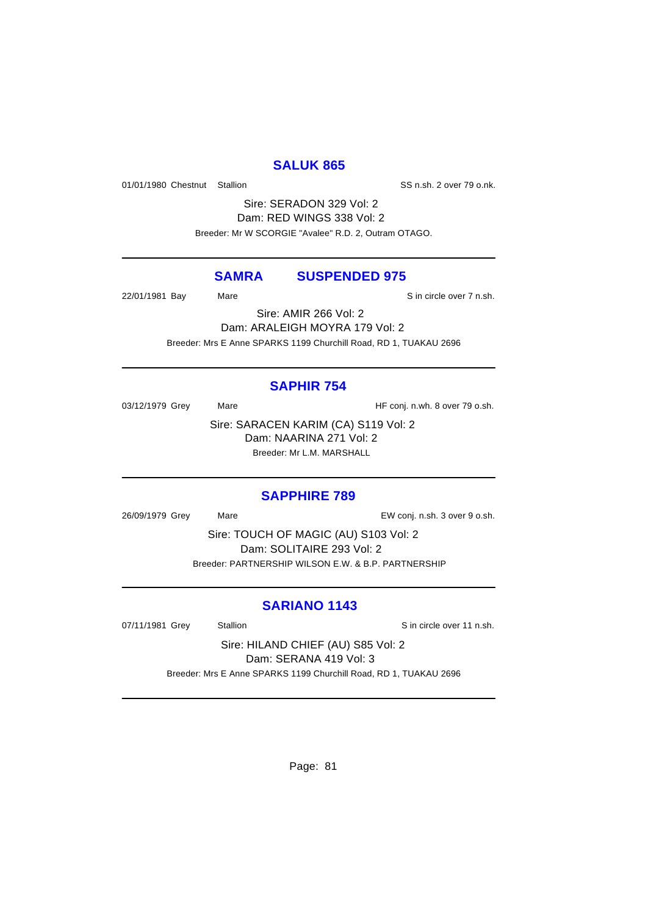## SALUK 865

01/01/1980 Chestnut Stallion SS n.sh. 2 over 79 o.nk.

Sire: SERADON 329 Vol: 2
Dam: RED WINGS 338 Vol: 2
Breeder: Mr W SCORGIE "Avalee" R.D. 2, Outram OTAGO.

---

## SAMRA SUSPENDED 975

22/01/1981 Bay Mare S in circle over 7 n.sh.

Sire: AMIR 266 Vol: 2
Dam: ARALEIGH MOYRA 179 Vol: 2
Breeder: Mrs E Anne SPARKS 1199 Churchill Road, RD 1, TUAKAU 2696

---

## SAPHIR 754

03/12/1979 Grey Mare HF conj. n.wh. 8 over 79 o.sh.

Sire: SARACEN KARIM (CA) S119 Vol: 2
Dam: NAARINA 271 Vol: 2
Breeder: Mr L.M. MARSHALL

---

## SAPPHIRE 789

26/09/1979 Grey Mare EW conj. n.sh. 3 over 9 o.sh.

Sire: TOUCH OF MAGIC (AU) S103 Vol: 2
Dam: SOLITAIRE 293 Vol: 2
Breeder: PARTNERSHIP WILSON E.W. & B.P. PARTNERSHIP

---

## SARIANO 1143

07/11/1981 Grey Stallion S in circle over 11 n.sh.

Sire: HILAND CHIEF (AU) S85 Vol: 2
Dam: SERANA 419 Vol: 3
Breeder: Mrs E Anne SPARKS 1199 Churchill Road, RD 1, TUAKAU 2696

---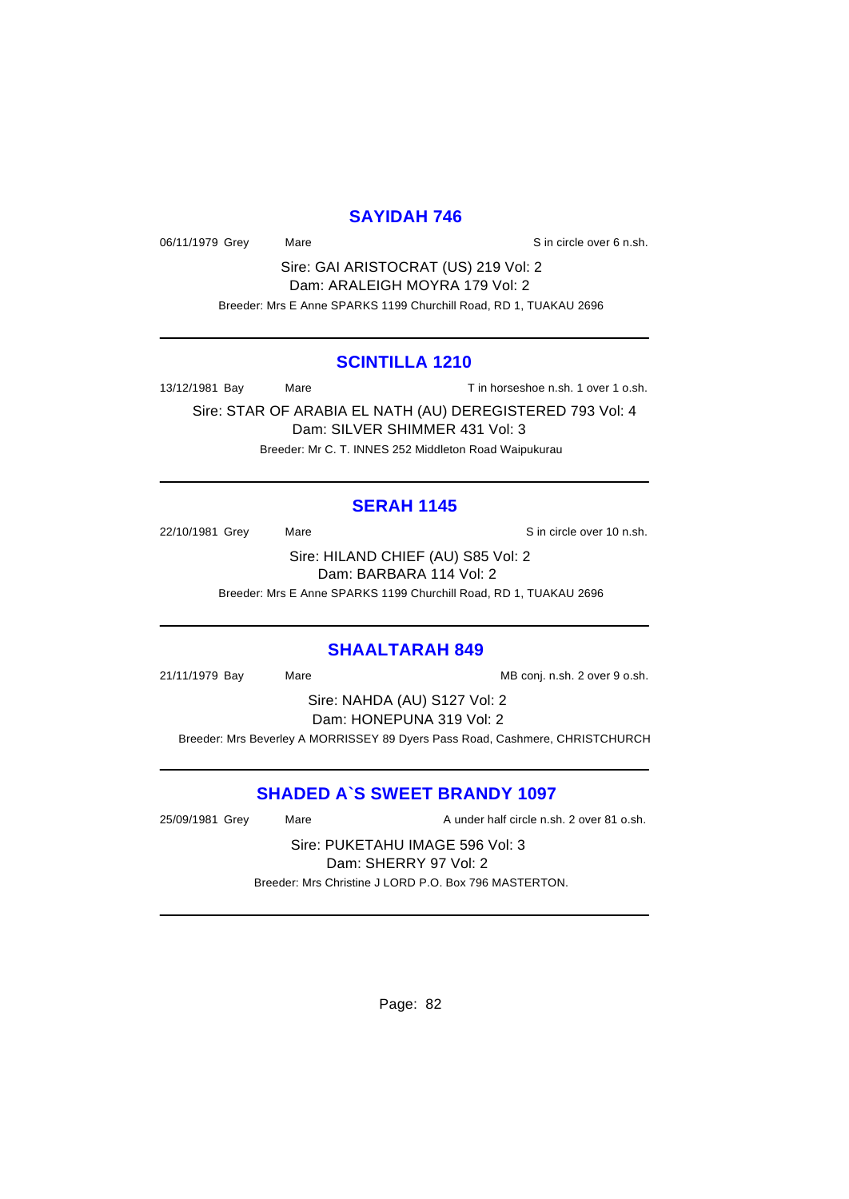## SAYIDAH 746

06/11/1979 Grey Mare S in circle over 6 n.sh.

Sire: GAI ARISTOCRAT (US) 219 Vol: 2
Dam: ARALEIGH MOYRA 179 Vol: 2
Breeder: Mrs E Anne SPARKS 1199 Churchill Road, RD 1, TUAKAU 2696

---

## SCINTILLA 1210

13/12/1981 Bay Mare T in horseshoe n.sh. 1 over 1 o.sh.

Sire: STAR OF ARABIA EL NATH (AU) DEREGISTERED 793 Vol: 4
Dam: SILVER SHIMMER 431 Vol: 3
Breeder: Mr C. T. INNES 252 Middleton Road Waipukurau

---

## SERAH 1145

22/10/1981 Grey Mare S in circle over 10 n.sh.

Sire: HILAND CHIEF (AU) S85 Vol: 2
Dam: BARBARA 114 Vol: 2
Breeder: Mrs E Anne SPARKS 1199 Churchill Road, RD 1, TUAKAU 2696

---

## SHAALTARAH 849

21/11/1979 Bay Mare MB conj. n.sh. 2 over 9 o.sh.

Sire: NAHDA (AU) S127 Vol: 2
Dam: HONEPUNA 319 Vol: 2
Breeder: Mrs Beverley A MORRISSEY 89 Dyers Pass Road, Cashmere, CHRISTCHURCH

---

## SHADED A`S SWEET BRANDY 1097

25/09/1981 Grey Mare A under half circle n.sh. 2 over 81 o.sh.

Sire: PUKETAHU IMAGE 596 Vol: 3
Dam: SHERRY 97 Vol: 2
Breeder: Mrs Christine J LORD P.O. Box 796 MASTERTON.

---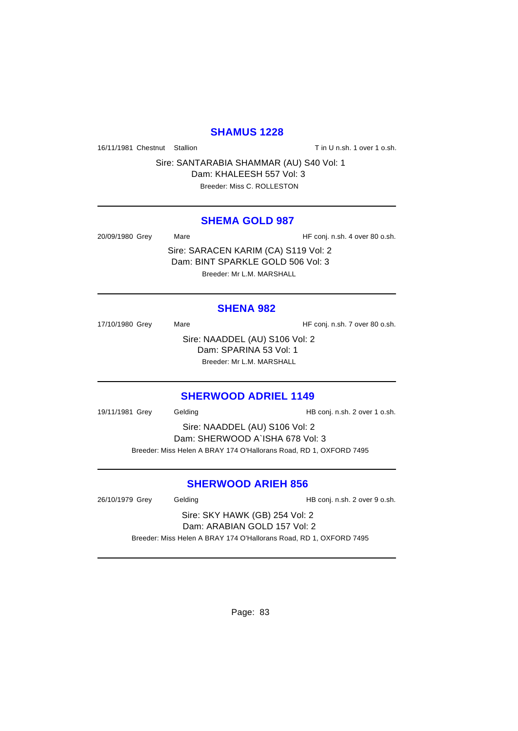## SHAMUS 1228

16/11/1981 Chestnut Stallion T in U n.sh. 1 over 1 o.sh.

Sire: SANTARABIA SHAMMAR (AU) S40 Vol: 1
Dam: KHALEESH 557 Vol: 3
Breeder: Miss C. ROLLESTON

---

## SHEMA GOLD 987

20/09/1980 Grey Mare HF conj. n.sh. 4 over 80 o.sh.

Sire: SARACEN KARIM (CA) S119 Vol: 2
Dam: BINT SPARKLE GOLD 506 Vol: 3
Breeder: Mr L.M. MARSHALL

---

## SHENA 982

17/10/1980 Grey Mare HF conj. n.sh. 7 over 80 o.sh.

Sire: NAADDEL (AU) S106 Vol: 2
Dam: SPARINA 53 Vol: 1
Breeder: Mr L.M. MARSHALL

---

## SHERWOOD ADRIEL 1149

19/11/1981 Grey Gelding HB conj. n.sh. 2 over 1 o.sh.

Sire: NAADDEL (AU) S106 Vol: 2
Dam: SHERWOOD A`ISHA 678 Vol: 3
Breeder: Miss Helen A BRAY 174 O'Hallorans Road, RD 1, OXFORD 7495

---

## SHERWOOD ARIEH 856

26/10/1979 Grey Gelding HB conj. n.sh. 2 over 9 o.sh.

Sire: SKY HAWK (GB) 254 Vol: 2
Dam: ARABIAN GOLD 157 Vol: 2
Breeder: Miss Helen A BRAY 174 O'Hallorans Road, RD 1, OXFORD 7495

---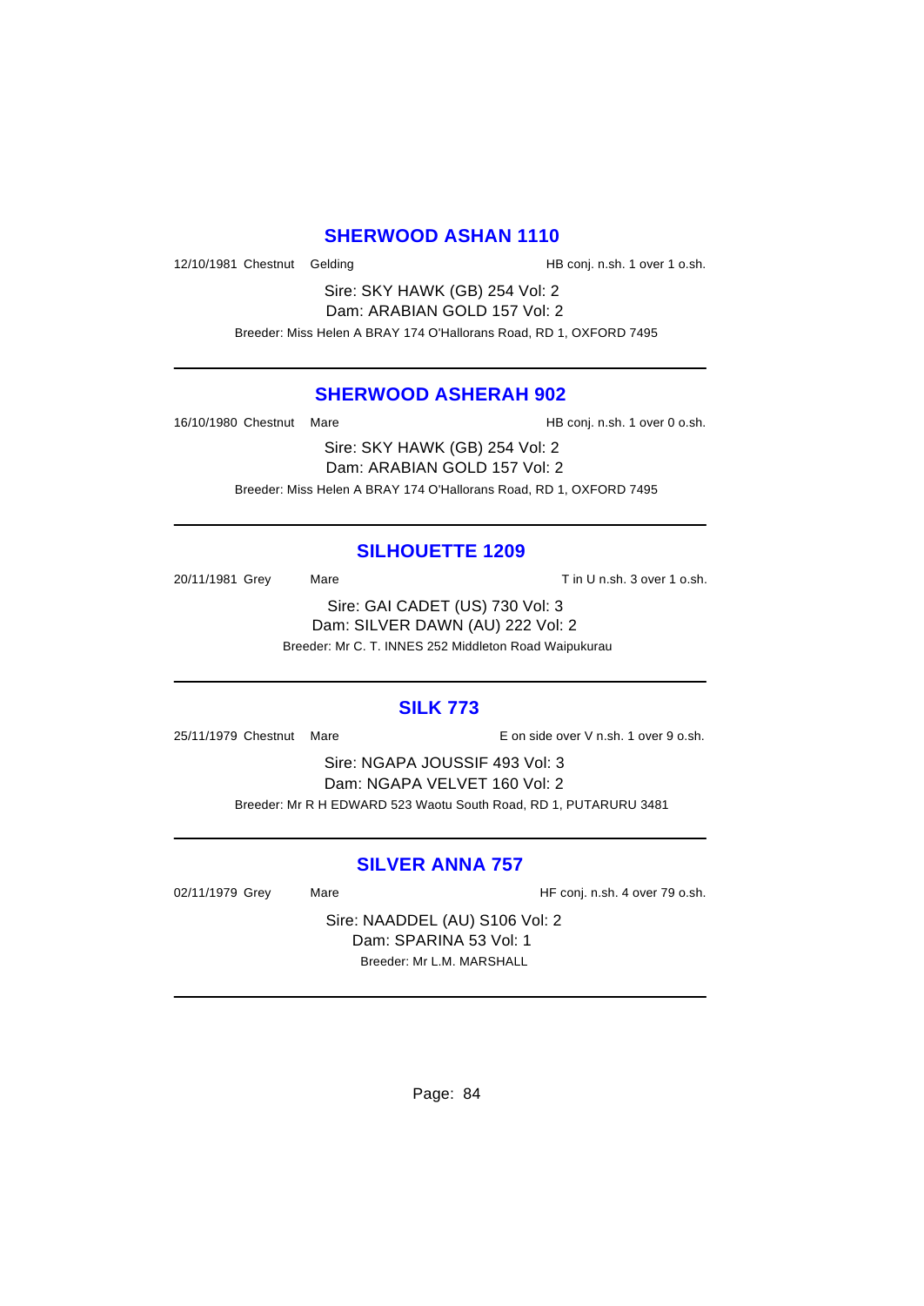## SHERWOOD ASHAN 1110

12/10/1981 Chestnut Gelding HB conj. n.sh. 1 over 1 o.sh.

Sire: SKY HAWK (GB) 254 Vol: 2
Dam: ARABIAN GOLD 157 Vol: 2

Breeder: Miss Helen A BRAY 174 O'Hallorans Road, RD 1, OXFORD 7495

---

## SHERWOOD ASHERAH 902

16/10/1980 Chestnut Mare HB conj. n.sh. 1 over 0 o.sh.

Sire: SKY HAWK (GB) 254 Vol: 2
Dam: ARABIAN GOLD 157 Vol: 2

Breeder: Miss Helen A BRAY 174 O'Hallorans Road, RD 1, OXFORD 7495

---

## SILHOUETTE 1209

20/11/1981 Grey Mare T in U n.sh. 3 over 1 o.sh.

Sire: GAI CADET (US) 730 Vol: 3
Dam: SILVER DAWN (AU) 222 Vol: 2

Breeder: Mr C. T. INNES 252 Middleton Road Waipukurau

---

## SILK 773

25/11/1979 Chestnut Mare E on side over V n.sh. 1 over 9 o.sh.

Sire: NGAPA JOUSSIF 493 Vol: 3
Dam: NGAPA VELVET 160 Vol: 2

Breeder: Mr R H EDWARD 523 Waotu South Road, RD 1, PUTARURU 3481

---

## SILVER ANNA 757

02/11/1979 Grey Mare HF conj. n.sh. 4 over 79 o.sh.

Sire: NAADDEL (AU) S106 Vol: 2
Dam: SPARINA 53 Vol: 1

Breeder: Mr L.M. MARSHALL

---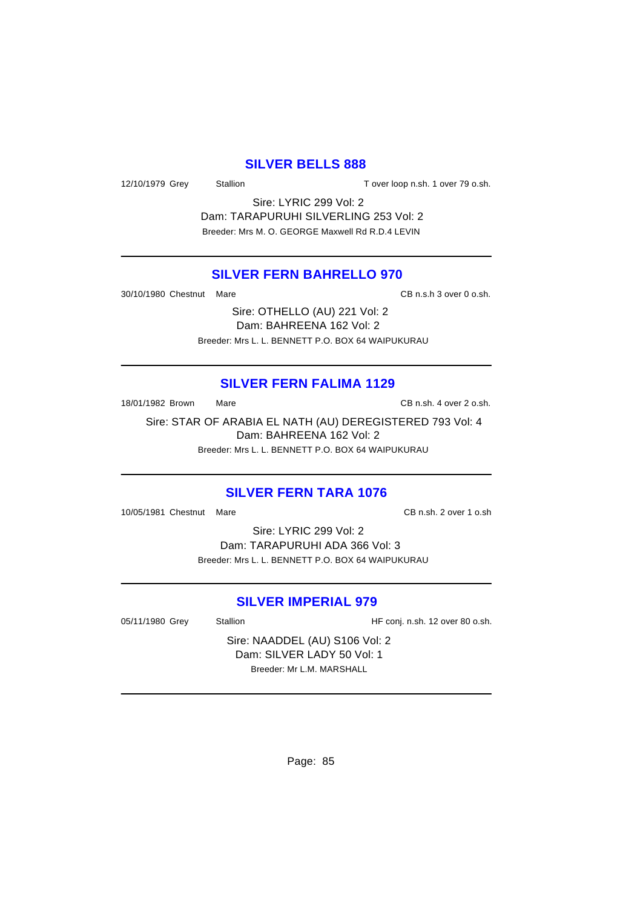## SILVER BELLS 888

12/10/1979 Grey Stallion T over loop n.sh. 1 over 79 o.sh.

Sire: LYRIC 299 Vol: 2
Dam: TARAPURUHI SILVERLING 253 Vol: 2
Breeder: Mrs M. O. GEORGE Maxwell Rd R.D.4 LEVIN

---

## SILVER FERN BAHRELLO 970

30/10/1980 Chestnut Mare CB n.s.h 3 over 0 o.sh.

Sire: OTHELLO (AU) 221 Vol: 2
Dam: BAHREENA 162 Vol: 2
Breeder: Mrs L. L. BENNETT P.O. BOX 64 WAIPUKURAU

---

## SILVER FERN FALIMA 1129

18/01/1982 Brown Mare CB n.sh. 4 over 2 o.sh.

Sire: STAR OF ARABIA EL NATH (AU) DEREGISTERED 793 Vol: 4
Dam: BAHREENA 162 Vol: 2
Breeder: Mrs L. L. BENNETT P.O. BOX 64 WAIPUKURAU

---

## SILVER FERN TARA 1076

10/05/1981 Chestnut Mare CB n.sh. 2 over 1 o.sh

Sire: LYRIC 299 Vol: 2
Dam: TARAPURUHI ADA 366 Vol: 3
Breeder: Mrs L. L. BENNETT P.O. BOX 64 WAIPUKURAU

---

## SILVER IMPERIAL 979

05/11/1980 Grey Stallion HF conj. n.sh. 12 over 80 o.sh.

Sire: NAADDEL (AU) S106 Vol: 2
Dam: SILVER LADY 50 Vol: 1
Breeder: Mr L.M. MARSHALL

---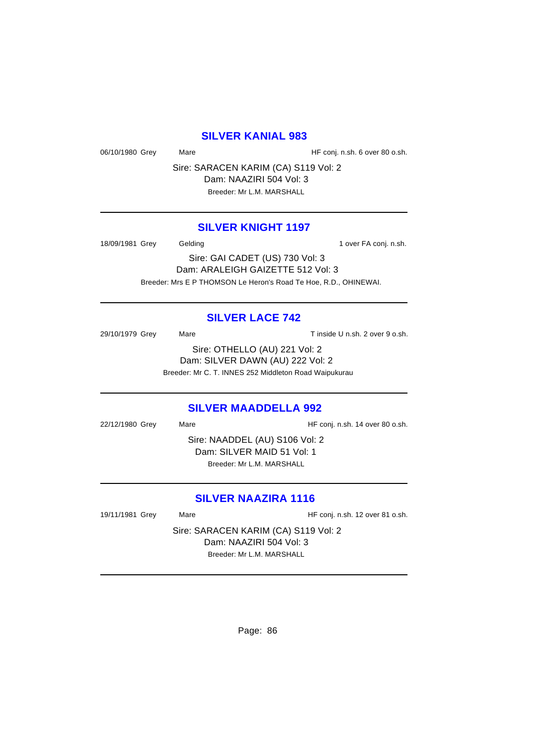## SILVER KANIAL 983

06/10/1980 Grey Mare HF conj. n.sh. 6 over 80 o.sh.

Sire: SARACEN KARIM (CA) S119 Vol: 2
Dam: NAAZIRI 504 Vol: 3
Breeder: Mr L.M. MARSHALL

---

## SILVER KNIGHT 1197

18/09/1981 Grey Gelding 1 over FA conj. n.sh.

Sire: GAI CADET (US) 730 Vol: 3
Dam: ARALEIGH GAIZETTE 512 Vol: 3
Breeder: Mrs E P THOMSON Le Heron's Road Te Hoe, R.D., OHINEWAI.

---

## SILVER LACE 742

29/10/1979 Grey Mare T inside U n.sh. 2 over 9 o.sh.

Sire: OTHELLO (AU) 221 Vol: 2
Dam: SILVER DAWN (AU) 222 Vol: 2
Breeder: Mr C. T. INNES 252 Middleton Road Waipukurau

---

## SILVER MAADDELLA 992

22/12/1980 Grey Mare HF conj. n.sh. 14 over 80 o.sh.

Sire: NAADDEL (AU) S106 Vol: 2
Dam: SILVER MAID 51 Vol: 1
Breeder: Mr L.M. MARSHALL

---

## SILVER NAAZIRA 1116

19/11/1981 Grey Mare HF conj. n.sh. 12 over 81 o.sh.

Sire: SARACEN KARIM (CA) S119 Vol: 2
Dam: NAAZIRI 504 Vol: 3
Breeder: Mr L.M. MARSHALL

---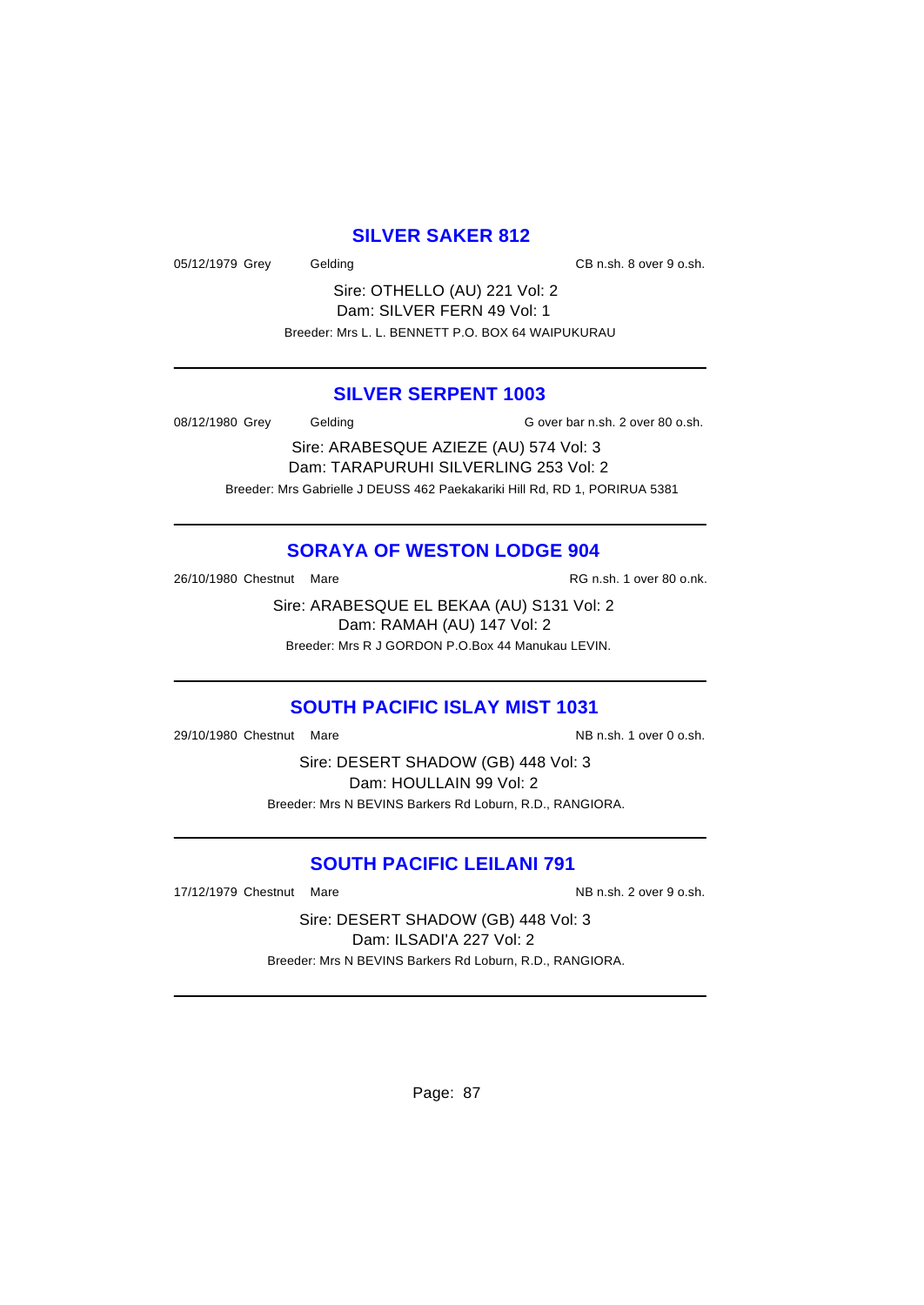## SILVER SAKER 812

05/12/1979 Grey Gelding CB n.sh. 8 over 9 o.sh.

Sire: OTHELLO (AU) 221 Vol: 2
Dam: SILVER FERN 49 Vol: 1
Breeder: Mrs L. L. BENNETT P.O. BOX 64 WAIPUKURAU

---

## SILVER SERPENT 1003

08/12/1980 Grey Gelding G over bar n.sh. 2 over 80 o.sh.

Sire: ARABESQUE AZIEZE (AU) 574 Vol: 3
Dam: TARAPURUHI SILVERLING 253 Vol: 2
Breeder: Mrs Gabrielle J DEUSS 462 Paekakariki Hill Rd, RD 1, PORIRUA 5381

---

## SORAYA OF WESTON LODGE 904

26/10/1980 Chestnut Mare RG n.sh. 1 over 80 o.nk.

Sire: ARABESQUE EL BEKAA (AU) S131 Vol: 2
Dam: RAMAH (AU) 147 Vol: 2
Breeder: Mrs R J GORDON P.O.Box 44 Manukau LEVIN.

---

## SOUTH PACIFIC ISLAY MIST 1031

29/10/1980 Chestnut Mare NB n.sh. 1 over 0 o.sh.

Sire: DESERT SHADOW (GB) 448 Vol: 3
Dam: HOULLAIN 99 Vol: 2
Breeder: Mrs N BEVINS Barkers Rd Loburn, R.D., RANGIORA.

---

## SOUTH PACIFIC LEILANI 791

17/12/1979 Chestnut Mare NB n.sh. 2 over 9 o.sh.

Sire: DESERT SHADOW (GB) 448 Vol: 3
Dam: ILSADI'A 227 Vol: 2
Breeder: Mrs N BEVINS Barkers Rd Loburn, R.D., RANGIORA.

---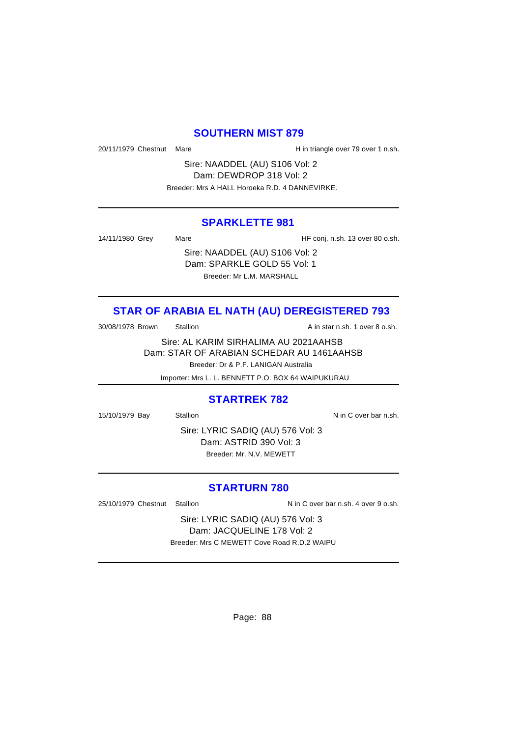## SOUTHERN MIST 879

20/11/1979 Chestnut Mare H in triangle over 79 over 1 n.sh.

Sire: NAADDEL (AU) S106 Vol: 2
Dam: DEWDROP 318 Vol: 2
Breeder: Mrs A HALL Horoeka R.D. 4 DANNEVIRKE.

---

## SPARKLETTE 981

14/11/1980 Grey Mare HF conj. n.sh. 13 over 80 o.sh.

Sire: NAADDEL (AU) S106 Vol: 2
Dam: SPARKLE GOLD 55 Vol: 1
Breeder: Mr L.M. MARSHALL

---

## STAR OF ARABIA EL NATH (AU) DEREGISTERED 793

30/08/1978 Brown Stallion A in star n.sh. 1 over 8 o.sh.

Sire: AL KARIM SIRHALIMA AU 2021AAHSB
Dam: STAR OF ARABIAN SCHEDAR AU 1461AAHSB
Breeder: Dr & P.F. LANIGAN Australia
Importer: Mrs L. L. BENNETT P.O. BOX 64 WAIPUKURAU

---

## STARTREK 782

15/10/1979 Bay Stallion N in C over bar n.sh.

Sire: LYRIC SADIQ (AU) 576 Vol: 3
Dam: ASTRID 390 Vol: 3
Breeder: Mr. N.V. MEWETT

---

## STARTURN 780

25/10/1979 Chestnut Stallion N in C over bar n.sh. 4 over 9 o.sh.

Sire: LYRIC SADIQ (AU) 576 Vol: 3
Dam: JACQUELINE 178 Vol: 2
Breeder: Mrs C MEWETT Cove Road R.D.2 WAIPU

---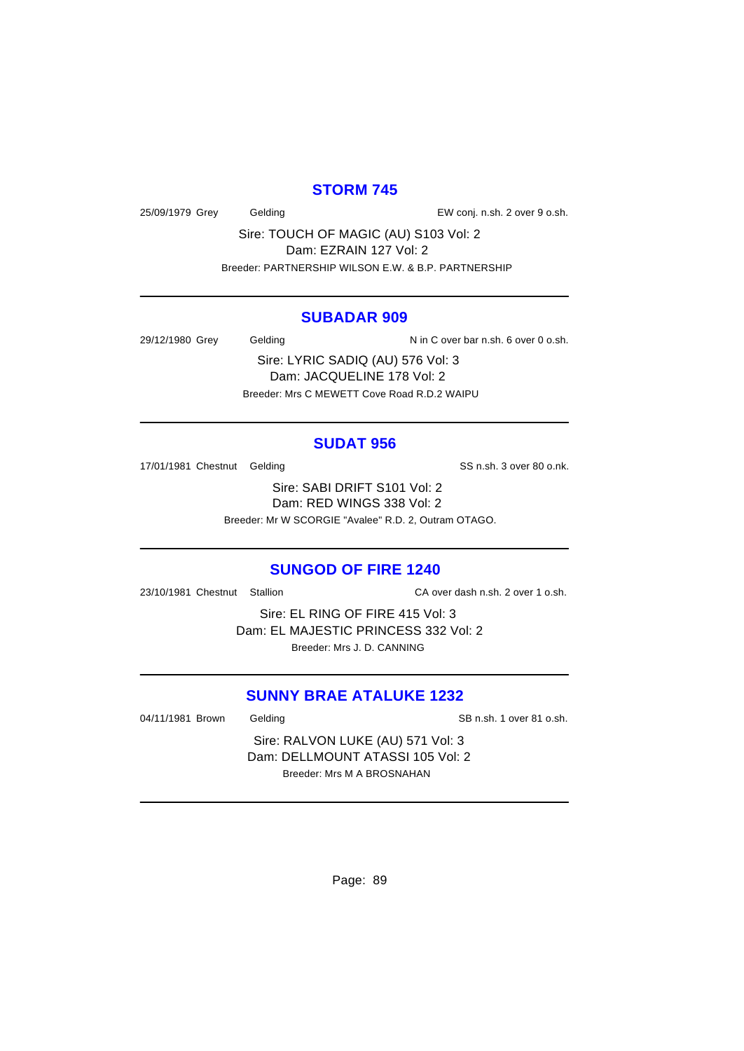## STORM 745

25/09/1979 Grey Gelding EW conj. n.sh. 2 over 9 o.sh.

Sire: TOUCH OF MAGIC (AU) S103 Vol: 2
Dam: EZRAIN 127 Vol: 2
Breeder: PARTNERSHIP WILSON E.W. & B.P. PARTNERSHIP

---

## SUBADAR 909

29/12/1980 Grey Gelding N in C over bar n.sh. 6 over 0 o.sh.

Sire: LYRIC SADIQ (AU) 576 Vol: 3
Dam: JACQUELINE 178 Vol: 2
Breeder: Mrs C MEWETT Cove Road R.D.2 WAIPU

---

## SUDAT 956

17/01/1981 Chestnut Gelding SS n.sh. 3 over 80 o.nk.

Sire: SABI DRIFT S101 Vol: 2
Dam: RED WINGS 338 Vol: 2
Breeder: Mr W SCORGIE "Avalee" R.D. 2, Outram OTAGO.

---

## SUNGOD OF FIRE 1240

23/10/1981 Chestnut Stallion CA over dash n.sh. 2 over 1 o.sh.

Sire: EL RING OF FIRE 415 Vol: 3
Dam: EL MAJESTIC PRINCESS 332 Vol: 2
Breeder: Mrs J. D. CANNING

---

## SUNNY BRAE ATALUKE 1232

04/11/1981 Brown Gelding SB n.sh. 1 over 81 o.sh.

Sire: RALVON LUKE (AU) 571 Vol: 3
Dam: DELLMOUNT ATASSI 105 Vol: 2
Breeder: Mrs M A BROSNAHAN

---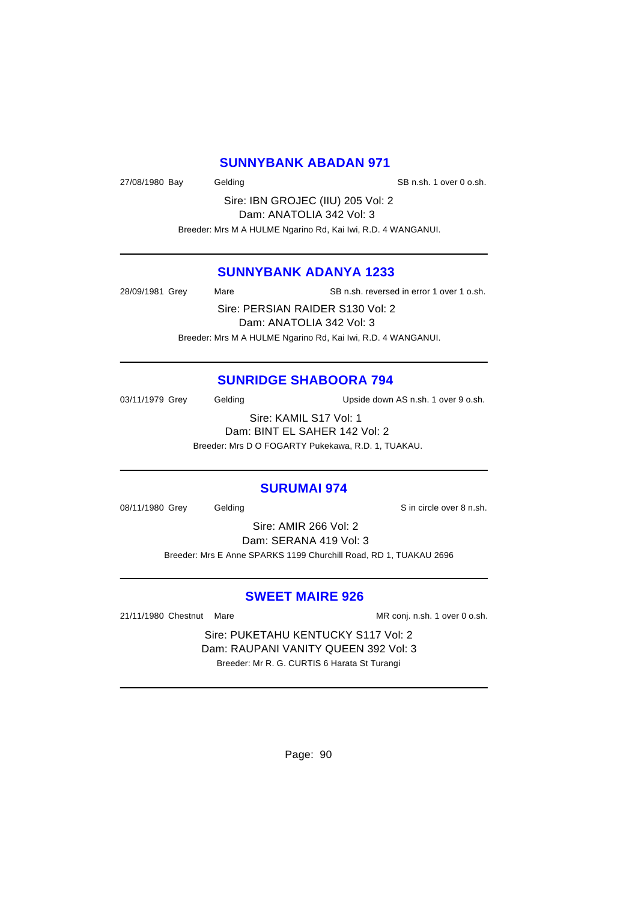## SUNNYBANK ABADAN 971

27/08/1980 Bay    Gelding    SB n.sh. 1 over 0 o.sh.

Sire: IBN GROJEC (IIU) 205 Vol: 2
Dam: ANATOLIA 342 Vol: 3
Breeder: Mrs M A HULME Ngarino Rd, Kai Iwi, R.D. 4 WANGANUI.

---

## SUNNYBANK ADANYA 1233

28/09/1981 Grey    Mare    SB n.sh. reversed in error 1 over 1 o.sh.

Sire: PERSIAN RAIDER S130 Vol: 2
Dam: ANATOLIA 342 Vol: 3
Breeder: Mrs M A HULME Ngarino Rd, Kai Iwi, R.D. 4 WANGANUI.

---

## SUNRIDGE SHABOORA 794

03/11/1979 Grey    Gelding    Upside down AS n.sh. 1 over 9 o.sh.

Sire: KAMIL S17 Vol: 1
Dam: BINT EL SAHER 142 Vol: 2
Breeder: Mrs D O FOGARTY Pukekawa, R.D. 1, TUAKAU.

---

## SURUMAI 974

08/11/1980 Grey    Gelding    S in circle over 8 n.sh.

Sire: AMIR 266 Vol: 2
Dam: SERANA 419 Vol: 3
Breeder: Mrs E Anne SPARKS 1199 Churchill Road, RD 1, TUAKAU 2696

---

## SWEET MAIRE 926

21/11/1980 Chestnut    Mare    MR conj. n.sh. 1 over 0 o.sh.

Sire: PUKETAHU KENTUCKY S117 Vol: 2
Dam: RAUPANI VANITY QUEEN 392 Vol: 3
Breeder: Mr R. G. CURTIS 6 Harata St Turangi

---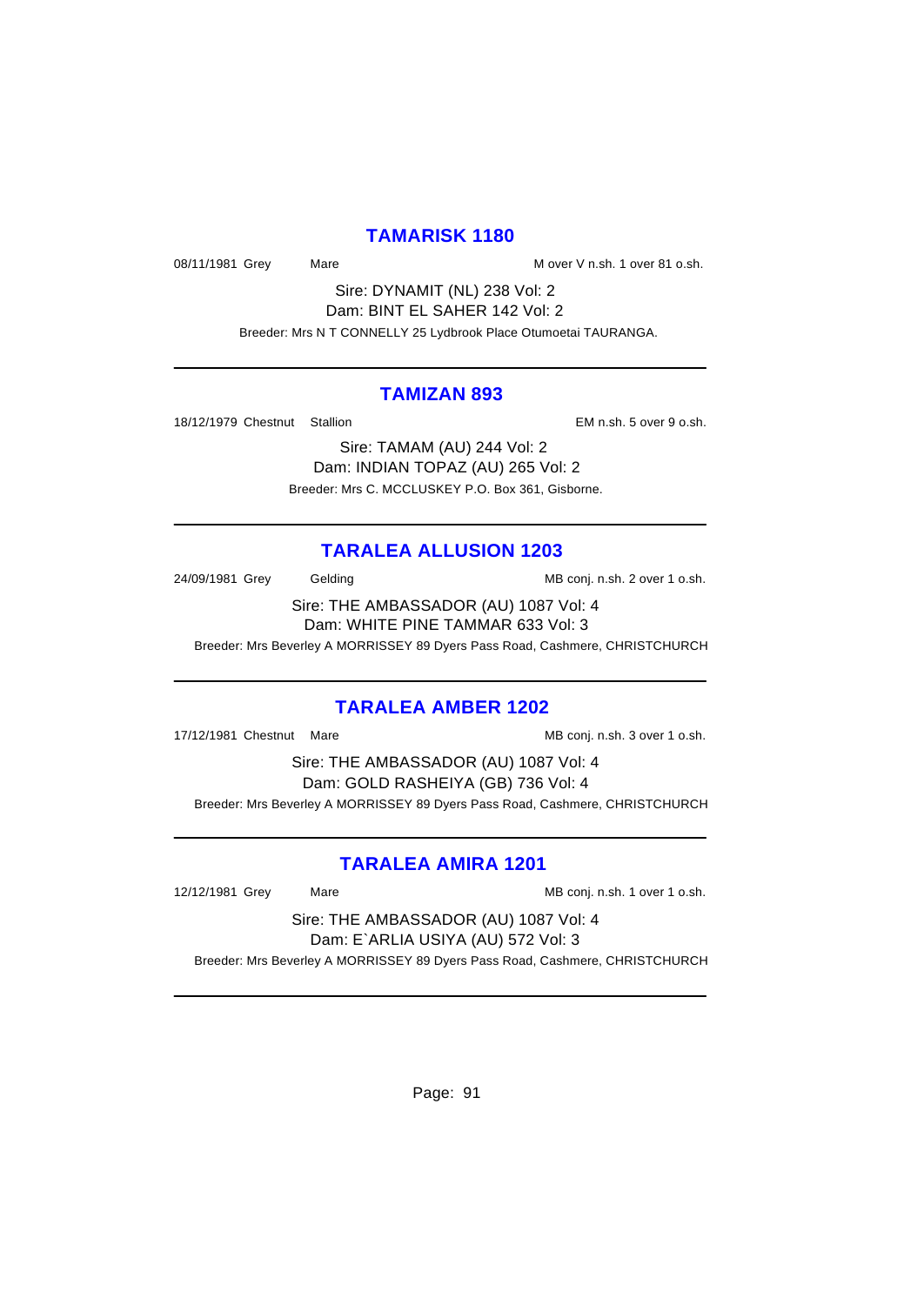## TAMARISK 1180

08/11/1981 Grey Mare M over V n.sh. 1 over 81 o.sh.

Sire: DYNAMIT (NL) 238 Vol: 2
Dam: BINT EL SAHER 142 Vol: 2
Breeder: Mrs N T CONNELLY 25 Lydbrook Place Otumoetai TAURANGA.

---

## TAMIZAN 893

18/12/1979 Chestnut Stallion EM n.sh. 5 over 9 o.sh.

Sire: TAMAM (AU) 244 Vol: 2
Dam: INDIAN TOPAZ (AU) 265 Vol: 2
Breeder: Mrs C. MCCLUSKEY P.O. Box 361, Gisborne.

---

## TARALEA ALLUSION 1203

24/09/1981 Grey Gelding MB conj. n.sh. 2 over 1 o.sh.

Sire: THE AMBASSADOR (AU) 1087 Vol: 4
Dam: WHITE PINE TAMMAR 633 Vol: 3
Breeder: Mrs Beverley A MORRISSEY 89 Dyers Pass Road, Cashmere, CHRISTCHURCH

---

## TARALEA AMBER 1202

17/12/1981 Chestnut Mare MB conj. n.sh. 3 over 1 o.sh.

Sire: THE AMBASSADOR (AU) 1087 Vol: 4
Dam: GOLD RASHEIYA (GB) 736 Vol: 4
Breeder: Mrs Beverley A MORRISSEY 89 Dyers Pass Road, Cashmere, CHRISTCHURCH

---

## TARALEA AMIRA 1201

12/12/1981 Grey Mare MB conj. n.sh. 1 over 1 o.sh.

Sire: THE AMBASSADOR (AU) 1087 Vol: 4
Dam: E`ARLIA USIYA (AU) 572 Vol: 3
Breeder: Mrs Beverley A MORRISSEY 89 Dyers Pass Road, Cashmere, CHRISTCHURCH

---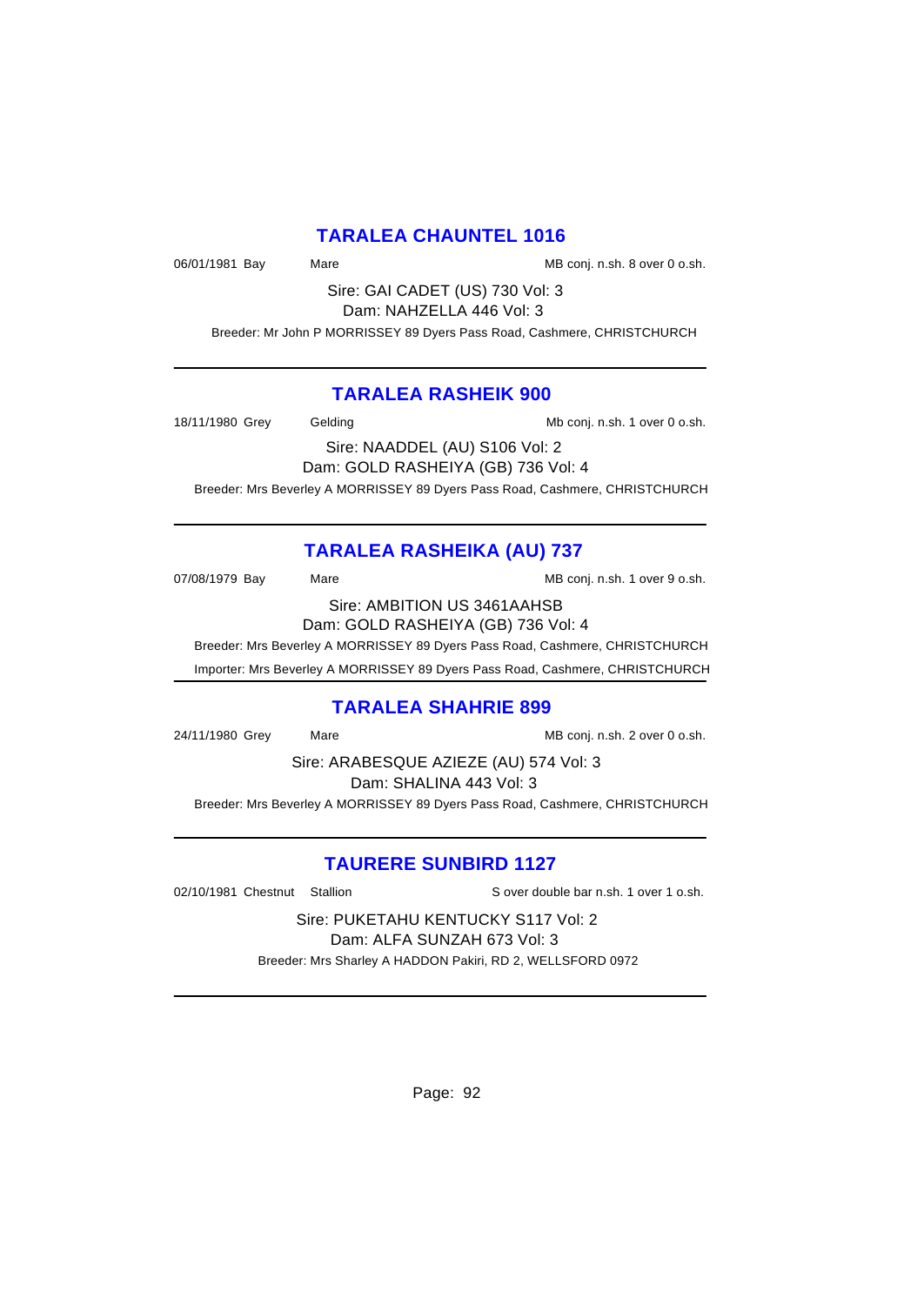## TARALEA CHAUNTEL 1016

06/01/1981 Bay Mare MB conj. n.sh. 8 over 0 o.sh.

Sire: GAI CADET (US) 730 Vol: 3

Dam: NAHZELLA 446 Vol: 3

Breeder: Mr John P MORRISSEY 89 Dyers Pass Road, Cashmere, CHRISTCHURCH

---

## TARALEA RASHEIK 900

18/11/1980 Grey Gelding Mb conj. n.sh. 1 over 0 o.sh.

Sire: NAADDEL (AU) S106 Vol: 2

Dam: GOLD RASHEIYA (GB) 736 Vol: 4

Breeder: Mrs Beverley A MORRISSEY 89 Dyers Pass Road, Cashmere, CHRISTCHURCH

---

## TARALEA RASHEIKA (AU) 737

07/08/1979 Bay Mare MB conj. n.sh. 1 over 9 o.sh.

Sire: AMBITION US 3461AAHSB

Dam: GOLD RASHEIYA (GB) 736 Vol: 4

Breeder: Mrs Beverley A MORRISSEY 89 Dyers Pass Road, Cashmere, CHRISTCHURCH

Importer: Mrs Beverley A MORRISSEY 89 Dyers Pass Road, Cashmere, CHRISTCHURCH

---

## TARALEA SHAHRIE 899

24/11/1980 Grey Mare MB conj. n.sh. 2 over 0 o.sh.

Sire: ARABESQUE AZIEZE (AU) 574 Vol: 3

Dam: SHALINA 443 Vol: 3

Breeder: Mrs Beverley A MORRISSEY 89 Dyers Pass Road, Cashmere, CHRISTCHURCH

---

## TAURERE SUNBIRD 1127

02/10/1981 Chestnut Stallion S over double bar n.sh. 1 over 1 o.sh.

Sire: PUKETAHU KENTUCKY S117 Vol: 2

Dam: ALFA SUNZAH 673 Vol: 3

Breeder: Mrs Sharley A HADDON Pakiri, RD 2, WELLSFORD 0972

---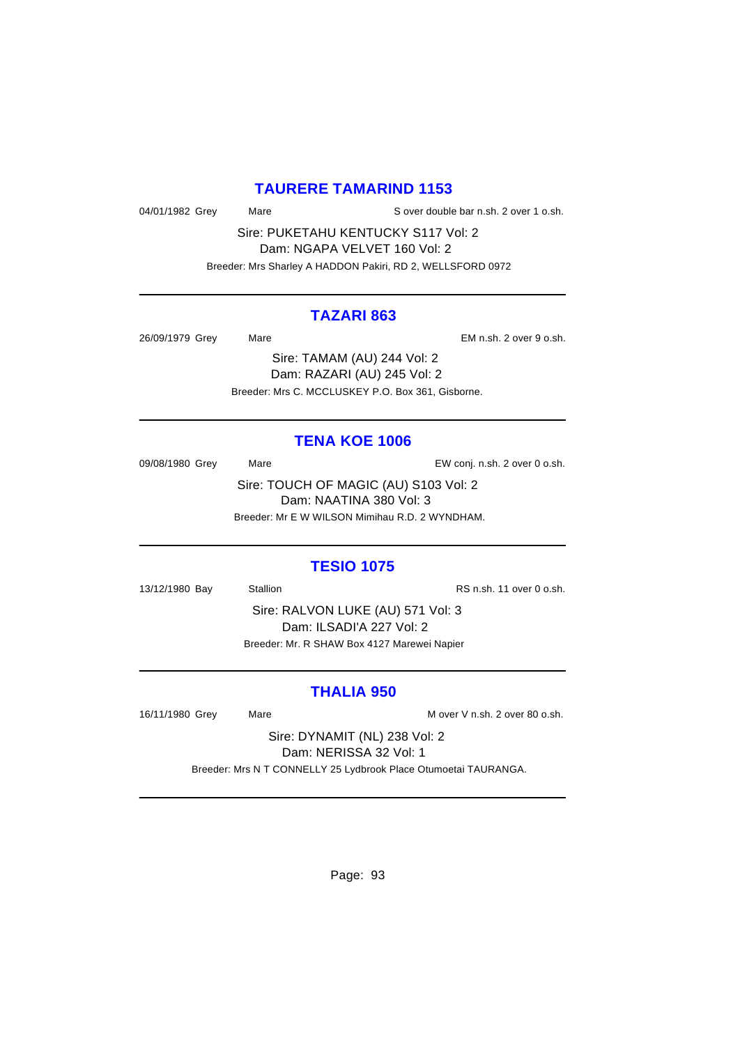## TAURERE TAMARIND 1153

04/01/1982 Grey Mare S over double bar n.sh. 2 over 1 o.sh.

Sire: PUKETAHU KENTUCKY S117 Vol: 2
Dam: NGAPA VELVET 160 Vol: 2
Breeder: Mrs Sharley A HADDON Pakiri, RD 2, WELLSFORD 0972

---

## TAZARI 863

26/09/1979 Grey Mare EM n.sh. 2 over 9 o.sh.

Sire: TAMAM (AU) 244 Vol: 2
Dam: RAZARI (AU) 245 Vol: 2
Breeder: Mrs C. MCCLUSKEY P.O. Box 361, Gisborne.

---

## TENA KOE 1006

09/08/1980 Grey Mare EW conj. n.sh. 2 over 0 o.sh.

Sire: TOUCH OF MAGIC (AU) S103 Vol: 2
Dam: NAATINA 380 Vol: 3
Breeder: Mr E W WILSON Mimihau R.D. 2 WYNDHAM.

---

## TESIO 1075

13/12/1980 Bay Stallion RS n.sh. 11 over 0 o.sh.

Sire: RALVON LUKE (AU) 571 Vol: 3
Dam: ILSADI'A 227 Vol: 2
Breeder: Mr. R SHAW Box 4127 Marewei Napier

---

## THALIA 950

16/11/1980 Grey Mare M over V n.sh. 2 over 80 o.sh.

Sire: DYNAMIT (NL) 238 Vol: 2
Dam: NERISSA 32 Vol: 1
Breeder: Mrs N T CONNELLY 25 Lydbrook Place Otumoetai TAURANGA.

---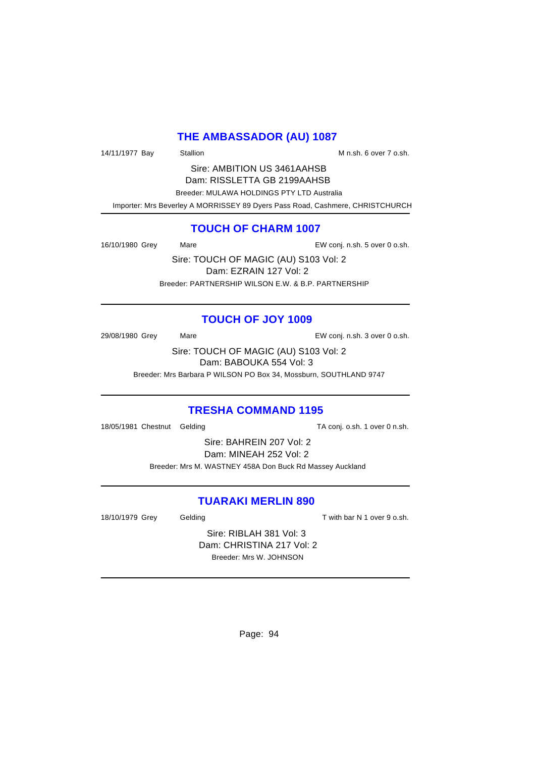## THE AMBASSADOR (AU) 1087

14/11/1977 Bay Stallion M n.sh. 6 over 7 o.sh.

Sire: AMBITION US 3461AAHSB
Dam: RISSLETTA GB 2199AAHSB

Breeder: MULAWA HOLDINGS PTY LTD Australia

Importer: Mrs Beverley A MORRISSEY 89 Dyers Pass Road, Cashmere, CHRISTCHURCH

---

## TOUCH OF CHARM 1007

16/10/1980 Grey Mare EW conj. n.sh. 5 over 0 o.sh.

Sire: TOUCH OF MAGIC (AU) S103 Vol: 2
Dam: EZRAIN 127 Vol: 2

Breeder: PARTNERSHIP WILSON E.W. & B.P. PARTNERSHIP

---

## TOUCH OF JOY 1009

29/08/1980 Grey Mare EW conj. n.sh. 3 over 0 o.sh.

Sire: TOUCH OF MAGIC (AU) S103 Vol: 2
Dam: BABOUKA 554 Vol: 3

Breeder: Mrs Barbara P WILSON PO Box 34, Mossburn, SOUTHLAND 9747

---

## TRESHA COMMAND 1195

18/05/1981 Chestnut Gelding TA conj. o.sh. 1 over 0 n.sh.

Sire: BAHREIN 207 Vol: 2
Dam: MINEAH 252 Vol: 2

Breeder: Mrs M. WASTNEY 458A Don Buck Rd Massey Auckland

---

## TUARAKI MERLIN 890

18/10/1979 Grey Gelding T with bar N 1 over 9 o.sh.

Sire: RIBLAH 381 Vol: 3
Dam: CHRISTINA 217 Vol: 2

Breeder: Mrs W. JOHNSON

---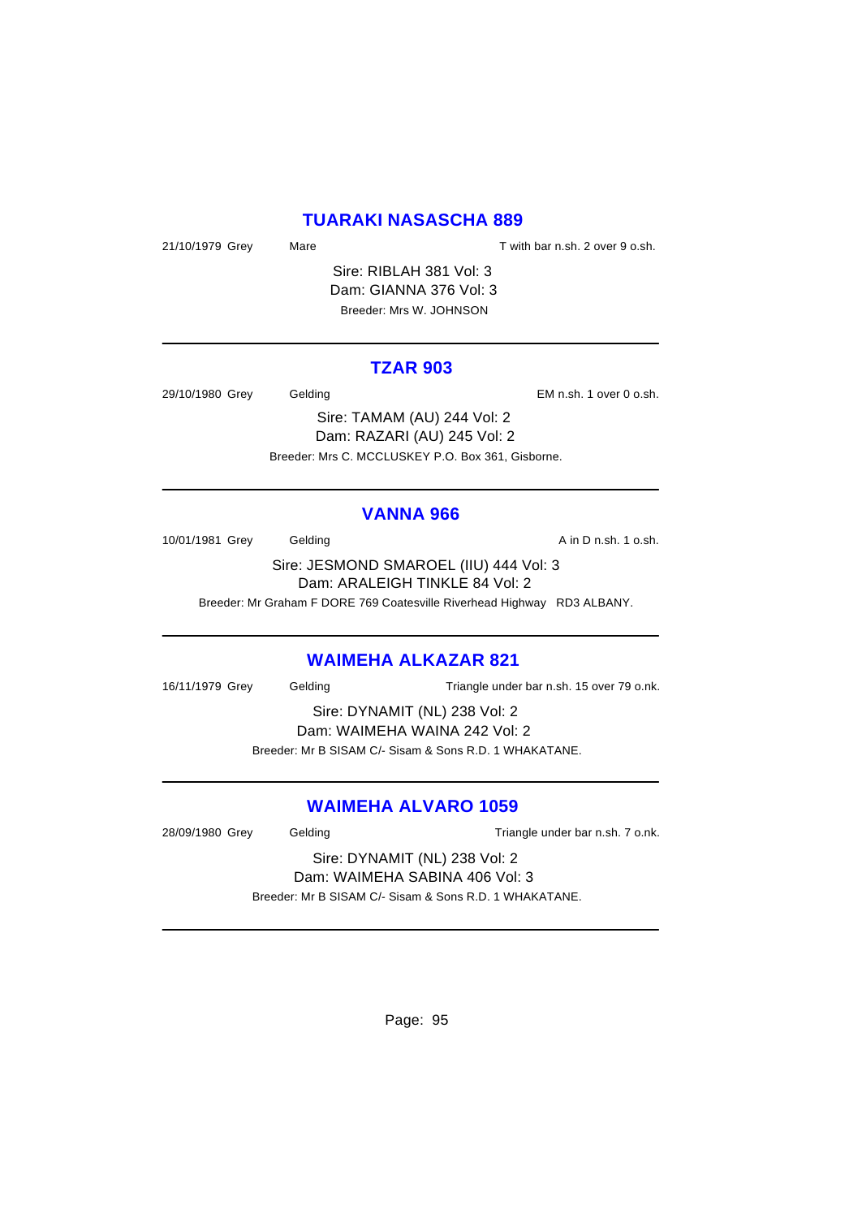## TUARAKI NASASCHA 889

21/10/1979 Grey Mare T with bar n.sh. 2 over 9 o.sh.

Sire: RIBLAH 381 Vol: 3
Dam: GIANNA 376 Vol: 3
Breeder: Mrs W. JOHNSON

---

## TZAR 903

29/10/1980 Grey Gelding EM n.sh. 1 over 0 o.sh.

Sire: TAMAM (AU) 244 Vol: 2
Dam: RAZARI (AU) 245 Vol: 2
Breeder: Mrs C. MCCLUSKEY P.O. Box 361, Gisborne.

---

## VANNA 966

10/01/1981 Grey Gelding A in D n.sh. 1 o.sh.

Sire: JESMOND SMAROEL (IIU) 444 Vol: 3
Dam: ARALEIGH TINKLE 84 Vol: 2
Breeder: Mr Graham F DORE 769 Coatesville Riverhead Highway RD3 ALBANY.

---

## WAIMEHA ALKAZAR 821

16/11/1979 Grey Gelding Triangle under bar n.sh. 15 over 79 o.nk.

Sire: DYNAMIT (NL) 238 Vol: 2
Dam: WAIMEHA WAINA 242 Vol: 2
Breeder: Mr B SISAM C/- Sisam & Sons R.D. 1 WHAKATANE.

---

## WAIMEHA ALVARO 1059

28/09/1980 Grey Gelding Triangle under bar n.sh. 7 o.nk.

Sire: DYNAMIT (NL) 238 Vol: 2
Dam: WAIMEHA SABINA 406 Vol: 3
Breeder: Mr B SISAM C/- Sisam & Sons R.D. 1 WHAKATANE.

---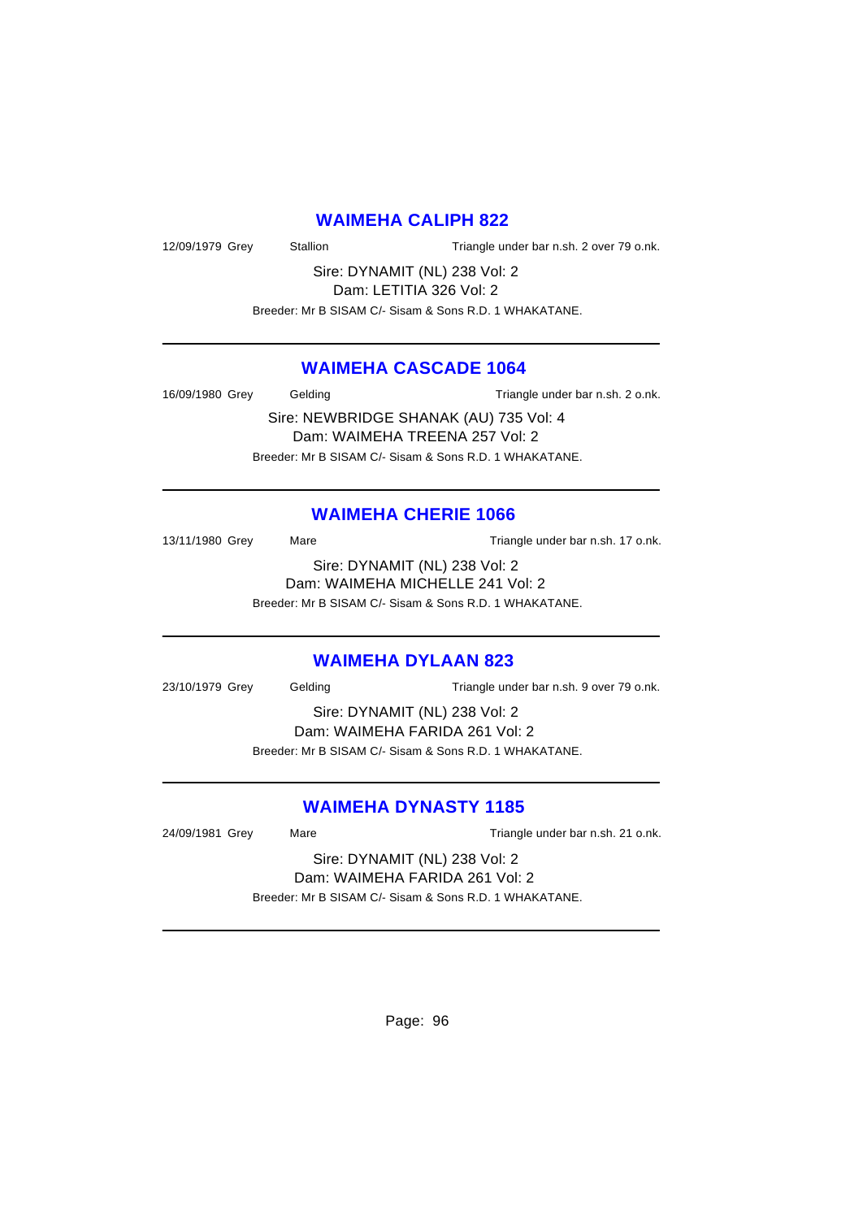## WAIMEHA CALIPH 822

12/09/1979 Grey Stallion Triangle under bar n.sh. 2 over 79 o.nk.

Sire: DYNAMIT (NL) 238 Vol: 2
Dam: LETITIA 326 Vol: 2
Breeder: Mr B SISAM C/- Sisam & Sons R.D. 1 WHAKATANE.

---

## WAIMEHA CASCADE 1064

16/09/1980 Grey Gelding Triangle under bar n.sh. 2 o.nk.

Sire: NEWBRIDGE SHANAK (AU) 735 Vol: 4
Dam: WAIMEHA TREENA 257 Vol: 2
Breeder: Mr B SISAM C/- Sisam & Sons R.D. 1 WHAKATANE.

---

## WAIMEHA CHERIE 1066

13/11/1980 Grey Mare Triangle under bar n.sh. 17 o.nk.

Sire: DYNAMIT (NL) 238 Vol: 2
Dam: WAIMEHA MICHELLE 241 Vol: 2
Breeder: Mr B SISAM C/- Sisam & Sons R.D. 1 WHAKATANE.

---

## WAIMEHA DYLAAN 823

23/10/1979 Grey Gelding Triangle under bar n.sh. 9 over 79 o.nk.

Sire: DYNAMIT (NL) 238 Vol: 2
Dam: WAIMEHA FARIDA 261 Vol: 2
Breeder: Mr B SISAM C/- Sisam & Sons R.D. 1 WHAKATANE.

---

## WAIMEHA DYNASTY 1185

24/09/1981 Grey Mare Triangle under bar n.sh. 21 o.nk.

Sire: DYNAMIT (NL) 238 Vol: 2
Dam: WAIMEHA FARIDA 261 Vol: 2
Breeder: Mr B SISAM C/- Sisam & Sons R.D. 1 WHAKATANE.

---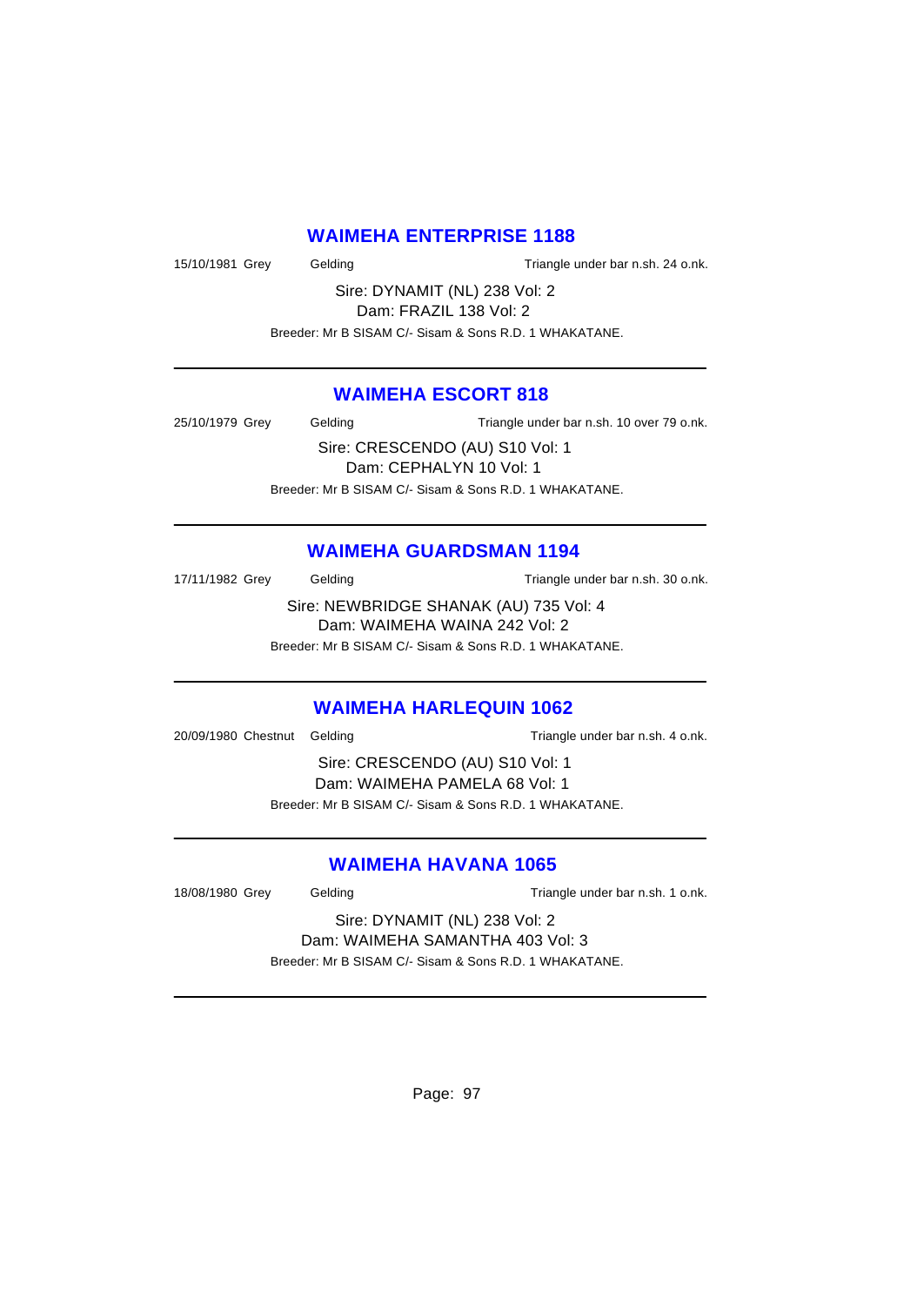## WAIMEHA ENTERPRISE 1188

15/10/1981 Grey Gelding Triangle under bar n.sh. 24 o.nk.

Sire: DYNAMIT (NL) 238 Vol: 2
Dam: FRAZIL 138 Vol: 2

Breeder: Mr B SISAM C/- Sisam & Sons R.D. 1 WHAKATANE.

---

## WAIMEHA ESCORT 818

25/10/1979 Grey Gelding Triangle under bar n.sh. 10 over 79 o.nk.

Sire: CRESCENDO (AU) S10 Vol: 1
Dam: CEPHALYN 10 Vol: 1

Breeder: Mr B SISAM C/- Sisam & Sons R.D. 1 WHAKATANE.

---

## WAIMEHA GUARDSMAN 1194

17/11/1982 Grey Gelding Triangle under bar n.sh. 30 o.nk.

Sire: NEWBRIDGE SHANAK (AU) 735 Vol: 4
Dam: WAIMEHA WAINA 242 Vol: 2

Breeder: Mr B SISAM C/- Sisam & Sons R.D. 1 WHAKATANE.

---

## WAIMEHA HARLEQUIN 1062

20/09/1980 Chestnut Gelding Triangle under bar n.sh. 4 o.nk.

Sire: CRESCENDO (AU) S10 Vol: 1
Dam: WAIMEHA PAMELA 68 Vol: 1

Breeder: Mr B SISAM C/- Sisam & Sons R.D. 1 WHAKATANE.

---

## WAIMEHA HAVANA 1065

18/08/1980 Grey Gelding Triangle under bar n.sh. 1 o.nk.

Sire: DYNAMIT (NL) 238 Vol: 2
Dam: WAIMEHA SAMANTHA 403 Vol: 3

Breeder: Mr B SISAM C/- Sisam & Sons R.D. 1 WHAKATANE.

---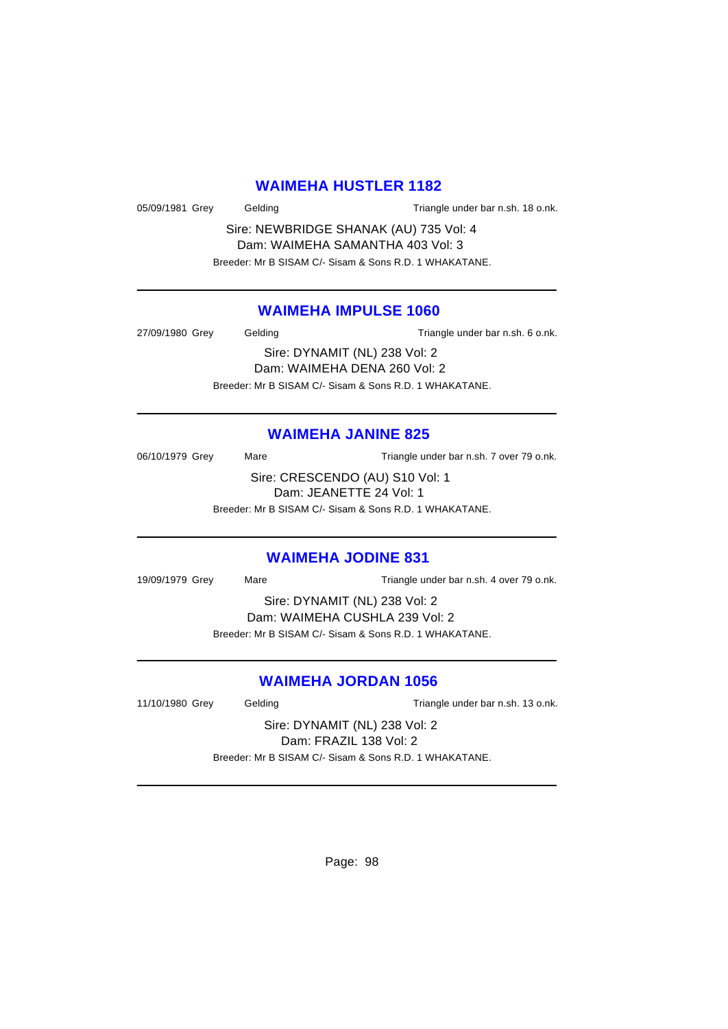## WAIMEHA HUSTLER 1182

05/09/1981 Grey Gelding Triangle under bar n.sh. 18 o.nk.

Sire: NEWBRIDGE SHANAK (AU) 735 Vol: 4
Dam: WAIMEHA SAMANTHA 403 Vol: 3
Breeder: Mr B SISAM C/- Sisam & Sons R.D. 1 WHAKATANE.

---

## WAIMEHA IMPULSE 1060

27/09/1980 Grey Gelding Triangle under bar n.sh. 6 o.nk.

Sire: DYNAMIT (NL) 238 Vol: 2
Dam: WAIMEHA DENA 260 Vol: 2
Breeder: Mr B SISAM C/- Sisam & Sons R.D. 1 WHAKATANE.

---

## WAIMEHA JANINE 825

06/10/1979 Grey Mare Triangle under bar n.sh. 7 over 79 o.nk.

Sire: CRESCENDO (AU) S10 Vol: 1
Dam: JEANETTE 24 Vol: 1
Breeder: Mr B SISAM C/- Sisam & Sons R.D. 1 WHAKATANE.

---

## WAIMEHA JODINE 831

19/09/1979 Grey Mare Triangle under bar n.sh. 4 over 79 o.nk.

Sire: DYNAMIT (NL) 238 Vol: 2
Dam: WAIMEHA CUSHLA 239 Vol: 2
Breeder: Mr B SISAM C/- Sisam & Sons R.D. 1 WHAKATANE.

---

## WAIMEHA JORDAN 1056

11/10/1980 Grey Gelding Triangle under bar n.sh. 13 o.nk.

Sire: DYNAMIT (NL) 238 Vol: 2
Dam: FRAZIL 138 Vol: 2
Breeder: Mr B SISAM C/- Sisam & Sons R.D. 1 WHAKATANE.

---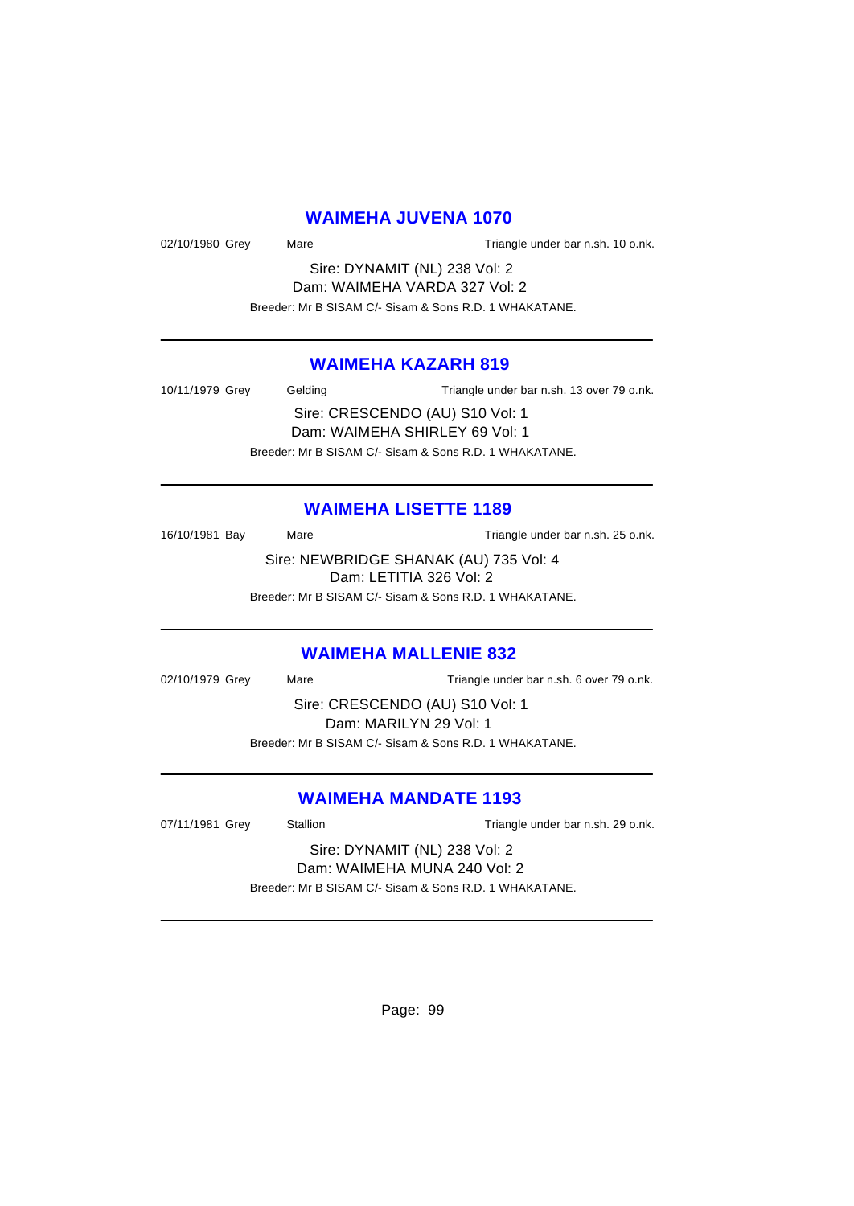## WAIMEHA JUVENA 1070

02/10/1980 Grey Mare Triangle under bar n.sh. 10 o.nk.

Sire: DYNAMIT (NL) 238 Vol: 2
Dam: WAIMEHA VARDA 327 Vol: 2

Breeder: Mr B SISAM C/- Sisam & Sons R.D. 1 WHAKATANE.

---

## WAIMEHA KAZARH 819

10/11/1979 Grey Gelding Triangle under bar n.sh. 13 over 79 o.nk.

Sire: CRESCENDO (AU) S10 Vol: 1
Dam: WAIMEHA SHIRLEY 69 Vol: 1

Breeder: Mr B SISAM C/- Sisam & Sons R.D. 1 WHAKATANE.

---

## WAIMEHA LISETTE 1189

16/10/1981 Bay Mare Triangle under bar n.sh. 25 o.nk.

Sire: NEWBRIDGE SHANAK (AU) 735 Vol: 4
Dam: LETITIA 326 Vol: 2

Breeder: Mr B SISAM C/- Sisam & Sons R.D. 1 WHAKATANE.

---

## WAIMEHA MALLENIE 832

02/10/1979 Grey Mare Triangle under bar n.sh. 6 over 79 o.nk.

Sire: CRESCENDO (AU) S10 Vol: 1
Dam: MARILYN 29 Vol: 1

Breeder: Mr B SISAM C/- Sisam & Sons R.D. 1 WHAKATANE.

---

## WAIMEHA MANDATE 1193

07/11/1981 Grey Stallion Triangle under bar n.sh. 29 o.nk.

Sire: DYNAMIT (NL) 238 Vol: 2
Dam: WAIMEHA MUNA 240 Vol: 2

Breeder: Mr B SISAM C/- Sisam & Sons R.D. 1 WHAKATANE.

---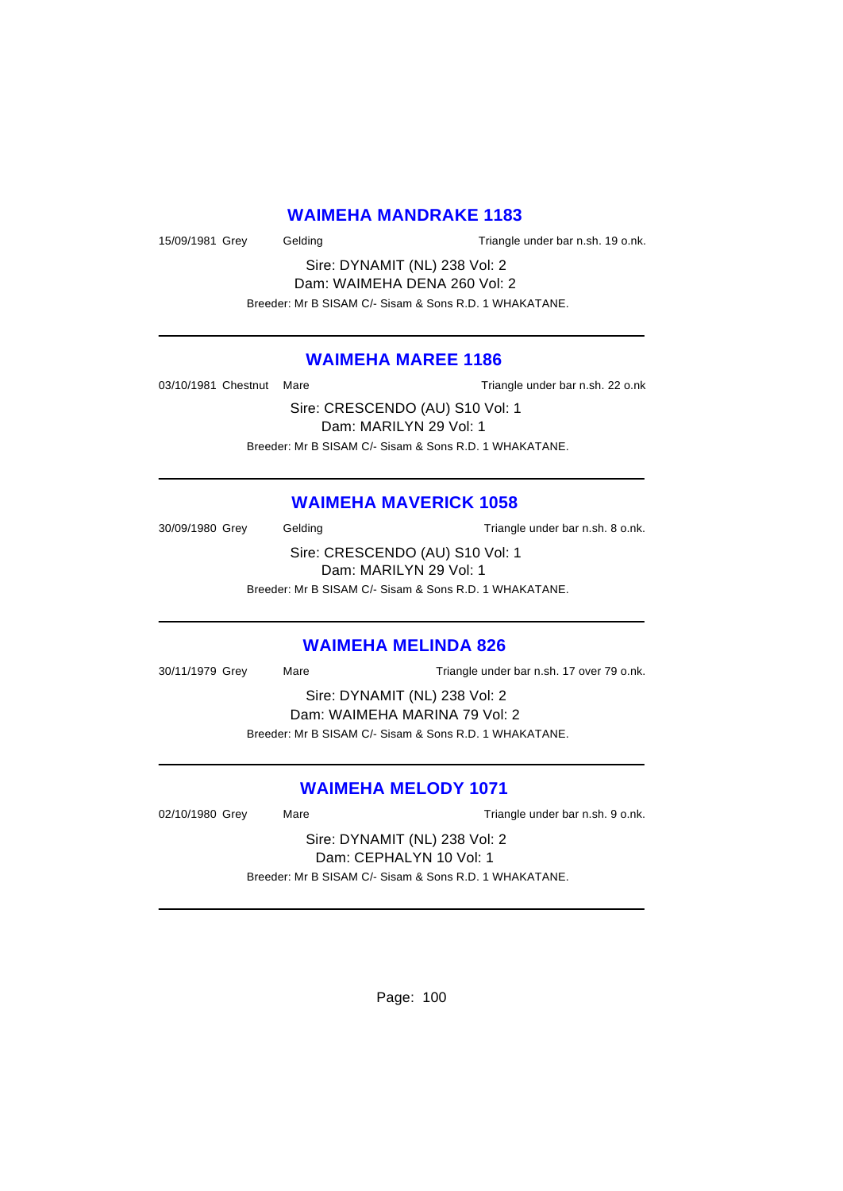## WAIMEHA MANDRAKE 1183

15/09/1981 Grey Gelding Triangle under bar n.sh. 19 o.nk.

Sire: DYNAMIT (NL) 238 Vol: 2
Dam: WAIMEHA DENA 260 Vol: 2
Breeder: Mr B SISAM C/- Sisam & Sons R.D. 1 WHAKATANE.

---

## WAIMEHA MAREE 1186

03/10/1981 Chestnut Mare Triangle under bar n.sh. 22 o.nk

Sire: CRESCENDO (AU) S10 Vol: 1
Dam: MARILYN 29 Vol: 1
Breeder: Mr B SISAM C/- Sisam & Sons R.D. 1 WHAKATANE.

---

## WAIMEHA MAVERICK 1058

30/09/1980 Grey Gelding Triangle under bar n.sh. 8 o.nk.

Sire: CRESCENDO (AU) S10 Vol: 1
Dam: MARILYN 29 Vol: 1
Breeder: Mr B SISAM C/- Sisam & Sons R.D. 1 WHAKATANE.

---

## WAIMEHA MELINDA 826

30/11/1979 Grey Mare Triangle under bar n.sh. 17 over 79 o.nk.

Sire: DYNAMIT (NL) 238 Vol: 2
Dam: WAIMEHA MARINA 79 Vol: 2
Breeder: Mr B SISAM C/- Sisam & Sons R.D. 1 WHAKATANE.

---

## WAIMEHA MELODY 1071

02/10/1980 Grey Mare Triangle under bar n.sh. 9 o.nk.

Sire: DYNAMIT (NL) 238 Vol: 2
Dam: CEPHALYN 10 Vol: 1
Breeder: Mr B SISAM C/- Sisam & Sons R.D. 1 WHAKATANE.

---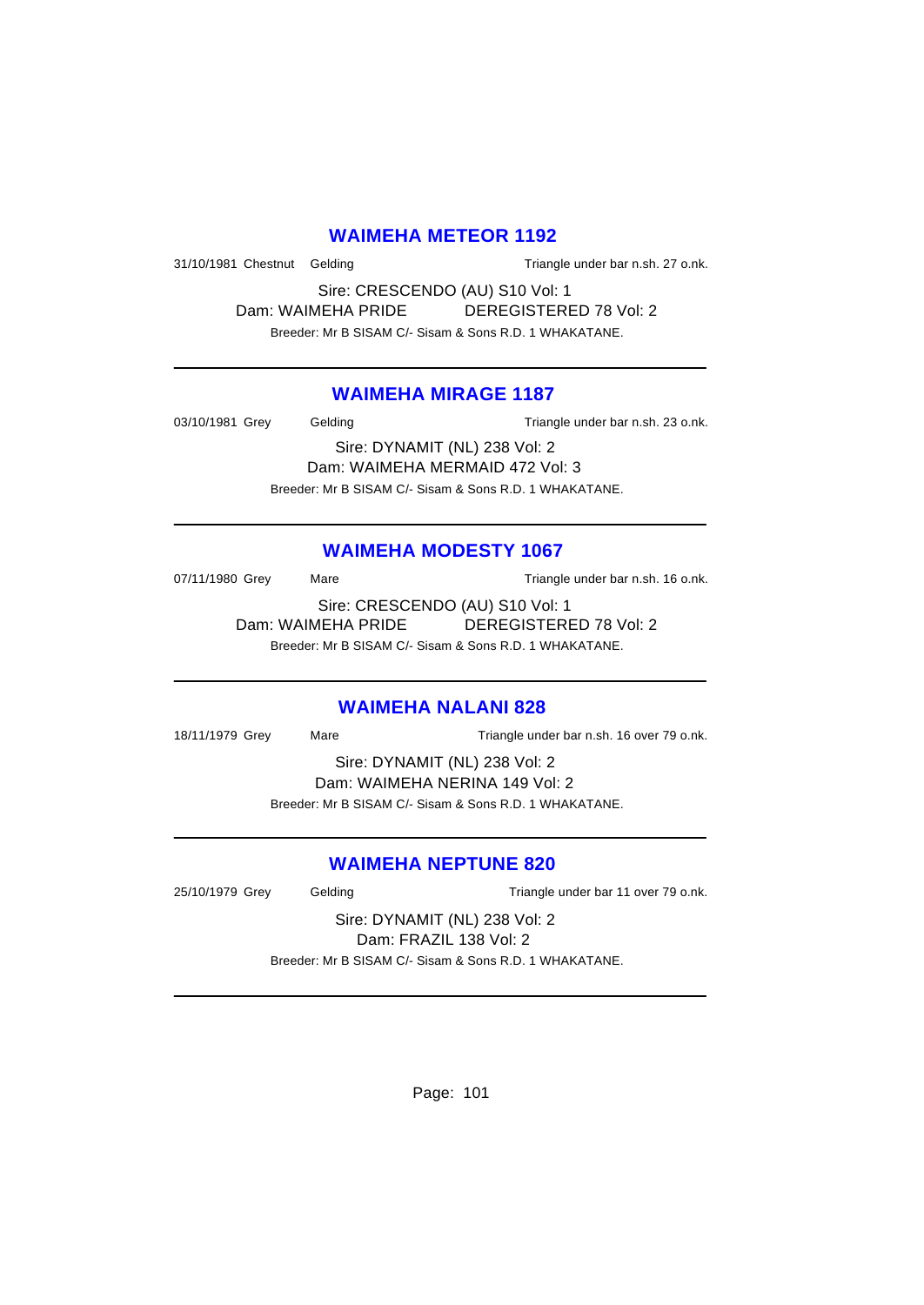## WAIMEHA METEOR 1192

31/10/1981 Chestnut Gelding Triangle under bar n.sh. 27 o.nk.

Sire: CRESCENDO (AU) S10 Vol: 1

Dam: WAIMEHA PRIDE DEREGISTERED 78 Vol: 2

Breeder: Mr B SISAM C/- Sisam & Sons R.D. 1 WHAKATANE.

---

## WAIMEHA MIRAGE 1187

03/10/1981 Grey Gelding Triangle under bar n.sh. 23 o.nk.

Sire: DYNAMIT (NL) 238 Vol: 2

Dam: WAIMEHA MERMAID 472 Vol: 3

Breeder: Mr B SISAM C/- Sisam & Sons R.D. 1 WHAKATANE.

---

## WAIMEHA MODESTY 1067

07/11/1980 Grey Mare Triangle under bar n.sh. 16 o.nk.

Sire: CRESCENDO (AU) S10 Vol: 1

Dam: WAIMEHA PRIDE DEREGISTERED 78 Vol: 2

Breeder: Mr B SISAM C/- Sisam & Sons R.D. 1 WHAKATANE.

---

## WAIMEHA NALANI 828

18/11/1979 Grey Mare Triangle under bar n.sh. 16 over 79 o.nk.

Sire: DYNAMIT (NL) 238 Vol: 2

Dam: WAIMEHA NERINA 149 Vol: 2

Breeder: Mr B SISAM C/- Sisam & Sons R.D. 1 WHAKATANE.

---

## WAIMEHA NEPTUNE 820

25/10/1979 Grey Gelding Triangle under bar 11 over 79 o.nk.

Sire: DYNAMIT (NL) 238 Vol: 2

Dam: FRAZIL 138 Vol: 2

Breeder: Mr B SISAM C/- Sisam & Sons R.D. 1 WHAKATANE.

---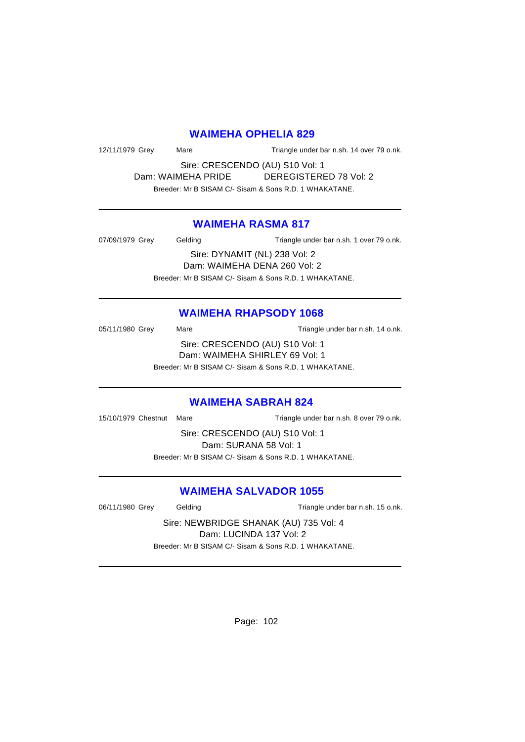## WAIMEHA OPHELIA 829

12/11/1979 Grey Mare Triangle under bar n.sh. 14 over 79 o.nk.

Sire: CRESCENDO (AU) S10 Vol: 1

Dam: WAIMEHA PRIDE DEREGISTERED 78 Vol: 2

Breeder: Mr B SISAM C/- Sisam & Sons R.D. 1 WHAKATANE.

---

## WAIMEHA RASMA 817

07/09/1979 Grey Gelding Triangle under bar n.sh. 1 over 79 o.nk.

Sire: DYNAMIT (NL) 238 Vol: 2

Dam: WAIMEHA DENA 260 Vol: 2

Breeder: Mr B SISAM C/- Sisam & Sons R.D. 1 WHAKATANE.

---

## WAIMEHA RHAPSODY 1068

05/11/1980 Grey Mare Triangle under bar n.sh. 14 o.nk.

Sire: CRESCENDO (AU) S10 Vol: 1

Dam: WAIMEHA SHIRLEY 69 Vol: 1

Breeder: Mr B SISAM C/- Sisam & Sons R.D. 1 WHAKATANE.

---

## WAIMEHA SABRAH 824

15/10/1979 Chestnut Mare Triangle under bar n.sh. 8 over 79 o.nk.

Sire: CRESCENDO (AU) S10 Vol: 1

Dam: SURANA 58 Vol: 1

Breeder: Mr B SISAM C/- Sisam & Sons R.D. 1 WHAKATANE.

---

## WAIMEHA SALVADOR 1055

06/11/1980 Grey Gelding Triangle under bar n.sh. 15 o.nk.

Sire: NEWBRIDGE SHANAK (AU) 735 Vol: 4

Dam: LUCINDA 137 Vol: 2

Breeder: Mr B SISAM C/- Sisam & Sons R.D. 1 WHAKATANE.

---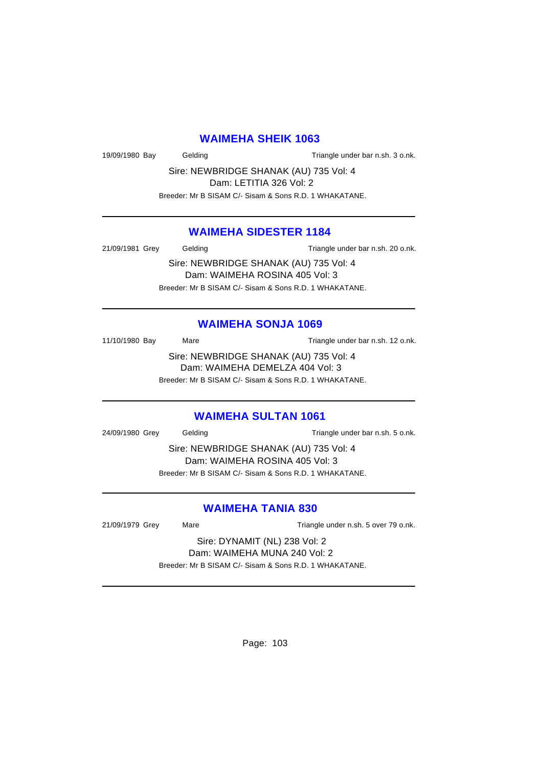## WAIMEHA SHEIK 1063

19/09/1980 Bay Gelding Triangle under bar n.sh. 3 o.nk.

Sire: NEWBRIDGE SHANAK (AU) 735 Vol: 4
Dam: LETITIA 326 Vol: 2
Breeder: Mr B SISAM C/- Sisam & Sons R.D. 1 WHAKATANE.

---

## WAIMEHA SIDESTER 1184

21/09/1981 Grey Gelding Triangle under bar n.sh. 20 o.nk.

Sire: NEWBRIDGE SHANAK (AU) 735 Vol: 4
Dam: WAIMEHA ROSINA 405 Vol: 3
Breeder: Mr B SISAM C/- Sisam & Sons R.D. 1 WHAKATANE.

---

## WAIMEHA SONJA 1069

11/10/1980 Bay Mare Triangle under bar n.sh. 12 o.nk.

Sire: NEWBRIDGE SHANAK (AU) 735 Vol: 4
Dam: WAIMEHA DEMELZA 404 Vol: 3
Breeder: Mr B SISAM C/- Sisam & Sons R.D. 1 WHAKATANE.

---

## WAIMEHA SULTAN 1061

24/09/1980 Grey Gelding Triangle under bar n.sh. 5 o.nk.

Sire: NEWBRIDGE SHANAK (AU) 735 Vol: 4
Dam: WAIMEHA ROSINA 405 Vol: 3
Breeder: Mr B SISAM C/- Sisam & Sons R.D. 1 WHAKATANE.

---

## WAIMEHA TANIA 830

21/09/1979 Grey Mare Triangle under n.sh. 5 over 79 o.nk.

Sire: DYNAMIT (NL) 238 Vol: 2
Dam: WAIMEHA MUNA 240 Vol: 2
Breeder: Mr B SISAM C/- Sisam & Sons R.D. 1 WHAKATANE.

---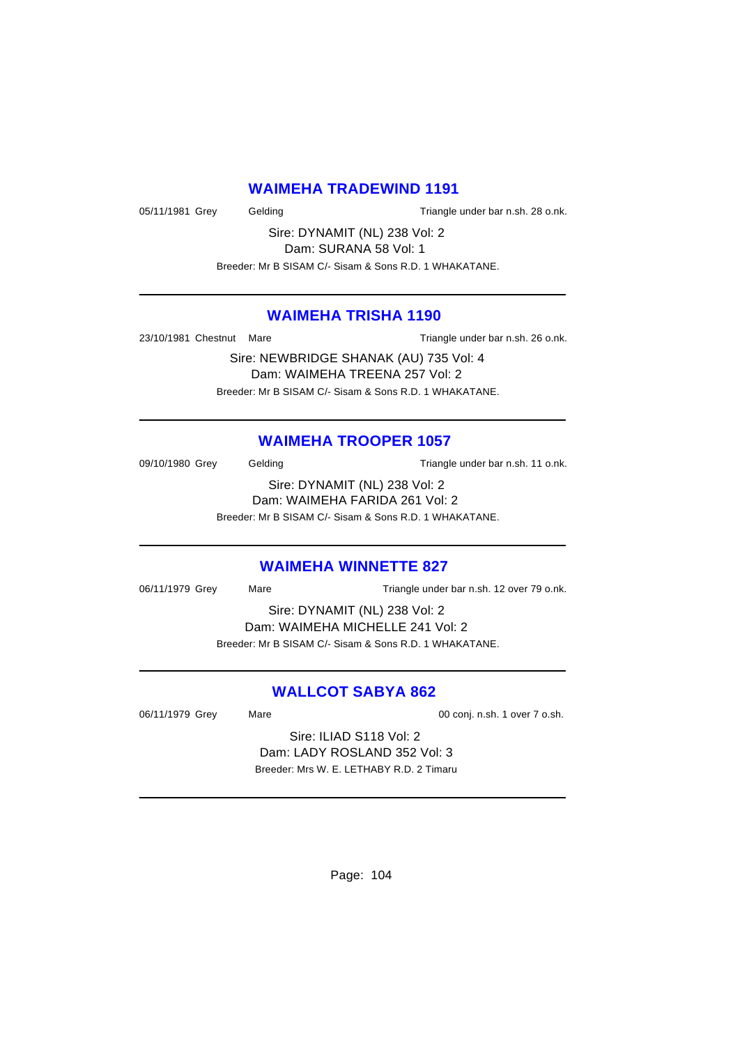## WAIMEHA TRADEWIND 1191

05/11/1981 Grey Gelding Triangle under bar n.sh. 28 o.nk.

Sire: DYNAMIT (NL) 238 Vol: 2
Dam: SURANA 58 Vol: 1
Breeder: Mr B SISAM C/- Sisam & Sons R.D. 1 WHAKATANE.

---

## WAIMEHA TRISHA 1190

23/10/1981 Chestnut Mare Triangle under bar n.sh. 26 o.nk.

Sire: NEWBRIDGE SHANAK (AU) 735 Vol: 4
Dam: WAIMEHA TREENA 257 Vol: 2
Breeder: Mr B SISAM C/- Sisam & Sons R.D. 1 WHAKATANE.

---

## WAIMEHA TROOPER 1057

09/10/1980 Grey Gelding Triangle under bar n.sh. 11 o.nk.

Sire: DYNAMIT (NL) 238 Vol: 2
Dam: WAIMEHA FARIDA 261 Vol: 2
Breeder: Mr B SISAM C/- Sisam & Sons R.D. 1 WHAKATANE.

---

## WAIMEHA WINNETTE 827

06/11/1979 Grey Mare Triangle under bar n.sh. 12 over 79 o.nk.

Sire: DYNAMIT (NL) 238 Vol: 2
Dam: WAIMEHA MICHELLE 241 Vol: 2
Breeder: Mr B SISAM C/- Sisam & Sons R.D. 1 WHAKATANE.

---

## WALLCOT SABYA 862

06/11/1979 Grey Mare 00 conj. n.sh. 1 over 7 o.sh.

Sire: ILIAD S118 Vol: 2
Dam: LADY ROSLAND 352 Vol: 3
Breeder: Mrs W. E. LETHABY R.D. 2 Timaru

---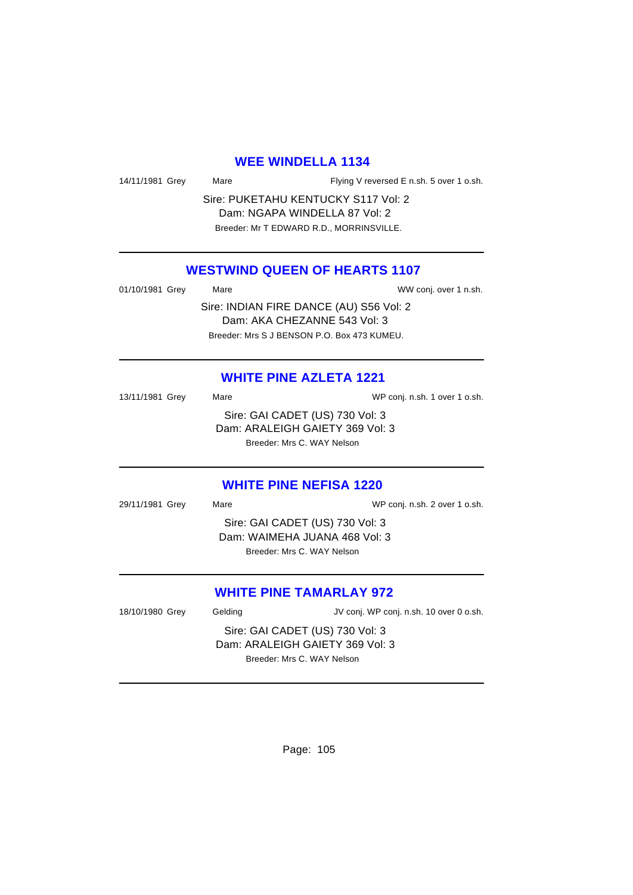## WEE WINDELLA 1134

14/11/1981 Grey Mare Flying V reversed E n.sh. 5 over 1 o.sh.

Sire: PUKETAHU KENTUCKY S117 Vol: 2
Dam: NGAPA WINDELLA 87 Vol: 2
Breeder: Mr T EDWARD R.D., MORRINSVILLE.

---

## WESTWIND QUEEN OF HEARTS 1107

01/10/1981 Grey Mare WW conj. over 1 n.sh.

Sire: INDIAN FIRE DANCE (AU) S56 Vol: 2
Dam: AKA CHEZANNE 543 Vol: 3
Breeder: Mrs S J BENSON P.O. Box 473 KUMEU.

---

## WHITE PINE AZLETA 1221

13/11/1981 Grey Mare WP conj. n.sh. 1 over 1 o.sh.

Sire: GAI CADET (US) 730 Vol: 3
Dam: ARALEIGH GAIETY 369 Vol: 3
Breeder: Mrs C. WAY Nelson

---

## WHITE PINE NEFISA 1220

29/11/1981 Grey Mare WP conj. n.sh. 2 over 1 o.sh.

Sire: GAI CADET (US) 730 Vol: 3
Dam: WAIMEHA JUANA 468 Vol: 3
Breeder: Mrs C. WAY Nelson

---

## WHITE PINE TAMARLAY 972

18/10/1980 Grey Gelding JV conj. WP conj. n.sh. 10 over 0 o.sh.

Sire: GAI CADET (US) 730 Vol: 3
Dam: ARALEIGH GAIETY 369 Vol: 3
Breeder: Mrs C. WAY Nelson

---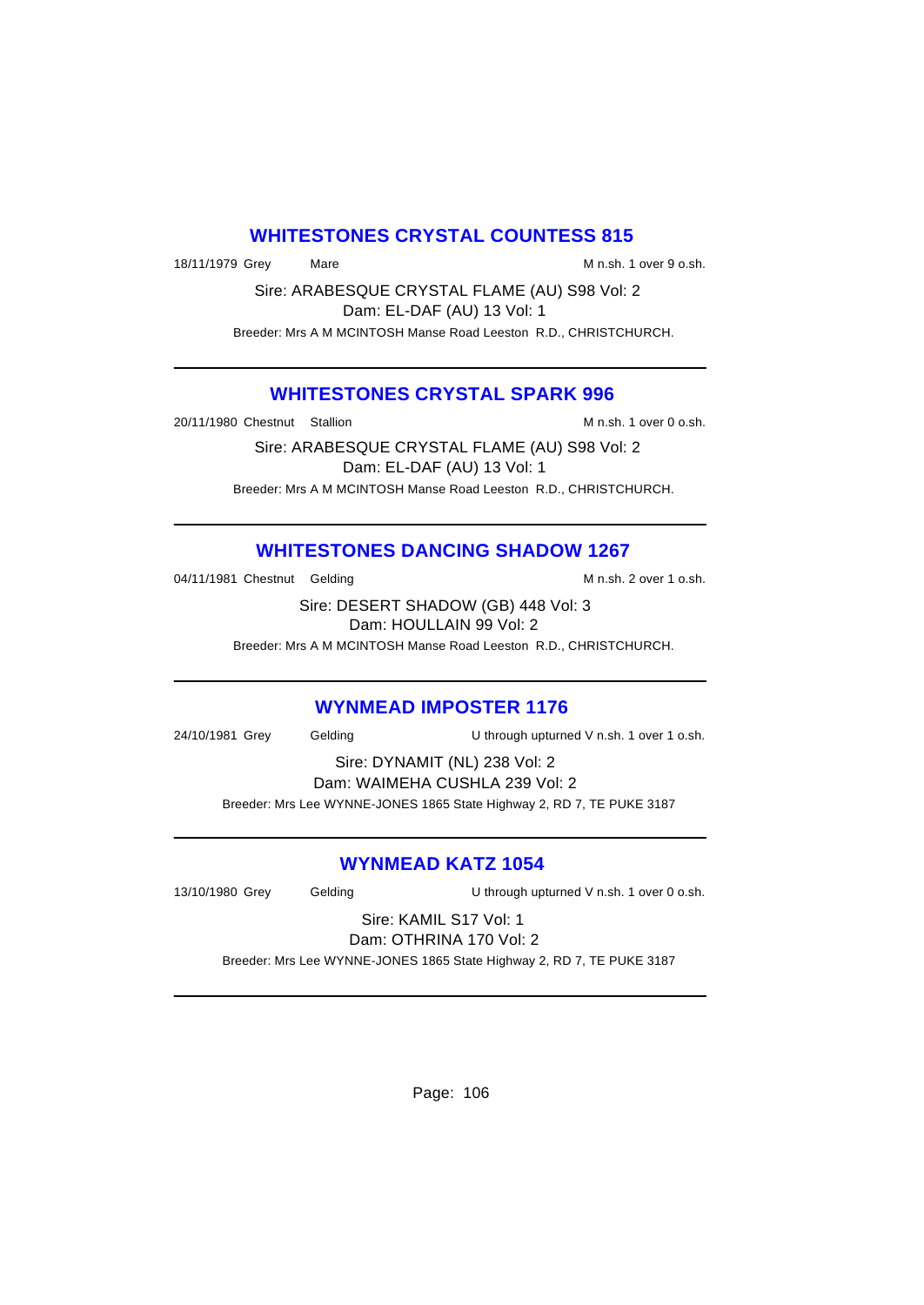## WHITESTONES CRYSTAL COUNTESS 815

18/11/1979 Grey Mare M n.sh. 1 over 9 o.sh.

Sire: ARABESQUE CRYSTAL FLAME (AU) S98 Vol: 2
Dam: EL-DAF (AU) 13 Vol: 1
Breeder: Mrs A M MCINTOSH Manse Road Leeston R.D., CHRISTCHURCH.

---

## WHITESTONES CRYSTAL SPARK 996

20/11/1980 Chestnut Stallion M n.sh. 1 over 0 o.sh.

Sire: ARABESQUE CRYSTAL FLAME (AU) S98 Vol: 2
Dam: EL-DAF (AU) 13 Vol: 1
Breeder: Mrs A M MCINTOSH Manse Road Leeston R.D., CHRISTCHURCH.

---

## WHITESTONES DANCING SHADOW 1267

04/11/1981 Chestnut Gelding M n.sh. 2 over 1 o.sh.

Sire: DESERT SHADOW (GB) 448 Vol: 3
Dam: HOULLAIN 99 Vol: 2
Breeder: Mrs A M MCINTOSH Manse Road Leeston R.D., CHRISTCHURCH.

---

## WYNMEAD IMPOSTER 1176

24/10/1981 Grey Gelding U through upturned V n.sh. 1 over 1 o.sh.

Sire: DYNAMIT (NL) 238 Vol: 2
Dam: WAIMEHA CUSHLA 239 Vol: 2
Breeder: Mrs Lee WYNNE-JONES 1865 State Highway 2, RD 7, TE PUKE 3187

---

## WYNMEAD KATZ 1054

13/10/1980 Grey Gelding U through upturned V n.sh. 1 over 0 o.sh.

Sire: KAMIL S17 Vol: 1
Dam: OTHRINA 170 Vol: 2
Breeder: Mrs Lee WYNNE-JONES 1865 State Highway 2, RD 7, TE PUKE 3187

---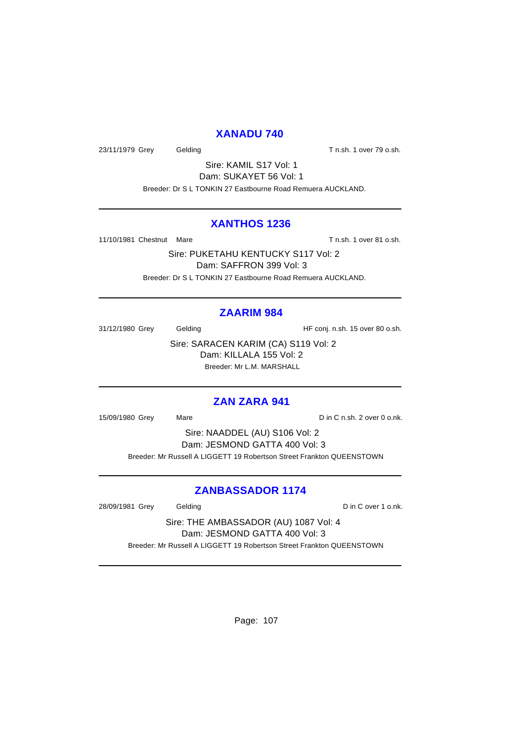## XANADU 740

23/11/1979 Grey Gelding T n.sh. 1 over 79 o.sh.

Sire: KAMIL S17 Vol: 1
Dam: SUKAYET 56 Vol: 1

Breeder: Dr S L TONKIN 27 Eastbourne Road Remuera AUCKLAND.

---

## XANTHOS 1236

11/10/1981 Chestnut Mare T n.sh. 1 over 81 o.sh.

Sire: PUKETAHU KENTUCKY S117 Vol: 2
Dam: SAFFRON 399 Vol: 3

Breeder: Dr S L TONKIN 27 Eastbourne Road Remuera AUCKLAND.

---

## ZAARIM 984

31/12/1980 Grey Gelding HF conj. n.sh. 15 over 80 o.sh.

Sire: SARACEN KARIM (CA) S119 Vol: 2
Dam: KILLALA 155 Vol: 2

Breeder: Mr L.M. MARSHALL

---

## ZAN ZARA 941

15/09/1980 Grey Mare D in C n.sh. 2 over 0 o.nk.

Sire: NAADDEL (AU) S106 Vol: 2
Dam: JESMOND GATTA 400 Vol: 3

Breeder: Mr Russell A LIGGETT 19 Robertson Street Frankton QUEENSTOWN

---

## ZANBASSADOR 1174

28/09/1981 Grey Gelding D in C over 1 o.nk.

Sire: THE AMBASSADOR (AU) 1087 Vol: 4
Dam: JESMOND GATTA 400 Vol: 3

Breeder: Mr Russell A LIGGETT 19 Robertson Street Frankton QUEENSTOWN

---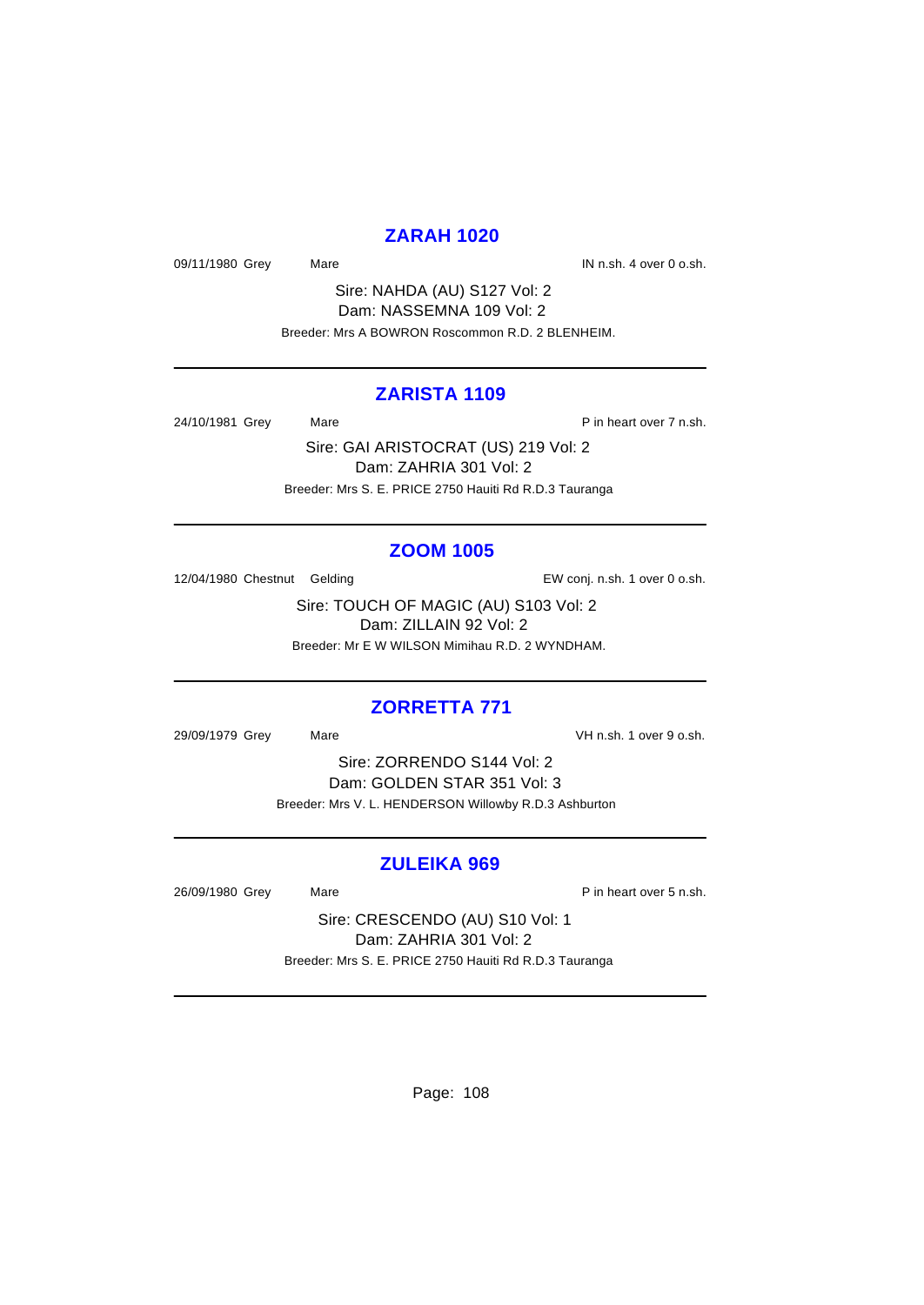## ZARAH 1020

09/11/1980 Grey Mare IN n.sh. 4 over 0 o.sh.

Sire: NAHDA (AU) S127 Vol: 2
Dam: NASSEMNA 109 Vol: 2
Breeder: Mrs A BOWRON Roscommon R.D. 2 BLENHEIM.

---

## ZARISTA 1109

24/10/1981 Grey Mare P in heart over 7 n.sh.

Sire: GAI ARISTOCRAT (US) 219 Vol: 2
Dam: ZAHRIA 301 Vol: 2
Breeder: Mrs S. E. PRICE 2750 Hauiti Rd R.D.3 Tauranga

---

## ZOOM 1005

12/04/1980 Chestnut Gelding EW conj. n.sh. 1 over 0 o.sh.

Sire: TOUCH OF MAGIC (AU) S103 Vol: 2
Dam: ZILLAIN 92 Vol: 2
Breeder: Mr E W WILSON Mimihau R.D. 2 WYNDHAM.

---

## ZORRETTA 771

29/09/1979 Grey Mare VH n.sh. 1 over 9 o.sh.

Sire: ZORRENDO S144 Vol: 2
Dam: GOLDEN STAR 351 Vol: 3
Breeder: Mrs V. L. HENDERSON Willowby R.D.3 Ashburton

---

## ZULEIKA 969

26/09/1980 Grey Mare P in heart over 5 n.sh.

Sire: CRESCENDO (AU) S10 Vol: 1
Dam: ZAHRIA 301 Vol: 2
Breeder: Mrs S. E. PRICE 2750 Hauiti Rd R.D.3 Tauranga

---